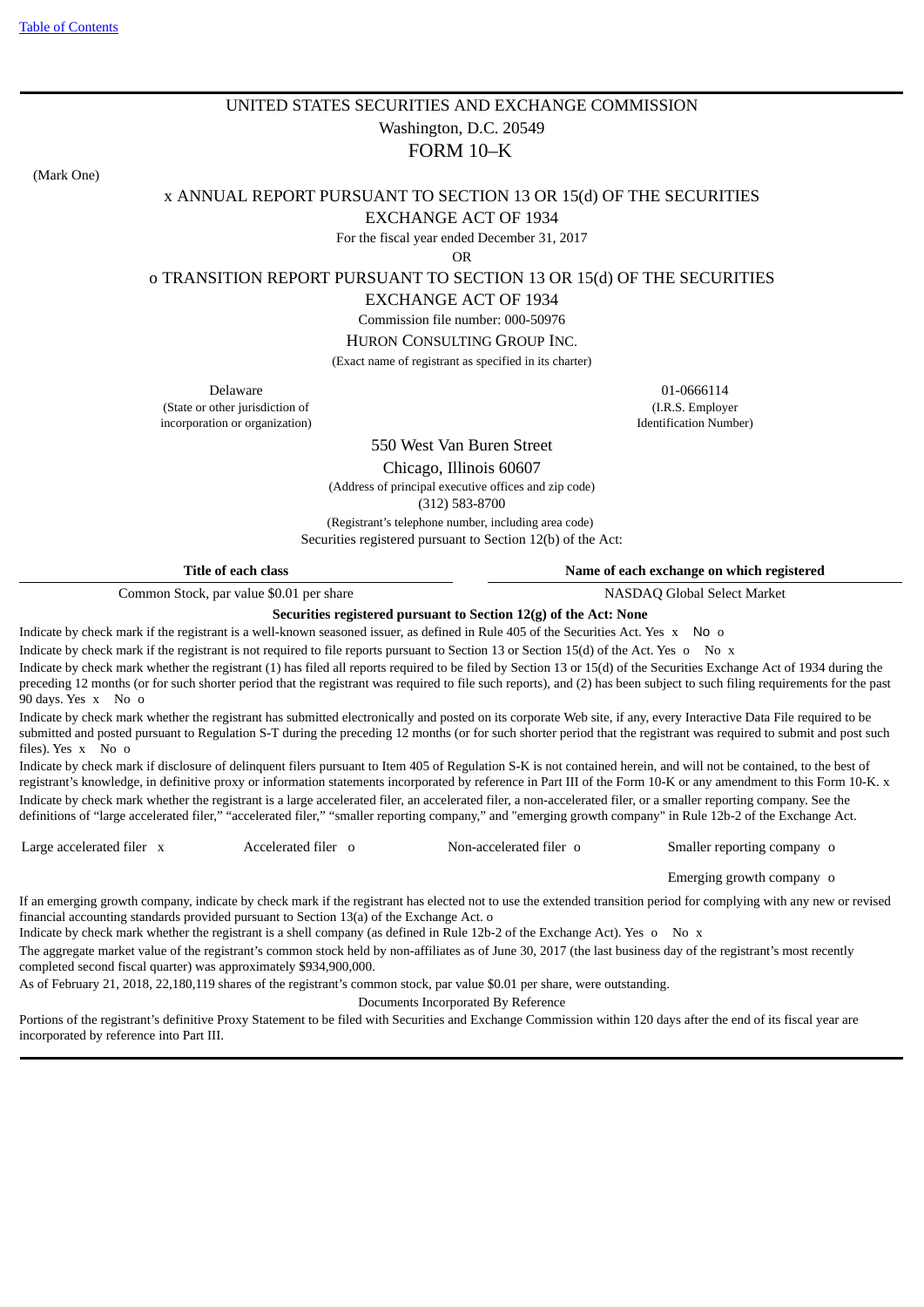Table of Contents

# UNITED STATES SECURITIES AND EXCHANGE COMMISSION

Washington, D.C. 20549

## FORM 10–K

(Mark One)

x ANNUAL REPORT PURSUANT TO SECTION 13 OR 15(d) OF THE SECURITIES EXCHANGE ACT OF 1934

For the fiscal year ended December 31, 2017

OR

o TRANSITION REPORT PURSUANT TO SECTION 13 OR 15(d) OF THE SECURITIES EXCHANGE ACT OF 1934

Commission file number: 000-50976

HURON CONSULTING GROUP INC.

(Exact name of registrant as specified in its charter)

| Delaware | 01-0666114 |
|---|---|
| (State or other jurisdiction of incorporation or organization) | (I.R.S. Employer Identification Number) |

550 West Van Buren Street

Chicago, Illinois 60607

(Address of principal executive offices and zip code)

(312) 583-8700

(Registrant's telephone number, including area code)

Securities registered pursuant to Section 12(b) of the Act:

| Title of each class | Name of each exchange on which registered |
|---|---|
| Common Stock, par value $0.01 per share | NASDAQ Global Select Market |

**Securities registered pursuant to Section 12(g) of the Act: None**

Indicate by check mark if the registrant is a well-known seasoned issuer, as defined in Rule 405 of the Securities Act. Yes x No o

Indicate by check mark if the registrant is not required to file reports pursuant to Section 13 or Section 15(d) of the Act. Yes o No x

Indicate by check mark whether the registrant (1) has filed all reports required to be filed by Section 13 or 15(d) of the Securities Exchange Act of 1934 during the preceding 12 months (or for such shorter period that the registrant was required to file such reports), and (2) has been subject to such filing requirements for the past 90 days. Yes x No o

Indicate by check mark whether the registrant has submitted electronically and posted on its corporate Web site, if any, every Interactive Data File required to be submitted and posted pursuant to Regulation S-T during the preceding 12 months (or for such shorter period that the registrant was required to submit and post such files). Yes x No o

Indicate by check mark if disclosure of delinquent filers pursuant to Item 405 of Regulation S-K is not contained herein, and will not be contained, to the best of registrant's knowledge, in definitive proxy or information statements incorporated by reference in Part III of the Form 10-K or any amendment to this Form 10-K. x

Indicate by check mark whether the registrant is a large accelerated filer, an accelerated filer, a non-accelerated filer, or a smaller reporting company. See the definitions of "large accelerated filer," "accelerated filer," "smaller reporting company," and "emerging growth company" in Rule 12b-2 of the Exchange Act.

| Large accelerated filer x | Accelerated filer o | Non-accelerated filer o | Smaller reporting company o |
|---|---|---|---|
| | | | Emerging growth company o |

If an emerging growth company, indicate by check mark if the registrant has elected not to use the extended transition period for complying with any new or revised financial accounting standards provided pursuant to Section 13(a) of the Exchange Act. o

Indicate by check mark whether the registrant is a shell company (as defined in Rule 12b-2 of the Exchange Act). Yes o No x

The aggregate market value of the registrant's common stock held by non-affiliates as of June 30, 2017 (the last business day of the registrant's most recently completed second fiscal quarter) was approximately $934,900,000.

As of February 21, 2018, 22,180,119 shares of the registrant's common stock, par value $0.01 per share, were outstanding.

Documents Incorporated By Reference

Portions of the registrant's definitive Proxy Statement to be filed with Securities and Exchange Commission within 120 days after the end of its fiscal year are incorporated by reference into Part III.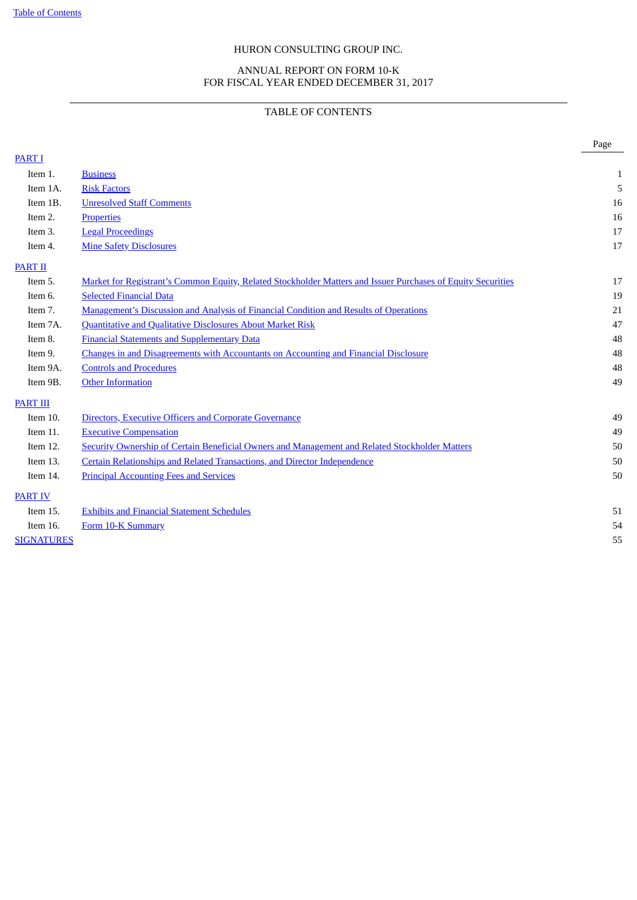HURON CONSULTING GROUP INC.

ANNUAL REPORT ON FORM 10-K
FOR FISCAL YEAR ENDED DECEMBER 31, 2017

TABLE OF CONTENTS

| | | Page |
|---|---|---|
| PART I | | |
| Item 1. | Business | 1 |
| Item 1A. | Risk Factors | 5 |
| Item 1B. | Unresolved Staff Comments | 16 |
| Item 2. | Properties | 16 |
| Item 3. | Legal Proceedings | 17 |
| Item 4. | Mine Safety Disclosures | 17 |
| PART II | | |
| Item 5. | Market for Registrant's Common Equity, Related Stockholder Matters and Issuer Purchases of Equity Securities | 17 |
| Item 6. | Selected Financial Data | 19 |
| Item 7. | Management's Discussion and Analysis of Financial Condition and Results of Operations | 21 |
| Item 7A. | Quantitative and Qualitative Disclosures About Market Risk | 47 |
| Item 8. | Financial Statements and Supplementary Data | 48 |
| Item 9. | Changes in and Disagreements with Accountants on Accounting and Financial Disclosure | 48 |
| Item 9A. | Controls and Procedures | 48 |
| Item 9B. | Other Information | 49 |
| PART III | | |
| Item 10. | Directors, Executive Officers and Corporate Governance | 49 |
| Item 11. | Executive Compensation | 49 |
| Item 12. | Security Ownership of Certain Beneficial Owners and Management and Related Stockholder Matters | 50 |
| Item 13. | Certain Relationships and Related Transactions, and Director Independence | 50 |
| Item 14. | Principal Accounting Fees and Services | 50 |
| PART IV | | |
| Item 15. | Exhibits and Financial Statement Schedules | 51 |
| Item 16. | Form 10-K Summary | 54 |
| SIGNATURES | | 55 |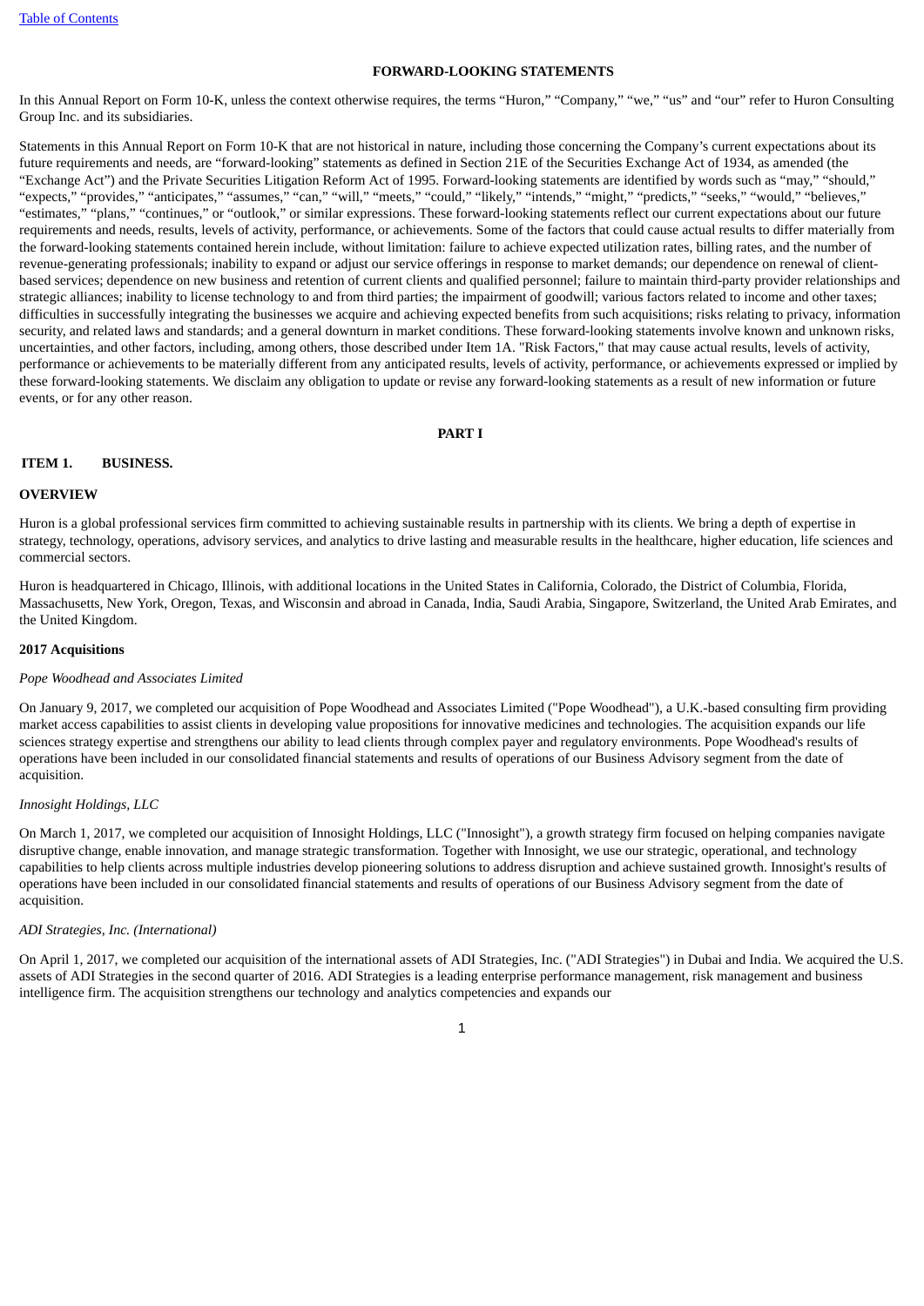## FORWARD-LOOKING STATEMENTS

In this Annual Report on Form 10-K, unless the context otherwise requires, the terms “Huron,” “Company,” “we,” “us” and “our” refer to Huron Consulting Group Inc. and its subsidiaries.

Statements in this Annual Report on Form 10-K that are not historical in nature, including those concerning the Company’s current expectations about its future requirements and needs, are “forward-looking” statements as defined in Section 21E of the Securities Exchange Act of 1934, as amended (the “Exchange Act”) and the Private Securities Litigation Reform Act of 1995. Forward-looking statements are identified by words such as “may,” “should,” “expects,” “provides,” “anticipates,” “assumes,” “can,” “will,” “meets,” “could,” “likely,” “intends,” “might,” “predicts,” “seeks,” “would,” “believes,” “estimates,” “plans,” “continues,” or “outlook,” or similar expressions. These forward-looking statements reflect our current expectations about our future requirements and needs, results, levels of activity, performance, or achievements. Some of the factors that could cause actual results to differ materially from the forward-looking statements contained herein include, without limitation: failure to achieve expected utilization rates, billing rates, and the number of revenue-generating professionals; inability to expand or adjust our service offerings in response to market demands; our dependence on renewal of client-based services; dependence on new business and retention of current clients and qualified personnel; failure to maintain third-party provider relationships and strategic alliances; inability to license technology to and from third parties; the impairment of goodwill; various factors related to income and other taxes; difficulties in successfully integrating the businesses we acquire and achieving expected benefits from such acquisitions; risks relating to privacy, information security, and related laws and standards; and a general downturn in market conditions. These forward-looking statements involve known and unknown risks, uncertainties, and other factors, including, among others, those described under Item 1A. "Risk Factors," that may cause actual results, levels of activity, performance or achievements to be materially different from any anticipated results, levels of activity, performance, or achievements expressed or implied by these forward-looking statements. We disclaim any obligation to update or revise any forward-looking statements as a result of new information or future events, or for any other reason.

# PART I

## ITEM 1. BUSINESS.

### OVERVIEW

Huron is a global professional services firm committed to achieving sustainable results in partnership with its clients. We bring a depth of expertise in strategy, technology, operations, advisory services, and analytics to drive lasting and measurable results in the healthcare, higher education, life sciences and commercial sectors.

Huron is headquartered in Chicago, Illinois, with additional locations in the United States in California, Colorado, the District of Columbia, Florida, Massachusetts, New York, Oregon, Texas, and Wisconsin and abroad in Canada, India, Saudi Arabia, Singapore, Switzerland, the United Arab Emirates, and the United Kingdom.

### 2017 Acquisitions

*Pope Woodhead and Associates Limited*

On January 9, 2017, we completed our acquisition of Pope Woodhead and Associates Limited ("Pope Woodhead"), a U.K.-based consulting firm providing market access capabilities to assist clients in developing value propositions for innovative medicines and technologies. The acquisition expands our life sciences strategy expertise and strengthens our ability to lead clients through complex payer and regulatory environments. Pope Woodhead's results of operations have been included in our consolidated financial statements and results of operations of our Business Advisory segment from the date of acquisition.

*Innosight Holdings, LLC*

On March 1, 2017, we completed our acquisition of Innosight Holdings, LLC ("Innosight"), a growth strategy firm focused on helping companies navigate disruptive change, enable innovation, and manage strategic transformation. Together with Innosight, we use our strategic, operational, and technology capabilities to help clients across multiple industries develop pioneering solutions to address disruption and achieve sustained growth. Innosight's results of operations have been included in our consolidated financial statements and results of operations of our Business Advisory segment from the date of acquisition.

*ADI Strategies, Inc. (International)*

On April 1, 2017, we completed our acquisition of the international assets of ADI Strategies, Inc. ("ADI Strategies") in Dubai and India. We acquired the U.S. assets of ADI Strategies in the second quarter of 2016. ADI Strategies is a leading enterprise performance management, risk management and business intelligence firm. The acquisition strengthens our technology and analytics competencies and expands our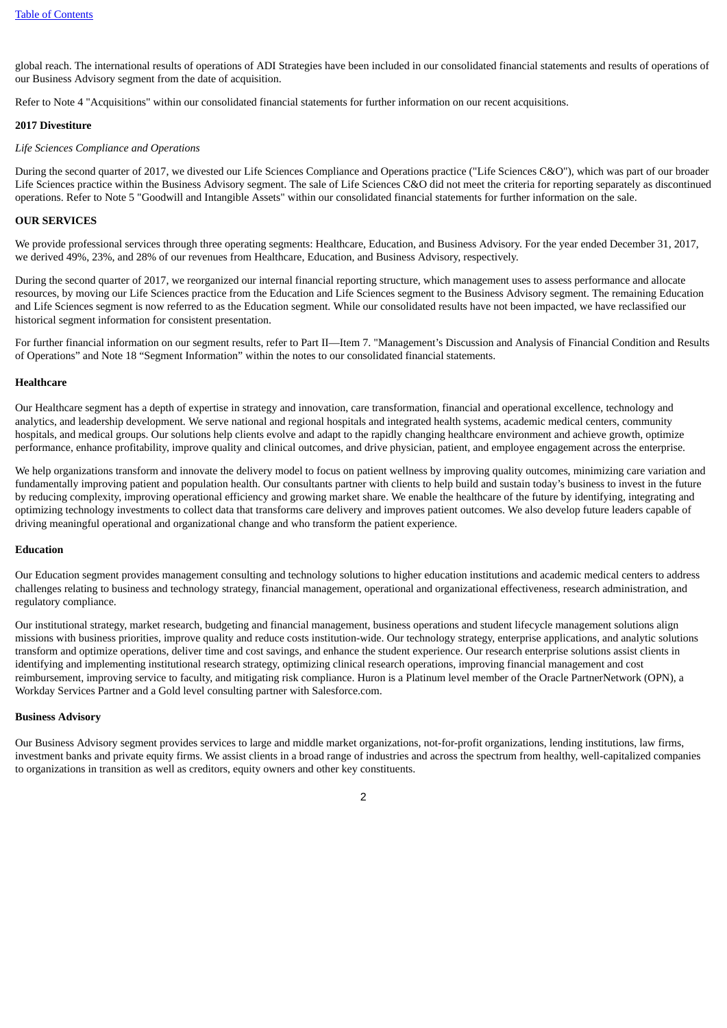global reach. The international results of operations of ADI Strategies have been included in our consolidated financial statements and results of operations of our Business Advisory segment from the date of acquisition.

Refer to Note 4 "Acquisitions" within our consolidated financial statements for further information on our recent acquisitions.

**2017 Divestiture**

*Life Sciences Compliance and Operations*

During the second quarter of 2017, we divested our Life Sciences Compliance and Operations practice ("Life Sciences C&O"), which was part of our broader Life Sciences practice within the Business Advisory segment. The sale of Life Sciences C&O did not meet the criteria for reporting separately as discontinued operations. Refer to Note 5 "Goodwill and Intangible Assets" within our consolidated financial statements for further information on the sale.

**OUR SERVICES**

We provide professional services through three operating segments: Healthcare, Education, and Business Advisory. For the year ended December 31, 2017, we derived 49%, 23%, and 28% of our revenues from Healthcare, Education, and Business Advisory, respectively.

During the second quarter of 2017, we reorganized our internal financial reporting structure, which management uses to assess performance and allocate resources, by moving our Life Sciences practice from the Education and Life Sciences segment to the Business Advisory segment. The remaining Education and Life Sciences segment is now referred to as the Education segment. While our consolidated results have not been impacted, we have reclassified our historical segment information for consistent presentation.

For further financial information on our segment results, refer to Part II—Item 7. "Management's Discussion and Analysis of Financial Condition and Results of Operations" and Note 18 "Segment Information" within the notes to our consolidated financial statements.

**Healthcare**

Our Healthcare segment has a depth of expertise in strategy and innovation, care transformation, financial and operational excellence, technology and analytics, and leadership development. We serve national and regional hospitals and integrated health systems, academic medical centers, community hospitals, and medical groups. Our solutions help clients evolve and adapt to the rapidly changing healthcare environment and achieve growth, optimize performance, enhance profitability, improve quality and clinical outcomes, and drive physician, patient, and employee engagement across the enterprise.

We help organizations transform and innovate the delivery model to focus on patient wellness by improving quality outcomes, minimizing care variation and fundamentally improving patient and population health. Our consultants partner with clients to help build and sustain today's business to invest in the future by reducing complexity, improving operational efficiency and growing market share. We enable the healthcare of the future by identifying, integrating and optimizing technology investments to collect data that transforms care delivery and improves patient outcomes. We also develop future leaders capable of driving meaningful operational and organizational change and who transform the patient experience.

**Education**

Our Education segment provides management consulting and technology solutions to higher education institutions and academic medical centers to address challenges relating to business and technology strategy, financial management, operational and organizational effectiveness, research administration, and regulatory compliance.

Our institutional strategy, market research, budgeting and financial management, business operations and student lifecycle management solutions align missions with business priorities, improve quality and reduce costs institution-wide. Our technology strategy, enterprise applications, and analytic solutions transform and optimize operations, deliver time and cost savings, and enhance the student experience. Our research enterprise solutions assist clients in identifying and implementing institutional research strategy, optimizing clinical research operations, improving financial management and cost reimbursement, improving service to faculty, and mitigating risk compliance. Huron is a Platinum level member of the Oracle PartnerNetwork (OPN), a Workday Services Partner and a Gold level consulting partner with Salesforce.com.

**Business Advisory**

Our Business Advisory segment provides services to large and middle market organizations, not-for-profit organizations, lending institutions, law firms, investment banks and private equity firms. We assist clients in a broad range of industries and across the spectrum from healthy, well-capitalized companies to organizations in transition as well as creditors, equity owners and other key constituents.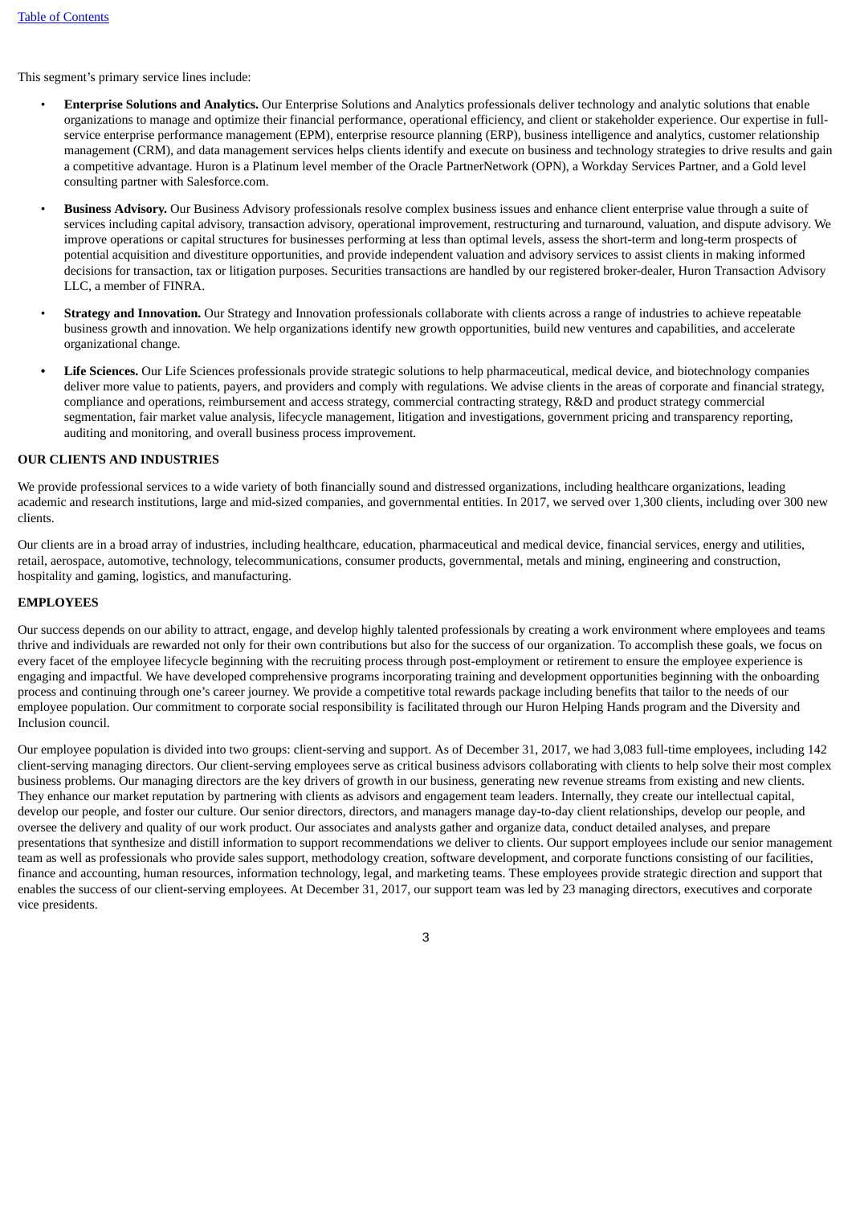This segment's primary service lines include:

- **Enterprise Solutions and Analytics.** Our Enterprise Solutions and Analytics professionals deliver technology and analytic solutions that enable organizations to manage and optimize their financial performance, operational efficiency, and client or stakeholder experience. Our expertise in full-service enterprise performance management (EPM), enterprise resource planning (ERP), business intelligence and analytics, customer relationship management (CRM), and data management services helps clients identify and execute on business and technology strategies to drive results and gain a competitive advantage. Huron is a Platinum level member of the Oracle PartnerNetwork (OPN), a Workday Services Partner, and a Gold level consulting partner with Salesforce.com.

- **Business Advisory.** Our Business Advisory professionals resolve complex business issues and enhance client enterprise value through a suite of services including capital advisory, transaction advisory, operational improvement, restructuring and turnaround, valuation, and dispute advisory. We improve operations or capital structures for businesses performing at less than optimal levels, assess the short-term and long-term prospects of potential acquisition and divestiture opportunities, and provide independent valuation and advisory services to assist clients in making informed decisions for transaction, tax or litigation purposes. Securities transactions are handled by our registered broker-dealer, Huron Transaction Advisory LLC, a member of FINRA.

- **Strategy and Innovation.** Our Strategy and Innovation professionals collaborate with clients across a range of industries to achieve repeatable business growth and innovation. We help organizations identify new growth opportunities, build new ventures and capabilities, and accelerate organizational change.

- **Life Sciences.** Our Life Sciences professionals provide strategic solutions to help pharmaceutical, medical device, and biotechnology companies deliver more value to patients, payers, and providers and comply with regulations. We advise clients in the areas of corporate and financial strategy, compliance and operations, reimbursement and access strategy, commercial contracting strategy, R&D and product strategy commercial segmentation, fair market value analysis, lifecycle management, litigation and investigations, government pricing and transparency reporting, auditing and monitoring, and overall business process improvement.

## OUR CLIENTS AND INDUSTRIES

We provide professional services to a wide variety of both financially sound and distressed organizations, including healthcare organizations, leading academic and research institutions, large and mid-sized companies, and governmental entities. In 2017, we served over 1,300 clients, including over 300 new clients.

Our clients are in a broad array of industries, including healthcare, education, pharmaceutical and medical device, financial services, energy and utilities, retail, aerospace, automotive, technology, telecommunications, consumer products, governmental, metals and mining, engineering and construction, hospitality and gaming, logistics, and manufacturing.

## EMPLOYEES

Our success depends on our ability to attract, engage, and develop highly talented professionals by creating a work environment where employees and teams thrive and individuals are rewarded not only for their own contributions but also for the success of our organization. To accomplish these goals, we focus on every facet of the employee lifecycle beginning with the recruiting process through post-employment or retirement to ensure the employee experience is engaging and impactful. We have developed comprehensive programs incorporating training and development opportunities beginning with the onboarding process and continuing through one's career journey. We provide a competitive total rewards package including benefits that tailor to the needs of our employee population. Our commitment to corporate social responsibility is facilitated through our Huron Helping Hands program and the Diversity and Inclusion council.

Our employee population is divided into two groups: client-serving and support. As of December 31, 2017, we had 3,083 full-time employees, including 142 client-serving managing directors. Our client-serving employees serve as critical business advisors collaborating with clients to help solve their most complex business problems. Our managing directors are the key drivers of growth in our business, generating new revenue streams from existing and new clients. They enhance our market reputation by partnering with clients as advisors and engagement team leaders. Internally, they create our intellectual capital, develop our people, and foster our culture. Our senior directors, directors, and managers manage day-to-day client relationships, develop our people, and oversee the delivery and quality of our work product. Our associates and analysts gather and organize data, conduct detailed analyses, and prepare presentations that synthesize and distill information to support recommendations we deliver to clients. Our support employees include our senior management team as well as professionals who provide sales support, methodology creation, software development, and corporate functions consisting of our facilities, finance and accounting, human resources, information technology, legal, and marketing teams. These employees provide strategic direction and support that enables the success of our client-serving employees. At December 31, 2017, our support team was led by 23 managing directors, executives and corporate vice presidents.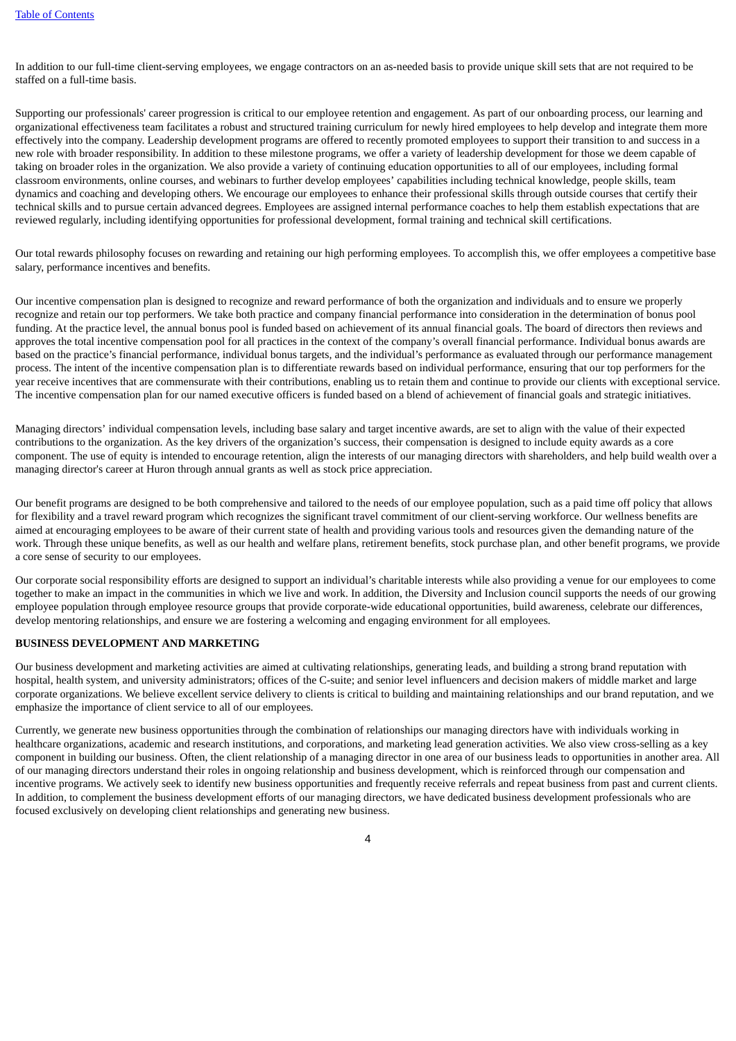In addition to our full-time client-serving employees, we engage contractors on an as-needed basis to provide unique skill sets that are not required to be staffed on a full-time basis.

Supporting our professionals' career progression is critical to our employee retention and engagement. As part of our onboarding process, our learning and organizational effectiveness team facilitates a robust and structured training curriculum for newly hired employees to help develop and integrate them more effectively into the company. Leadership development programs are offered to recently promoted employees to support their transition to and success in a new role with broader responsibility. In addition to these milestone programs, we offer a variety of leadership development for those we deem capable of taking on broader roles in the organization. We also provide a variety of continuing education opportunities to all of our employees, including formal classroom environments, online courses, and webinars to further develop employees' capabilities including technical knowledge, people skills, team dynamics and coaching and developing others. We encourage our employees to enhance their professional skills through outside courses that certify their technical skills and to pursue certain advanced degrees. Employees are assigned internal performance coaches to help them establish expectations that are reviewed regularly, including identifying opportunities for professional development, formal training and technical skill certifications.

Our total rewards philosophy focuses on rewarding and retaining our high performing employees. To accomplish this, we offer employees a competitive base salary, performance incentives and benefits.

Our incentive compensation plan is designed to recognize and reward performance of both the organization and individuals and to ensure we properly recognize and retain our top performers. We take both practice and company financial performance into consideration in the determination of bonus pool funding. At the practice level, the annual bonus pool is funded based on achievement of its annual financial goals. The board of directors then reviews and approves the total incentive compensation pool for all practices in the context of the company's overall financial performance. Individual bonus awards are based on the practice's financial performance, individual bonus targets, and the individual's performance as evaluated through our performance management process. The intent of the incentive compensation plan is to differentiate rewards based on individual performance, ensuring that our top performers for the year receive incentives that are commensurate with their contributions, enabling us to retain them and continue to provide our clients with exceptional service. The incentive compensation plan for our named executive officers is funded based on a blend of achievement of financial goals and strategic initiatives.

Managing directors' individual compensation levels, including base salary and target incentive awards, are set to align with the value of their expected contributions to the organization. As the key drivers of the organization's success, their compensation is designed to include equity awards as a core component. The use of equity is intended to encourage retention, align the interests of our managing directors with shareholders, and help build wealth over a managing director's career at Huron through annual grants as well as stock price appreciation.

Our benefit programs are designed to be both comprehensive and tailored to the needs of our employee population, such as a paid time off policy that allows for flexibility and a travel reward program which recognizes the significant travel commitment of our client-serving workforce. Our wellness benefits are aimed at encouraging employees to be aware of their current state of health and providing various tools and resources given the demanding nature of the work. Through these unique benefits, as well as our health and welfare plans, retirement benefits, stock purchase plan, and other benefit programs, we provide a core sense of security to our employees.

Our corporate social responsibility efforts are designed to support an individual's charitable interests while also providing a venue for our employees to come together to make an impact in the communities in which we live and work. In addition, the Diversity and Inclusion council supports the needs of our growing employee population through employee resource groups that provide corporate-wide educational opportunities, build awareness, celebrate our differences, develop mentoring relationships, and ensure we are fostering a welcoming and engaging environment for all employees.

## BUSINESS DEVELOPMENT AND MARKETING

Our business development and marketing activities are aimed at cultivating relationships, generating leads, and building a strong brand reputation with hospital, health system, and university administrators; offices of the C-suite; and senior level influencers and decision makers of middle market and large corporate organizations. We believe excellent service delivery to clients is critical to building and maintaining relationships and our brand reputation, and we emphasize the importance of client service to all of our employees.

Currently, we generate new business opportunities through the combination of relationships our managing directors have with individuals working in healthcare organizations, academic and research institutions, and corporations, and marketing lead generation activities. We also view cross-selling as a key component in building our business. Often, the client relationship of a managing director in one area of our business leads to opportunities in another area. All of our managing directors understand their roles in ongoing relationship and business development, which is reinforced through our compensation and incentive programs. We actively seek to identify new business opportunities and frequently receive referrals and repeat business from past and current clients. In addition, to complement the business development efforts of our managing directors, we have dedicated business development professionals who are focused exclusively on developing client relationships and generating new business.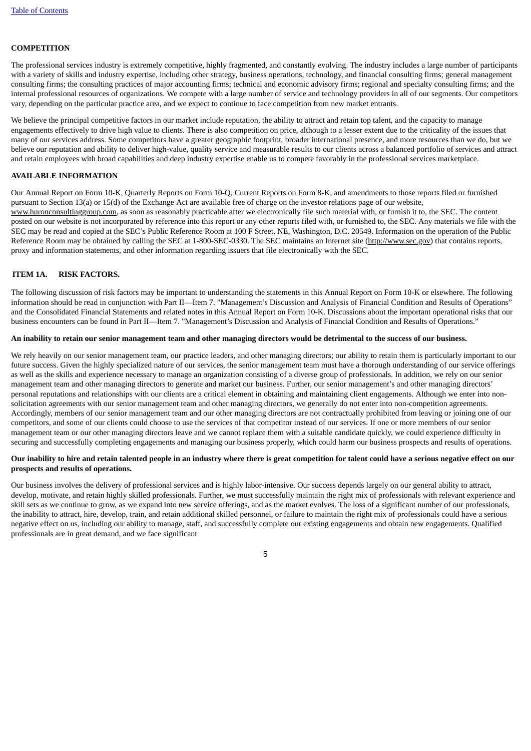## COMPETITION

The professional services industry is extremely competitive, highly fragmented, and constantly evolving. The industry includes a large number of participants with a variety of skills and industry expertise, including other strategy, business operations, technology, and financial consulting firms; general management consulting firms; the consulting practices of major accounting firms; technical and economic advisory firms; regional and specialty consulting firms; and the internal professional resources of organizations. We compete with a large number of service and technology providers in all of our segments. Our competitors vary, depending on the particular practice area, and we expect to continue to face competition from new market entrants.

We believe the principal competitive factors in our market include reputation, the ability to attract and retain top talent, and the capacity to manage engagements effectively to drive high value to clients. There is also competition on price, although to a lesser extent due to the criticality of the issues that many of our services address. Some competitors have a greater geographic footprint, broader international presence, and more resources than we do, but we believe our reputation and ability to deliver high-value, quality service and measurable results to our clients across a balanced portfolio of services and attract and retain employees with broad capabilities and deep industry expertise enable us to compete favorably in the professional services marketplace.

## AVAILABLE INFORMATION

Our Annual Report on Form 10-K, Quarterly Reports on Form 10-Q, Current Reports on Form 8-K, and amendments to those reports filed or furnished pursuant to Section 13(a) or 15(d) of the Exchange Act are available free of charge on the investor relations page of our website, www.huronconsultinggroup.com, as soon as reasonably practicable after we electronically file such material with, or furnish it to, the SEC. The content posted on our website is not incorporated by reference into this report or any other reports filed with, or furnished to, the SEC. Any materials we file with the SEC may be read and copied at the SEC's Public Reference Room at 100 F Street, NE, Washington, D.C. 20549. Information on the operation of the Public Reference Room may be obtained by calling the SEC at 1-800-SEC-0330. The SEC maintains an Internet site (http://www.sec.gov) that contains reports, proxy and information statements, and other information regarding issuers that file electronically with the SEC.

# ITEM 1A. RISK FACTORS.

The following discussion of risk factors may be important to understanding the statements in this Annual Report on Form 10-K or elsewhere. The following information should be read in conjunction with Part II—Item 7. "Management's Discussion and Analysis of Financial Condition and Results of Operations" and the Consolidated Financial Statements and related notes in this Annual Report on Form 10-K. Discussions about the important operational risks that our business encounters can be found in Part II—Item 7. "Management's Discussion and Analysis of Financial Condition and Results of Operations."

**An inability to retain our senior management team and other managing directors would be detrimental to the success of our business.**

We rely heavily on our senior management team, our practice leaders, and other managing directors; our ability to retain them is particularly important to our future success. Given the highly specialized nature of our services, the senior management team must have a thorough understanding of our service offerings as well as the skills and experience necessary to manage an organization consisting of a diverse group of professionals. In addition, we rely on our senior management team and other managing directors to generate and market our business. Further, our senior management's and other managing directors' personal reputations and relationships with our clients are a critical element in obtaining and maintaining client engagements. Although we enter into non-solicitation agreements with our senior management team and other managing directors, we generally do not enter into non-competition agreements. Accordingly, members of our senior management team and our other managing directors are not contractually prohibited from leaving or joining one of our competitors, and some of our clients could choose to use the services of that competitor instead of our services. If one or more members of our senior management team or our other managing directors leave and we cannot replace them with a suitable candidate quickly, we could experience difficulty in securing and successfully completing engagements and managing our business properly, which could harm our business prospects and results of operations.

**Our inability to hire and retain talented people in an industry where there is great competition for talent could have a serious negative effect on our prospects and results of operations.**

Our business involves the delivery of professional services and is highly labor-intensive. Our success depends largely on our general ability to attract, develop, motivate, and retain highly skilled professionals. Further, we must successfully maintain the right mix of professionals with relevant experience and skill sets as we continue to grow, as we expand into new service offerings, and as the market evolves. The loss of a significant number of our professionals, the inability to attract, hire, develop, train, and retain additional skilled personnel, or failure to maintain the right mix of professionals could have a serious negative effect on us, including our ability to manage, staff, and successfully complete our existing engagements and obtain new engagements. Qualified professionals are in great demand, and we face significant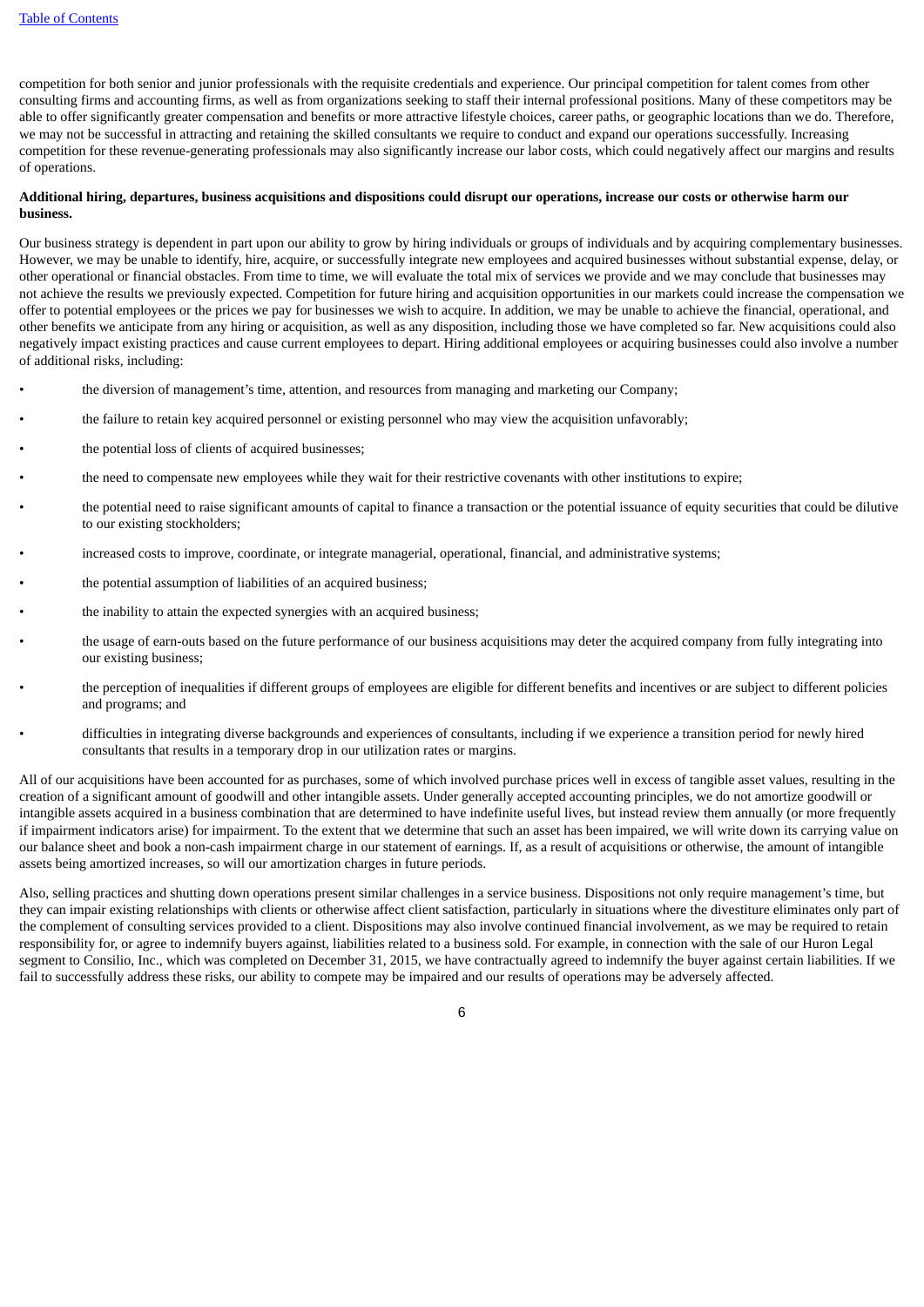competition for both senior and junior professionals with the requisite credentials and experience. Our principal competition for talent comes from other consulting firms and accounting firms, as well as from organizations seeking to staff their internal professional positions. Many of these competitors may be able to offer significantly greater compensation and benefits or more attractive lifestyle choices, career paths, or geographic locations than we do. Therefore, we may not be successful in attracting and retaining the skilled consultants we require to conduct and expand our operations successfully. Increasing competition for these revenue-generating professionals may also significantly increase our labor costs, which could negatively affect our margins and results of operations.

**Additional hiring, departures, business acquisitions and dispositions could disrupt our operations, increase our costs or otherwise harm our business.**

Our business strategy is dependent in part upon our ability to grow by hiring individuals or groups of individuals and by acquiring complementary businesses. However, we may be unable to identify, hire, acquire, or successfully integrate new employees and acquired businesses without substantial expense, delay, or other operational or financial obstacles. From time to time, we will evaluate the total mix of services we provide and we may conclude that businesses may not achieve the results we previously expected. Competition for future hiring and acquisition opportunities in our markets could increase the compensation we offer to potential employees or the prices we pay for businesses we wish to acquire. In addition, we may be unable to achieve the financial, operational, and other benefits we anticipate from any hiring or acquisition, as well as any disposition, including those we have completed so far. New acquisitions could also negatively impact existing practices and cause current employees to depart. Hiring additional employees or acquiring businesses could also involve a number of additional risks, including:

- the diversion of management's time, attention, and resources from managing and marketing our Company;
- the failure to retain key acquired personnel or existing personnel who may view the acquisition unfavorably;
- the potential loss of clients of acquired businesses;
- the need to compensate new employees while they wait for their restrictive covenants with other institutions to expire;
- the potential need to raise significant amounts of capital to finance a transaction or the potential issuance of equity securities that could be dilutive to our existing stockholders;
- increased costs to improve, coordinate, or integrate managerial, operational, financial, and administrative systems;
- the potential assumption of liabilities of an acquired business;
- the inability to attain the expected synergies with an acquired business;
- the usage of earn-outs based on the future performance of our business acquisitions may deter the acquired company from fully integrating into our existing business;
- the perception of inequalities if different groups of employees are eligible for different benefits and incentives or are subject to different policies and programs; and
- difficulties in integrating diverse backgrounds and experiences of consultants, including if we experience a transition period for newly hired consultants that results in a temporary drop in our utilization rates or margins.

All of our acquisitions have been accounted for as purchases, some of which involved purchase prices well in excess of tangible asset values, resulting in the creation of a significant amount of goodwill and other intangible assets. Under generally accepted accounting principles, we do not amortize goodwill or intangible assets acquired in a business combination that are determined to have indefinite useful lives, but instead review them annually (or more frequently if impairment indicators arise) for impairment. To the extent that we determine that such an asset has been impaired, we will write down its carrying value on our balance sheet and book a non-cash impairment charge in our statement of earnings. If, as a result of acquisitions or otherwise, the amount of intangible assets being amortized increases, so will our amortization charges in future periods.

Also, selling practices and shutting down operations present similar challenges in a service business. Dispositions not only require management's time, but they can impair existing relationships with clients or otherwise affect client satisfaction, particularly in situations where the divestiture eliminates only part of the complement of consulting services provided to a client. Dispositions may also involve continued financial involvement, as we may be required to retain responsibility for, or agree to indemnify buyers against, liabilities related to a business sold. For example, in connection with the sale of our Huron Legal segment to Consilio, Inc., which was completed on December 31, 2015, we have contractually agreed to indemnify the buyer against certain liabilities. If we fail to successfully address these risks, our ability to compete may be impaired and our results of operations may be adversely affected.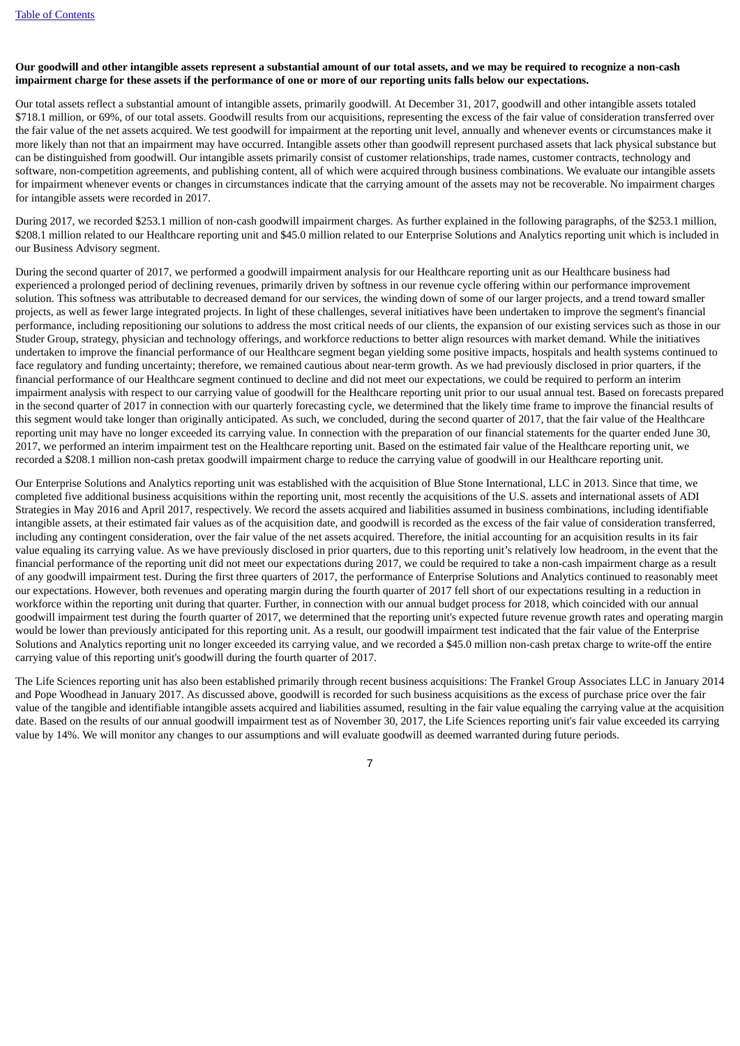**Our goodwill and other intangible assets represent a substantial amount of our total assets, and we may be required to recognize a non-cash impairment charge for these assets if the performance of one or more of our reporting units falls below our expectations.**

Our total assets reflect a substantial amount of intangible assets, primarily goodwill. At December 31, 2017, goodwill and other intangible assets totaled $718.1 million, or 69%, of our total assets. Goodwill results from our acquisitions, representing the excess of the fair value of consideration transferred over the fair value of the net assets acquired. We test goodwill for impairment at the reporting unit level, annually and whenever events or circumstances make it more likely than not that an impairment may have occurred. Intangible assets other than goodwill represent purchased assets that lack physical substance but can be distinguished from goodwill. Our intangible assets primarily consist of customer relationships, trade names, customer contracts, technology and software, non-competition agreements, and publishing content, all of which were acquired through business combinations. We evaluate our intangible assets for impairment whenever events or changes in circumstances indicate that the carrying amount of the assets may not be recoverable. No impairment charges for intangible assets were recorded in 2017.

During 2017, we recorded $253.1 million of non-cash goodwill impairment charges. As further explained in the following paragraphs, of the $253.1 million, $208.1 million related to our Healthcare reporting unit and $45.0 million related to our Enterprise Solutions and Analytics reporting unit which is included in our Business Advisory segment.

During the second quarter of 2017, we performed a goodwill impairment analysis for our Healthcare reporting unit as our Healthcare business had experienced a prolonged period of declining revenues, primarily driven by softness in our revenue cycle offering within our performance improvement solution. This softness was attributable to decreased demand for our services, the winding down of some of our larger projects, and a trend toward smaller projects, as well as fewer large integrated projects. In light of these challenges, several initiatives have been undertaken to improve the segment's financial performance, including repositioning our solutions to address the most critical needs of our clients, the expansion of our existing services such as those in our Studer Group, strategy, physician and technology offerings, and workforce reductions to better align resources with market demand. While the initiatives undertaken to improve the financial performance of our Healthcare segment began yielding some positive impacts, hospitals and health systems continued to face regulatory and funding uncertainty; therefore, we remained cautious about near-term growth. As we had previously disclosed in prior quarters, if the financial performance of our Healthcare segment continued to decline and did not meet our expectations, we could be required to perform an interim impairment analysis with respect to our carrying value of goodwill for the Healthcare reporting unit prior to our usual annual test. Based on forecasts prepared in the second quarter of 2017 in connection with our quarterly forecasting cycle, we determined that the likely time frame to improve the financial results of this segment would take longer than originally anticipated. As such, we concluded, during the second quarter of 2017, that the fair value of the Healthcare reporting unit may have no longer exceeded its carrying value. In connection with the preparation of our financial statements for the quarter ended June 30, 2017, we performed an interim impairment test on the Healthcare reporting unit. Based on the estimated fair value of the Healthcare reporting unit, we recorded a $208.1 million non-cash pretax goodwill impairment charge to reduce the carrying value of goodwill in our Healthcare reporting unit.

Our Enterprise Solutions and Analytics reporting unit was established with the acquisition of Blue Stone International, LLC in 2013. Since that time, we completed five additional business acquisitions within the reporting unit, most recently the acquisitions of the U.S. assets and international assets of ADI Strategies in May 2016 and April 2017, respectively. We record the assets acquired and liabilities assumed in business combinations, including identifiable intangible assets, at their estimated fair values as of the acquisition date, and goodwill is recorded as the excess of the fair value of consideration transferred, including any contingent consideration, over the fair value of the net assets acquired. Therefore, the initial accounting for an acquisition results in its fair value equaling its carrying value. As we have previously disclosed in prior quarters, due to this reporting unit's relatively low headroom, in the event that the financial performance of the reporting unit did not meet our expectations during 2017, we could be required to take a non-cash impairment charge as a result of any goodwill impairment test. During the first three quarters of 2017, the performance of Enterprise Solutions and Analytics continued to reasonably meet our expectations. However, both revenues and operating margin during the fourth quarter of 2017 fell short of our expectations resulting in a reduction in workforce within the reporting unit during that quarter. Further, in connection with our annual budget process for 2018, which coincided with our annual goodwill impairment test during the fourth quarter of 2017, we determined that the reporting unit's expected future revenue growth rates and operating margin would be lower than previously anticipated for this reporting unit. As a result, our goodwill impairment test indicated that the fair value of the Enterprise Solutions and Analytics reporting unit no longer exceeded its carrying value, and we recorded a $45.0 million non-cash pretax charge to write-off the entire carrying value of this reporting unit's goodwill during the fourth quarter of 2017.

The Life Sciences reporting unit has also been established primarily through recent business acquisitions: The Frankel Group Associates LLC in January 2014 and Pope Woodhead in January 2017. As discussed above, goodwill is recorded for such business acquisitions as the excess of purchase price over the fair value of the tangible and identifiable intangible assets acquired and liabilities assumed, resulting in the fair value equaling the carrying value at the acquisition date. Based on the results of our annual goodwill impairment test as of November 30, 2017, the Life Sciences reporting unit's fair value exceeded its carrying value by 14%. We will monitor any changes to our assumptions and will evaluate goodwill as deemed warranted during future periods.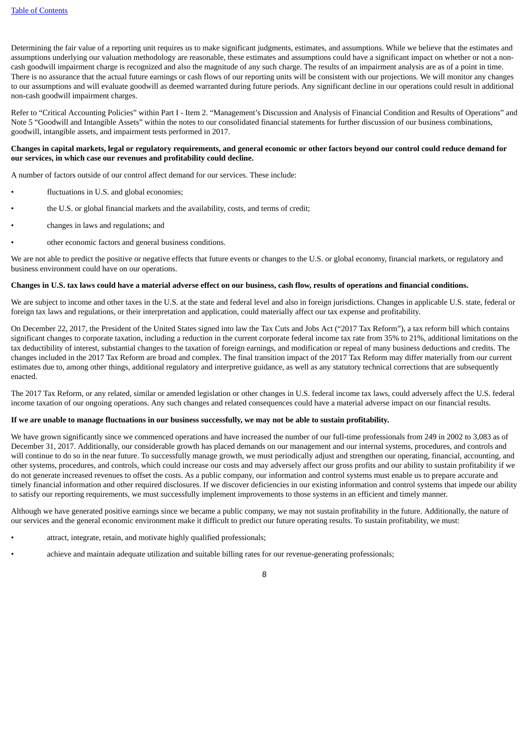Determining the fair value of a reporting unit requires us to make significant judgments, estimates, and assumptions. While we believe that the estimates and assumptions underlying our valuation methodology are reasonable, these estimates and assumptions could have a significant impact on whether or not a non-cash goodwill impairment charge is recognized and also the magnitude of any such charge. The results of an impairment analysis are as of a point in time. There is no assurance that the actual future earnings or cash flows of our reporting units will be consistent with our projections. We will monitor any changes to our assumptions and will evaluate goodwill as deemed warranted during future periods. Any significant decline in our operations could result in additional non-cash goodwill impairment charges.

Refer to "Critical Accounting Policies" within Part I - Item 2. "Management's Discussion and Analysis of Financial Condition and Results of Operations" and Note 5 "Goodwill and Intangible Assets" within the notes to our consolidated financial statements for further discussion of our business combinations, goodwill, intangible assets, and impairment tests performed in 2017.

**Changes in capital markets, legal or regulatory requirements, and general economic or other factors beyond our control could reduce demand for our services, in which case our revenues and profitability could decline.**

A number of factors outside of our control affect demand for our services. These include:

- fluctuations in U.S. and global economies;
- the U.S. or global financial markets and the availability, costs, and terms of credit;
- changes in laws and regulations; and
- other economic factors and general business conditions.

We are not able to predict the positive or negative effects that future events or changes to the U.S. or global economy, financial markets, or regulatory and business environment could have on our operations.

**Changes in U.S. tax laws could have a material adverse effect on our business, cash flow, results of operations and financial conditions.**

We are subject to income and other taxes in the U.S. at the state and federal level and also in foreign jurisdictions. Changes in applicable U.S. state, federal or foreign tax laws and regulations, or their interpretation and application, could materially affect our tax expense and profitability.

On December 22, 2017, the President of the United States signed into law the Tax Cuts and Jobs Act ("2017 Tax Reform"), a tax reform bill which contains significant changes to corporate taxation, including a reduction in the current corporate federal income tax rate from 35% to 21%, additional limitations on the tax deductibility of interest, substantial changes to the taxation of foreign earnings, and modification or repeal of many business deductions and credits. The changes included in the 2017 Tax Reform are broad and complex. The final transition impact of the 2017 Tax Reform may differ materially from our current estimates due to, among other things, additional regulatory and interpretive guidance, as well as any statutory technical corrections that are subsequently enacted.

The 2017 Tax Reform, or any related, similar or amended legislation or other changes in U.S. federal income tax laws, could adversely affect the U.S. federal income taxation of our ongoing operations. Any such changes and related consequences could have a material adverse impact on our financial results.

**If we are unable to manage fluctuations in our business successfully, we may not be able to sustain profitability.**

We have grown significantly since we commenced operations and have increased the number of our full-time professionals from 249 in 2002 to 3,083 as of December 31, 2017. Additionally, our considerable growth has placed demands on our management and our internal systems, procedures, and controls and will continue to do so in the near future. To successfully manage growth, we must periodically adjust and strengthen our operating, financial, accounting, and other systems, procedures, and controls, which could increase our costs and may adversely affect our gross profits and our ability to sustain profitability if we do not generate increased revenues to offset the costs. As a public company, our information and control systems must enable us to prepare accurate and timely financial information and other required disclosures. If we discover deficiencies in our existing information and control systems that impede our ability to satisfy our reporting requirements, we must successfully implement improvements to those systems in an efficient and timely manner.

Although we have generated positive earnings since we became a public company, we may not sustain profitability in the future. Additionally, the nature of our services and the general economic environment make it difficult to predict our future operating results. To sustain profitability, we must:

- attract, integrate, retain, and motivate highly qualified professionals;
- achieve and maintain adequate utilization and suitable billing rates for our revenue-generating professionals;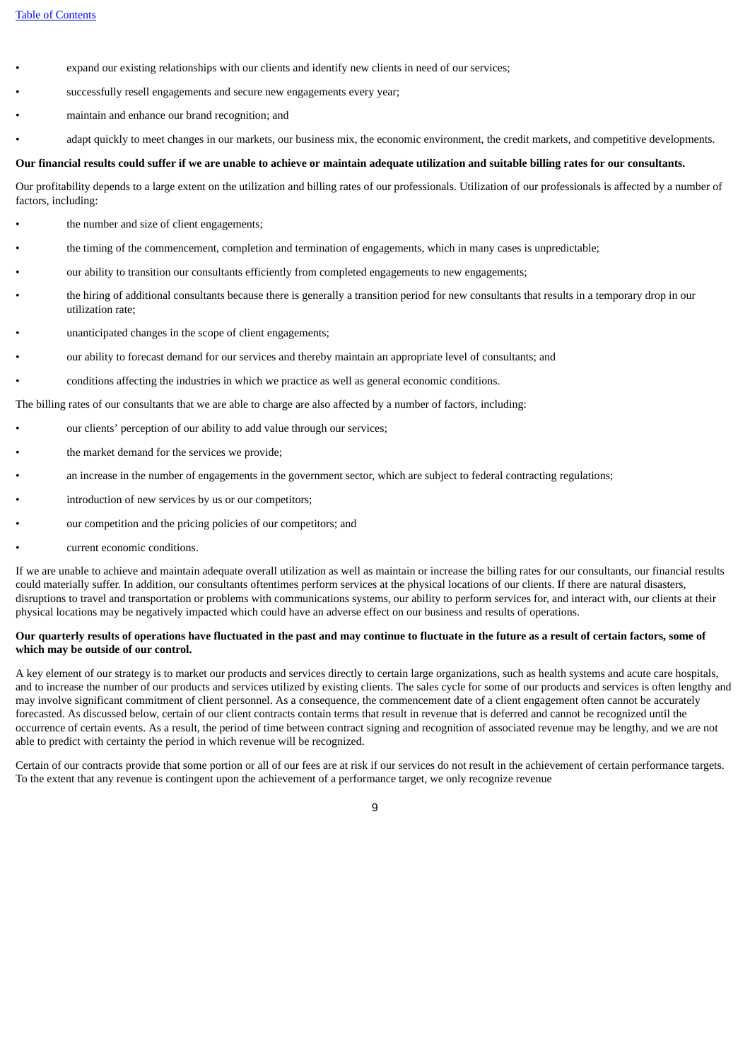- expand our existing relationships with our clients and identify new clients in need of our services;
- successfully resell engagements and secure new engagements every year;
- maintain and enhance our brand recognition; and
- adapt quickly to meet changes in our markets, our business mix, the economic environment, the credit markets, and competitive developments.

**Our financial results could suffer if we are unable to achieve or maintain adequate utilization and suitable billing rates for our consultants.**

Our profitability depends to a large extent on the utilization and billing rates of our professionals. Utilization of our professionals is affected by a number of factors, including:

- the number and size of client engagements;
- the timing of the commencement, completion and termination of engagements, which in many cases is unpredictable;
- our ability to transition our consultants efficiently from completed engagements to new engagements;
- the hiring of additional consultants because there is generally a transition period for new consultants that results in a temporary drop in our utilization rate;
- unanticipated changes in the scope of client engagements;
- our ability to forecast demand for our services and thereby maintain an appropriate level of consultants; and
- conditions affecting the industries in which we practice as well as general economic conditions.

The billing rates of our consultants that we are able to charge are also affected by a number of factors, including:

- our clients' perception of our ability to add value through our services;
- the market demand for the services we provide;
- an increase in the number of engagements in the government sector, which are subject to federal contracting regulations;
- introduction of new services by us or our competitors;
- our competition and the pricing policies of our competitors; and
- current economic conditions.

If we are unable to achieve and maintain adequate overall utilization as well as maintain or increase the billing rates for our consultants, our financial results could materially suffer. In addition, our consultants oftentimes perform services at the physical locations of our clients. If there are natural disasters, disruptions to travel and transportation or problems with communications systems, our ability to perform services for, and interact with, our clients at their physical locations may be negatively impacted which could have an adverse effect on our business and results of operations.

**Our quarterly results of operations have fluctuated in the past and may continue to fluctuate in the future as a result of certain factors, some of which may be outside of our control.**

A key element of our strategy is to market our products and services directly to certain large organizations, such as health systems and acute care hospitals, and to increase the number of our products and services utilized by existing clients. The sales cycle for some of our products and services is often lengthy and may involve significant commitment of client personnel. As a consequence, the commencement date of a client engagement often cannot be accurately forecasted. As discussed below, certain of our client contracts contain terms that result in revenue that is deferred and cannot be recognized until the occurrence of certain events. As a result, the period of time between contract signing and recognition of associated revenue may be lengthy, and we are not able to predict with certainty the period in which revenue will be recognized.

Certain of our contracts provide that some portion or all of our fees are at risk if our services do not result in the achievement of certain performance targets. To the extent that any revenue is contingent upon the achievement of a performance target, we only recognize revenue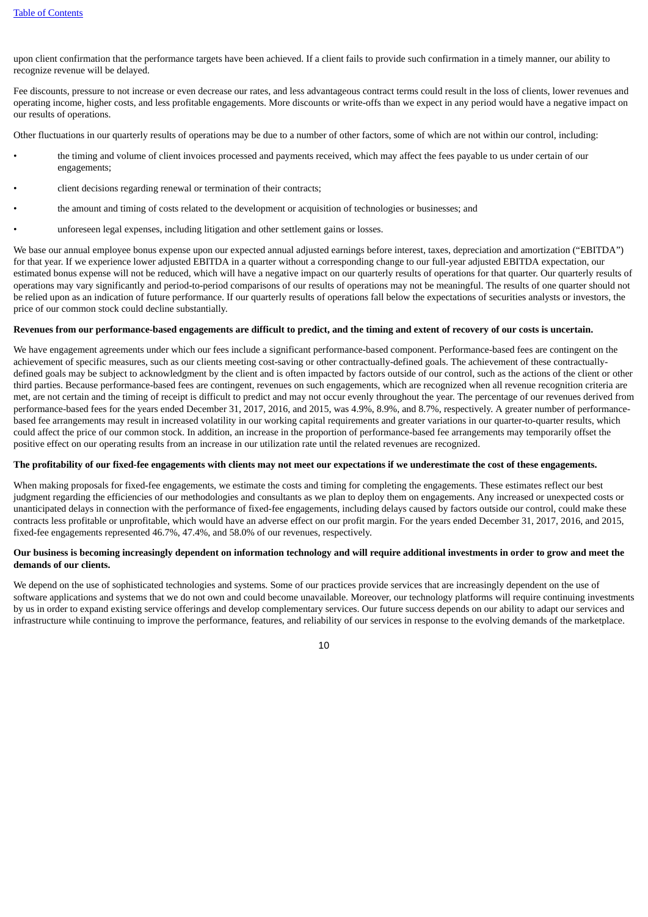upon client confirmation that the performance targets have been achieved. If a client fails to provide such confirmation in a timely manner, our ability to recognize revenue will be delayed.

Fee discounts, pressure to not increase or even decrease our rates, and less advantageous contract terms could result in the loss of clients, lower revenues and operating income, higher costs, and less profitable engagements. More discounts or write-offs than we expect in any period would have a negative impact on our results of operations.

Other fluctuations in our quarterly results of operations may be due to a number of other factors, some of which are not within our control, including:

- the timing and volume of client invoices processed and payments received, which may affect the fees payable to us under certain of our engagements;
- client decisions regarding renewal or termination of their contracts;
- the amount and timing of costs related to the development or acquisition of technologies or businesses; and
- unforeseen legal expenses, including litigation and other settlement gains or losses.

We base our annual employee bonus expense upon our expected annual adjusted earnings before interest, taxes, depreciation and amortization ("EBITDA") for that year. If we experience lower adjusted EBITDA in a quarter without a corresponding change to our full-year adjusted EBITDA expectation, our estimated bonus expense will not be reduced, which will have a negative impact on our quarterly results of operations for that quarter. Our quarterly results of operations may vary significantly and period-to-period comparisons of our results of operations may not be meaningful. The results of one quarter should not be relied upon as an indication of future performance. If our quarterly results of operations fall below the expectations of securities analysts or investors, the price of our common stock could decline substantially.

**Revenues from our performance-based engagements are difficult to predict, and the timing and extent of recovery of our costs is uncertain.**

We have engagement agreements under which our fees include a significant performance-based component. Performance-based fees are contingent on the achievement of specific measures, such as our clients meeting cost-saving or other contractually-defined goals. The achievement of these contractually-defined goals may be subject to acknowledgment by the client and is often impacted by factors outside of our control, such as the actions of the client or other third parties. Because performance-based fees are contingent, revenues on such engagements, which are recognized when all revenue recognition criteria are met, are not certain and the timing of receipt is difficult to predict and may not occur evenly throughout the year. The percentage of our revenues derived from performance-based fees for the years ended December 31, 2017, 2016, and 2015, was 4.9%, 8.9%, and 8.7%, respectively. A greater number of performance-based fee arrangements may result in increased volatility in our working capital requirements and greater variations in our quarter-to-quarter results, which could affect the price of our common stock. In addition, an increase in the proportion of performance-based fee arrangements may temporarily offset the positive effect on our operating results from an increase in our utilization rate until the related revenues are recognized.

**The profitability of our fixed-fee engagements with clients may not meet our expectations if we underestimate the cost of these engagements.**

When making proposals for fixed-fee engagements, we estimate the costs and timing for completing the engagements. These estimates reflect our best judgment regarding the efficiencies of our methodologies and consultants as we plan to deploy them on engagements. Any increased or unexpected costs or unanticipated delays in connection with the performance of fixed-fee engagements, including delays caused by factors outside our control, could make these contracts less profitable or unprofitable, which would have an adverse effect on our profit margin. For the years ended December 31, 2017, 2016, and 2015, fixed-fee engagements represented 46.7%, 47.4%, and 58.0% of our revenues, respectively.

**Our business is becoming increasingly dependent on information technology and will require additional investments in order to grow and meet the demands of our clients.**

We depend on the use of sophisticated technologies and systems. Some of our practices provide services that are increasingly dependent on the use of software applications and systems that we do not own and could become unavailable. Moreover, our technology platforms will require continuing investments by us in order to expand existing service offerings and develop complementary services. Our future success depends on our ability to adapt our services and infrastructure while continuing to improve the performance, features, and reliability of our services in response to the evolving demands of the marketplace.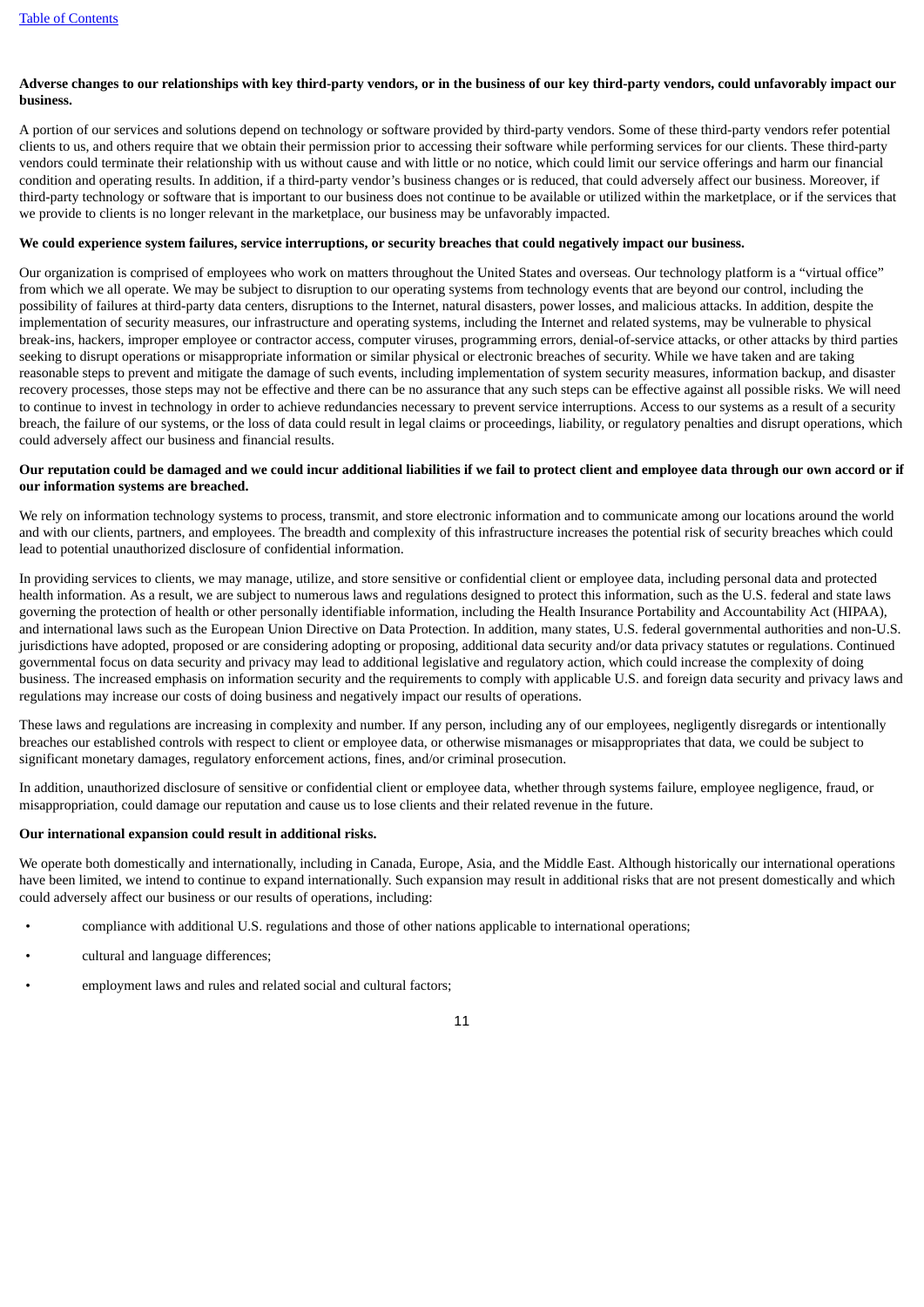**Adverse changes to our relationships with key third-party vendors, or in the business of our key third-party vendors, could unfavorably impact our business.**

A portion of our services and solutions depend on technology or software provided by third-party vendors. Some of these third-party vendors refer potential clients to us, and others require that we obtain their permission prior to accessing their software while performing services for our clients. These third-party vendors could terminate their relationship with us without cause and with little or no notice, which could limit our service offerings and harm our financial condition and operating results. In addition, if a third-party vendor's business changes or is reduced, that could adversely affect our business. Moreover, if third-party technology or software that is important to our business does not continue to be available or utilized within the marketplace, or if the services that we provide to clients is no longer relevant in the marketplace, our business may be unfavorably impacted.

**We could experience system failures, service interruptions, or security breaches that could negatively impact our business.**

Our organization is comprised of employees who work on matters throughout the United States and overseas. Our technology platform is a "virtual office" from which we all operate. We may be subject to disruption to our operating systems from technology events that are beyond our control, including the possibility of failures at third-party data centers, disruptions to the Internet, natural disasters, power losses, and malicious attacks. In addition, despite the implementation of security measures, our infrastructure and operating systems, including the Internet and related systems, may be vulnerable to physical break-ins, hackers, improper employee or contractor access, computer viruses, programming errors, denial-of-service attacks, or other attacks by third parties seeking to disrupt operations or misappropriate information or similar physical or electronic breaches of security. While we have taken and are taking reasonable steps to prevent and mitigate the damage of such events, including implementation of system security measures, information backup, and disaster recovery processes, those steps may not be effective and there can be no assurance that any such steps can be effective against all possible risks. We will need to continue to invest in technology in order to achieve redundancies necessary to prevent service interruptions. Access to our systems as a result of a security breach, the failure of our systems, or the loss of data could result in legal claims or proceedings, liability, or regulatory penalties and disrupt operations, which could adversely affect our business and financial results.

**Our reputation could be damaged and we could incur additional liabilities if we fail to protect client and employee data through our own accord or if our information systems are breached.**

We rely on information technology systems to process, transmit, and store electronic information and to communicate among our locations around the world and with our clients, partners, and employees. The breadth and complexity of this infrastructure increases the potential risk of security breaches which could lead to potential unauthorized disclosure of confidential information.

In providing services to clients, we may manage, utilize, and store sensitive or confidential client or employee data, including personal data and protected health information. As a result, we are subject to numerous laws and regulations designed to protect this information, such as the U.S. federal and state laws governing the protection of health or other personally identifiable information, including the Health Insurance Portability and Accountability Act (HIPAA), and international laws such as the European Union Directive on Data Protection. In addition, many states, U.S. federal governmental authorities and non-U.S. jurisdictions have adopted, proposed or are considering adopting or proposing, additional data security and/or data privacy statutes or regulations. Continued governmental focus on data security and privacy may lead to additional legislative and regulatory action, which could increase the complexity of doing business. The increased emphasis on information security and the requirements to comply with applicable U.S. and foreign data security and privacy laws and regulations may increase our costs of doing business and negatively impact our results of operations.

These laws and regulations are increasing in complexity and number. If any person, including any of our employees, negligently disregards or intentionally breaches our established controls with respect to client or employee data, or otherwise mismanages or misappropriates that data, we could be subject to significant monetary damages, regulatory enforcement actions, fines, and/or criminal prosecution.

In addition, unauthorized disclosure of sensitive or confidential client or employee data, whether through systems failure, employee negligence, fraud, or misappropriation, could damage our reputation and cause us to lose clients and their related revenue in the future.

**Our international expansion could result in additional risks.**

We operate both domestically and internationally, including in Canada, Europe, Asia, and the Middle East. Although historically our international operations have been limited, we intend to continue to expand internationally. Such expansion may result in additional risks that are not present domestically and which could adversely affect our business or our results of operations, including:

- compliance with additional U.S. regulations and those of other nations applicable to international operations;
- cultural and language differences;
- employment laws and rules and related social and cultural factors;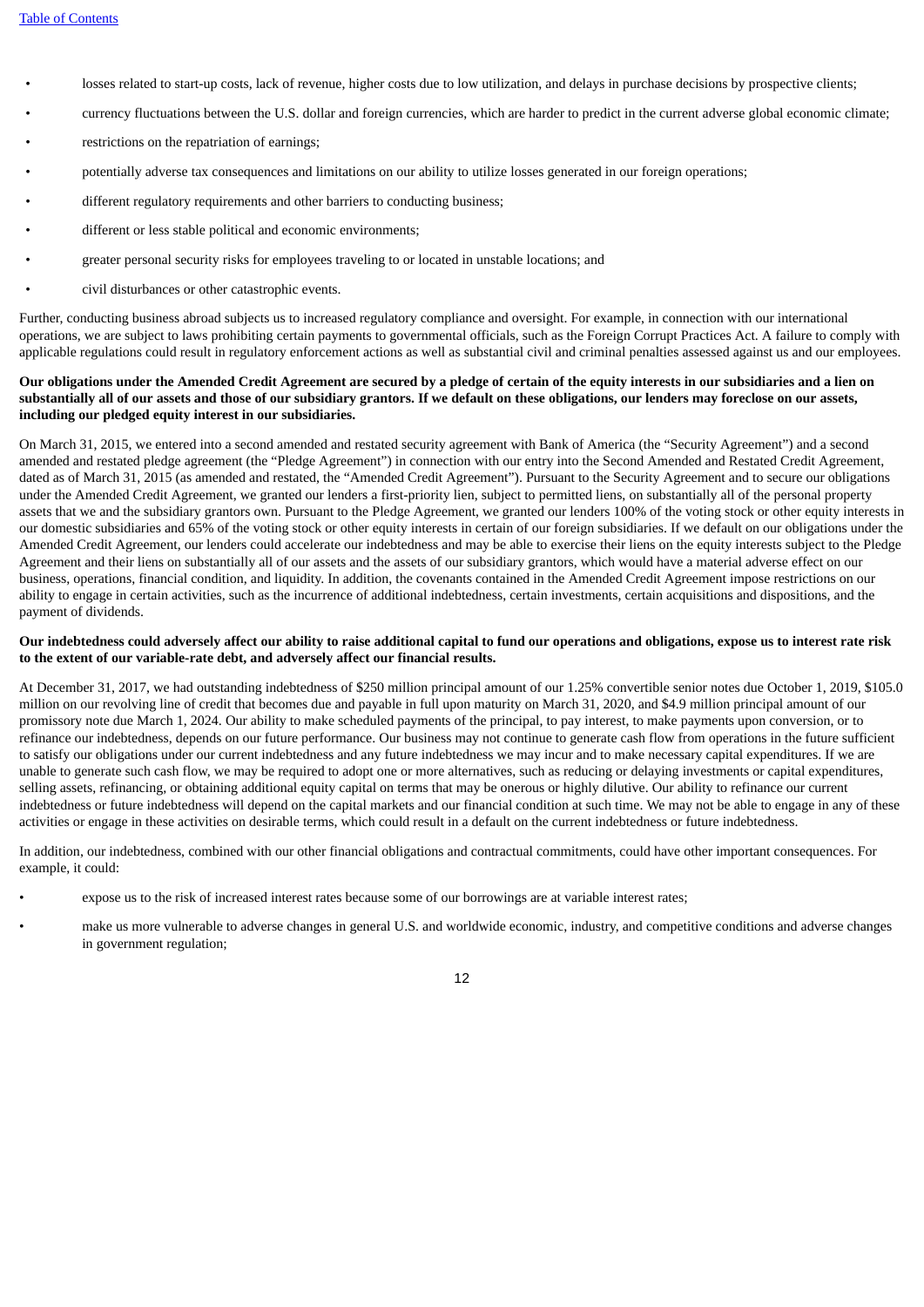- losses related to start-up costs, lack of revenue, higher costs due to low utilization, and delays in purchase decisions by prospective clients;
- currency fluctuations between the U.S. dollar and foreign currencies, which are harder to predict in the current adverse global economic climate;
- restrictions on the repatriation of earnings;
- potentially adverse tax consequences and limitations on our ability to utilize losses generated in our foreign operations;
- different regulatory requirements and other barriers to conducting business;
- different or less stable political and economic environments;
- greater personal security risks for employees traveling to or located in unstable locations; and
- civil disturbances or other catastrophic events.

Further, conducting business abroad subjects us to increased regulatory compliance and oversight. For example, in connection with our international operations, we are subject to laws prohibiting certain payments to governmental officials, such as the Foreign Corrupt Practices Act. A failure to comply with applicable regulations could result in regulatory enforcement actions as well as substantial civil and criminal penalties assessed against us and our employees.

**Our obligations under the Amended Credit Agreement are secured by a pledge of certain of the equity interests in our subsidiaries and a lien on substantially all of our assets and those of our subsidiary grantors. If we default on these obligations, our lenders may foreclose on our assets, including our pledged equity interest in our subsidiaries.**

On March 31, 2015, we entered into a second amended and restated security agreement with Bank of America (the "Security Agreement") and a second amended and restated pledge agreement (the "Pledge Agreement") in connection with our entry into the Second Amended and Restated Credit Agreement, dated as of March 31, 2015 (as amended and restated, the "Amended Credit Agreement"). Pursuant to the Security Agreement and to secure our obligations under the Amended Credit Agreement, we granted our lenders a first-priority lien, subject to permitted liens, on substantially all of the personal property assets that we and the subsidiary grantors own. Pursuant to the Pledge Agreement, we granted our lenders 100% of the voting stock or other equity interests in our domestic subsidiaries and 65% of the voting stock or other equity interests in certain of our foreign subsidiaries. If we default on our obligations under the Amended Credit Agreement, our lenders could accelerate our indebtedness and may be able to exercise their liens on the equity interests subject to the Pledge Agreement and their liens on substantially all of our assets and the assets of our subsidiary grantors, which would have a material adverse effect on our business, operations, financial condition, and liquidity. In addition, the covenants contained in the Amended Credit Agreement impose restrictions on our ability to engage in certain activities, such as the incurrence of additional indebtedness, certain investments, certain acquisitions and dispositions, and the payment of dividends.

**Our indebtedness could adversely affect our ability to raise additional capital to fund our operations and obligations, expose us to interest rate risk to the extent of our variable-rate debt, and adversely affect our financial results.**

At December 31, 2017, we had outstanding indebtedness of $250 million principal amount of our 1.25% convertible senior notes due October 1, 2019, $105.0 million on our revolving line of credit that becomes due and payable in full upon maturity on March 31, 2020, and $4.9 million principal amount of our promissory note due March 1, 2024. Our ability to make scheduled payments of the principal, to pay interest, to make payments upon conversion, or to refinance our indebtedness, depends on our future performance. Our business may not continue to generate cash flow from operations in the future sufficient to satisfy our obligations under our current indebtedness and any future indebtedness we may incur and to make necessary capital expenditures. If we are unable to generate such cash flow, we may be required to adopt one or more alternatives, such as reducing or delaying investments or capital expenditures, selling assets, refinancing, or obtaining additional equity capital on terms that may be onerous or highly dilutive. Our ability to refinance our current indebtedness or future indebtedness will depend on the capital markets and our financial condition at such time. We may not be able to engage in any of these activities or engage in these activities on desirable terms, which could result in a default on the current indebtedness or future indebtedness.

In addition, our indebtedness, combined with our other financial obligations and contractual commitments, could have other important consequences. For example, it could:

- expose us to the risk of increased interest rates because some of our borrowings are at variable interest rates;
- make us more vulnerable to adverse changes in general U.S. and worldwide economic, industry, and competitive conditions and adverse changes in government regulation;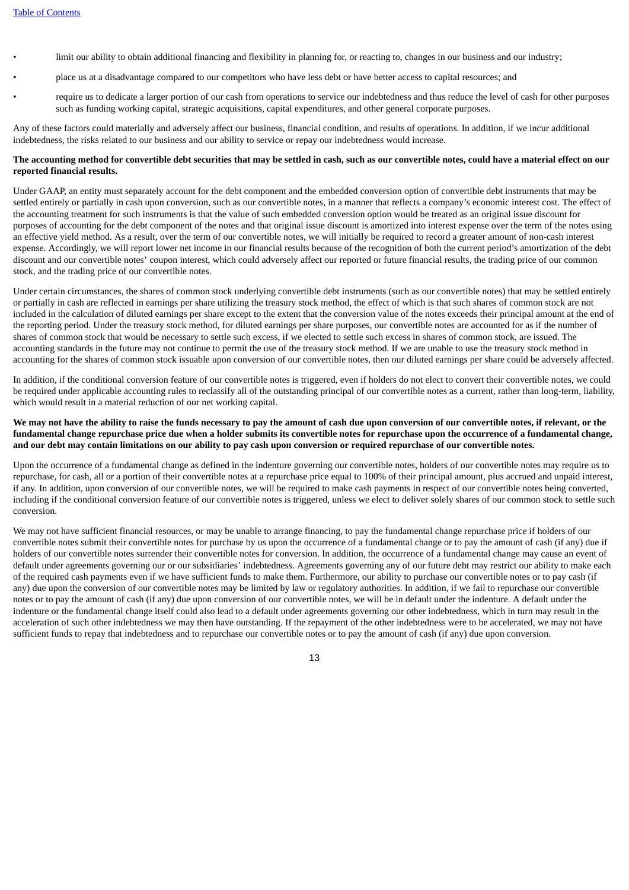- limit our ability to obtain additional financing and flexibility in planning for, or reacting to, changes in our business and our industry;
- place us at a disadvantage compared to our competitors who have less debt or have better access to capital resources; and
- require us to dedicate a larger portion of our cash from operations to service our indebtedness and thus reduce the level of cash for other purposes such as funding working capital, strategic acquisitions, capital expenditures, and other general corporate purposes.

Any of these factors could materially and adversely affect our business, financial condition, and results of operations. In addition, if we incur additional indebtedness, the risks related to our business and our ability to service or repay our indebtedness would increase.

**The accounting method for convertible debt securities that may be settled in cash, such as our convertible notes, could have a material effect on our reported financial results.**

Under GAAP, an entity must separately account for the debt component and the embedded conversion option of convertible debt instruments that may be settled entirely or partially in cash upon conversion, such as our convertible notes, in a manner that reflects a company's economic interest cost. The effect of the accounting treatment for such instruments is that the value of such embedded conversion option would be treated as an original issue discount for purposes of accounting for the debt component of the notes and that original issue discount is amortized into interest expense over the term of the notes using an effective yield method. As a result, over the term of our convertible notes, we will initially be required to record a greater amount of non-cash interest expense. Accordingly, we will report lower net income in our financial results because of the recognition of both the current period's amortization of the debt discount and our convertible notes' coupon interest, which could adversely affect our reported or future financial results, the trading price of our common stock, and the trading price of our convertible notes.

Under certain circumstances, the shares of common stock underlying convertible debt instruments (such as our convertible notes) that may be settled entirely or partially in cash are reflected in earnings per share utilizing the treasury stock method, the effect of which is that such shares of common stock are not included in the calculation of diluted earnings per share except to the extent that the conversion value of the notes exceeds their principal amount at the end of the reporting period. Under the treasury stock method, for diluted earnings per share purposes, our convertible notes are accounted for as if the number of shares of common stock that would be necessary to settle such excess, if we elected to settle such excess in shares of common stock, are issued. The accounting standards in the future may not continue to permit the use of the treasury stock method. If we are unable to use the treasury stock method in accounting for the shares of common stock issuable upon conversion of our convertible notes, then our diluted earnings per share could be adversely affected.

In addition, if the conditional conversion feature of our convertible notes is triggered, even if holders do not elect to convert their convertible notes, we could be required under applicable accounting rules to reclassify all of the outstanding principal of our convertible notes as a current, rather than long-term, liability, which would result in a material reduction of our net working capital.

**We may not have the ability to raise the funds necessary to pay the amount of cash due upon conversion of our convertible notes, if relevant, or the fundamental change repurchase price due when a holder submits its convertible notes for repurchase upon the occurrence of a fundamental change, and our debt may contain limitations on our ability to pay cash upon conversion or required repurchase of our convertible notes.**

Upon the occurrence of a fundamental change as defined in the indenture governing our convertible notes, holders of our convertible notes may require us to repurchase, for cash, all or a portion of their convertible notes at a repurchase price equal to 100% of their principal amount, plus accrued and unpaid interest, if any. In addition, upon conversion of our convertible notes, we will be required to make cash payments in respect of our convertible notes being converted, including if the conditional conversion feature of our convertible notes is triggered, unless we elect to deliver solely shares of our common stock to settle such conversion.

We may not have sufficient financial resources, or may be unable to arrange financing, to pay the fundamental change repurchase price if holders of our convertible notes submit their convertible notes for purchase by us upon the occurrence of a fundamental change or to pay the amount of cash (if any) due if holders of our convertible notes surrender their convertible notes for conversion. In addition, the occurrence of a fundamental change may cause an event of default under agreements governing our or our subsidiaries' indebtedness. Agreements governing any of our future debt may restrict our ability to make each of the required cash payments even if we have sufficient funds to make them. Furthermore, our ability to purchase our convertible notes or to pay cash (if any) due upon the conversion of our convertible notes may be limited by law or regulatory authorities. In addition, if we fail to repurchase our convertible notes or to pay the amount of cash (if any) due upon conversion of our convertible notes, we will be in default under the indenture. A default under the indenture or the fundamental change itself could also lead to a default under agreements governing our other indebtedness, which in turn may result in the acceleration of such other indebtedness we may then have outstanding. If the repayment of the other indebtedness were to be accelerated, we may not have sufficient funds to repay that indebtedness and to repurchase our convertible notes or to pay the amount of cash (if any) due upon conversion.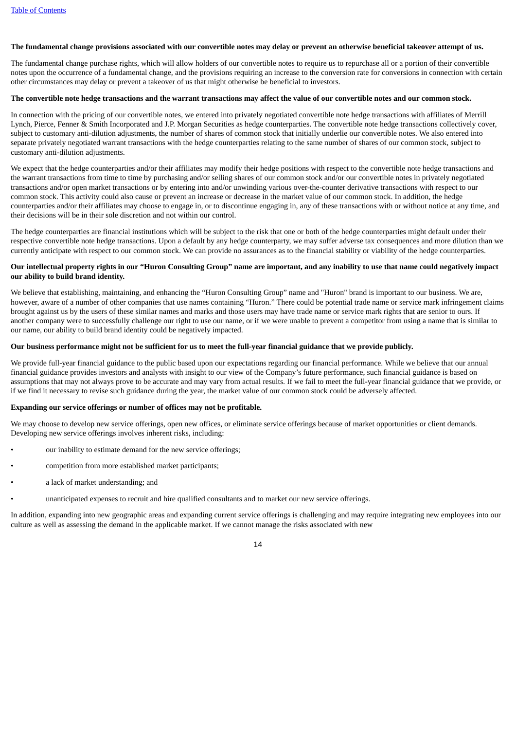**The fundamental change provisions associated with our convertible notes may delay or prevent an otherwise beneficial takeover attempt of us.**

The fundamental change purchase rights, which will allow holders of our convertible notes to require us to repurchase all or a portion of their convertible notes upon the occurrence of a fundamental change, and the provisions requiring an increase to the conversion rate for conversions in connection with certain other circumstances may delay or prevent a takeover of us that might otherwise be beneficial to investors.

**The convertible note hedge transactions and the warrant transactions may affect the value of our convertible notes and our common stock.**

In connection with the pricing of our convertible notes, we entered into privately negotiated convertible note hedge transactions with affiliates of Merrill Lynch, Pierce, Fenner & Smith Incorporated and J.P. Morgan Securities as hedge counterparties. The convertible note hedge transactions collectively cover, subject to customary anti-dilution adjustments, the number of shares of common stock that initially underlie our convertible notes. We also entered into separate privately negotiated warrant transactions with the hedge counterparties relating to the same number of shares of our common stock, subject to customary anti-dilution adjustments.

We expect that the hedge counterparties and/or their affiliates may modify their hedge positions with respect to the convertible note hedge transactions and the warrant transactions from time to time by purchasing and/or selling shares of our common stock and/or our convertible notes in privately negotiated transactions and/or open market transactions or by entering into and/or unwinding various over-the-counter derivative transactions with respect to our common stock. This activity could also cause or prevent an increase or decrease in the market value of our common stock. In addition, the hedge counterparties and/or their affiliates may choose to engage in, or to discontinue engaging in, any of these transactions with or without notice at any time, and their decisions will be in their sole discretion and not within our control.

The hedge counterparties are financial institutions which will be subject to the risk that one or both of the hedge counterparties might default under their respective convertible note hedge transactions. Upon a default by any hedge counterparty, we may suffer adverse tax consequences and more dilution than we currently anticipate with respect to our common stock. We can provide no assurances as to the financial stability or viability of the hedge counterparties.

**Our intellectual property rights in our "Huron Consulting Group" name are important, and any inability to use that name could negatively impact our ability to build brand identity.**

We believe that establishing, maintaining, and enhancing the "Huron Consulting Group" name and "Huron" brand is important to our business. We are, however, aware of a number of other companies that use names containing "Huron." There could be potential trade name or service mark infringement claims brought against us by the users of these similar names and marks and those users may have trade name or service mark rights that are senior to ours. If another company were to successfully challenge our right to use our name, or if we were unable to prevent a competitor from using a name that is similar to our name, our ability to build brand identity could be negatively impacted.

**Our business performance might not be sufficient for us to meet the full-year financial guidance that we provide publicly.**

We provide full-year financial guidance to the public based upon our expectations regarding our financial performance. While we believe that our annual financial guidance provides investors and analysts with insight to our view of the Company's future performance, such financial guidance is based on assumptions that may not always prove to be accurate and may vary from actual results. If we fail to meet the full-year financial guidance that we provide, or if we find it necessary to revise such guidance during the year, the market value of our common stock could be adversely affected.

**Expanding our service offerings or number of offices may not be profitable.**

We may choose to develop new service offerings, open new offices, or eliminate service offerings because of market opportunities or client demands. Developing new service offerings involves inherent risks, including:

- our inability to estimate demand for the new service offerings;
- competition from more established market participants;
- a lack of market understanding; and
- unanticipated expenses to recruit and hire qualified consultants and to market our new service offerings.

In addition, expanding into new geographic areas and expanding current service offerings is challenging and may require integrating new employees into our culture as well as assessing the demand in the applicable market. If we cannot manage the risks associated with new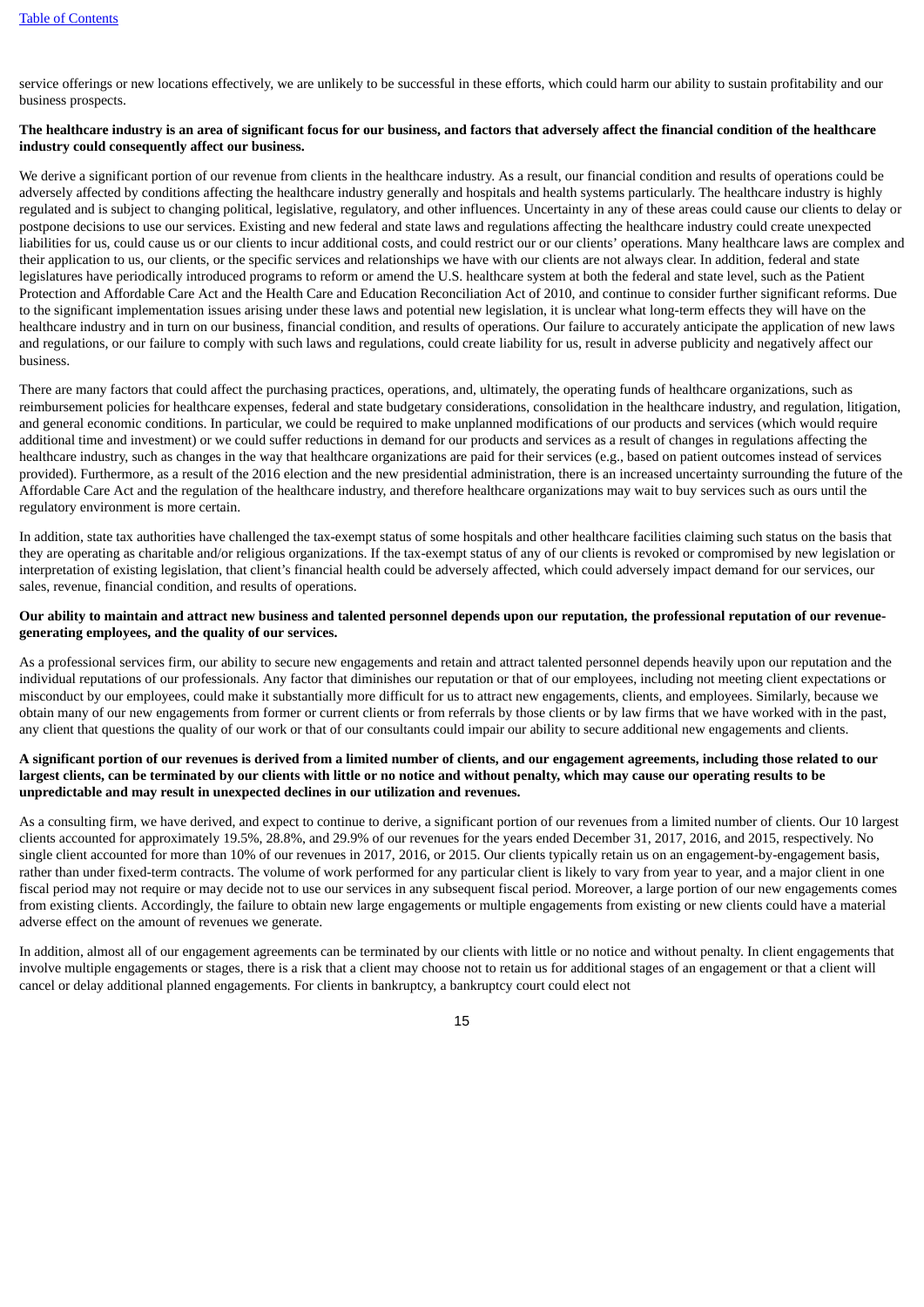service offerings or new locations effectively, we are unlikely to be successful in these efforts, which could harm our ability to sustain profitability and our business prospects.

**The healthcare industry is an area of significant focus for our business, and factors that adversely affect the financial condition of the healthcare industry could consequently affect our business.**

We derive a significant portion of our revenue from clients in the healthcare industry. As a result, our financial condition and results of operations could be adversely affected by conditions affecting the healthcare industry generally and hospitals and health systems particularly. The healthcare industry is highly regulated and is subject to changing political, legislative, regulatory, and other influences. Uncertainty in any of these areas could cause our clients to delay or postpone decisions to use our services. Existing and new federal and state laws and regulations affecting the healthcare industry could create unexpected liabilities for us, could cause us or our clients to incur additional costs, and could restrict our or our clients' operations. Many healthcare laws are complex and their application to us, our clients, or the specific services and relationships we have with our clients are not always clear. In addition, federal and state legislatures have periodically introduced programs to reform or amend the U.S. healthcare system at both the federal and state level, such as the Patient Protection and Affordable Care Act and the Health Care and Education Reconciliation Act of 2010, and continue to consider further significant reforms. Due to the significant implementation issues arising under these laws and potential new legislation, it is unclear what long-term effects they will have on the healthcare industry and in turn on our business, financial condition, and results of operations. Our failure to accurately anticipate the application of new laws and regulations, or our failure to comply with such laws and regulations, could create liability for us, result in adverse publicity and negatively affect our business.

There are many factors that could affect the purchasing practices, operations, and, ultimately, the operating funds of healthcare organizations, such as reimbursement policies for healthcare expenses, federal and state budgetary considerations, consolidation in the healthcare industry, and regulation, litigation, and general economic conditions. In particular, we could be required to make unplanned modifications of our products and services (which would require additional time and investment) or we could suffer reductions in demand for our products and services as a result of changes in regulations affecting the healthcare industry, such as changes in the way that healthcare organizations are paid for their services (e.g., based on patient outcomes instead of services provided). Furthermore, as a result of the 2016 election and the new presidential administration, there is an increased uncertainty surrounding the future of the Affordable Care Act and the regulation of the healthcare industry, and therefore healthcare organizations may wait to buy services such as ours until the regulatory environment is more certain.

In addition, state tax authorities have challenged the tax-exempt status of some hospitals and other healthcare facilities claiming such status on the basis that they are operating as charitable and/or religious organizations. If the tax-exempt status of any of our clients is revoked or compromised by new legislation or interpretation of existing legislation, that client's financial health could be adversely affected, which could adversely impact demand for our services, our sales, revenue, financial condition, and results of operations.

**Our ability to maintain and attract new business and talented personnel depends upon our reputation, the professional reputation of our revenue-generating employees, and the quality of our services.**

As a professional services firm, our ability to secure new engagements and retain and attract talented personnel depends heavily upon our reputation and the individual reputations of our professionals. Any factor that diminishes our reputation or that of our employees, including not meeting client expectations or misconduct by our employees, could make it substantially more difficult for us to attract new engagements, clients, and employees. Similarly, because we obtain many of our new engagements from former or current clients or from referrals by those clients or by law firms that we have worked with in the past, any client that questions the quality of our work or that of our consultants could impair our ability to secure additional new engagements and clients.

**A significant portion of our revenues is derived from a limited number of clients, and our engagement agreements, including those related to our largest clients, can be terminated by our clients with little or no notice and without penalty, which may cause our operating results to be unpredictable and may result in unexpected declines in our utilization and revenues.**

As a consulting firm, we have derived, and expect to continue to derive, a significant portion of our revenues from a limited number of clients. Our 10 largest clients accounted for approximately 19.5%, 28.8%, and 29.9% of our revenues for the years ended December 31, 2017, 2016, and 2015, respectively. No single client accounted for more than 10% of our revenues in 2017, 2016, or 2015. Our clients typically retain us on an engagement-by-engagement basis, rather than under fixed-term contracts. The volume of work performed for any particular client is likely to vary from year to year, and a major client in one fiscal period may not require or may decide not to use our services in any subsequent fiscal period. Moreover, a large portion of our new engagements comes from existing clients. Accordingly, the failure to obtain new large engagements or multiple engagements from existing or new clients could have a material adverse effect on the amount of revenues we generate.

In addition, almost all of our engagement agreements can be terminated by our clients with little or no notice and without penalty. In client engagements that involve multiple engagements or stages, there is a risk that a client may choose not to retain us for additional stages of an engagement or that a client will cancel or delay additional planned engagements. For clients in bankruptcy, a bankruptcy court could elect not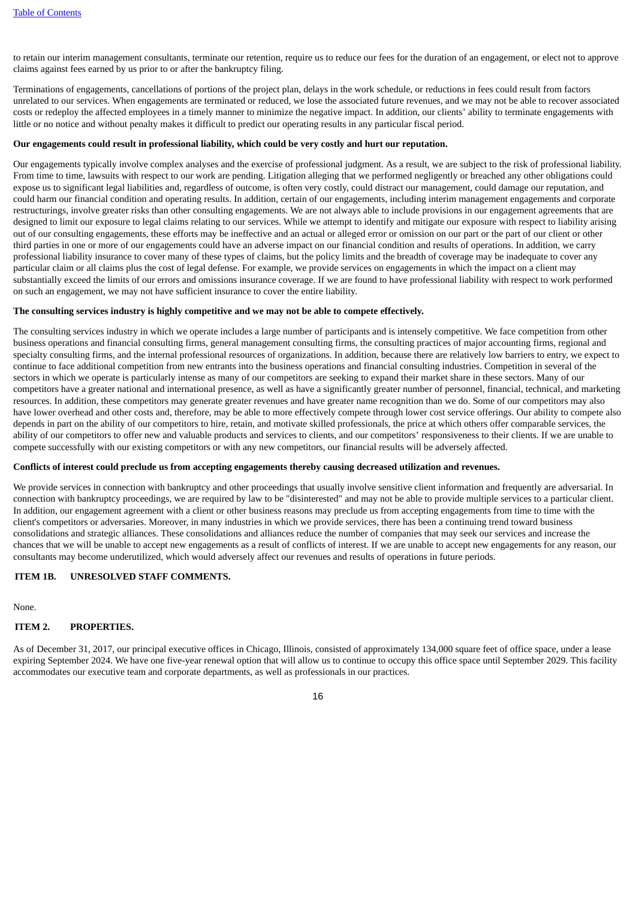to retain our interim management consultants, terminate our retention, require us to reduce our fees for the duration of an engagement, or elect not to approve claims against fees earned by us prior to or after the bankruptcy filing.

Terminations of engagements, cancellations of portions of the project plan, delays in the work schedule, or reductions in fees could result from factors unrelated to our services. When engagements are terminated or reduced, we lose the associated future revenues, and we may not be able to recover associated costs or redeploy the affected employees in a timely manner to minimize the negative impact. In addition, our clients' ability to terminate engagements with little or no notice and without penalty makes it difficult to predict our operating results in any particular fiscal period.

**Our engagements could result in professional liability, which could be very costly and hurt our reputation.**

Our engagements typically involve complex analyses and the exercise of professional judgment. As a result, we are subject to the risk of professional liability. From time to time, lawsuits with respect to our work are pending. Litigation alleging that we performed negligently or breached any other obligations could expose us to significant legal liabilities and, regardless of outcome, is often very costly, could distract our management, could damage our reputation, and could harm our financial condition and operating results. In addition, certain of our engagements, including interim management engagements and corporate restructurings, involve greater risks than other consulting engagements. We are not always able to include provisions in our engagement agreements that are designed to limit our exposure to legal claims relating to our services. While we attempt to identify and mitigate our exposure with respect to liability arising out of our consulting engagements, these efforts may be ineffective and an actual or alleged error or omission on our part or the part of our client or other third parties in one or more of our engagements could have an adverse impact on our financial condition and results of operations. In addition, we carry professional liability insurance to cover many of these types of claims, but the policy limits and the breadth of coverage may be inadequate to cover any particular claim or all claims plus the cost of legal defense. For example, we provide services on engagements in which the impact on a client may substantially exceed the limits of our errors and omissions insurance coverage. If we are found to have professional liability with respect to work performed on such an engagement, we may not have sufficient insurance to cover the entire liability.

**The consulting services industry is highly competitive and we may not be able to compete effectively.**

The consulting services industry in which we operate includes a large number of participants and is intensely competitive. We face competition from other business operations and financial consulting firms, general management consulting firms, the consulting practices of major accounting firms, regional and specialty consulting firms, and the internal professional resources of organizations. In addition, because there are relatively low barriers to entry, we expect to continue to face additional competition from new entrants into the business operations and financial consulting industries. Competition in several of the sectors in which we operate is particularly intense as many of our competitors are seeking to expand their market share in these sectors. Many of our competitors have a greater national and international presence, as well as have a significantly greater number of personnel, financial, technical, and marketing resources. In addition, these competitors may generate greater revenues and have greater name recognition than we do. Some of our competitors may also have lower overhead and other costs and, therefore, may be able to more effectively compete through lower cost service offerings. Our ability to compete also depends in part on the ability of our competitors to hire, retain, and motivate skilled professionals, the price at which others offer comparable services, the ability of our competitors to offer new and valuable products and services to clients, and our competitors' responsiveness to their clients. If we are unable to compete successfully with our existing competitors or with any new competitors, our financial results will be adversely affected.

**Conflicts of interest could preclude us from accepting engagements thereby causing decreased utilization and revenues.**

We provide services in connection with bankruptcy and other proceedings that usually involve sensitive client information and frequently are adversarial. In connection with bankruptcy proceedings, we are required by law to be "disinterested" and may not be able to provide multiple services to a particular client. In addition, our engagement agreement with a client or other business reasons may preclude us from accepting engagements from time to time with the client's competitors or adversaries. Moreover, in many industries in which we provide services, there has been a continuing trend toward business consolidations and strategic alliances. These consolidations and alliances reduce the number of companies that may seek our services and increase the chances that we will be unable to accept new engagements as a result of conflicts of interest. If we are unable to accept new engagements for any reason, our consultants may become underutilized, which would adversely affect our revenues and results of operations in future periods.

## ITEM 1B. UNRESOLVED STAFF COMMENTS.

None.

## ITEM 2. PROPERTIES.

As of December 31, 2017, our principal executive offices in Chicago, Illinois, consisted of approximately 134,000 square feet of office space, under a lease expiring September 2024. We have one five-year renewal option that will allow us to continue to occupy this office space until September 2029. This facility accommodates our executive team and corporate departments, as well as professionals in our practices.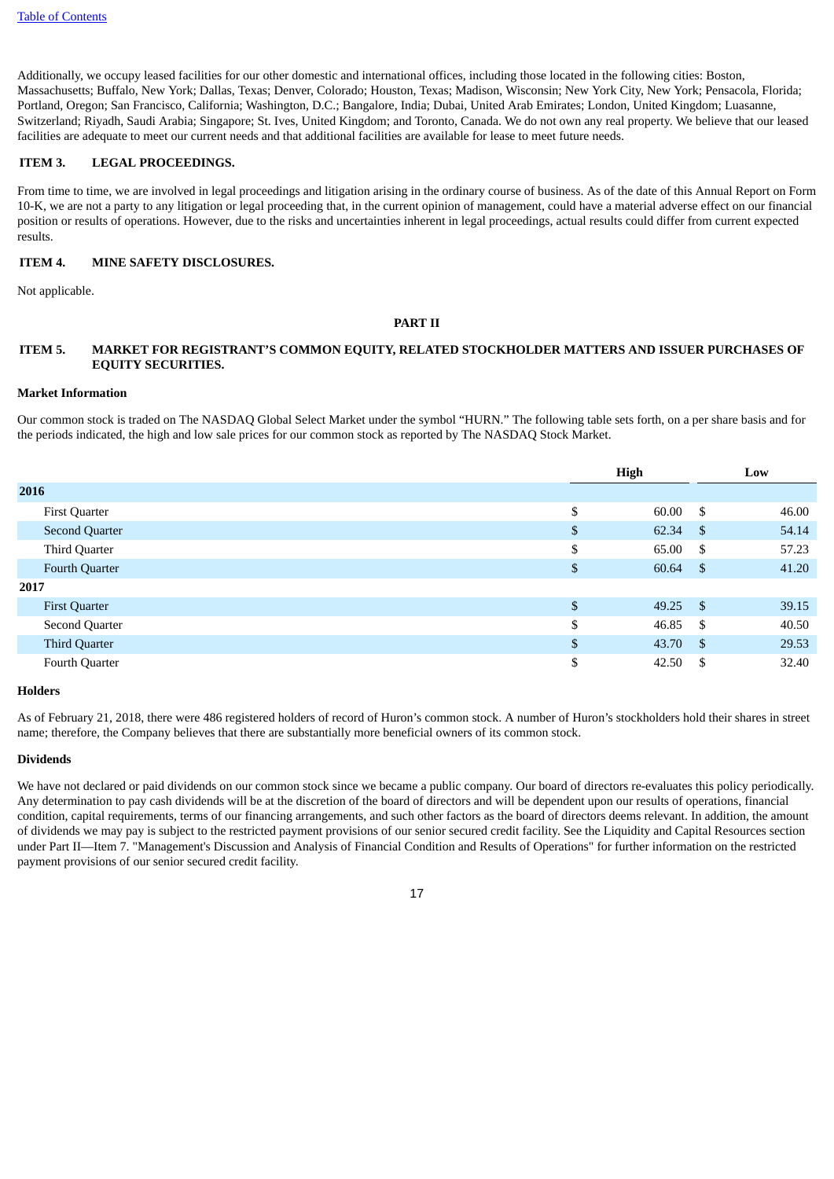Additionally, we occupy leased facilities for our other domestic and international offices, including those located in the following cities: Boston, Massachusetts; Buffalo, New York; Dallas, Texas; Denver, Colorado; Houston, Texas; Madison, Wisconsin; New York City, New York; Pensacola, Florida; Portland, Oregon; San Francisco, California; Washington, D.C.; Bangalore, India; Dubai, United Arab Emirates; London, United Kingdom; Luasanne, Switzerland; Riyadh, Saudi Arabia; Singapore; St. Ives, United Kingdom; and Toronto, Canada. We do not own any real property. We believe that our leased facilities are adequate to meet our current needs and that additional facilities are available for lease to meet future needs.

## ITEM 3. LEGAL PROCEEDINGS.

From time to time, we are involved in legal proceedings and litigation arising in the ordinary course of business. As of the date of this Annual Report on Form 10-K, we are not a party to any litigation or legal proceeding that, in the current opinion of management, could have a material adverse effect on our financial position or results of operations. However, due to the risks and uncertainties inherent in legal proceedings, actual results could differ from current expected results.

## ITEM 4. MINE SAFETY DISCLOSURES.

Not applicable.

# PART II

## ITEM 5. MARKET FOR REGISTRANT'S COMMON EQUITY, RELATED STOCKHOLDER MATTERS AND ISSUER PURCHASES OF EQUITY SECURITIES.

### Market Information

Our common stock is traded on The NASDAQ Global Select Market under the symbol "HURN." The following table sets forth, on a per share basis and for the periods indicated, the high and low sale prices for our common stock as reported by The NASDAQ Stock Market.

| | High | Low |
|---|---|---|
| **2016** | | |
| First Quarter | $ 60.00 | $ 46.00 |
| Second Quarter | $ 62.34 | $ 54.14 |
| Third Quarter | $ 65.00 | $ 57.23 |
| Fourth Quarter | $ 60.64 | $ 41.20 |
| **2017** | | |
| First Quarter | $ 49.25 | $ 39.15 |
| Second Quarter | $ 46.85 | $ 40.50 |
| Third Quarter | $ 43.70 | $ 29.53 |
| Fourth Quarter | $ 42.50 | $ 32.40 |

### Holders

As of February 21, 2018, there were 486 registered holders of record of Huron's common stock. A number of Huron's stockholders hold their shares in street name; therefore, the Company believes that there are substantially more beneficial owners of its common stock.

### Dividends

We have not declared or paid dividends on our common stock since we became a public company. Our board of directors re-evaluates this policy periodically. Any determination to pay cash dividends will be at the discretion of the board of directors and will be dependent upon our results of operations, financial condition, capital requirements, terms of our financing arrangements, and such other factors as the board of directors deems relevant. In addition, the amount of dividends we may pay is subject to the restricted payment provisions of our senior secured credit facility. See the Liquidity and Capital Resources section under Part II—Item 7. "Management's Discussion and Analysis of Financial Condition and Results of Operations" for further information on the restricted payment provisions of our senior secured credit facility.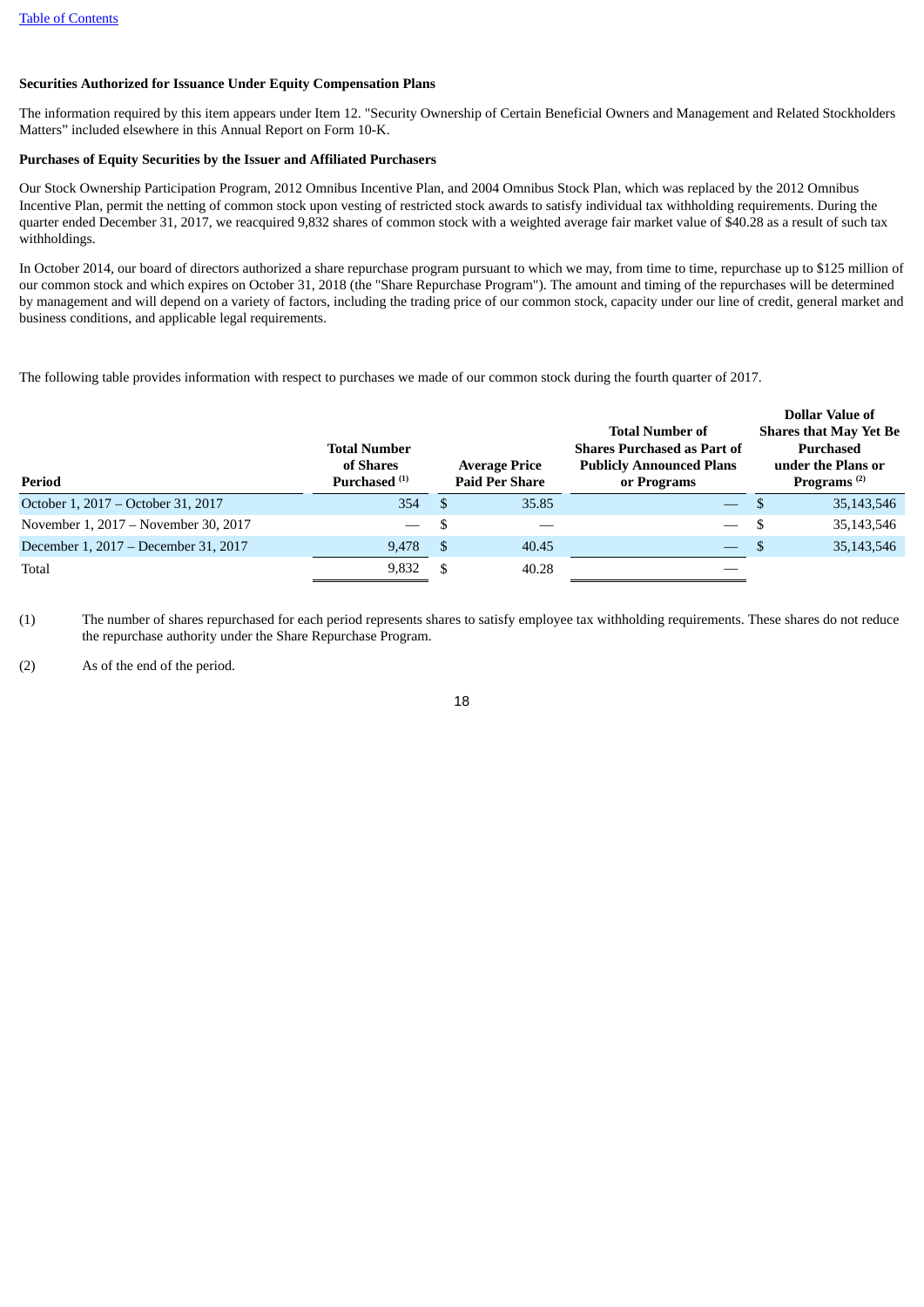**Securities Authorized for Issuance Under Equity Compensation Plans**

The information required by this item appears under Item 12. "Security Ownership of Certain Beneficial Owners and Management and Related Stockholders Matters" included elsewhere in this Annual Report on Form 10-K.

**Purchases of Equity Securities by the Issuer and Affiliated Purchasers**

Our Stock Ownership Participation Program, 2012 Omnibus Incentive Plan, and 2004 Omnibus Stock Plan, which was replaced by the 2012 Omnibus Incentive Plan, permit the netting of common stock upon vesting of restricted stock awards to satisfy individual tax withholding requirements. During the quarter ended December 31, 2017, we reacquired 9,832 shares of common stock with a weighted average fair market value of $40.28 as a result of such tax withholdings.

In October 2014, our board of directors authorized a share repurchase program pursuant to which we may, from time to time, repurchase up to $125 million of our common stock and which expires on October 31, 2018 (the "Share Repurchase Program"). The amount and timing of the repurchases will be determined by management and will depend on a variety of factors, including the trading price of our common stock, capacity under our line of credit, general market and business conditions, and applicable legal requirements.

The following table provides information with respect to purchases we made of our common stock during the fourth quarter of 2017.

| Period | Total Number of Shares Purchased [(1)] | Average Price Paid Per Share | Total Number of Shares Purchased as Part of Publicly Announced Plans or Programs | Dollar Value of Shares that May Yet Be Purchased under the Plans or Programs [(2)] |
|---|---|---|---|---|
| October 1, 2017 – October 31, 2017 | 354 | $ 35.85 | — | $ 35,143,546 |
| November 1, 2017 – November 30, 2017 | — | $ — | — | $ 35,143,546 |
| December 1, 2017 – December 31, 2017 | 9,478 | $ 40.45 | — | $ 35,143,546 |
| Total | 9,832 | $ 40.28 | — | |

(1) The number of shares repurchased for each period represents shares to satisfy employee tax withholding requirements. These shares do not reduce the repurchase authority under the Share Repurchase Program.

(2) As of the end of the period.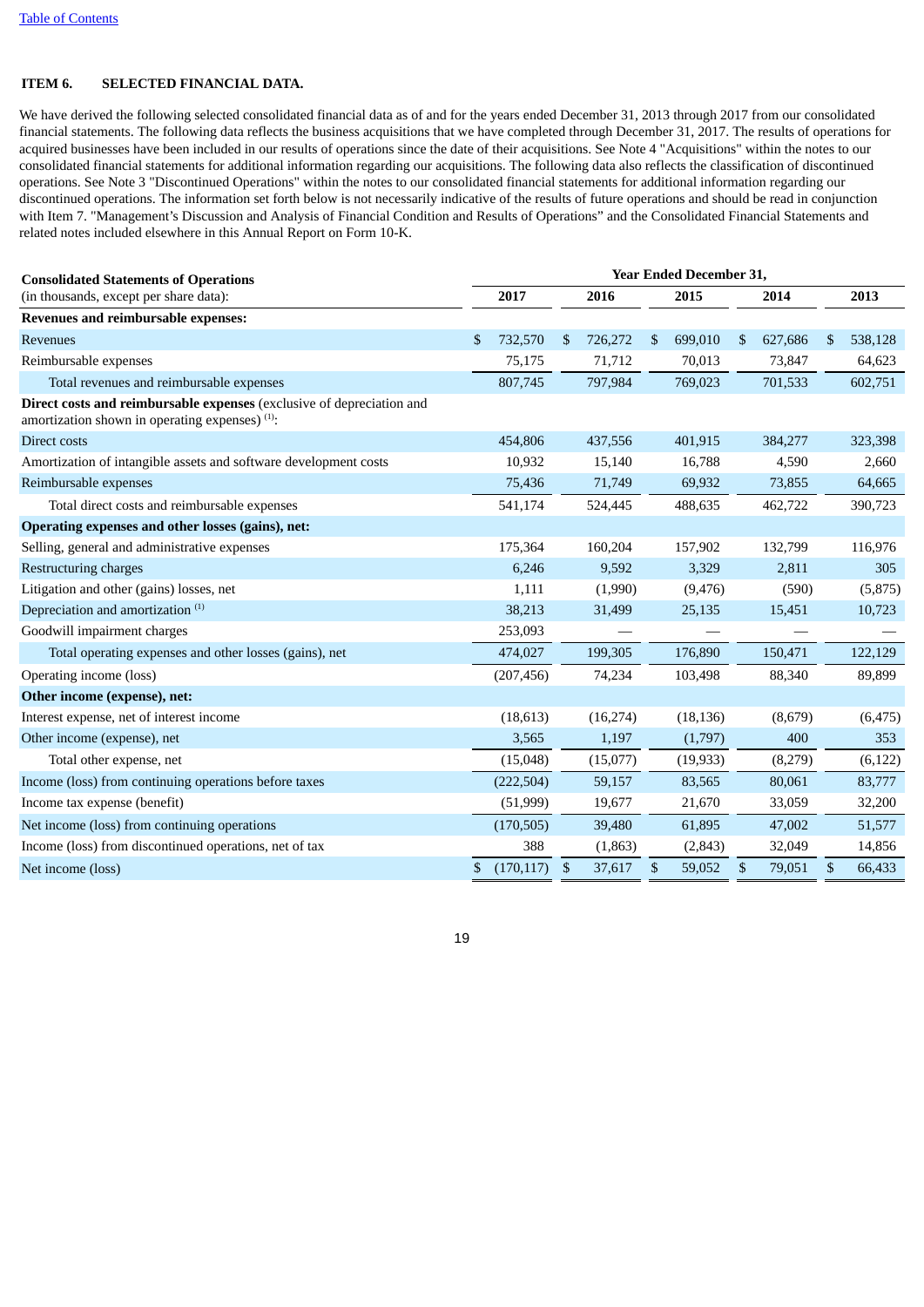## ITEM 6. SELECTED FINANCIAL DATA.

We have derived the following selected consolidated financial data as of and for the years ended December 31, 2013 through 2017 from our consolidated financial statements. The following data reflects the business acquisitions that we have completed through December 31, 2017. The results of operations for acquired businesses have been included in our results of operations since the date of their acquisitions. See Note 4 "Acquisitions" within the notes to our consolidated financial statements for additional information regarding our acquisitions. The following data also reflects the classification of discontinued operations. See Note 3 "Discontinued Operations" within the notes to our consolidated financial statements for additional information regarding our discontinued operations. The information set forth below is not necessarily indicative of the results of future operations and should be read in conjunction with Item 7. "Management's Discussion and Analysis of Financial Condition and Results of Operations" and the Consolidated Financial Statements and related notes included elsewhere in this Annual Report on Form 10-K.

| **Consolidated Statements of Operations** (in thousands, except per share data): | Year Ended December 31, | | | | |
|---|---|---|---|---|---|
| | **2017** | **2016** | **2015** | **2014** | **2013** |
| **Revenues and reimbursable expenses:** | | | | | |
| Revenues | $ 732,570 | $ 726,272 | $ 699,010 | $ 627,686 | $ 538,128 |
| Reimbursable expenses | 75,175 | 71,712 | 70,013 | 73,847 | 64,623 |
| Total revenues and reimbursable expenses | 807,745 | 797,984 | 769,023 | 701,533 | 602,751 |
| **Direct costs and reimbursable expenses** (exclusive of depreciation and amortization shown in operating expenses) [(1)]: | | | | | |
| Direct costs | 454,806 | 437,556 | 401,915 | 384,277 | 323,398 |
| Amortization of intangible assets and software development costs | 10,932 | 15,140 | 16,788 | 4,590 | 2,660 |
| Reimbursable expenses | 75,436 | 71,749 | 69,932 | 73,855 | 64,665 |
| Total direct costs and reimbursable expenses | 541,174 | 524,445 | 488,635 | 462,722 | 390,723 |
| **Operating expenses and other losses (gains), net:** | | | | | |
| Selling, general and administrative expenses | 175,364 | 160,204 | 157,902 | 132,799 | 116,976 |
| Restructuring charges | 6,246 | 9,592 | 3,329 | 2,811 | 305 |
| Litigation and other (gains) losses, net | 1,111 | (1,990) | (9,476) | (590) | (5,875) |
| Depreciation and amortization [(1)] | 38,213 | 31,499 | 25,135 | 15,451 | 10,723 |
| Goodwill impairment charges | 253,093 | — | — | — | — |
| Total operating expenses and other losses (gains), net | 474,027 | 199,305 | 176,890 | 150,471 | 122,129 |
| Operating income (loss) | (207,456) | 74,234 | 103,498 | 88,340 | 89,899 |
| **Other income (expense), net:** | | | | | |
| Interest expense, net of interest income | (18,613) | (16,274) | (18,136) | (8,679) | (6,475) |
| Other income (expense), net | 3,565 | 1,197 | (1,797) | 400 | 353 |
| Total other expense, net | (15,048) | (15,077) | (19,933) | (8,279) | (6,122) |
| Income (loss) from continuing operations before taxes | (222,504) | 59,157 | 83,565 | 80,061 | 83,777 |
| Income tax expense (benefit) | (51,999) | 19,677 | 21,670 | 33,059 | 32,200 |
| Net income (loss) from continuing operations | (170,505) | 39,480 | 61,895 | 47,002 | 51,577 |
| Income (loss) from discontinued operations, net of tax | 388 | (1,863) | (2,843) | 32,049 | 14,856 |
| Net income (loss) | $ (170,117) | $ 37,617 | $ 59,052 | $ 79,051 | $ 66,433 |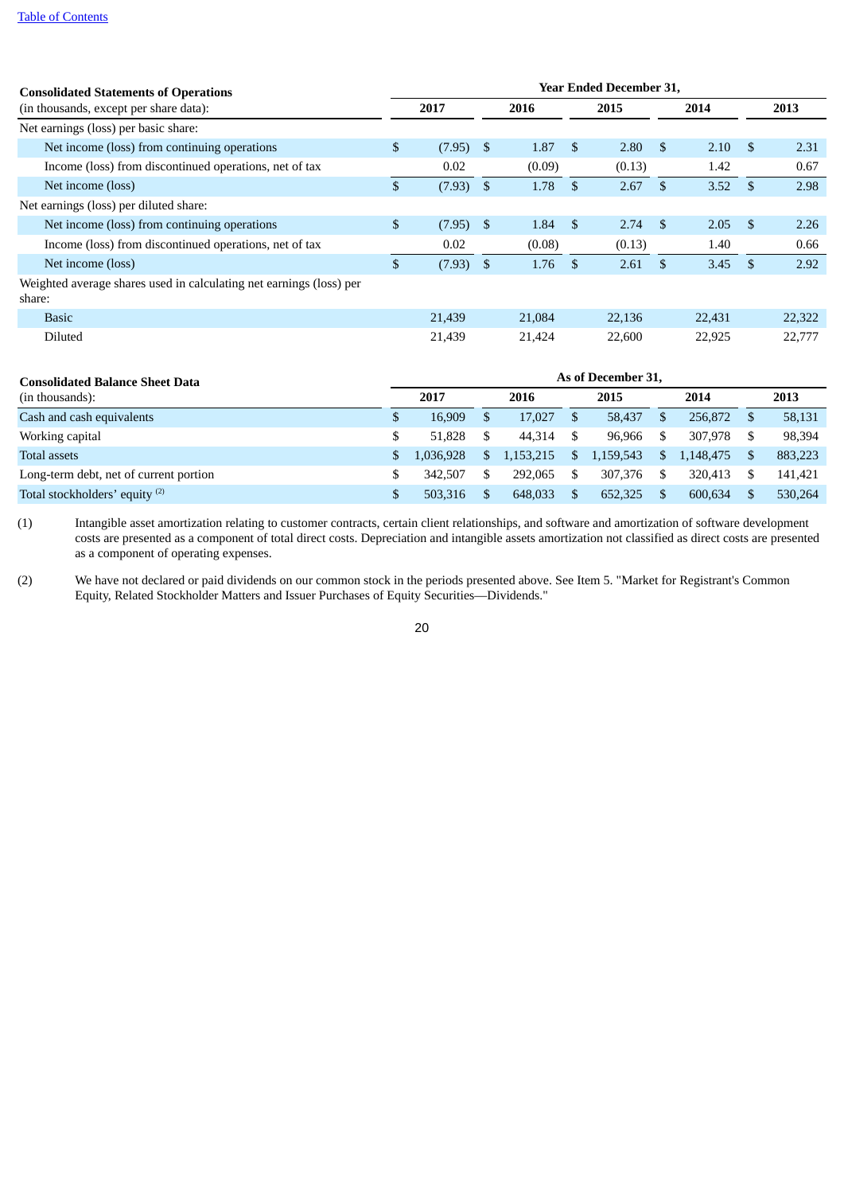Table of Contents

| Consolidated Statements of Operations (in thousands, except per share data): | Year Ended December 31, | | | | |
|---|---|---|---|---|---|
| | 2017 | 2016 | 2015 | 2014 | 2013 |
| Net earnings (loss) per basic share: | | | | | |
| Net income (loss) from continuing operations | $ (7.95) | $ 1.87 | $ 2.80 | $ 2.10 | $ 2.31 |
| Income (loss) from discontinued operations, net of tax | 0.02 | (0.09) | (0.13) | 1.42 | 0.67 |
| Net income (loss) | $ (7.93) | $ 1.78 | $ 2.67 | $ 3.52 | $ 2.98 |
| Net earnings (loss) per diluted share: | | | | | |
| Net income (loss) from continuing operations | $ (7.95) | $ 1.84 | $ 2.74 | $ 2.05 | $ 2.26 |
| Income (loss) from discontinued operations, net of tax | 0.02 | (0.08) | (0.13) | 1.40 | 0.66 |
| Net income (loss) | $ (7.93) | $ 1.76 | $ 2.61 | $ 3.45 | $ 2.92 |
| Weighted average shares used in calculating net earnings (loss) per share: | | | | | |
| Basic | 21,439 | 21,084 | 22,136 | 22,431 | 22,322 |
| Diluted | 21,439 | 21,424 | 22,600 | 22,925 | 22,777 |

| Consolidated Balance Sheet Data (in thousands): | As of December 31, | | | | |
|---|---|---|---|---|---|
| | 2017 | 2016 | 2015 | 2014 | 2013 |
| Cash and cash equivalents | $ 16,909 | $ 17,027 | $ 58,437 | $ 256,872 | $ 58,131 |
| Working capital | $ 51,828 | $ 44,314 | $ 96,966 | $ 307,978 | $ 98,394 |
| Total assets | $ 1,036,928 | $ 1,153,215 | $ 1,159,543 | $ 1,148,475 | $ 883,223 |
| Long-term debt, net of current portion | $ 342,507 | $ 292,065 | $ 307,376 | $ 320,413 | $ 141,421 |
| Total stockholders' equity [(2)] | $ 503,316 | $ 648,033 | $ 652,325 | $ 600,634 | $ 530,264 |

(1) Intangible asset amortization relating to customer contracts, certain client relationships, and software and amortization of software development costs are presented as a component of total direct costs. Depreciation and intangible assets amortization not classified as direct costs are presented as a component of operating expenses.

(2) We have not declared or paid dividends on our common stock in the periods presented above. See Item 5. "Market for Registrant's Common Equity, Related Stockholder Matters and Issuer Purchases of Equity Securities—Dividends."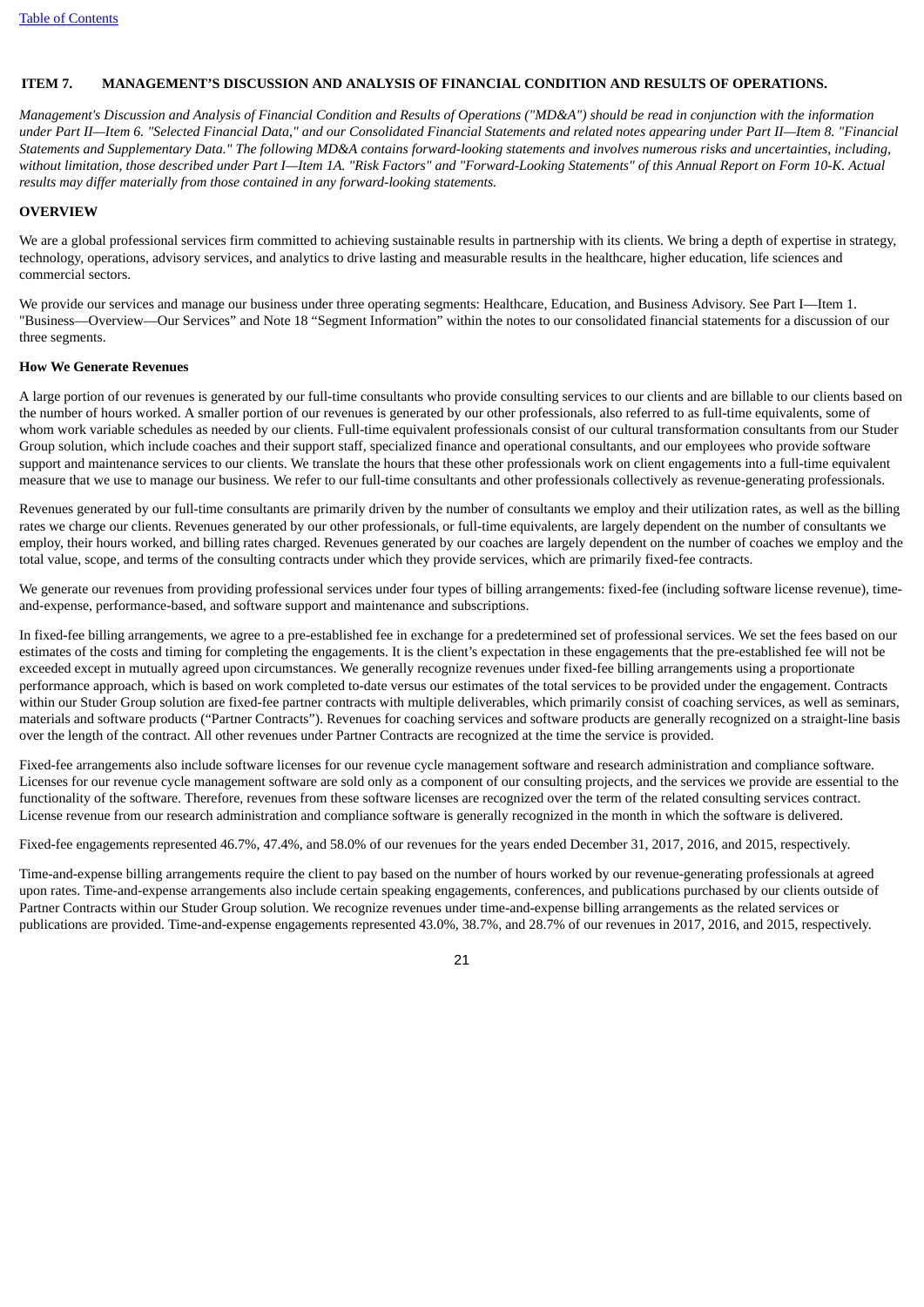## ITEM 7. MANAGEMENT'S DISCUSSION AND ANALYSIS OF FINANCIAL CONDITION AND RESULTS OF OPERATIONS.

*Management's Discussion and Analysis of Financial Condition and Results of Operations ("MD&A") should be read in conjunction with the information under Part II—Item 6. "Selected Financial Data," and our Consolidated Financial Statements and related notes appearing under Part II—Item 8. "Financial Statements and Supplementary Data." The following MD&A contains forward-looking statements and involves numerous risks and uncertainties, including, without limitation, those described under Part I—Item 1A. "Risk Factors" and "Forward-Looking Statements" of this Annual Report on Form 10-K. Actual results may differ materially from those contained in any forward-looking statements.*

### OVERVIEW

We are a global professional services firm committed to achieving sustainable results in partnership with its clients. We bring a depth of expertise in strategy, technology, operations, advisory services, and analytics to drive lasting and measurable results in the healthcare, higher education, life sciences and commercial sectors.

We provide our services and manage our business under three operating segments: Healthcare, Education, and Business Advisory. See Part I—Item 1. "Business—Overview—Our Services" and Note 18 "Segment Information" within the notes to our consolidated financial statements for a discussion of our three segments.

#### How We Generate Revenues

A large portion of our revenues is generated by our full-time consultants who provide consulting services to our clients and are billable to our clients based on the number of hours worked. A smaller portion of our revenues is generated by our other professionals, also referred to as full-time equivalents, some of whom work variable schedules as needed by our clients. Full-time equivalent professionals consist of our cultural transformation consultants from our Studer Group solution, which include coaches and their support staff, specialized finance and operational consultants, and our employees who provide software support and maintenance services to our clients. We translate the hours that these other professionals work on client engagements into a full-time equivalent measure that we use to manage our business. We refer to our full-time consultants and other professionals collectively as revenue-generating professionals.

Revenues generated by our full-time consultants are primarily driven by the number of consultants we employ and their utilization rates, as well as the billing rates we charge our clients. Revenues generated by our other professionals, or full-time equivalents, are largely dependent on the number of consultants we employ, their hours worked, and billing rates charged. Revenues generated by our coaches are largely dependent on the number of coaches we employ and the total value, scope, and terms of the consulting contracts under which they provide services, which are primarily fixed-fee contracts.

We generate our revenues from providing professional services under four types of billing arrangements: fixed-fee (including software license revenue), time-and-expense, performance-based, and software support and maintenance and subscriptions.

In fixed-fee billing arrangements, we agree to a pre-established fee in exchange for a predetermined set of professional services. We set the fees based on our estimates of the costs and timing for completing the engagements. It is the client's expectation in these engagements that the pre-established fee will not be exceeded except in mutually agreed upon circumstances. We generally recognize revenues under fixed-fee billing arrangements using a proportionate performance approach, which is based on work completed to-date versus our estimates of the total services to be provided under the engagement. Contracts within our Studer Group solution are fixed-fee partner contracts with multiple deliverables, which primarily consist of coaching services, as well as seminars, materials and software products ("Partner Contracts"). Revenues for coaching services and software products are generally recognized on a straight-line basis over the length of the contract. All other revenues under Partner Contracts are recognized at the time the service is provided.

Fixed-fee arrangements also include software licenses for our revenue cycle management software and research administration and compliance software. Licenses for our revenue cycle management software are sold only as a component of our consulting projects, and the services we provide are essential to the functionality of the software. Therefore, revenues from these software licenses are recognized over the term of the related consulting services contract. License revenue from our research administration and compliance software is generally recognized in the month in which the software is delivered.

Fixed-fee engagements represented 46.7%, 47.4%, and 58.0% of our revenues for the years ended December 31, 2017, 2016, and 2015, respectively.

Time-and-expense billing arrangements require the client to pay based on the number of hours worked by our revenue-generating professionals at agreed upon rates. Time-and-expense arrangements also include certain speaking engagements, conferences, and publications purchased by our clients outside of Partner Contracts within our Studer Group solution. We recognize revenues under time-and-expense billing arrangements as the related services or publications are provided. Time-and-expense engagements represented 43.0%, 38.7%, and 28.7% of our revenues in 2017, 2016, and 2015, respectively.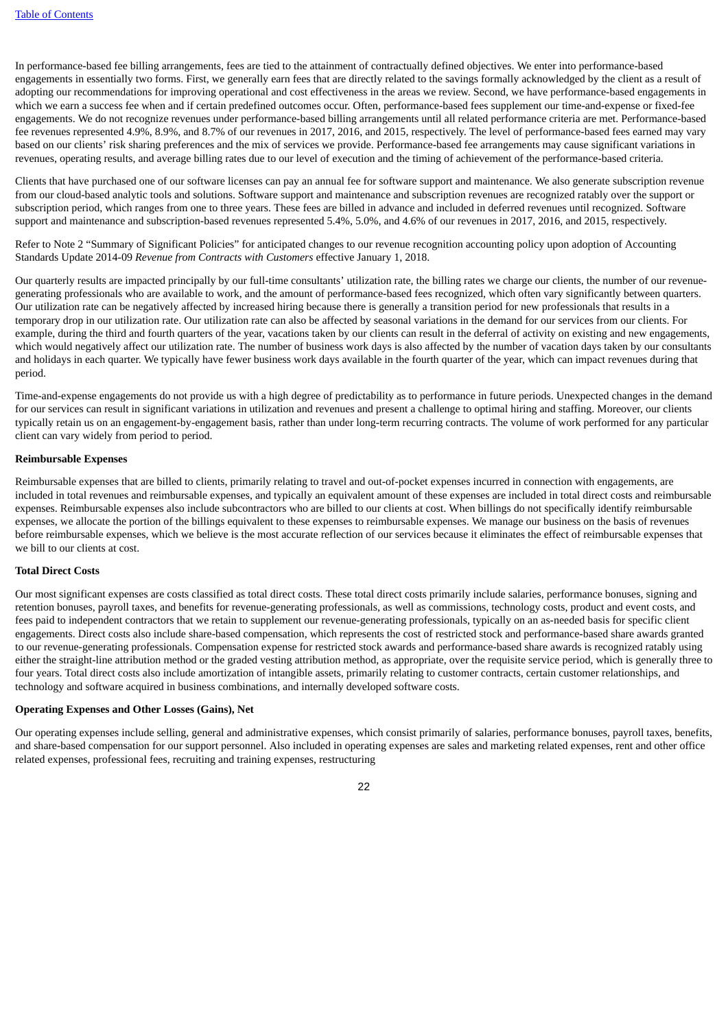In performance-based fee billing arrangements, fees are tied to the attainment of contractually defined objectives. We enter into performance-based engagements in essentially two forms. First, we generally earn fees that are directly related to the savings formally acknowledged by the client as a result of adopting our recommendations for improving operational and cost effectiveness in the areas we review. Second, we have performance-based engagements in which we earn a success fee when and if certain predefined outcomes occur. Often, performance-based fees supplement our time-and-expense or fixed-fee engagements. We do not recognize revenues under performance-based billing arrangements until all related performance criteria are met. Performance-based fee revenues represented 4.9%, 8.9%, and 8.7% of our revenues in 2017, 2016, and 2015, respectively. The level of performance-based fees earned may vary based on our clients' risk sharing preferences and the mix of services we provide. Performance-based fee arrangements may cause significant variations in revenues, operating results, and average billing rates due to our level of execution and the timing of achievement of the performance-based criteria.

Clients that have purchased one of our software licenses can pay an annual fee for software support and maintenance. We also generate subscription revenue from our cloud-based analytic tools and solutions. Software support and maintenance and subscription revenues are recognized ratably over the support or subscription period, which ranges from one to three years. These fees are billed in advance and included in deferred revenues until recognized. Software support and maintenance and subscription-based revenues represented 5.4%, 5.0%, and 4.6% of our revenues in 2017, 2016, and 2015, respectively.

Refer to Note 2 "Summary of Significant Policies" for anticipated changes to our revenue recognition accounting policy upon adoption of Accounting Standards Update 2014-09 *Revenue from Contracts with Customers* effective January 1, 2018.

Our quarterly results are impacted principally by our full-time consultants' utilization rate, the billing rates we charge our clients, the number of our revenue-generating professionals who are available to work, and the amount of performance-based fees recognized, which often vary significantly between quarters. Our utilization rate can be negatively affected by increased hiring because there is generally a transition period for new professionals that results in a temporary drop in our utilization rate. Our utilization rate can also be affected by seasonal variations in the demand for our services from our clients. For example, during the third and fourth quarters of the year, vacations taken by our clients can result in the deferral of activity on existing and new engagements, which would negatively affect our utilization rate. The number of business work days is also affected by the number of vacation days taken by our consultants and holidays in each quarter. We typically have fewer business work days available in the fourth quarter of the year, which can impact revenues during that period.

Time-and-expense engagements do not provide us with a high degree of predictability as to performance in future periods. Unexpected changes in the demand for our services can result in significant variations in utilization and revenues and present a challenge to optimal hiring and staffing. Moreover, our clients typically retain us on an engagement-by-engagement basis, rather than under long-term recurring contracts. The volume of work performed for any particular client can vary widely from period to period.

**Reimbursable Expenses**

Reimbursable expenses that are billed to clients, primarily relating to travel and out-of-pocket expenses incurred in connection with engagements, are included in total revenues and reimbursable expenses, and typically an equivalent amount of these expenses are included in total direct costs and reimbursable expenses. Reimbursable expenses also include subcontractors who are billed to our clients at cost. When billings do not specifically identify reimbursable expenses, we allocate the portion of the billings equivalent to these expenses to reimbursable expenses. We manage our business on the basis of revenues before reimbursable expenses, which we believe is the most accurate reflection of our services because it eliminates the effect of reimbursable expenses that we bill to our clients at cost.

**Total Direct Costs**

Our most significant expenses are costs classified as total direct costs. These total direct costs primarily include salaries, performance bonuses, signing and retention bonuses, payroll taxes, and benefits for revenue-generating professionals, as well as commissions, technology costs, product and event costs, and fees paid to independent contractors that we retain to supplement our revenue-generating professionals, typically on an as-needed basis for specific client engagements. Direct costs also include share-based compensation, which represents the cost of restricted stock and performance-based share awards granted to our revenue-generating professionals. Compensation expense for restricted stock awards and performance-based share awards is recognized ratably using either the straight-line attribution method or the graded vesting attribution method, as appropriate, over the requisite service period, which is generally three to four years. Total direct costs also include amortization of intangible assets, primarily relating to customer contracts, certain customer relationships, and technology and software acquired in business combinations, and internally developed software costs.

**Operating Expenses and Other Losses (Gains), Net**

Our operating expenses include selling, general and administrative expenses, which consist primarily of salaries, performance bonuses, payroll taxes, benefits, and share-based compensation for our support personnel. Also included in operating expenses are sales and marketing related expenses, rent and other office related expenses, professional fees, recruiting and training expenses, restructuring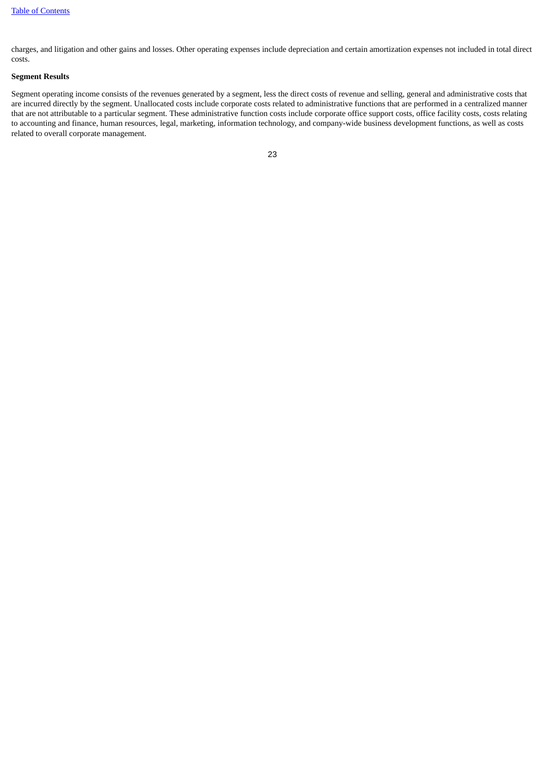charges, and litigation and other gains and losses. Other operating expenses include depreciation and certain amortization expenses not included in total direct costs.

**Segment Results**

Segment operating income consists of the revenues generated by a segment, less the direct costs of revenue and selling, general and administrative costs that are incurred directly by the segment. Unallocated costs include corporate costs related to administrative functions that are performed in a centralized manner that are not attributable to a particular segment. These administrative function costs include corporate office support costs, office facility costs, costs relating to accounting and finance, human resources, legal, marketing, information technology, and company-wide business development functions, as well as costs related to overall corporate management.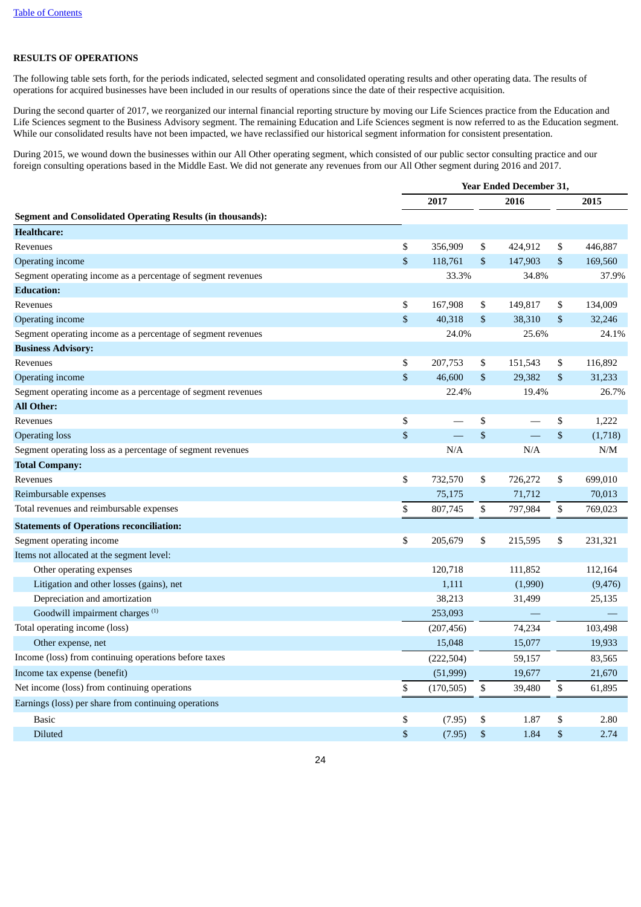## RESULTS OF OPERATIONS

The following table sets forth, for the periods indicated, selected segment and consolidated operating results and other operating data. The results of operations for acquired businesses have been included in our results of operations since the date of their respective acquisition.

During the second quarter of 2017, we reorganized our internal financial reporting structure by moving our Life Sciences practice from the Education and Life Sciences segment to the Business Advisory segment. The remaining Education and Life Sciences segment is now referred to as the Education segment. While our consolidated results have not been impacted, we have reclassified our historical segment information for consistent presentation.

During 2015, we wound down the businesses within our All Other operating segment, which consisted of our public sector consulting practice and our foreign consulting operations based in the Middle East. We did not generate any revenues from our All Other segment during 2016 and 2017.

| | Year Ended December 31, | | |
|---|---|---|---|
| | 2017 | 2016 | 2015 |
| **Segment and Consolidated Operating Results (in thousands):** | | | |
| **Healthcare:** | | | |
| Revenues | $ 356,909 | $ 424,912 | $ 446,887 |
| Operating income | $ 118,761 | $ 147,903 | $ 169,560 |
| Segment operating income as a percentage of segment revenues | 33.3% | 34.8% | 37.9% |
| **Education:** | | | |
| Revenues | $ 167,908 | $ 149,817 | $ 134,009 |
| Operating income | $ 40,318 | $ 38,310 | $ 32,246 |
| Segment operating income as a percentage of segment revenues | 24.0% | 25.6% | 24.1% |
| **Business Advisory:** | | | |
| Revenues | $ 207,753 | $ 151,543 | $ 116,892 |
| Operating income | $ 46,600 | $ 29,382 | $ 31,233 |
| Segment operating income as a percentage of segment revenues | 22.4% | 19.4% | 26.7% |
| **All Other:** | | | |
| Revenues | $ — | $ — | $ 1,222 |
| Operating loss | $ — | $ — | $ (1,718) |
| Segment operating loss as a percentage of segment revenues | N/A | N/A | N/M |
| **Total Company:** | | | |
| Revenues | $ 732,570 | $ 726,272 | $ 699,010 |
| Reimbursable expenses | 75,175 | 71,712 | 70,013 |
| Total revenues and reimbursable expenses | $ 807,745 | $ 797,984 | $ 769,023 |
| **Statements of Operations reconciliation:** | | | |
| Segment operating income | $ 205,679 | $ 215,595 | $ 231,321 |
| Items not allocated at the segment level: | | | |
| Other operating expenses | 120,718 | 111,852 | 112,164 |
| Litigation and other losses (gains), net | 1,111 | (1,990) | (9,476) |
| Depreciation and amortization | 38,213 | 31,499 | 25,135 |
| Goodwill impairment charges [(1)] | 253,093 | — | — |
| Total operating income (loss) | (207,456) | 74,234 | 103,498 |
| Other expense, net | 15,048 | 15,077 | 19,933 |
| Income (loss) from continuing operations before taxes | (222,504) | 59,157 | 83,565 |
| Income tax expense (benefit) | (51,999) | 19,677 | 21,670 |
| Net income (loss) from continuing operations | $ (170,505) | $ 39,480 | $ 61,895 |
| Earnings (loss) per share from continuing operations | | | |
| Basic | $ (7.95) | $ 1.87 | $ 2.80 |
| Diluted | $ (7.95) | $ 1.84 | $ 2.74 |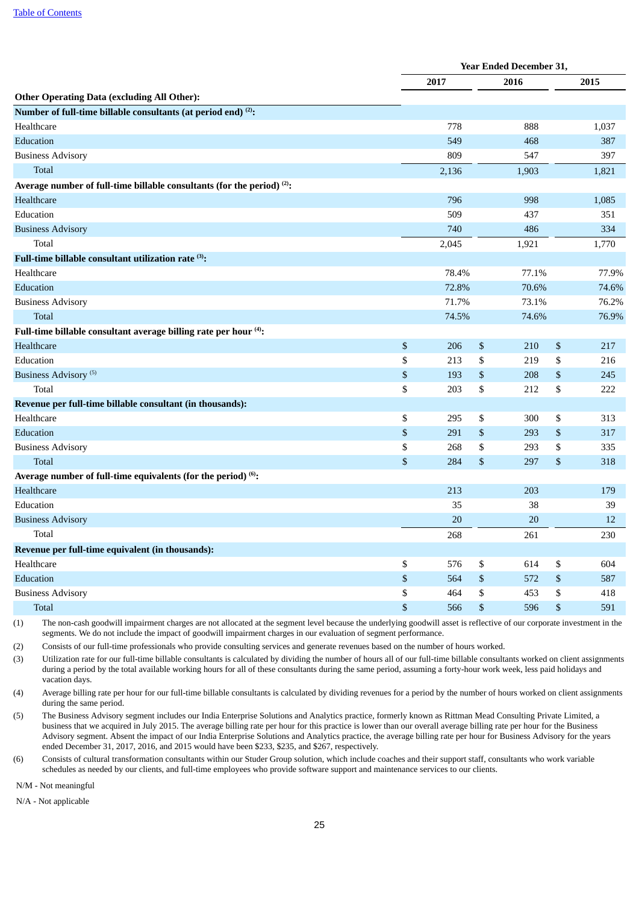| | Year Ended December 31, | | |
|---|---|---|---|
| | 2017 | 2016 | 2015 |
| **Other Operating Data (excluding All Other):** | | | |
| **Number of full-time billable consultants (at period end) [2]:** | | | |
| Healthcare | 778 | 888 | 1,037 |
| Education | 549 | 468 | 387 |
| Business Advisory | 809 | 547 | 397 |
| Total | 2,136 | 1,903 | 1,821 |
| **Average number of full-time billable consultants (for the period) [2]:** | | | |
| Healthcare | 796 | 998 | 1,085 |
| Education | 509 | 437 | 351 |
| Business Advisory | 740 | 486 | 334 |
| Total | 2,045 | 1,921 | 1,770 |
| **Full-time billable consultant utilization rate [3]:** | | | |
| Healthcare | 78.4% | 77.1% | 77.9% |
| Education | 72.8% | 70.6% | 74.6% |
| Business Advisory | 71.7% | 73.1% | 76.2% |
| Total | 74.5% | 74.6% | 76.9% |
| **Full-time billable consultant average billing rate per hour [4]:** | | | |
| Healthcare | $ 206 | $ 210 | $ 217 |
| Education | $ 213 | $ 219 | $ 216 |
| Business Advisory [5] | $ 193 | $ 208 | $ 245 |
| Total | $ 203 | $ 212 | $ 222 |
| **Revenue per full-time billable consultant (in thousands):** | | | |
| Healthcare | $ 295 | $ 300 | $ 313 |
| Education | $ 291 | $ 293 | $ 317 |
| Business Advisory | $ 268 | $ 293 | $ 335 |
| Total | $ 284 | $ 297 | $ 318 |
| **Average number of full-time equivalents (for the period) [6]:** | | | |
| Healthcare | 213 | 203 | 179 |
| Education | 35 | 38 | 39 |
| Business Advisory | 20 | 20 | 12 |
| Total | 268 | 261 | 230 |
| **Revenue per full-time equivalent (in thousands):** | | | |
| Healthcare | $ 576 | $ 614 | $ 604 |
| Education | $ 564 | $ 572 | $ 587 |
| Business Advisory | $ 464 | $ 453 | $ 418 |
| Total | $ 566 | $ 596 | $ 591 |

(1) The non-cash goodwill impairment charges are not allocated at the segment level because the underlying goodwill asset is reflective of our corporate investment in the segments. We do not include the impact of goodwill impairment charges in our evaluation of segment performance.

(2) Consists of our full-time professionals who provide consulting services and generate revenues based on the number of hours worked.

(3) Utilization rate for our full-time billable consultants is calculated by dividing the number of hours all of our full-time billable consultants worked on client assignments during a period by the total available working hours for all of these consultants during the same period, assuming a forty-hour work week, less paid holidays and vacation days.

(4) Average billing rate per hour for our full-time billable consultants is calculated by dividing revenues for a period by the number of hours worked on client assignments during the same period.

(5) The Business Advisory segment includes our India Enterprise Solutions and Analytics practice, formerly known as Rittman Mead Consulting Private Limited, a business that we acquired in July 2015. The average billing rate per hour for this practice is lower than our overall average billing rate per hour for the Business Advisory segment. Absent the impact of our India Enterprise Solutions and Analytics practice, the average billing rate per hour for Business Advisory for the years ended December 31, 2017, 2016, and 2015 would have been $233, $235, and $267, respectively.

(6) Consists of cultural transformation consultants within our Studer Group solution, which include coaches and their support staff, consultants who work variable schedules as needed by our clients, and full-time employees who provide software support and maintenance services to our clients.

N/M - Not meaningful

N/A - Not applicable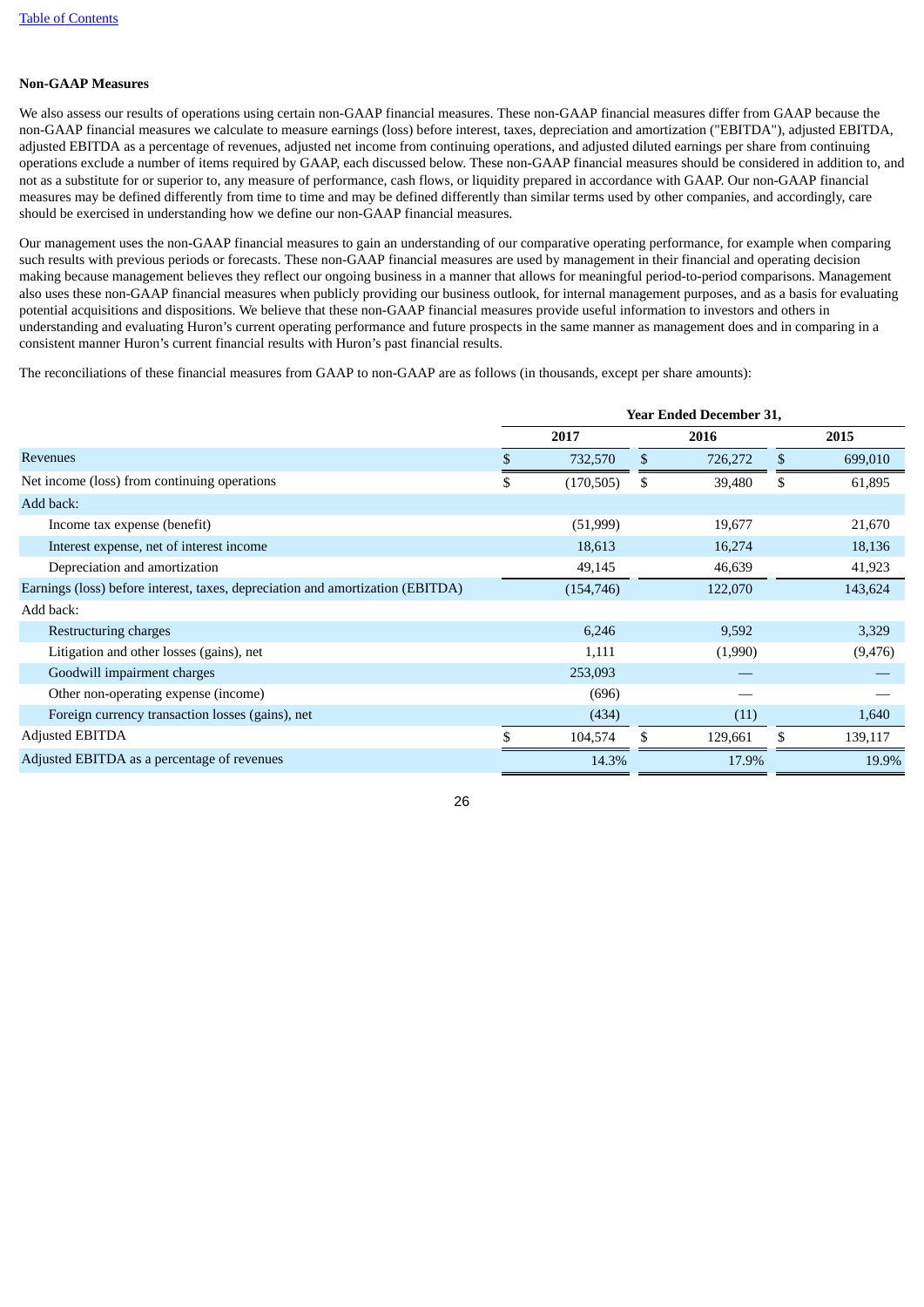### Non-GAAP Measures

We also assess our results of operations using certain non-GAAP financial measures. These non-GAAP financial measures differ from GAAP because the non-GAAP financial measures we calculate to measure earnings (loss) before interest, taxes, depreciation and amortization ("EBITDA"), adjusted EBITDA, adjusted EBITDA as a percentage of revenues, adjusted net income from continuing operations, and adjusted diluted earnings per share from continuing operations exclude a number of items required by GAAP, each discussed below. These non-GAAP financial measures should be considered in addition to, and not as a substitute for or superior to, any measure of performance, cash flows, or liquidity prepared in accordance with GAAP. Our non-GAAP financial measures may be defined differently from time to time and may be defined differently than similar terms used by other companies, and accordingly, care should be exercised in understanding how we define our non-GAAP financial measures.

Our management uses the non-GAAP financial measures to gain an understanding of our comparative operating performance, for example when comparing such results with previous periods or forecasts. These non-GAAP financial measures are used by management in their financial and operating decision making because management believes they reflect our ongoing business in a manner that allows for meaningful period-to-period comparisons. Management also uses these non-GAAP financial measures when publicly providing our business outlook, for internal management purposes, and as a basis for evaluating potential acquisitions and dispositions. We believe that these non-GAAP financial measures provide useful information to investors and others in understanding and evaluating Huron's current operating performance and future prospects in the same manner as management does and in comparing in a consistent manner Huron's current financial results with Huron's past financial results.

The reconciliations of these financial measures from GAAP to non-GAAP are as follows (in thousands, except per share amounts):

| | Year Ended December 31, | | |
|---|---|---|---|
| | 2017 | 2016 | 2015 |
| Revenues | $ 732,570 | $ 726,272 | $ 699,010 |
| Net income (loss) from continuing operations | $ (170,505) | $ 39,480 | $ 61,895 |
| Add back: | | | |
| Income tax expense (benefit) | (51,999) | 19,677 | 21,670 |
| Interest expense, net of interest income | 18,613 | 16,274 | 18,136 |
| Depreciation and amortization | 49,145 | 46,639 | 41,923 |
| Earnings (loss) before interest, taxes, depreciation and amortization (EBITDA) | (154,746) | 122,070 | 143,624 |
| Add back: | | | |
| Restructuring charges | 6,246 | 9,592 | 3,329 |
| Litigation and other losses (gains), net | 1,111 | (1,990) | (9,476) |
| Goodwill impairment charges | 253,093 | — | — |
| Other non-operating expense (income) | (696) | — | — |
| Foreign currency transaction losses (gains), net | (434) | (11) | 1,640 |
| Adjusted EBITDA | $ 104,574 | $ 129,661 | $ 139,117 |
| Adjusted EBITDA as a percentage of revenues | 14.3% | 17.9% | 19.9% |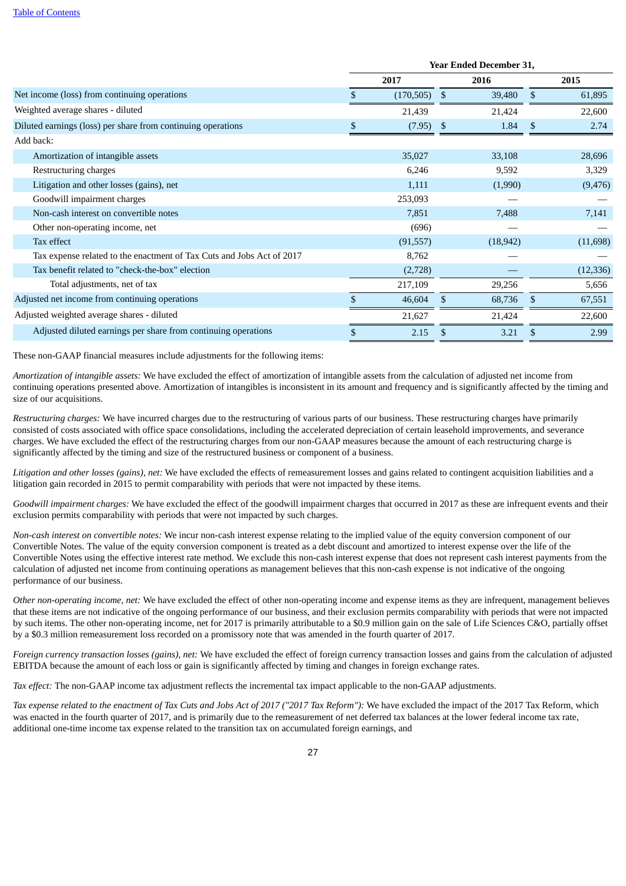| | Year Ended December 31, | | |
|---|---|---|---|
| | 2017 | 2016 | 2015 |
| Net income (loss) from continuing operations | $ (170,505) | $ 39,480 | $ 61,895 |
| Weighted average shares - diluted | 21,439 | 21,424 | 22,600 |
| Diluted earnings (loss) per share from continuing operations | $ (7.95) | $ 1.84 | $ 2.74 |
| Add back: | | | |
| Amortization of intangible assets | 35,027 | 33,108 | 28,696 |
| Restructuring charges | 6,246 | 9,592 | 3,329 |
| Litigation and other losses (gains), net | 1,111 | (1,990) | (9,476) |
| Goodwill impairment charges | 253,093 | — | — |
| Non-cash interest on convertible notes | 7,851 | 7,488 | 7,141 |
| Other non-operating income, net | (696) | — | — |
| Tax effect | (91,557) | (18,942) | (11,698) |
| Tax expense related to the enactment of Tax Cuts and Jobs Act of 2017 | 8,762 | — | — |
| Tax benefit related to "check-the-box" election | (2,728) | — | (12,336) |
| Total adjustments, net of tax | 217,109 | 29,256 | 5,656 |
| Adjusted net income from continuing operations | $ 46,604 | $ 68,736 | $ 67,551 |
| Adjusted weighted average shares - diluted | 21,627 | 21,424 | 22,600 |
| Adjusted diluted earnings per share from continuing operations | $ 2.15 | $ 3.21 | $ 2.99 |

These non-GAAP financial measures include adjustments for the following items:

*Amortization of intangible assets:* We have excluded the effect of amortization of intangible assets from the calculation of adjusted net income from continuing operations presented above. Amortization of intangibles is inconsistent in its amount and frequency and is significantly affected by the timing and size of our acquisitions.

*Restructuring charges:* We have incurred charges due to the restructuring of various parts of our business. These restructuring charges have primarily consisted of costs associated with office space consolidations, including the accelerated depreciation of certain leasehold improvements, and severance charges. We have excluded the effect of the restructuring charges from our non-GAAP measures because the amount of each restructuring charge is significantly affected by the timing and size of the restructured business or component of a business.

*Litigation and other losses (gains), net:* We have excluded the effects of remeasurement losses and gains related to contingent acquisition liabilities and a litigation gain recorded in 2015 to permit comparability with periods that were not impacted by these items.

*Goodwill impairment charges:* We have excluded the effect of the goodwill impairment charges that occurred in 2017 as these are infrequent events and their exclusion permits comparability with periods that were not impacted by such charges.

*Non-cash interest on convertible notes:* We incur non-cash interest expense relating to the implied value of the equity conversion component of our Convertible Notes. The value of the equity conversion component is treated as a debt discount and amortized to interest expense over the life of the Convertible Notes using the effective interest rate method. We exclude this non-cash interest expense that does not represent cash interest payments from the calculation of adjusted net income from continuing operations as management believes that this non-cash expense is not indicative of the ongoing performance of our business.

*Other non-operating income, net:* We have excluded the effect of other non-operating income and expense items as they are infrequent, management believes that these items are not indicative of the ongoing performance of our business, and their exclusion permits comparability with periods that were not impacted by such items. The other non-operating income, net for 2017 is primarily attributable to a $0.9 million gain on the sale of Life Sciences C&O, partially offset by a $0.3 million remeasurement loss recorded on a promissory note that was amended in the fourth quarter of 2017.

*Foreign currency transaction losses (gains), net:* We have excluded the effect of foreign currency transaction losses and gains from the calculation of adjusted EBITDA because the amount of each loss or gain is significantly affected by timing and changes in foreign exchange rates.

*Tax effect:* The non-GAAP income tax adjustment reflects the incremental tax impact applicable to the non-GAAP adjustments.

*Tax expense related to the enactment of Tax Cuts and Jobs Act of 2017 ("2017 Tax Reform"):* We have excluded the impact of the 2017 Tax Reform, which was enacted in the fourth quarter of 2017, and is primarily due to the remeasurement of net deferred tax balances at the lower federal income tax rate, additional one-time income tax expense related to the transition tax on accumulated foreign earnings, and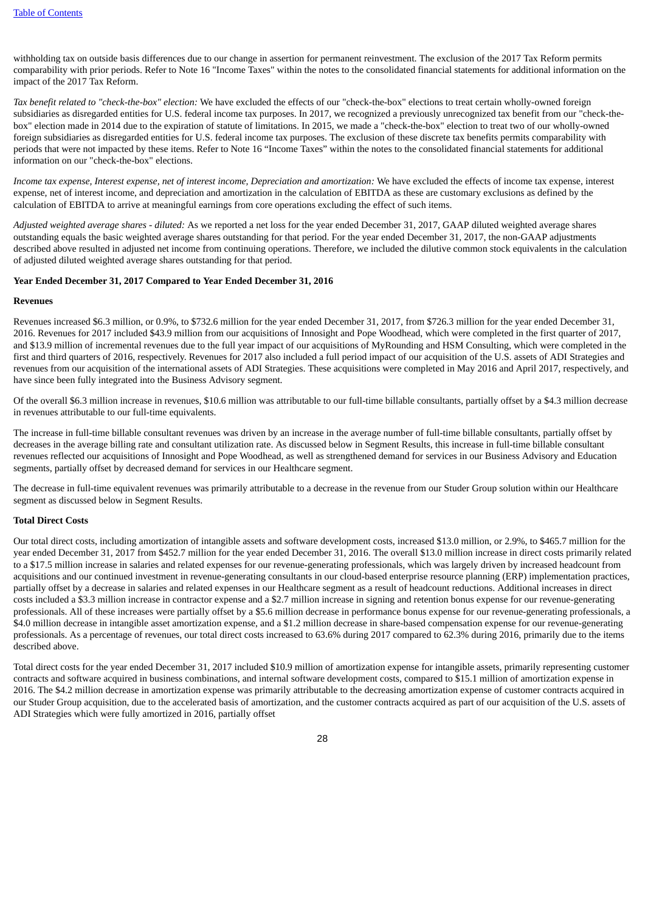withholding tax on outside basis differences due to our change in assertion for permanent reinvestment. The exclusion of the 2017 Tax Reform permits comparability with prior periods. Refer to Note 16 "Income Taxes" within the notes to the consolidated financial statements for additional information on the impact of the 2017 Tax Reform.

*Tax benefit related to "check-the-box" election:* We have excluded the effects of our "check-the-box" elections to treat certain wholly-owned foreign subsidiaries as disregarded entities for U.S. federal income tax purposes. In 2017, we recognized a previously unrecognized tax benefit from our "check-the-box" election made in 2014 due to the expiration of statute of limitations. In 2015, we made a "check-the-box" election to treat two of our wholly-owned foreign subsidiaries as disregarded entities for U.S. federal income tax purposes. The exclusion of these discrete tax benefits permits comparability with periods that were not impacted by these items. Refer to Note 16 "Income Taxes" within the notes to the consolidated financial statements for additional information on our "check-the-box" elections.

*Income tax expense, Interest expense, net of interest income, Depreciation and amortization:* We have excluded the effects of income tax expense, interest expense, net of interest income, and depreciation and amortization in the calculation of EBITDA as these are customary exclusions as defined by the calculation of EBITDA to arrive at meaningful earnings from core operations excluding the effect of such items.

*Adjusted weighted average shares - diluted:* As we reported a net loss for the year ended December 31, 2017, GAAP diluted weighted average shares outstanding equals the basic weighted average shares outstanding for that period. For the year ended December 31, 2017, the non-GAAP adjustments described above resulted in adjusted net income from continuing operations. Therefore, we included the dilutive common stock equivalents in the calculation of adjusted diluted weighted average shares outstanding for that period.

**Year Ended December 31, 2017 Compared to Year Ended December 31, 2016**

**Revenues**

Revenues increased $6.3 million, or 0.9%, to $732.6 million for the year ended December 31, 2017, from $726.3 million for the year ended December 31, 2016. Revenues for 2017 included $43.9 million from our acquisitions of Innosight and Pope Woodhead, which were completed in the first quarter of 2017, and $13.9 million of incremental revenues due to the full year impact of our acquisitions of MyRounding and HSM Consulting, which were completed in the first and third quarters of 2016, respectively. Revenues for 2017 also included a full period impact of our acquisition of the U.S. assets of ADI Strategies and revenues from our acquisition of the international assets of ADI Strategies. These acquisitions were completed in May 2016 and April 2017, respectively, and have since been fully integrated into the Business Advisory segment.

Of the overall $6.3 million increase in revenues, $10.6 million was attributable to our full-time billable consultants, partially offset by a $4.3 million decrease in revenues attributable to our full-time equivalents.

The increase in full-time billable consultant revenues was driven by an increase in the average number of full-time billable consultants, partially offset by decreases in the average billing rate and consultant utilization rate. As discussed below in Segment Results, this increase in full-time billable consultant revenues reflected our acquisitions of Innosight and Pope Woodhead, as well as strengthened demand for services in our Business Advisory and Education segments, partially offset by decreased demand for services in our Healthcare segment.

The decrease in full-time equivalent revenues was primarily attributable to a decrease in the revenue from our Studer Group solution within our Healthcare segment as discussed below in Segment Results.

**Total Direct Costs**

Our total direct costs, including amortization of intangible assets and software development costs, increased $13.0 million, or 2.9%, to $465.7 million for the year ended December 31, 2017 from $452.7 million for the year ended December 31, 2016. The overall $13.0 million increase in direct costs primarily related to a $17.5 million increase in salaries and related expenses for our revenue-generating professionals, which was largely driven by increased headcount from acquisitions and our continued investment in revenue-generating consultants in our cloud-based enterprise resource planning (ERP) implementation practices, partially offset by a decrease in salaries and related expenses in our Healthcare segment as a result of headcount reductions. Additional increases in direct costs included a $3.3 million increase in contractor expense and a $2.7 million increase in signing and retention bonus expense for our revenue-generating professionals. All of these increases were partially offset by a $5.6 million decrease in performance bonus expense for our revenue-generating professionals, a $4.0 million decrease in intangible asset amortization expense, and a $1.2 million decrease in share-based compensation expense for our revenue-generating professionals. As a percentage of revenues, our total direct costs increased to 63.6% during 2017 compared to 62.3% during 2016, primarily due to the items described above.

Total direct costs for the year ended December 31, 2017 included $10.9 million of amortization expense for intangible assets, primarily representing customer contracts and software acquired in business combinations, and internal software development costs, compared to $15.1 million of amortization expense in 2016. The $4.2 million decrease in amortization expense was primarily attributable to the decreasing amortization expense of customer contracts acquired in our Studer Group acquisition, due to the accelerated basis of amortization, and the customer contracts acquired as part of our acquisition of the U.S. assets of ADI Strategies which were fully amortized in 2016, partially offset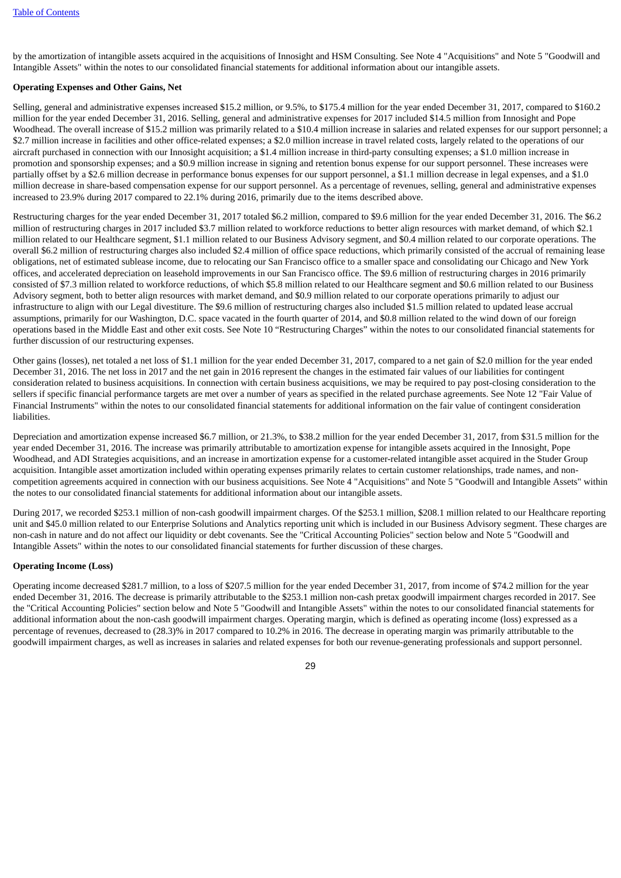by the amortization of intangible assets acquired in the acquisitions of Innosight and HSM Consulting. See Note 4 "Acquisitions" and Note 5 "Goodwill and Intangible Assets" within the notes to our consolidated financial statements for additional information about our intangible assets.

**Operating Expenses and Other Gains, Net**

Selling, general and administrative expenses increased $15.2 million, or 9.5%, to $175.4 million for the year ended December 31, 2017, compared to $160.2 million for the year ended December 31, 2016. Selling, general and administrative expenses for 2017 included $14.5 million from Innosight and Pope Woodhead. The overall increase of $15.2 million was primarily related to a $10.4 million increase in salaries and related expenses for our support personnel; a $2.7 million increase in facilities and other office-related expenses; a $2.0 million increase in travel related costs, largely related to the operations of our aircraft purchased in connection with our Innosight acquisition; a $1.4 million increase in third-party consulting expenses; a $1.0 million increase in promotion and sponsorship expenses; and a $0.9 million increase in signing and retention bonus expense for our support personnel. These increases were partially offset by a $2.6 million decrease in performance bonus expenses for our support personnel, a $1.1 million decrease in legal expenses, and a $1.0 million decrease in share-based compensation expense for our support personnel. As a percentage of revenues, selling, general and administrative expenses increased to 23.9% during 2017 compared to 22.1% during 2016, primarily due to the items described above.

Restructuring charges for the year ended December 31, 2017 totaled $6.2 million, compared to $9.6 million for the year ended December 31, 2016. The $6.2 million of restructuring charges in 2017 included $3.7 million related to workforce reductions to better align resources with market demand, of which $2.1 million related to our Healthcare segment, $1.1 million related to our Business Advisory segment, and $0.4 million related to our corporate operations. The overall $6.2 million of restructuring charges also included $2.4 million of office space reductions, which primarily consisted of the accrual of remaining lease obligations, net of estimated sublease income, due to relocating our San Francisco office to a smaller space and consolidating our Chicago and New York offices, and accelerated depreciation on leasehold improvements in our San Francisco office. The $9.6 million of restructuring charges in 2016 primarily consisted of $7.3 million related to workforce reductions, of which $5.8 million related to our Healthcare segment and $0.6 million related to our Business Advisory segment, both to better align resources with market demand, and $0.9 million related to our corporate operations primarily to adjust our infrastructure to align with our Legal divestiture. The $9.6 million of restructuring charges also included $1.5 million related to updated lease accrual assumptions, primarily for our Washington, D.C. space vacated in the fourth quarter of 2014, and $0.8 million related to the wind down of our foreign operations based in the Middle East and other exit costs. See Note 10 "Restructuring Charges" within the notes to our consolidated financial statements for further discussion of our restructuring expenses.

Other gains (losses), net totaled a net loss of $1.1 million for the year ended December 31, 2017, compared to a net gain of $2.0 million for the year ended December 31, 2016. The net loss in 2017 and the net gain in 2016 represent the changes in the estimated fair values of our liabilities for contingent consideration related to business acquisitions. In connection with certain business acquisitions, we may be required to pay post-closing consideration to the sellers if specific financial performance targets are met over a number of years as specified in the related purchase agreements. See Note 12 "Fair Value of Financial Instruments" within the notes to our consolidated financial statements for additional information on the fair value of contingent consideration liabilities.

Depreciation and amortization expense increased $6.7 million, or 21.3%, to $38.2 million for the year ended December 31, 2017, from $31.5 million for the year ended December 31, 2016. The increase was primarily attributable to amortization expense for intangible assets acquired in the Innosight, Pope Woodhead, and ADI Strategies acquisitions, and an increase in amortization expense for a customer-related intangible asset acquired in the Studer Group acquisition. Intangible asset amortization included within operating expenses primarily relates to certain customer relationships, trade names, and non-competition agreements acquired in connection with our business acquisitions. See Note 4 "Acquisitions" and Note 5 "Goodwill and Intangible Assets" within the notes to our consolidated financial statements for additional information about our intangible assets.

During 2017, we recorded $253.1 million of non-cash goodwill impairment charges. Of the $253.1 million, $208.1 million related to our Healthcare reporting unit and $45.0 million related to our Enterprise Solutions and Analytics reporting unit which is included in our Business Advisory segment. These charges are non-cash in nature and do not affect our liquidity or debt covenants. See the "Critical Accounting Policies" section below and Note 5 "Goodwill and Intangible Assets" within the notes to our consolidated financial statements for further discussion of these charges.

**Operating Income (Loss)**

Operating income decreased $281.7 million, to a loss of $207.5 million for the year ended December 31, 2017, from income of $74.2 million for the year ended December 31, 2016. The decrease is primarily attributable to the $253.1 million non-cash pretax goodwill impairment charges recorded in 2017. See the "Critical Accounting Policies" section below and Note 5 "Goodwill and Intangible Assets" within the notes to our consolidated financial statements for additional information about the non-cash goodwill impairment charges. Operating margin, which is defined as operating income (loss) expressed as a percentage of revenues, decreased to (28.3)% in 2017 compared to 10.2% in 2016. The decrease in operating margin was primarily attributable to the goodwill impairment charges, as well as increases in salaries and related expenses for both our revenue-generating professionals and support personnel.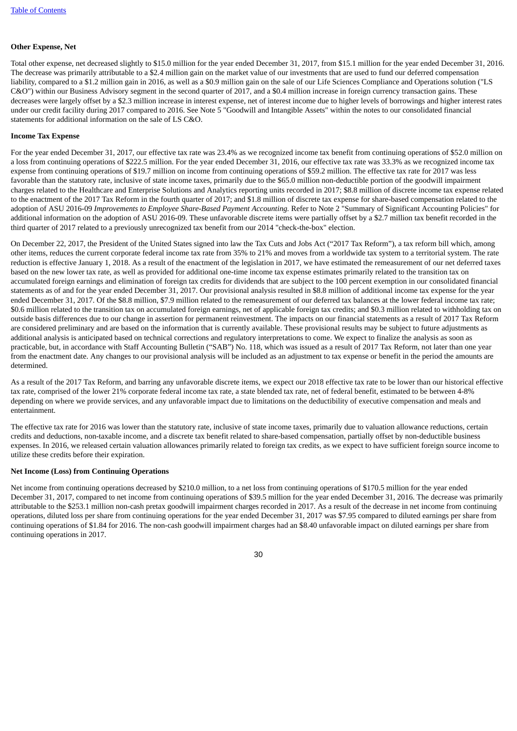**Other Expense, Net**

Total other expense, net decreased slightly to $15.0 million for the year ended December 31, 2017, from $15.1 million for the year ended December 31, 2016. The decrease was primarily attributable to a $2.4 million gain on the market value of our investments that are used to fund our deferred compensation liability, compared to a $1.2 million gain in 2016, as well as a $0.9 million gain on the sale of our Life Sciences Compliance and Operations solution ("LS C&O") within our Business Advisory segment in the second quarter of 2017, and a $0.4 million increase in foreign currency transaction gains. These decreases were largely offset by a $2.3 million increase in interest expense, net of interest income due to higher levels of borrowings and higher interest rates under our credit facility during 2017 compared to 2016. See Note 5 "Goodwill and Intangible Assets" within the notes to our consolidated financial statements for additional information on the sale of LS C&O.

**Income Tax Expense**

For the year ended December 31, 2017, our effective tax rate was 23.4% as we recognized income tax benefit from continuing operations of $52.0 million on a loss from continuing operations of $222.5 million. For the year ended December 31, 2016, our effective tax rate was 33.3% as we recognized income tax expense from continuing operations of $19.7 million on income from continuing operations of $59.2 million. The effective tax rate for 2017 was less favorable than the statutory rate, inclusive of state income taxes, primarily due to the $65.0 million non-deductible portion of the goodwill impairment charges related to the Healthcare and Enterprise Solutions and Analytics reporting units recorded in 2017; $8.8 million of discrete income tax expense related to the enactment of the 2017 Tax Reform in the fourth quarter of 2017; and $1.8 million of discrete tax expense for share-based compensation related to the adoption of ASU 2016-09 *Improvements to Employee Share-Based Payment Accounting.* Refer to Note 2 "Summary of Significant Accounting Policies" for additional information on the adoption of ASU 2016-09. These unfavorable discrete items were partially offset by a $2.7 million tax benefit recorded in the third quarter of 2017 related to a previously unrecognized tax benefit from our 2014 "check-the-box" election.

On December 22, 2017, the President of the United States signed into law the Tax Cuts and Jobs Act ("2017 Tax Reform"), a tax reform bill which, among other items, reduces the current corporate federal income tax rate from 35% to 21% and moves from a worldwide tax system to a territorial system. The rate reduction is effective January 1, 2018. As a result of the enactment of the legislation in 2017, we have estimated the remeasurement of our net deferred taxes based on the new lower tax rate, as well as provided for additional one-time income tax expense estimates primarily related to the transition tax on accumulated foreign earnings and elimination of foreign tax credits for dividends that are subject to the 100 percent exemption in our consolidated financial statements as of and for the year ended December 31, 2017. Our provisional analysis resulted in $8.8 million of additional income tax expense for the year ended December 31, 2017. Of the $8.8 million, $7.9 million related to the remeasurement of our deferred tax balances at the lower federal income tax rate; $0.6 million related to the transition tax on accumulated foreign earnings, net of applicable foreign tax credits; and $0.3 million related to withholding tax on outside basis differences due to our change in assertion for permanent reinvestment. The impacts on our financial statements as a result of 2017 Tax Reform are considered preliminary and are based on the information that is currently available. These provisional results may be subject to future adjustments as additional analysis is anticipated based on technical corrections and regulatory interpretations to come. We expect to finalize the analysis as soon as practicable, but, in accordance with Staff Accounting Bulletin ("SAB") No. 118, which was issued as a result of 2017 Tax Reform, not later than one year from the enactment date. Any changes to our provisional analysis will be included as an adjustment to tax expense or benefit in the period the amounts are determined.

As a result of the 2017 Tax Reform, and barring any unfavorable discrete items, we expect our 2018 effective tax rate to be lower than our historical effective tax rate, comprised of the lower 21% corporate federal income tax rate, a state blended tax rate, net of federal benefit, estimated to be between 4-8% depending on where we provide services, and any unfavorable impact due to limitations on the deductibility of executive compensation and meals and entertainment.

The effective tax rate for 2016 was lower than the statutory rate, inclusive of state income taxes, primarily due to valuation allowance reductions, certain credits and deductions, non-taxable income, and a discrete tax benefit related to share-based compensation, partially offset by non-deductible business expenses. In 2016, we released certain valuation allowances primarily related to foreign tax credits, as we expect to have sufficient foreign source income to utilize these credits before their expiration.

**Net Income (Loss) from Continuing Operations**

Net income from continuing operations decreased by $210.0 million, to a net loss from continuing operations of $170.5 million for the year ended December 31, 2017, compared to net income from continuing operations of $39.5 million for the year ended December 31, 2016. The decrease was primarily attributable to the $253.1 million non-cash pretax goodwill impairment charges recorded in 2017. As a result of the decrease in net income from continuing operations, diluted loss per share from continuing operations for the year ended December 31, 2017 was $7.95 compared to diluted earnings per share from continuing operations of $1.84 for 2016. The non-cash goodwill impairment charges had an $8.40 unfavorable impact on diluted earnings per share from continuing operations in 2017.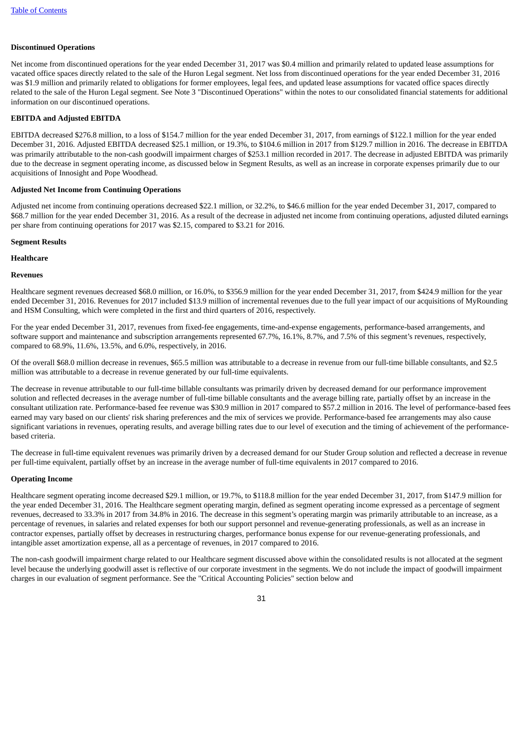**Discontinued Operations**

Net income from discontinued operations for the year ended December 31, 2017 was $0.4 million and primarily related to updated lease assumptions for vacated office spaces directly related to the sale of the Huron Legal segment. Net loss from discontinued operations for the year ended December 31, 2016 was $1.9 million and primarily related to obligations for former employees, legal fees, and updated lease assumptions for vacated office spaces directly related to the sale of the Huron Legal segment. See Note 3 "Discontinued Operations" within the notes to our consolidated financial statements for additional information on our discontinued operations.

**EBITDA and Adjusted EBITDA**

EBITDA decreased $276.8 million, to a loss of $154.7 million for the year ended December 31, 2017, from earnings of $122.1 million for the year ended December 31, 2016. Adjusted EBITDA decreased $25.1 million, or 19.3%, to $104.6 million in 2017 from $129.7 million in 2016. The decrease in EBITDA was primarily attributable to the non-cash goodwill impairment charges of $253.1 million recorded in 2017. The decrease in adjusted EBITDA was primarily due to the decrease in segment operating income, as discussed below in Segment Results, as well as an increase in corporate expenses primarily due to our acquisitions of Innosight and Pope Woodhead.

**Adjusted Net Income from Continuing Operations**

Adjusted net income from continuing operations decreased $22.1 million, or 32.2%, to $46.6 million for the year ended December 31, 2017, compared to $68.7 million for the year ended December 31, 2016. As a result of the decrease in adjusted net income from continuing operations, adjusted diluted earnings per share from continuing operations for 2017 was $2.15, compared to $3.21 for 2016.

**Segment Results**

**Healthcare**

**Revenues**

Healthcare segment revenues decreased $68.0 million, or 16.0%, to $356.9 million for the year ended December 31, 2017, from $424.9 million for the year ended December 31, 2016. Revenues for 2017 included $13.9 million of incremental revenues due to the full year impact of our acquisitions of MyRounding and HSM Consulting, which were completed in the first and third quarters of 2016, respectively.

For the year ended December 31, 2017, revenues from fixed-fee engagements, time-and-expense engagements, performance-based arrangements, and software support and maintenance and subscription arrangements represented 67.7%, 16.1%, 8.7%, and 7.5% of this segment's revenues, respectively, compared to 68.9%, 11.6%, 13.5%, and 6.0%, respectively, in 2016.

Of the overall $68.0 million decrease in revenues, $65.5 million was attributable to a decrease in revenue from our full-time billable consultants, and $2.5 million was attributable to a decrease in revenue generated by our full-time equivalents.

The decrease in revenue attributable to our full-time billable consultants was primarily driven by decreased demand for our performance improvement solution and reflected decreases in the average number of full-time billable consultants and the average billing rate, partially offset by an increase in the consultant utilization rate. Performance-based fee revenue was $30.9 million in 2017 compared to $57.2 million in 2016. The level of performance-based fees earned may vary based on our clients' risk sharing preferences and the mix of services we provide. Performance-based fee arrangements may also cause significant variations in revenues, operating results, and average billing rates due to our level of execution and the timing of achievement of the performance-based criteria.

The decrease in full-time equivalent revenues was primarily driven by a decreased demand for our Studer Group solution and reflected a decrease in revenue per full-time equivalent, partially offset by an increase in the average number of full-time equivalents in 2017 compared to 2016.

**Operating Income**

Healthcare segment operating income decreased $29.1 million, or 19.7%, to $118.8 million for the year ended December 31, 2017, from $147.9 million for the year ended December 31, 2016. The Healthcare segment operating margin, defined as segment operating income expressed as a percentage of segment revenues, decreased to 33.3% in 2017 from 34.8% in 2016. The decrease in this segment's operating margin was primarily attributable to an increase, as a percentage of revenues, in salaries and related expenses for both our support personnel and revenue-generating professionals, as well as an increase in contractor expenses, partially offset by decreases in restructuring charges, performance bonus expense for our revenue-generating professionals, and intangible asset amortization expense, all as a percentage of revenues, in 2017 compared to 2016.

The non-cash goodwill impairment charge related to our Healthcare segment discussed above within the consolidated results is not allocated at the segment level because the underlying goodwill asset is reflective of our corporate investment in the segments. We do not include the impact of goodwill impairment charges in our evaluation of segment performance. See the "Critical Accounting Policies" section below and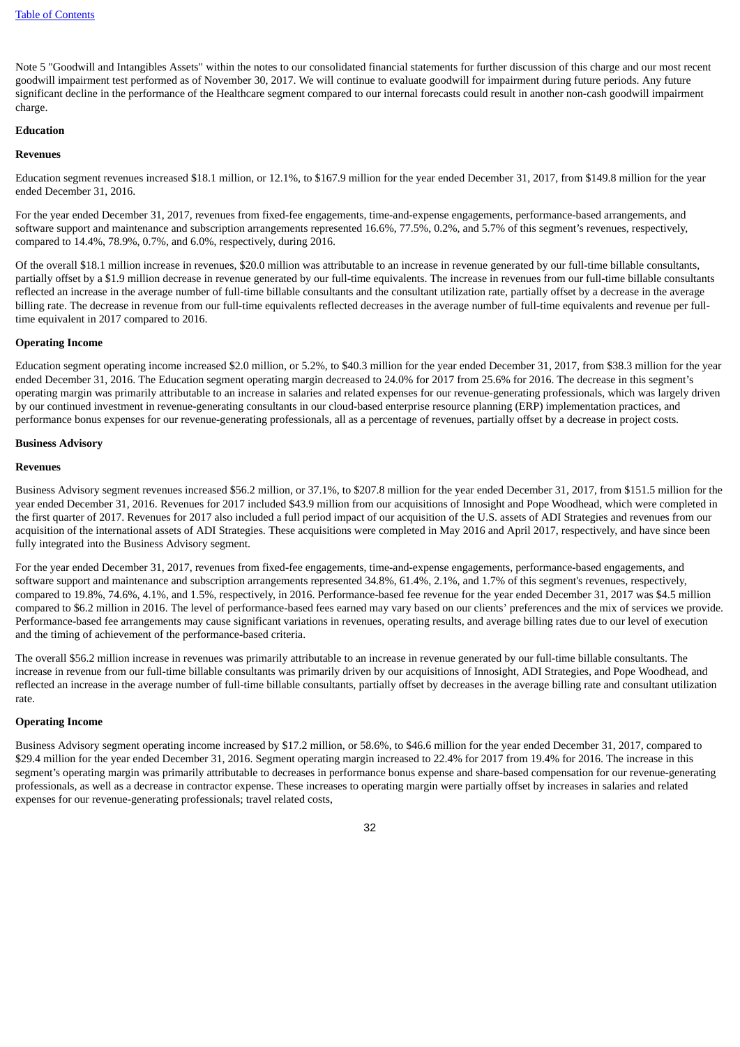Note 5 "Goodwill and Intangibles Assets" within the notes to our consolidated financial statements for further discussion of this charge and our most recent goodwill impairment test performed as of November 30, 2017. We will continue to evaluate goodwill for impairment during future periods. Any future significant decline in the performance of the Healthcare segment compared to our internal forecasts could result in another non-cash goodwill impairment charge.

**Education**

**Revenues**

Education segment revenues increased $18.1 million, or 12.1%, to $167.9 million for the year ended December 31, 2017, from $149.8 million for the year ended December 31, 2016.

For the year ended December 31, 2017, revenues from fixed-fee engagements, time-and-expense engagements, performance-based arrangements, and software support and maintenance and subscription arrangements represented 16.6%, 77.5%, 0.2%, and 5.7% of this segment's revenues, respectively, compared to 14.4%, 78.9%, 0.7%, and 6.0%, respectively, during 2016.

Of the overall $18.1 million increase in revenues, $20.0 million was attributable to an increase in revenue generated by our full-time billable consultants, partially offset by a $1.9 million decrease in revenue generated by our full-time equivalents. The increase in revenues from our full-time billable consultants reflected an increase in the average number of full-time billable consultants and the consultant utilization rate, partially offset by a decrease in the average billing rate. The decrease in revenue from our full-time equivalents reflected decreases in the average number of full-time equivalents and revenue per full-time equivalent in 2017 compared to 2016.

**Operating Income**

Education segment operating income increased $2.0 million, or 5.2%, to $40.3 million for the year ended December 31, 2017, from $38.3 million for the year ended December 31, 2016. The Education segment operating margin decreased to 24.0% for 2017 from 25.6% for 2016. The decrease in this segment's operating margin was primarily attributable to an increase in salaries and related expenses for our revenue-generating professionals, which was largely driven by our continued investment in revenue-generating consultants in our cloud-based enterprise resource planning (ERP) implementation practices, and performance bonus expenses for our revenue-generating professionals, all as a percentage of revenues, partially offset by a decrease in project costs.

**Business Advisory**

**Revenues**

Business Advisory segment revenues increased $56.2 million, or 37.1%, to $207.8 million for the year ended December 31, 2017, from $151.5 million for the year ended December 31, 2016. Revenues for 2017 included $43.9 million from our acquisitions of Innosight and Pope Woodhead, which were completed in the first quarter of 2017. Revenues for 2017 also included a full period impact of our acquisition of the U.S. assets of ADI Strategies and revenues from our acquisition of the international assets of ADI Strategies. These acquisitions were completed in May 2016 and April 2017, respectively, and have since been fully integrated into the Business Advisory segment.

For the year ended December 31, 2017, revenues from fixed-fee engagements, time-and-expense engagements, performance-based engagements, and software support and maintenance and subscription arrangements represented 34.8%, 61.4%, 2.1%, and 1.7% of this segment's revenues, respectively, compared to 19.8%, 74.6%, 4.1%, and 1.5%, respectively, in 2016. Performance-based fee revenue for the year ended December 31, 2017 was $4.5 million compared to $6.2 million in 2016. The level of performance-based fees earned may vary based on our clients' preferences and the mix of services we provide. Performance-based fee arrangements may cause significant variations in revenues, operating results, and average billing rates due to our level of execution and the timing of achievement of the performance-based criteria.

The overall $56.2 million increase in revenues was primarily attributable to an increase in revenue generated by our full-time billable consultants. The increase in revenue from our full-time billable consultants was primarily driven by our acquisitions of Innosight, ADI Strategies, and Pope Woodhead, and reflected an increase in the average number of full-time billable consultants, partially offset by decreases in the average billing rate and consultant utilization rate.

**Operating Income**

Business Advisory segment operating income increased by $17.2 million, or 58.6%, to $46.6 million for the year ended December 31, 2017, compared to $29.4 million for the year ended December 31, 2016. Segment operating margin increased to 22.4% for 2017 from 19.4% for 2016. The increase in this segment's operating margin was primarily attributable to decreases in performance bonus expense and share-based compensation for our revenue-generating professionals, as well as a decrease in contractor expense. These increases to operating margin were partially offset by increases in salaries and related expenses for our revenue-generating professionals; travel related costs,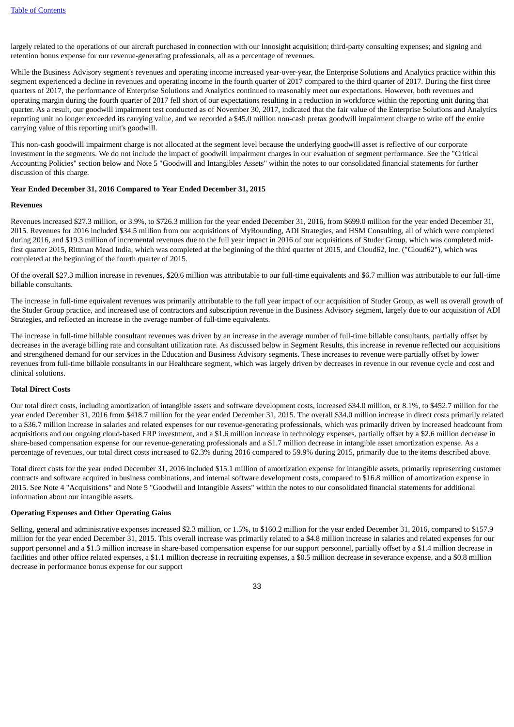largely related to the operations of our aircraft purchased in connection with our Innosight acquisition; third-party consulting expenses; and signing and retention bonus expense for our revenue-generating professionals, all as a percentage of revenues.

While the Business Advisory segment's revenues and operating income increased year-over-year, the Enterprise Solutions and Analytics practice within this segment experienced a decline in revenues and operating income in the fourth quarter of 2017 compared to the third quarter of 2017. During the first three quarters of 2017, the performance of Enterprise Solutions and Analytics continued to reasonably meet our expectations. However, both revenues and operating margin during the fourth quarter of 2017 fell short of our expectations resulting in a reduction in workforce within the reporting unit during that quarter. As a result, our goodwill impairment test conducted as of November 30, 2017, indicated that the fair value of the Enterprise Solutions and Analytics reporting unit no longer exceeded its carrying value, and we recorded a $45.0 million non-cash pretax goodwill impairment charge to write off the entire carrying value of this reporting unit's goodwill.

This non-cash goodwill impairment charge is not allocated at the segment level because the underlying goodwill asset is reflective of our corporate investment in the segments. We do not include the impact of goodwill impairment charges in our evaluation of segment performance. See the "Critical Accounting Policies" section below and Note 5 "Goodwill and Intangibles Assets" within the notes to our consolidated financial statements for further discussion of this charge.

**Year Ended December 31, 2016 Compared to Year Ended December 31, 2015**

**Revenues**

Revenues increased $27.3 million, or 3.9%, to $726.3 million for the year ended December 31, 2016, from $699.0 million for the year ended December 31, 2015. Revenues for 2016 included $34.5 million from our acquisitions of MyRounding, ADI Strategies, and HSM Consulting, all of which were completed during 2016, and $19.3 million of incremental revenues due to the full year impact in 2016 of our acquisitions of Studer Group, which was completed mid-first quarter 2015, Rittman Mead India, which was completed at the beginning of the third quarter of 2015, and Cloud62, Inc. ("Cloud62"), which was completed at the beginning of the fourth quarter of 2015.

Of the overall $27.3 million increase in revenues, $20.6 million was attributable to our full-time equivalents and $6.7 million was attributable to our full-time billable consultants.

The increase in full-time equivalent revenues was primarily attributable to the full year impact of our acquisition of Studer Group, as well as overall growth of the Studer Group practice, and increased use of contractors and subscription revenue in the Business Advisory segment, largely due to our acquisition of ADI Strategies, and reflected an increase in the average number of full-time equivalents.

The increase in full-time billable consultant revenues was driven by an increase in the average number of full-time billable consultants, partially offset by decreases in the average billing rate and consultant utilization rate. As discussed below in Segment Results, this increase in revenue reflected our acquisitions and strengthened demand for our services in the Education and Business Advisory segments. These increases to revenue were partially offset by lower revenues from full-time billable consultants in our Healthcare segment, which was largely driven by decreases in revenue in our revenue cycle and cost and clinical solutions.

**Total Direct Costs**

Our total direct costs, including amortization of intangible assets and software development costs, increased $34.0 million, or 8.1%, to $452.7 million for the year ended December 31, 2016 from $418.7 million for the year ended December 31, 2015. The overall $34.0 million increase in direct costs primarily related to a $36.7 million increase in salaries and related expenses for our revenue-generating professionals, which was primarily driven by increased headcount from acquisitions and our ongoing cloud-based ERP investment, and a $1.6 million increase in technology expenses, partially offset by a $2.6 million decrease in share-based compensation expense for our revenue-generating professionals and a $1.7 million decrease in intangible asset amortization expense. As a percentage of revenues, our total direct costs increased to 62.3% during 2016 compared to 59.9% during 2015, primarily due to the items described above.

Total direct costs for the year ended December 31, 2016 included $15.1 million of amortization expense for intangible assets, primarily representing customer contracts and software acquired in business combinations, and internal software development costs, compared to $16.8 million of amortization expense in 2015. See Note 4 "Acquisitions" and Note 5 "Goodwill and Intangible Assets" within the notes to our consolidated financial statements for additional information about our intangible assets.

**Operating Expenses and Other Operating Gains**

Selling, general and administrative expenses increased $2.3 million, or 1.5%, to $160.2 million for the year ended December 31, 2016, compared to $157.9 million for the year ended December 31, 2015. This overall increase was primarily related to a $4.8 million increase in salaries and related expenses for our support personnel and a $1.3 million increase in share-based compensation expense for our support personnel, partially offset by a $1.4 million decrease in facilities and other office related expenses, a $1.1 million decrease in recruiting expenses, a $0.5 million decrease in severance expense, and a $0.8 million decrease in performance bonus expense for our support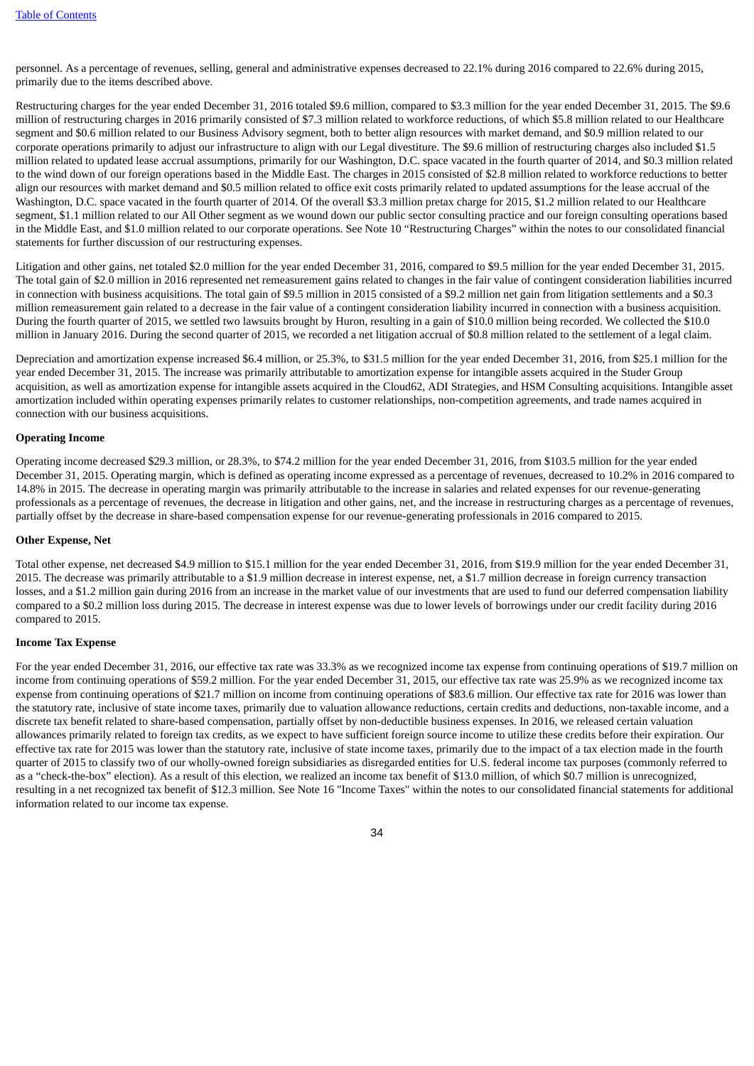personnel. As a percentage of revenues, selling, general and administrative expenses decreased to 22.1% during 2016 compared to 22.6% during 2015, primarily due to the items described above.

Restructuring charges for the year ended December 31, 2016 totaled $9.6 million, compared to $3.3 million for the year ended December 31, 2015. The $9.6 million of restructuring charges in 2016 primarily consisted of $7.3 million related to workforce reductions, of which $5.8 million related to our Healthcare segment and $0.6 million related to our Business Advisory segment, both to better align resources with market demand, and $0.9 million related to our corporate operations primarily to adjust our infrastructure to align with our Legal divestiture. The $9.6 million of restructuring charges also included $1.5 million related to updated lease accrual assumptions, primarily for our Washington, D.C. space vacated in the fourth quarter of 2014, and $0.3 million related to the wind down of our foreign operations based in the Middle East. The charges in 2015 consisted of $2.8 million related to workforce reductions to better align our resources with market demand and $0.5 million related to office exit costs primarily related to updated assumptions for the lease accrual of the Washington, D.C. space vacated in the fourth quarter of 2014. Of the overall $3.3 million pretax charge for 2015, $1.2 million related to our Healthcare segment, $1.1 million related to our All Other segment as we wound down our public sector consulting practice and our foreign consulting operations based in the Middle East, and $1.0 million related to our corporate operations. See Note 10 "Restructuring Charges" within the notes to our consolidated financial statements for further discussion of our restructuring expenses.

Litigation and other gains, net totaled $2.0 million for the year ended December 31, 2016, compared to $9.5 million for the year ended December 31, 2015. The total gain of $2.0 million in 2016 represented net remeasurement gains related to changes in the fair value of contingent consideration liabilities incurred in connection with business acquisitions. The total gain of $9.5 million in 2015 consisted of a $9.2 million net gain from litigation settlements and a $0.3 million remeasurement gain related to a decrease in the fair value of a contingent consideration liability incurred in connection with a business acquisition. During the fourth quarter of 2015, we settled two lawsuits brought by Huron, resulting in a gain of $10.0 million being recorded. We collected the $10.0 million in January 2016. During the second quarter of 2015, we recorded a net litigation accrual of $0.8 million related to the settlement of a legal claim.

Depreciation and amortization expense increased $6.4 million, or 25.3%, to $31.5 million for the year ended December 31, 2016, from $25.1 million for the year ended December 31, 2015. The increase was primarily attributable to amortization expense for intangible assets acquired in the Studer Group acquisition, as well as amortization expense for intangible assets acquired in the Cloud62, ADI Strategies, and HSM Consulting acquisitions. Intangible asset amortization included within operating expenses primarily relates to customer relationships, non-competition agreements, and trade names acquired in connection with our business acquisitions.

**Operating Income**

Operating income decreased $29.3 million, or 28.3%, to $74.2 million for the year ended December 31, 2016, from $103.5 million for the year ended December 31, 2015. Operating margin, which is defined as operating income expressed as a percentage of revenues, decreased to 10.2% in 2016 compared to 14.8% in 2015. The decrease in operating margin was primarily attributable to the increase in salaries and related expenses for our revenue-generating professionals as a percentage of revenues, the decrease in litigation and other gains, net, and the increase in restructuring charges as a percentage of revenues, partially offset by the decrease in share-based compensation expense for our revenue-generating professionals in 2016 compared to 2015.

**Other Expense, Net**

Total other expense, net decreased $4.9 million to $15.1 million for the year ended December 31, 2016, from $19.9 million for the year ended December 31, 2015. The decrease was primarily attributable to a $1.9 million decrease in interest expense, net, a $1.7 million decrease in foreign currency transaction losses, and a $1.2 million gain during 2016 from an increase in the market value of our investments that are used to fund our deferred compensation liability compared to a $0.2 million loss during 2015. The decrease in interest expense was due to lower levels of borrowings under our credit facility during 2016 compared to 2015.

**Income Tax Expense**

For the year ended December 31, 2016, our effective tax rate was 33.3% as we recognized income tax expense from continuing operations of $19.7 million on income from continuing operations of $59.2 million. For the year ended December 31, 2015, our effective tax rate was 25.9% as we recognized income tax expense from continuing operations of $21.7 million on income from continuing operations of $83.6 million. Our effective tax rate for 2016 was lower than the statutory rate, inclusive of state income taxes, primarily due to valuation allowance reductions, certain credits and deductions, non-taxable income, and a discrete tax benefit related to share-based compensation, partially offset by non-deductible business expenses. In 2016, we released certain valuation allowances primarily related to foreign tax credits, as we expect to have sufficient foreign source income to utilize these credits before their expiration. Our effective tax rate for 2015 was lower than the statutory rate, inclusive of state income taxes, primarily due to the impact of a tax election made in the fourth quarter of 2015 to classify two of our wholly-owned foreign subsidiaries as disregarded entities for U.S. federal income tax purposes (commonly referred to as a "check-the-box" election). As a result of this election, we realized an income tax benefit of $13.0 million, of which $0.7 million is unrecognized, resulting in a net recognized tax benefit of $12.3 million. See Note 16 "Income Taxes" within the notes to our consolidated financial statements for additional information related to our income tax expense.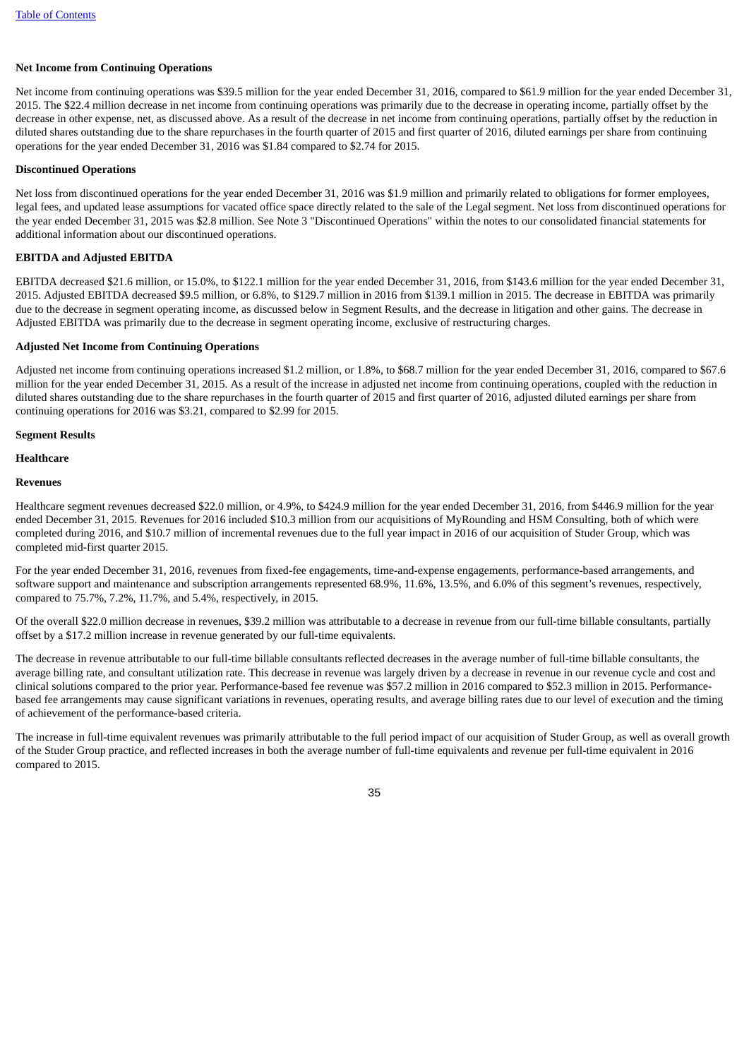**Net Income from Continuing Operations**

Net income from continuing operations was $39.5 million for the year ended December 31, 2016, compared to $61.9 million for the year ended December 31, 2015. The $22.4 million decrease in net income from continuing operations was primarily due to the decrease in operating income, partially offset by the decrease in other expense, net, as discussed above. As a result of the decrease in net income from continuing operations, partially offset by the reduction in diluted shares outstanding due to the share repurchases in the fourth quarter of 2015 and first quarter of 2016, diluted earnings per share from continuing operations for the year ended December 31, 2016 was $1.84 compared to $2.74 for 2015.

**Discontinued Operations**

Net loss from discontinued operations for the year ended December 31, 2016 was $1.9 million and primarily related to obligations for former employees, legal fees, and updated lease assumptions for vacated office space directly related to the sale of the Legal segment. Net loss from discontinued operations for the year ended December 31, 2015 was $2.8 million. See Note 3 "Discontinued Operations" within the notes to our consolidated financial statements for additional information about our discontinued operations.

**EBITDA and Adjusted EBITDA**

EBITDA decreased $21.6 million, or 15.0%, to $122.1 million for the year ended December 31, 2016, from $143.6 million for the year ended December 31, 2015. Adjusted EBITDA decreased $9.5 million, or 6.8%, to $129.7 million in 2016 from $139.1 million in 2015. The decrease in EBITDA was primarily due to the decrease in segment operating income, as discussed below in Segment Results, and the decrease in litigation and other gains. The decrease in Adjusted EBITDA was primarily due to the decrease in segment operating income, exclusive of restructuring charges.

**Adjusted Net Income from Continuing Operations**

Adjusted net income from continuing operations increased $1.2 million, or 1.8%, to $68.7 million for the year ended December 31, 2016, compared to $67.6 million for the year ended December 31, 2015. As a result of the increase in adjusted net income from continuing operations, coupled with the reduction in diluted shares outstanding due to the share repurchases in the fourth quarter of 2015 and first quarter of 2016, adjusted diluted earnings per share from continuing operations for 2016 was $3.21, compared to $2.99 for 2015.

**Segment Results**

**Healthcare**

**Revenues**

Healthcare segment revenues decreased $22.0 million, or 4.9%, to $424.9 million for the year ended December 31, 2016, from $446.9 million for the year ended December 31, 2015. Revenues for 2016 included $10.3 million from our acquisitions of MyRounding and HSM Consulting, both of which were completed during 2016, and $10.7 million of incremental revenues due to the full year impact in 2016 of our acquisition of Studer Group, which was completed mid-first quarter 2015.

For the year ended December 31, 2016, revenues from fixed-fee engagements, time-and-expense engagements, performance-based arrangements, and software support and maintenance and subscription arrangements represented 68.9%, 11.6%, 13.5%, and 6.0% of this segment's revenues, respectively, compared to 75.7%, 7.2%, 11.7%, and 5.4%, respectively, in 2015.

Of the overall $22.0 million decrease in revenues, $39.2 million was attributable to a decrease in revenue from our full-time billable consultants, partially offset by a $17.2 million increase in revenue generated by our full-time equivalents.

The decrease in revenue attributable to our full-time billable consultants reflected decreases in the average number of full-time billable consultants, the average billing rate, and consultant utilization rate. This decrease in revenue was largely driven by a decrease in revenue in our revenue cycle and cost and clinical solutions compared to the prior year. Performance-based fee revenue was $57.2 million in 2016 compared to $52.3 million in 2015. Performance-based fee arrangements may cause significant variations in revenues, operating results, and average billing rates due to our level of execution and the timing of achievement of the performance-based criteria.

The increase in full-time equivalent revenues was primarily attributable to the full period impact of our acquisition of Studer Group, as well as overall growth of the Studer Group practice, and reflected increases in both the average number of full-time equivalents and revenue per full-time equivalent in 2016 compared to 2015.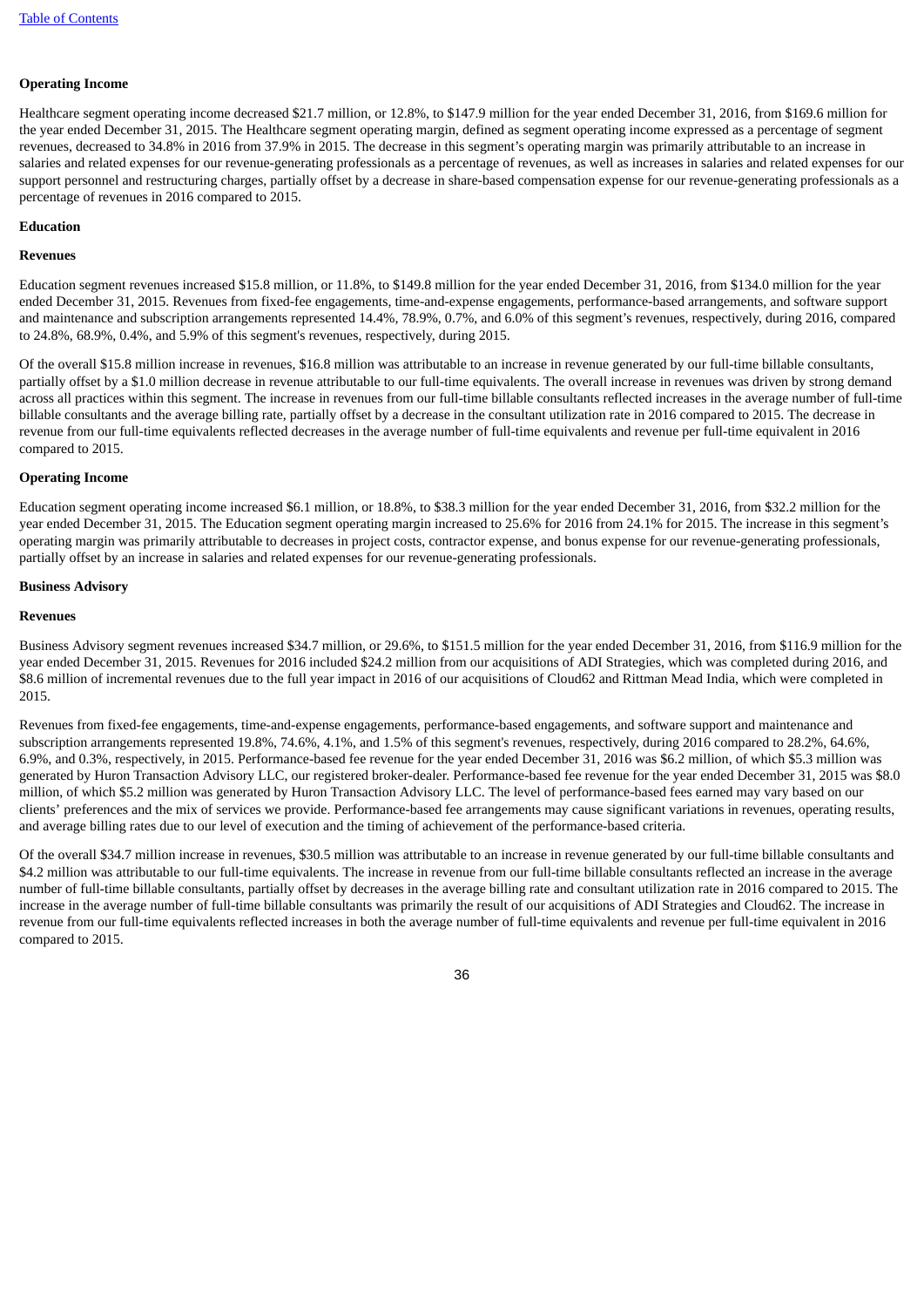**Operating Income**

Healthcare segment operating income decreased $21.7 million, or 12.8%, to $147.9 million for the year ended December 31, 2016, from $169.6 million for the year ended December 31, 2015. The Healthcare segment operating margin, defined as segment operating income expressed as a percentage of segment revenues, decreased to 34.8% in 2016 from 37.9% in 2015. The decrease in this segment's operating margin was primarily attributable to an increase in salaries and related expenses for our revenue-generating professionals as a percentage of revenues, as well as increases in salaries and related expenses for our support personnel and restructuring charges, partially offset by a decrease in share-based compensation expense for our revenue-generating professionals as a percentage of revenues in 2016 compared to 2015.

**Education**

**Revenues**

Education segment revenues increased $15.8 million, or 11.8%, to $149.8 million for the year ended December 31, 2016, from $134.0 million for the year ended December 31, 2015. Revenues from fixed-fee engagements, time-and-expense engagements, performance-based arrangements, and software support and maintenance and subscription arrangements represented 14.4%, 78.9%, 0.7%, and 6.0% of this segment's revenues, respectively, during 2016, compared to 24.8%, 68.9%, 0.4%, and 5.9% of this segment's revenues, respectively, during 2015.

Of the overall $15.8 million increase in revenues, $16.8 million was attributable to an increase in revenue generated by our full-time billable consultants, partially offset by a $1.0 million decrease in revenue attributable to our full-time equivalents. The overall increase in revenues was driven by strong demand across all practices within this segment. The increase in revenues from our full-time billable consultants reflected increases in the average number of full-time billable consultants and the average billing rate, partially offset by a decrease in the consultant utilization rate in 2016 compared to 2015. The decrease in revenue from our full-time equivalents reflected decreases in the average number of full-time equivalents and revenue per full-time equivalent in 2016 compared to 2015.

**Operating Income**

Education segment operating income increased $6.1 million, or 18.8%, to $38.3 million for the year ended December 31, 2016, from $32.2 million for the year ended December 31, 2015. The Education segment operating margin increased to 25.6% for 2016 from 24.1% for 2015. The increase in this segment's operating margin was primarily attributable to decreases in project costs, contractor expense, and bonus expense for our revenue-generating professionals, partially offset by an increase in salaries and related expenses for our revenue-generating professionals.

**Business Advisory**

**Revenues**

Business Advisory segment revenues increased $34.7 million, or 29.6%, to $151.5 million for the year ended December 31, 2016, from $116.9 million for the year ended December 31, 2015. Revenues for 2016 included $24.2 million from our acquisitions of ADI Strategies, which was completed during 2016, and $8.6 million of incremental revenues due to the full year impact in 2016 of our acquisitions of Cloud62 and Rittman Mead India, which were completed in 2015.

Revenues from fixed-fee engagements, time-and-expense engagements, performance-based engagements, and software support and maintenance and subscription arrangements represented 19.8%, 74.6%, 4.1%, and 1.5% of this segment's revenues, respectively, during 2016 compared to 28.2%, 64.6%, 6.9%, and 0.3%, respectively, in 2015. Performance-based fee revenue for the year ended December 31, 2016 was $6.2 million, of which $5.3 million was generated by Huron Transaction Advisory LLC, our registered broker-dealer. Performance-based fee revenue for the year ended December 31, 2015 was $8.0 million, of which $5.2 million was generated by Huron Transaction Advisory LLC. The level of performance-based fees earned may vary based on our clients' preferences and the mix of services we provide. Performance-based fee arrangements may cause significant variations in revenues, operating results, and average billing rates due to our level of execution and the timing of achievement of the performance-based criteria.

Of the overall $34.7 million increase in revenues, $30.5 million was attributable to an increase in revenue generated by our full-time billable consultants and $4.2 million was attributable to our full-time equivalents. The increase in revenue from our full-time billable consultants reflected an increase in the average number of full-time billable consultants, partially offset by decreases in the average billing rate and consultant utilization rate in 2016 compared to 2015. The increase in the average number of full-time billable consultants was primarily the result of our acquisitions of ADI Strategies and Cloud62. The increase in revenue from our full-time equivalents reflected increases in both the average number of full-time equivalents and revenue per full-time equivalent in 2016 compared to 2015.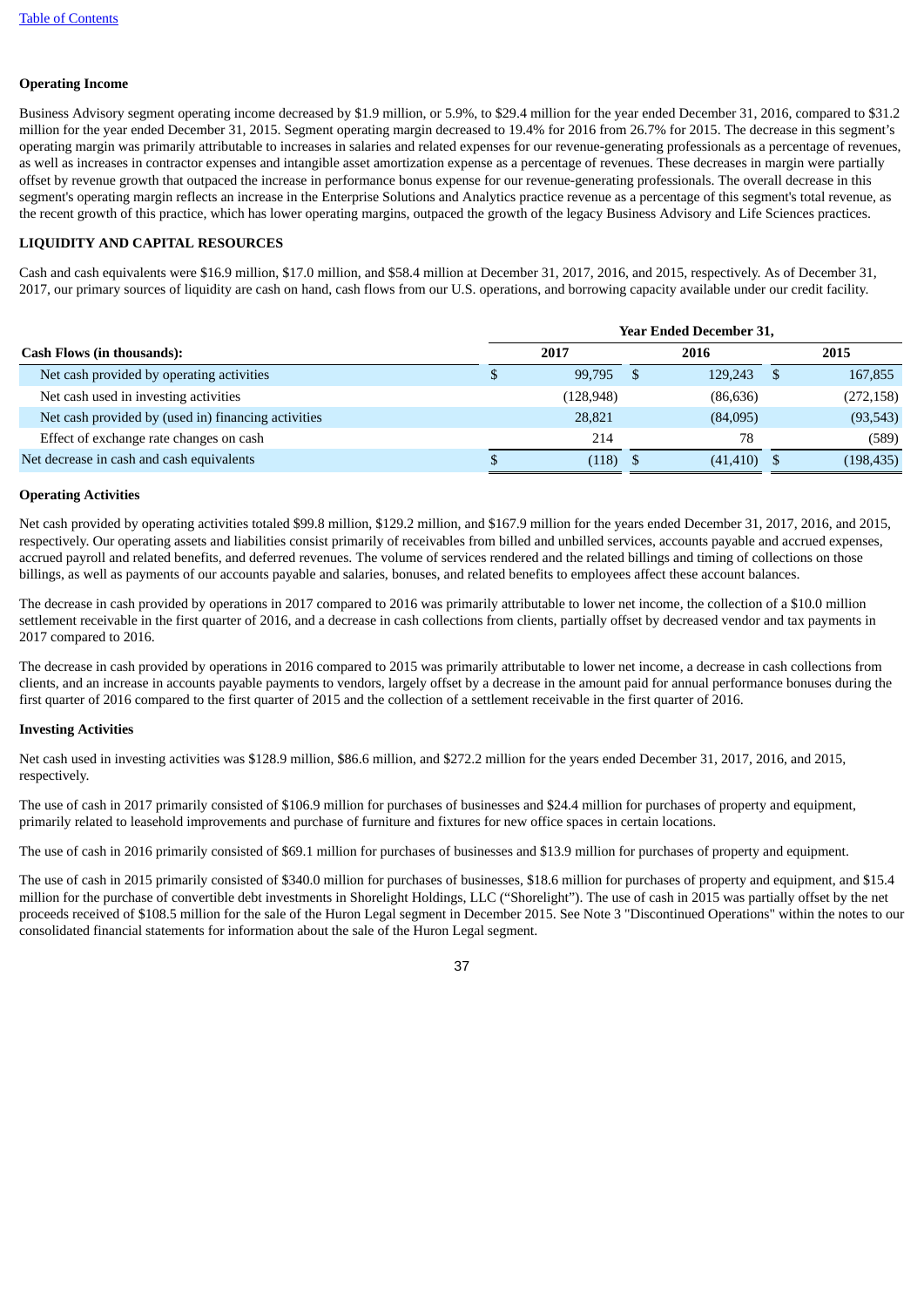**Operating Income**

Business Advisory segment operating income decreased by $1.9 million, or 5.9%, to $29.4 million for the year ended December 31, 2016, compared to $31.2 million for the year ended December 31, 2015. Segment operating margin decreased to 19.4% for 2016 from 26.7% for 2015. The decrease in this segment's operating margin was primarily attributable to increases in salaries and related expenses for our revenue-generating professionals as a percentage of revenues, as well as increases in contractor expenses and intangible asset amortization expense as a percentage of revenues. These decreases in margin were partially offset by revenue growth that outpaced the increase in performance bonus expense for our revenue-generating professionals. The overall decrease in this segment's operating margin reflects an increase in the Enterprise Solutions and Analytics practice revenue as a percentage of this segment's total revenue, as the recent growth of this practice, which has lower operating margins, outpaced the growth of the legacy Business Advisory and Life Sciences practices.

## LIQUIDITY AND CAPITAL RESOURCES

Cash and cash equivalents were $16.9 million, $17.0 million, and $58.4 million at December 31, 2017, 2016, and 2015, respectively. As of December 31, 2017, our primary sources of liquidity are cash on hand, cash flows from our U.S. operations, and borrowing capacity available under our credit facility.

| | Year Ended December 31, | | |
|---|---|---|---|
| **Cash Flows (in thousands):** | **2017** | **2016** | **2015** |
| Net cash provided by operating activities | $ 99,795 | $ 129,243 | $ 167,855 |
| Net cash used in investing activities | (128,948) | (86,636) | (272,158) |
| Net cash provided by (used in) financing activities | 28,821 | (84,095) | (93,543) |
| Effect of exchange rate changes on cash | 214 | 78 | (589) |
| Net decrease in cash and cash equivalents | $ (118) | $ (41,410) | $ (198,435) |

**Operating Activities**

Net cash provided by operating activities totaled $99.8 million, $129.2 million, and $167.9 million for the years ended December 31, 2017, 2016, and 2015, respectively. Our operating assets and liabilities consist primarily of receivables from billed and unbilled services, accounts payable and accrued expenses, accrued payroll and related benefits, and deferred revenues. The volume of services rendered and the related billings and timing of collections on those billings, as well as payments of our accounts payable and salaries, bonuses, and related benefits to employees affect these account balances.

The decrease in cash provided by operations in 2017 compared to 2016 was primarily attributable to lower net income, the collection of a $10.0 million settlement receivable in the first quarter of 2016, and a decrease in cash collections from clients, partially offset by decreased vendor and tax payments in 2017 compared to 2016.

The decrease in cash provided by operations in 2016 compared to 2015 was primarily attributable to lower net income, a decrease in cash collections from clients, and an increase in accounts payable payments to vendors, largely offset by a decrease in the amount paid for annual performance bonuses during the first quarter of 2016 compared to the first quarter of 2015 and the collection of a settlement receivable in the first quarter of 2016.

**Investing Activities**

Net cash used in investing activities was $128.9 million, $86.6 million, and $272.2 million for the years ended December 31, 2017, 2016, and 2015, respectively.

The use of cash in 2017 primarily consisted of $106.9 million for purchases of businesses and $24.4 million for purchases of property and equipment, primarily related to leasehold improvements and purchase of furniture and fixtures for new office spaces in certain locations.

The use of cash in 2016 primarily consisted of $69.1 million for purchases of businesses and $13.9 million for purchases of property and equipment.

The use of cash in 2015 primarily consisted of $340.0 million for purchases of businesses, $18.6 million for purchases of property and equipment, and $15.4 million for the purchase of convertible debt investments in Shorelight Holdings, LLC ("Shorelight"). The use of cash in 2015 was partially offset by the net proceeds received of $108.5 million for the sale of the Huron Legal segment in December 2015. See Note 3 "Discontinued Operations" within the notes to our consolidated financial statements for information about the sale of the Huron Legal segment.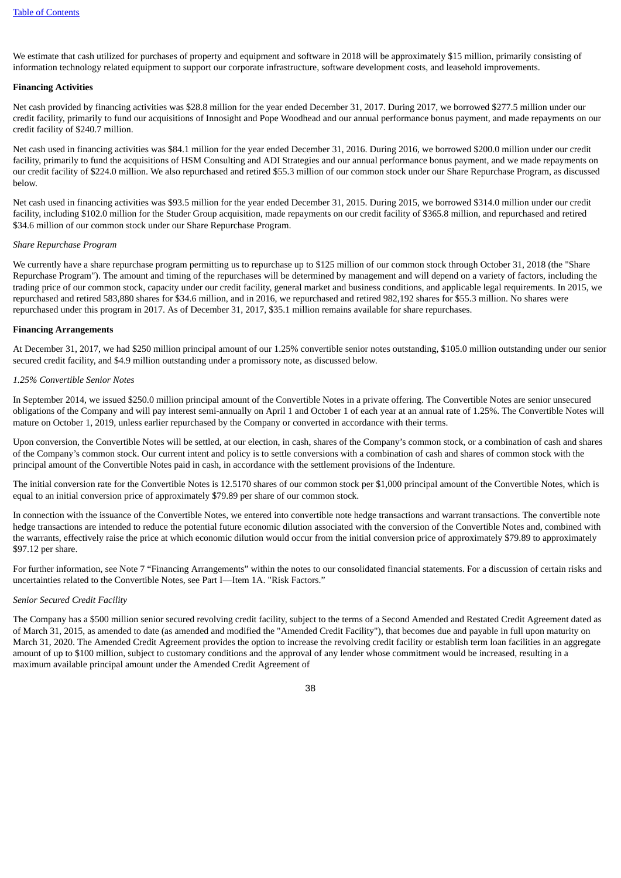We estimate that cash utilized for purchases of property and equipment and software in 2018 will be approximately $15 million, primarily consisting of information technology related equipment to support our corporate infrastructure, software development costs, and leasehold improvements.

**Financing Activities**

Net cash provided by financing activities was $28.8 million for the year ended December 31, 2017. During 2017, we borrowed $277.5 million under our credit facility, primarily to fund our acquisitions of Innosight and Pope Woodhead and our annual performance bonus payment, and made repayments on our credit facility of $240.7 million.

Net cash used in financing activities was $84.1 million for the year ended December 31, 2016. During 2016, we borrowed $200.0 million under our credit facility, primarily to fund the acquisitions of HSM Consulting and ADI Strategies and our annual performance bonus payment, and we made repayments on our credit facility of $224.0 million. We also repurchased and retired $55.3 million of our common stock under our Share Repurchase Program, as discussed below.

Net cash used in financing activities was $93.5 million for the year ended December 31, 2015. During 2015, we borrowed $314.0 million under our credit facility, including $102.0 million for the Studer Group acquisition, made repayments on our credit facility of $365.8 million, and repurchased and retired $34.6 million of our common stock under our Share Repurchase Program.

*Share Repurchase Program*

We currently have a share repurchase program permitting us to repurchase up to $125 million of our common stock through October 31, 2018 (the "Share Repurchase Program"). The amount and timing of the repurchases will be determined by management and will depend on a variety of factors, including the trading price of our common stock, capacity under our credit facility, general market and business conditions, and applicable legal requirements. In 2015, we repurchased and retired 583,880 shares for $34.6 million, and in 2016, we repurchased and retired 982,192 shares for $55.3 million. No shares were repurchased under this program in 2017. As of December 31, 2017, $35.1 million remains available for share repurchases.

**Financing Arrangements**

At December 31, 2017, we had $250 million principal amount of our 1.25% convertible senior notes outstanding, $105.0 million outstanding under our senior secured credit facility, and $4.9 million outstanding under a promissory note, as discussed below.

*1.25% Convertible Senior Notes*

In September 2014, we issued $250.0 million principal amount of the Convertible Notes in a private offering. The Convertible Notes are senior unsecured obligations of the Company and will pay interest semi-annually on April 1 and October 1 of each year at an annual rate of 1.25%. The Convertible Notes will mature on October 1, 2019, unless earlier repurchased by the Company or converted in accordance with their terms.

Upon conversion, the Convertible Notes will be settled, at our election, in cash, shares of the Company's common stock, or a combination of cash and shares of the Company's common stock. Our current intent and policy is to settle conversions with a combination of cash and shares of common stock with the principal amount of the Convertible Notes paid in cash, in accordance with the settlement provisions of the Indenture.

The initial conversion rate for the Convertible Notes is 12.5170 shares of our common stock per $1,000 principal amount of the Convertible Notes, which is equal to an initial conversion price of approximately $79.89 per share of our common stock.

In connection with the issuance of the Convertible Notes, we entered into convertible note hedge transactions and warrant transactions. The convertible note hedge transactions are intended to reduce the potential future economic dilution associated with the conversion of the Convertible Notes and, combined with the warrants, effectively raise the price at which economic dilution would occur from the initial conversion price of approximately $79.89 to approximately $97.12 per share.

For further information, see Note 7 "Financing Arrangements" within the notes to our consolidated financial statements. For a discussion of certain risks and uncertainties related to the Convertible Notes, see Part I—Item 1A. "Risk Factors."

*Senior Secured Credit Facility*

The Company has a $500 million senior secured revolving credit facility, subject to the terms of a Second Amended and Restated Credit Agreement dated as of March 31, 2015, as amended to date (as amended and modified the "Amended Credit Facility"), that becomes due and payable in full upon maturity on March 31, 2020. The Amended Credit Agreement provides the option to increase the revolving credit facility or establish term loan facilities in an aggregate amount of up to $100 million, subject to customary conditions and the approval of any lender whose commitment would be increased, resulting in a maximum available principal amount under the Amended Credit Agreement of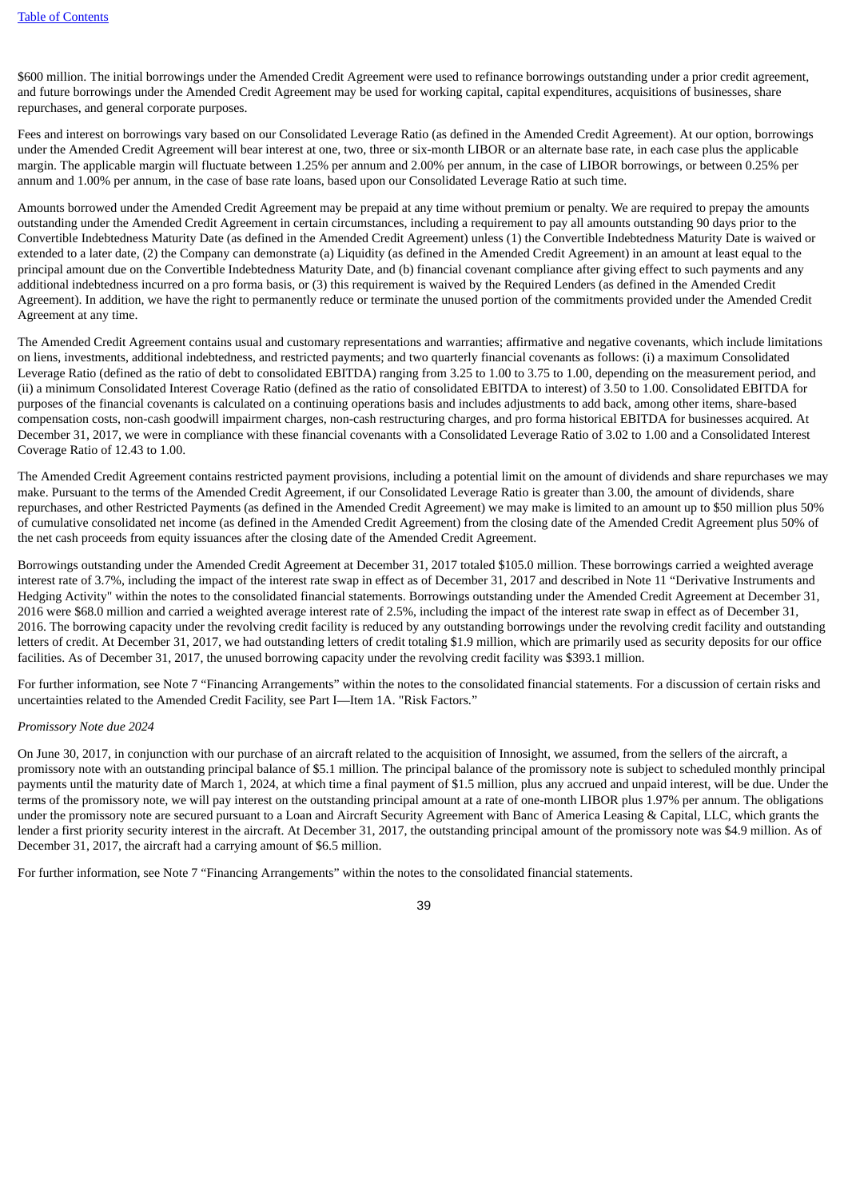$600 million. The initial borrowings under the Amended Credit Agreement were used to refinance borrowings outstanding under a prior credit agreement, and future borrowings under the Amended Credit Agreement may be used for working capital, capital expenditures, acquisitions of businesses, share repurchases, and general corporate purposes.

Fees and interest on borrowings vary based on our Consolidated Leverage Ratio (as defined in the Amended Credit Agreement). At our option, borrowings under the Amended Credit Agreement will bear interest at one, two, three or six-month LIBOR or an alternate base rate, in each case plus the applicable margin. The applicable margin will fluctuate between 1.25% per annum and 2.00% per annum, in the case of LIBOR borrowings, or between 0.25% per annum and 1.00% per annum, in the case of base rate loans, based upon our Consolidated Leverage Ratio at such time.

Amounts borrowed under the Amended Credit Agreement may be prepaid at any time without premium or penalty. We are required to prepay the amounts outstanding under the Amended Credit Agreement in certain circumstances, including a requirement to pay all amounts outstanding 90 days prior to the Convertible Indebtedness Maturity Date (as defined in the Amended Credit Agreement) unless (1) the Convertible Indebtedness Maturity Date is waived or extended to a later date, (2) the Company can demonstrate (a) Liquidity (as defined in the Amended Credit Agreement) in an amount at least equal to the principal amount due on the Convertible Indebtedness Maturity Date, and (b) financial covenant compliance after giving effect to such payments and any additional indebtedness incurred on a pro forma basis, or (3) this requirement is waived by the Required Lenders (as defined in the Amended Credit Agreement). In addition, we have the right to permanently reduce or terminate the unused portion of the commitments provided under the Amended Credit Agreement at any time.

The Amended Credit Agreement contains usual and customary representations and warranties; affirmative and negative covenants, which include limitations on liens, investments, additional indebtedness, and restricted payments; and two quarterly financial covenants as follows: (i) a maximum Consolidated Leverage Ratio (defined as the ratio of debt to consolidated EBITDA) ranging from 3.25 to 1.00 to 3.75 to 1.00, depending on the measurement period, and (ii) a minimum Consolidated Interest Coverage Ratio (defined as the ratio of consolidated EBITDA to interest) of 3.50 to 1.00. Consolidated EBITDA for purposes of the financial covenants is calculated on a continuing operations basis and includes adjustments to add back, among other items, share-based compensation costs, non-cash goodwill impairment charges, non-cash restructuring charges, and pro forma historical EBITDA for businesses acquired. At December 31, 2017, we were in compliance with these financial covenants with a Consolidated Leverage Ratio of 3.02 to 1.00 and a Consolidated Interest Coverage Ratio of 12.43 to 1.00.

The Amended Credit Agreement contains restricted payment provisions, including a potential limit on the amount of dividends and share repurchases we may make. Pursuant to the terms of the Amended Credit Agreement, if our Consolidated Leverage Ratio is greater than 3.00, the amount of dividends, share repurchases, and other Restricted Payments (as defined in the Amended Credit Agreement) we may make is limited to an amount up to $50 million plus 50% of cumulative consolidated net income (as defined in the Amended Credit Agreement) from the closing date of the Amended Credit Agreement plus 50% of the net cash proceeds from equity issuances after the closing date of the Amended Credit Agreement.

Borrowings outstanding under the Amended Credit Agreement at December 31, 2017 totaled $105.0 million. These borrowings carried a weighted average interest rate of 3.7%, including the impact of the interest rate swap in effect as of December 31, 2017 and described in Note 11 "Derivative Instruments and Hedging Activity" within the notes to the consolidated financial statements. Borrowings outstanding under the Amended Credit Agreement at December 31, 2016 were $68.0 million and carried a weighted average interest rate of 2.5%, including the impact of the interest rate swap in effect as of December 31, 2016. The borrowing capacity under the revolving credit facility is reduced by any outstanding borrowings under the revolving credit facility and outstanding letters of credit. At December 31, 2017, we had outstanding letters of credit totaling $1.9 million, which are primarily used as security deposits for our office facilities. As of December 31, 2017, the unused borrowing capacity under the revolving credit facility was $393.1 million.

For further information, see Note 7 "Financing Arrangements" within the notes to the consolidated financial statements. For a discussion of certain risks and uncertainties related to the Amended Credit Facility, see Part I—Item 1A. "Risk Factors."

*Promissory Note due 2024*

On June 30, 2017, in conjunction with our purchase of an aircraft related to the acquisition of Innosight, we assumed, from the sellers of the aircraft, a promissory note with an outstanding principal balance of $5.1 million. The principal balance of the promissory note is subject to scheduled monthly principal payments until the maturity date of March 1, 2024, at which time a final payment of $1.5 million, plus any accrued and unpaid interest, will be due. Under the terms of the promissory note, we will pay interest on the outstanding principal amount at a rate of one-month LIBOR plus 1.97% per annum. The obligations under the promissory note are secured pursuant to a Loan and Aircraft Security Agreement with Banc of America Leasing & Capital, LLC, which grants the lender a first priority security interest in the aircraft. At December 31, 2017, the outstanding principal amount of the promissory note was $4.9 million. As of December 31, 2017, the aircraft had a carrying amount of $6.5 million.

For further information, see Note 7 "Financing Arrangements" within the notes to the consolidated financial statements.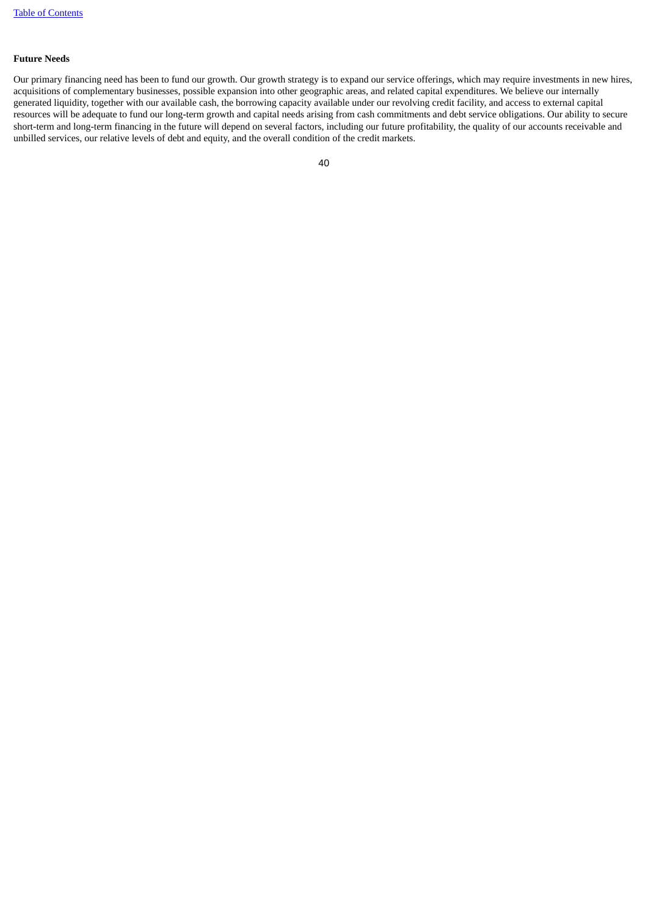**Future Needs**

Our primary financing need has been to fund our growth. Our growth strategy is to expand our service offerings, which may require investments in new hires, acquisitions of complementary businesses, possible expansion into other geographic areas, and related capital expenditures. We believe our internally generated liquidity, together with our available cash, the borrowing capacity available under our revolving credit facility, and access to external capital resources will be adequate to fund our long-term growth and capital needs arising from cash commitments and debt service obligations. Our ability to secure short-term and long-term financing in the future will depend on several factors, including our future profitability, the quality of our accounts receivable and unbilled services, our relative levels of debt and equity, and the overall condition of the credit markets.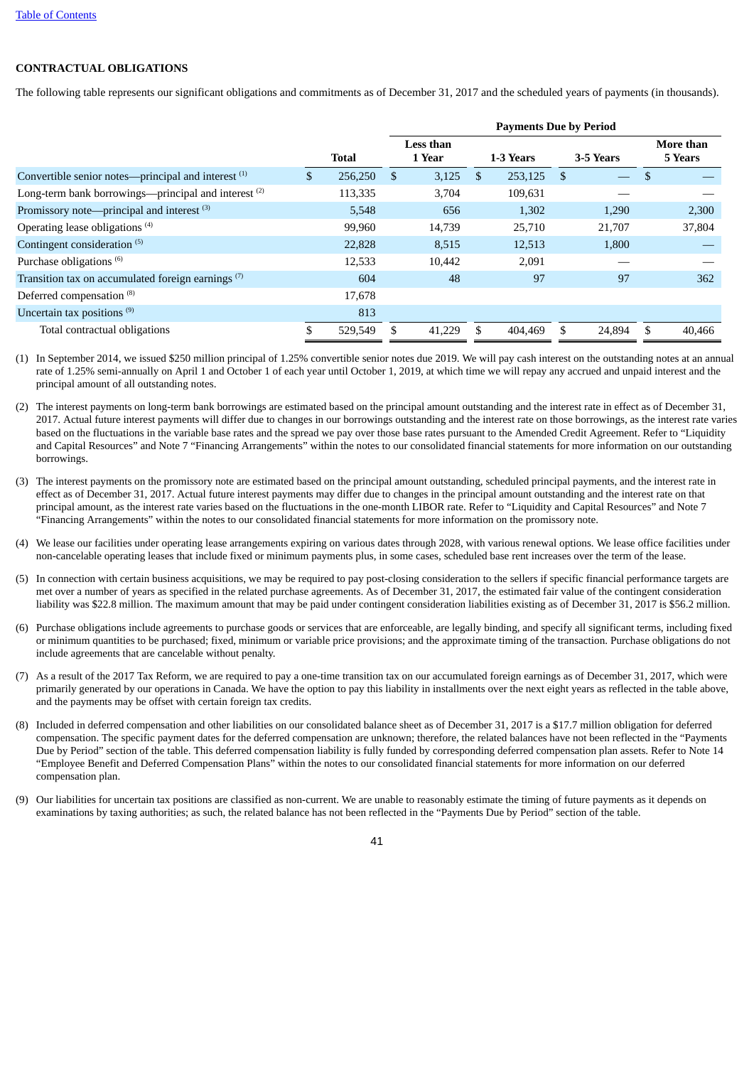## CONTRACTUAL OBLIGATIONS

The following table represents our significant obligations and commitments as of December 31, 2017 and the scheduled years of payments (in thousands).

| | | Payments Due by Period | | | |
|---|---|---|---|---|---|
| | Total | Less than 1 Year | 1-3 Years | 3-5 Years | More than 5 Years |
| Convertible senior notes—principal and interest [(1)] | $ 256,250 | $ 3,125 | $ 253,125 | $ — | $ — |
| Long-term bank borrowings—principal and interest [(2)] | 113,335 | 3,704 | 109,631 | — | — |
| Promissory note—principal and interest [(3)] | 5,548 | 656 | 1,302 | 1,290 | 2,300 |
| Operating lease obligations [(4)] | 99,960 | 14,739 | 25,710 | 21,707 | 37,804 |
| Contingent consideration [(5)] | 22,828 | 8,515 | 12,513 | 1,800 | — |
| Purchase obligations [(6)] | 12,533 | 10,442 | 2,091 | — | — |
| Transition tax on accumulated foreign earnings [(7)] | 604 | 48 | 97 | 97 | 362 |
| Deferred compensation [(8)] | 17,678 | | | | |
| Uncertain tax positions [(9)] | 813 | | | | |
| Total contractual obligations | $ 529,549 | $ 41,229 | $ 404,469 | $ 24,894 | $ 40,466 |

(1) In September 2014, we issued $250 million principal of 1.25% convertible senior notes due 2019. We will pay cash interest on the outstanding notes at an annual rate of 1.25% semi-annually on April 1 and October 1 of each year until October 1, 2019, at which time we will repay any accrued and unpaid interest and the principal amount of all outstanding notes.

(2) The interest payments on long-term bank borrowings are estimated based on the principal amount outstanding and the interest rate in effect as of December 31, 2017. Actual future interest payments will differ due to changes in our borrowings outstanding and the interest rate on those borrowings, as the interest rate varies based on the fluctuations in the variable base rates and the spread we pay over those base rates pursuant to the Amended Credit Agreement. Refer to "Liquidity and Capital Resources" and Note 7 "Financing Arrangements" within the notes to our consolidated financial statements for more information on our outstanding borrowings.

(3) The interest payments on the promissory note are estimated based on the principal amount outstanding, scheduled principal payments, and the interest rate in effect as of December 31, 2017. Actual future interest payments may differ due to changes in the principal amount outstanding and the interest rate on that principal amount, as the interest rate varies based on the fluctuations in the one-month LIBOR rate. Refer to "Liquidity and Capital Resources" and Note 7 "Financing Arrangements" within the notes to our consolidated financial statements for more information on the promissory note.

(4) We lease our facilities under operating lease arrangements expiring on various dates through 2028, with various renewal options. We lease office facilities under non-cancelable operating leases that include fixed or minimum payments plus, in some cases, scheduled base rent increases over the term of the lease.

(5) In connection with certain business acquisitions, we may be required to pay post-closing consideration to the sellers if specific financial performance targets are met over a number of years as specified in the related purchase agreements. As of December 31, 2017, the estimated fair value of the contingent consideration liability was $22.8 million. The maximum amount that may be paid under contingent consideration liabilities existing as of December 31, 2017 is $56.2 million.

(6) Purchase obligations include agreements to purchase goods or services that are enforceable, are legally binding, and specify all significant terms, including fixed or minimum quantities to be purchased; fixed, minimum or variable price provisions; and the approximate timing of the transaction. Purchase obligations do not include agreements that are cancelable without penalty.

(7) As a result of the 2017 Tax Reform, we are required to pay a one-time transition tax on our accumulated foreign earnings as of December 31, 2017, which were primarily generated by our operations in Canada. We have the option to pay this liability in installments over the next eight years as reflected in the table above, and the payments may be offset with certain foreign tax credits.

(8) Included in deferred compensation and other liabilities on our consolidated balance sheet as of December 31, 2017 is a $17.7 million obligation for deferred compensation. The specific payment dates for the deferred compensation are unknown; therefore, the related balances have not been reflected in the "Payments Due by Period" section of the table. This deferred compensation liability is fully funded by corresponding deferred compensation plan assets. Refer to Note 14 "Employee Benefit and Deferred Compensation Plans" within the notes to our consolidated financial statements for more information on our deferred compensation plan.

(9) Our liabilities for uncertain tax positions are classified as non-current. We are unable to reasonably estimate the timing of future payments as it depends on examinations by taxing authorities; as such, the related balance has not been reflected in the "Payments Due by Period" section of the table.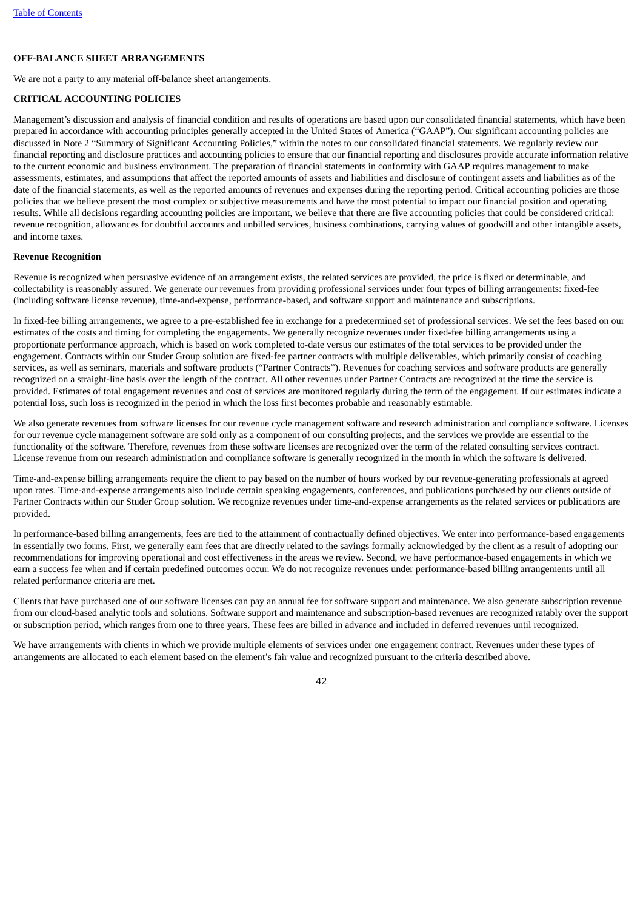**OFF-BALANCE SHEET ARRANGEMENTS**

We are not a party to any material off-balance sheet arrangements.

**CRITICAL ACCOUNTING POLICIES**

Management's discussion and analysis of financial condition and results of operations are based upon our consolidated financial statements, which have been prepared in accordance with accounting principles generally accepted in the United States of America ("GAAP"). Our significant accounting policies are discussed in Note 2 "Summary of Significant Accounting Policies," within the notes to our consolidated financial statements. We regularly review our financial reporting and disclosure practices and accounting policies to ensure that our financial reporting and disclosures provide accurate information relative to the current economic and business environment. The preparation of financial statements in conformity with GAAP requires management to make assessments, estimates, and assumptions that affect the reported amounts of assets and liabilities and disclosure of contingent assets and liabilities as of the date of the financial statements, as well as the reported amounts of revenues and expenses during the reporting period. Critical accounting policies are those policies that we believe present the most complex or subjective measurements and have the most potential to impact our financial position and operating results. While all decisions regarding accounting policies are important, we believe that there are five accounting policies that could be considered critical: revenue recognition, allowances for doubtful accounts and unbilled services, business combinations, carrying values of goodwill and other intangible assets, and income taxes.

**Revenue Recognition**

Revenue is recognized when persuasive evidence of an arrangement exists, the related services are provided, the price is fixed or determinable, and collectability is reasonably assured. We generate our revenues from providing professional services under four types of billing arrangements: fixed-fee (including software license revenue), time-and-expense, performance-based, and software support and maintenance and subscriptions.

In fixed-fee billing arrangements, we agree to a pre-established fee in exchange for a predetermined set of professional services. We set the fees based on our estimates of the costs and timing for completing the engagements. We generally recognize revenues under fixed-fee billing arrangements using a proportionate performance approach, which is based on work completed to-date versus our estimates of the total services to be provided under the engagement. Contracts within our Studer Group solution are fixed-fee partner contracts with multiple deliverables, which primarily consist of coaching services, as well as seminars, materials and software products ("Partner Contracts"). Revenues for coaching services and software products are generally recognized on a straight-line basis over the length of the contract. All other revenues under Partner Contracts are recognized at the time the service is provided. Estimates of total engagement revenues and cost of services are monitored regularly during the term of the engagement. If our estimates indicate a potential loss, such loss is recognized in the period in which the loss first becomes probable and reasonably estimable.

We also generate revenues from software licenses for our revenue cycle management software and research administration and compliance software. Licenses for our revenue cycle management software are sold only as a component of our consulting projects, and the services we provide are essential to the functionality of the software. Therefore, revenues from these software licenses are recognized over the term of the related consulting services contract. License revenue from our research administration and compliance software is generally recognized in the month in which the software is delivered.

Time-and-expense billing arrangements require the client to pay based on the number of hours worked by our revenue-generating professionals at agreed upon rates. Time-and-expense arrangements also include certain speaking engagements, conferences, and publications purchased by our clients outside of Partner Contracts within our Studer Group solution. We recognize revenues under time-and-expense arrangements as the related services or publications are provided.

In performance-based billing arrangements, fees are tied to the attainment of contractually defined objectives. We enter into performance-based engagements in essentially two forms. First, we generally earn fees that are directly related to the savings formally acknowledged by the client as a result of adopting our recommendations for improving operational and cost effectiveness in the areas we review. Second, we have performance-based engagements in which we earn a success fee when and if certain predefined outcomes occur. We do not recognize revenues under performance-based billing arrangements until all related performance criteria are met.

Clients that have purchased one of our software licenses can pay an annual fee for software support and maintenance. We also generate subscription revenue from our cloud-based analytic tools and solutions. Software support and maintenance and subscription-based revenues are recognized ratably over the support or subscription period, which ranges from one to three years. These fees are billed in advance and included in deferred revenues until recognized.

We have arrangements with clients in which we provide multiple elements of services under one engagement contract. Revenues under these types of arrangements are allocated to each element based on the element's fair value and recognized pursuant to the criteria described above.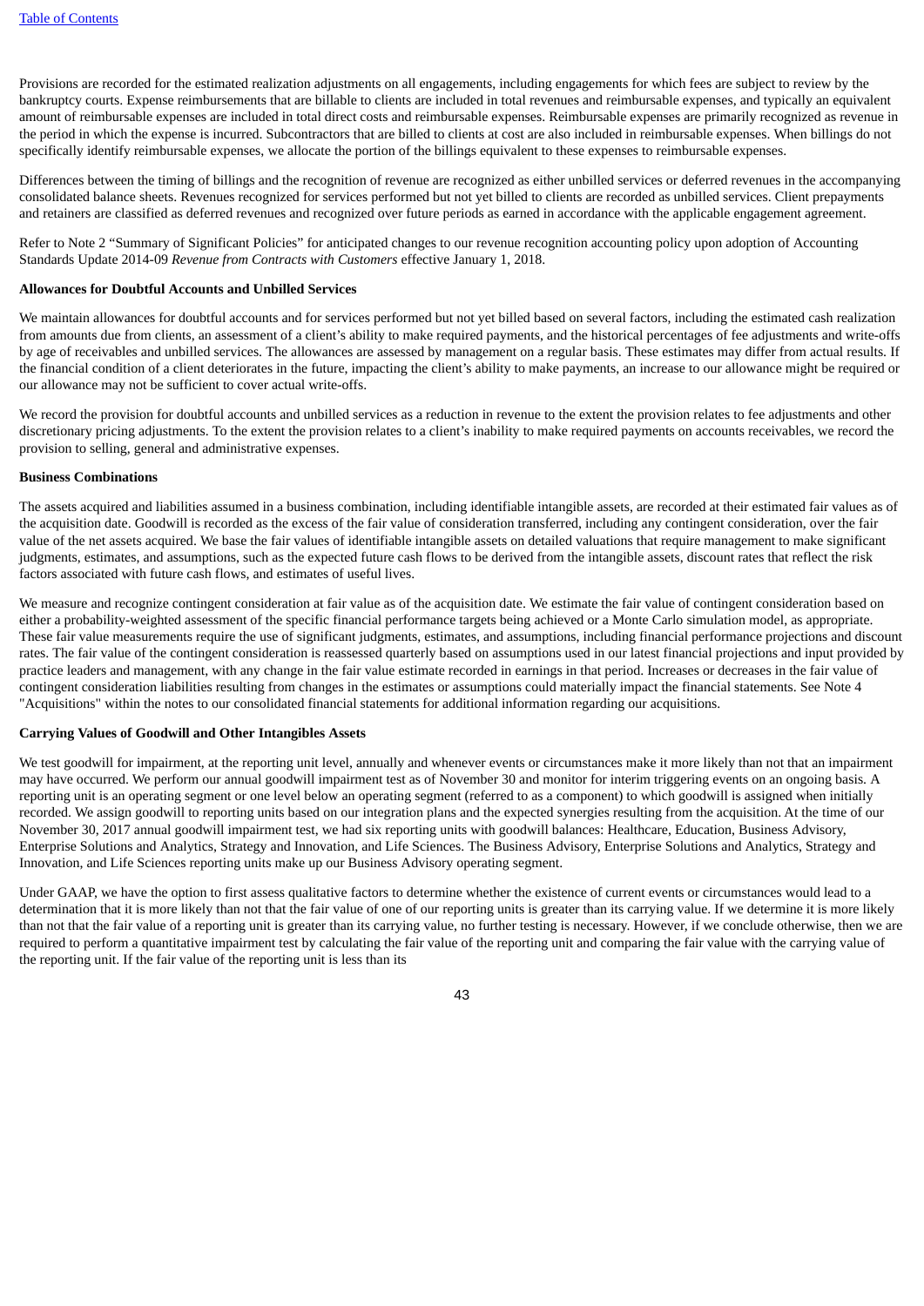Provisions are recorded for the estimated realization adjustments on all engagements, including engagements for which fees are subject to review by the bankruptcy courts. Expense reimbursements that are billable to clients are included in total revenues and reimbursable expenses, and typically an equivalent amount of reimbursable expenses are included in total direct costs and reimbursable expenses. Reimbursable expenses are primarily recognized as revenue in the period in which the expense is incurred. Subcontractors that are billed to clients at cost are also included in reimbursable expenses. When billings do not specifically identify reimbursable expenses, we allocate the portion of the billings equivalent to these expenses to reimbursable expenses.

Differences between the timing of billings and the recognition of revenue are recognized as either unbilled services or deferred revenues in the accompanying consolidated balance sheets. Revenues recognized for services performed but not yet billed to clients are recorded as unbilled services. Client prepayments and retainers are classified as deferred revenues and recognized over future periods as earned in accordance with the applicable engagement agreement.

Refer to Note 2 "Summary of Significant Policies" for anticipated changes to our revenue recognition accounting policy upon adoption of Accounting Standards Update 2014-09 *Revenue from Contracts with Customers* effective January 1, 2018.

**Allowances for Doubtful Accounts and Unbilled Services**

We maintain allowances for doubtful accounts and for services performed but not yet billed based on several factors, including the estimated cash realization from amounts due from clients, an assessment of a client's ability to make required payments, and the historical percentages of fee adjustments and write-offs by age of receivables and unbilled services. The allowances are assessed by management on a regular basis. These estimates may differ from actual results. If the financial condition of a client deteriorates in the future, impacting the client's ability to make payments, an increase to our allowance might be required or our allowance may not be sufficient to cover actual write-offs.

We record the provision for doubtful accounts and unbilled services as a reduction in revenue to the extent the provision relates to fee adjustments and other discretionary pricing adjustments. To the extent the provision relates to a client's inability to make required payments on accounts receivables, we record the provision to selling, general and administrative expenses.

**Business Combinations**

The assets acquired and liabilities assumed in a business combination, including identifiable intangible assets, are recorded at their estimated fair values as of the acquisition date. Goodwill is recorded as the excess of the fair value of consideration transferred, including any contingent consideration, over the fair value of the net assets acquired. We base the fair values of identifiable intangible assets on detailed valuations that require management to make significant judgments, estimates, and assumptions, such as the expected future cash flows to be derived from the intangible assets, discount rates that reflect the risk factors associated with future cash flows, and estimates of useful lives.

We measure and recognize contingent consideration at fair value as of the acquisition date. We estimate the fair value of contingent consideration based on either a probability-weighted assessment of the specific financial performance targets being achieved or a Monte Carlo simulation model, as appropriate. These fair value measurements require the use of significant judgments, estimates, and assumptions, including financial performance projections and discount rates. The fair value of the contingent consideration is reassessed quarterly based on assumptions used in our latest financial projections and input provided by practice leaders and management, with any change in the fair value estimate recorded in earnings in that period. Increases or decreases in the fair value of contingent consideration liabilities resulting from changes in the estimates or assumptions could materially impact the financial statements. See Note 4 "Acquisitions" within the notes to our consolidated financial statements for additional information regarding our acquisitions.

**Carrying Values of Goodwill and Other Intangibles Assets**

We test goodwill for impairment, at the reporting unit level, annually and whenever events or circumstances make it more likely than not that an impairment may have occurred. We perform our annual goodwill impairment test as of November 30 and monitor for interim triggering events on an ongoing basis. A reporting unit is an operating segment or one level below an operating segment (referred to as a component) to which goodwill is assigned when initially recorded. We assign goodwill to reporting units based on our integration plans and the expected synergies resulting from the acquisition. At the time of our November 30, 2017 annual goodwill impairment test, we had six reporting units with goodwill balances: Healthcare, Education, Business Advisory, Enterprise Solutions and Analytics, Strategy and Innovation, and Life Sciences. The Business Advisory, Enterprise Solutions and Analytics, Strategy and Innovation, and Life Sciences reporting units make up our Business Advisory operating segment.

Under GAAP, we have the option to first assess qualitative factors to determine whether the existence of current events or circumstances would lead to a determination that it is more likely than not that the fair value of one of our reporting units is greater than its carrying value. If we determine it is more likely than not that the fair value of a reporting unit is greater than its carrying value, no further testing is necessary. However, if we conclude otherwise, then we are required to perform a quantitative impairment test by calculating the fair value of the reporting unit and comparing the fair value with the carrying value of the reporting unit. If the fair value of the reporting unit is less than its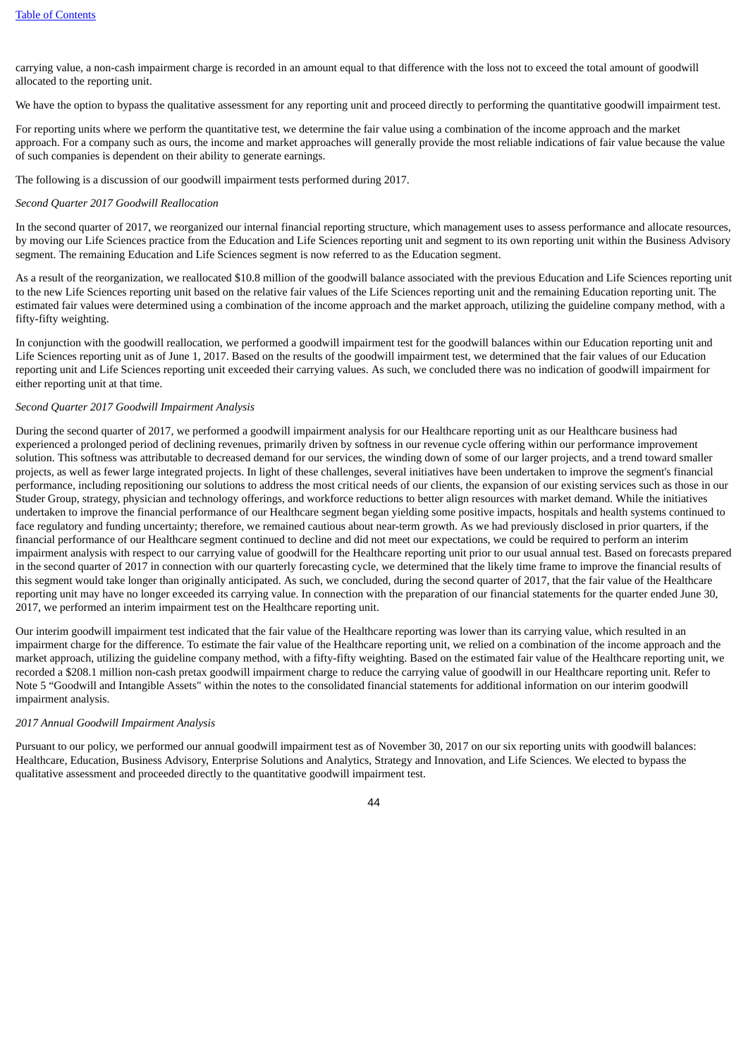carrying value, a non-cash impairment charge is recorded in an amount equal to that difference with the loss not to exceed the total amount of goodwill allocated to the reporting unit.

We have the option to bypass the qualitative assessment for any reporting unit and proceed directly to performing the quantitative goodwill impairment test.

For reporting units where we perform the quantitative test, we determine the fair value using a combination of the income approach and the market approach. For a company such as ours, the income and market approaches will generally provide the most reliable indications of fair value because the value of such companies is dependent on their ability to generate earnings.

The following is a discussion of our goodwill impairment tests performed during 2017.

*Second Quarter 2017 Goodwill Reallocation*

In the second quarter of 2017, we reorganized our internal financial reporting structure, which management uses to assess performance and allocate resources, by moving our Life Sciences practice from the Education and Life Sciences reporting unit and segment to its own reporting unit within the Business Advisory segment. The remaining Education and Life Sciences segment is now referred to as the Education segment.

As a result of the reorganization, we reallocated $10.8 million of the goodwill balance associated with the previous Education and Life Sciences reporting unit to the new Life Sciences reporting unit based on the relative fair values of the Life Sciences reporting unit and the remaining Education reporting unit. The estimated fair values were determined using a combination of the income approach and the market approach, utilizing the guideline company method, with a fifty-fifty weighting.

In conjunction with the goodwill reallocation, we performed a goodwill impairment test for the goodwill balances within our Education reporting unit and Life Sciences reporting unit as of June 1, 2017. Based on the results of the goodwill impairment test, we determined that the fair values of our Education reporting unit and Life Sciences reporting unit exceeded their carrying values. As such, we concluded there was no indication of goodwill impairment for either reporting unit at that time.

*Second Quarter 2017 Goodwill Impairment Analysis*

During the second quarter of 2017, we performed a goodwill impairment analysis for our Healthcare reporting unit as our Healthcare business had experienced a prolonged period of declining revenues, primarily driven by softness in our revenue cycle offering within our performance improvement solution. This softness was attributable to decreased demand for our services, the winding down of some of our larger projects, and a trend toward smaller projects, as well as fewer large integrated projects. In light of these challenges, several initiatives have been undertaken to improve the segment's financial performance, including repositioning our solutions to address the most critical needs of our clients, the expansion of our existing services such as those in our Studer Group, strategy, physician and technology offerings, and workforce reductions to better align resources with market demand. While the initiatives undertaken to improve the financial performance of our Healthcare segment began yielding some positive impacts, hospitals and health systems continued to face regulatory and funding uncertainty; therefore, we remained cautious about near-term growth. As we had previously disclosed in prior quarters, if the financial performance of our Healthcare segment continued to decline and did not meet our expectations, we could be required to perform an interim impairment analysis with respect to our carrying value of goodwill for the Healthcare reporting unit prior to our usual annual test. Based on forecasts prepared in the second quarter of 2017 in connection with our quarterly forecasting cycle, we determined that the likely time frame to improve the financial results of this segment would take longer than originally anticipated. As such, we concluded, during the second quarter of 2017, that the fair value of the Healthcare reporting unit may have no longer exceeded its carrying value. In connection with the preparation of our financial statements for the quarter ended June 30, 2017, we performed an interim impairment test on the Healthcare reporting unit.

Our interim goodwill impairment test indicated that the fair value of the Healthcare reporting was lower than its carrying value, which resulted in an impairment charge for the difference. To estimate the fair value of the Healthcare reporting unit, we relied on a combination of the income approach and the market approach, utilizing the guideline company method, with a fifty-fifty weighting. Based on the estimated fair value of the Healthcare reporting unit, we recorded a $208.1 million non-cash pretax goodwill impairment charge to reduce the carrying value of goodwill in our Healthcare reporting unit. Refer to Note 5 "Goodwill and Intangible Assets" within the notes to the consolidated financial statements for additional information on our interim goodwill impairment analysis.

*2017 Annual Goodwill Impairment Analysis*

Pursuant to our policy, we performed our annual goodwill impairment test as of November 30, 2017 on our six reporting units with goodwill balances: Healthcare, Education, Business Advisory, Enterprise Solutions and Analytics, Strategy and Innovation, and Life Sciences. We elected to bypass the qualitative assessment and proceeded directly to the quantitative goodwill impairment test.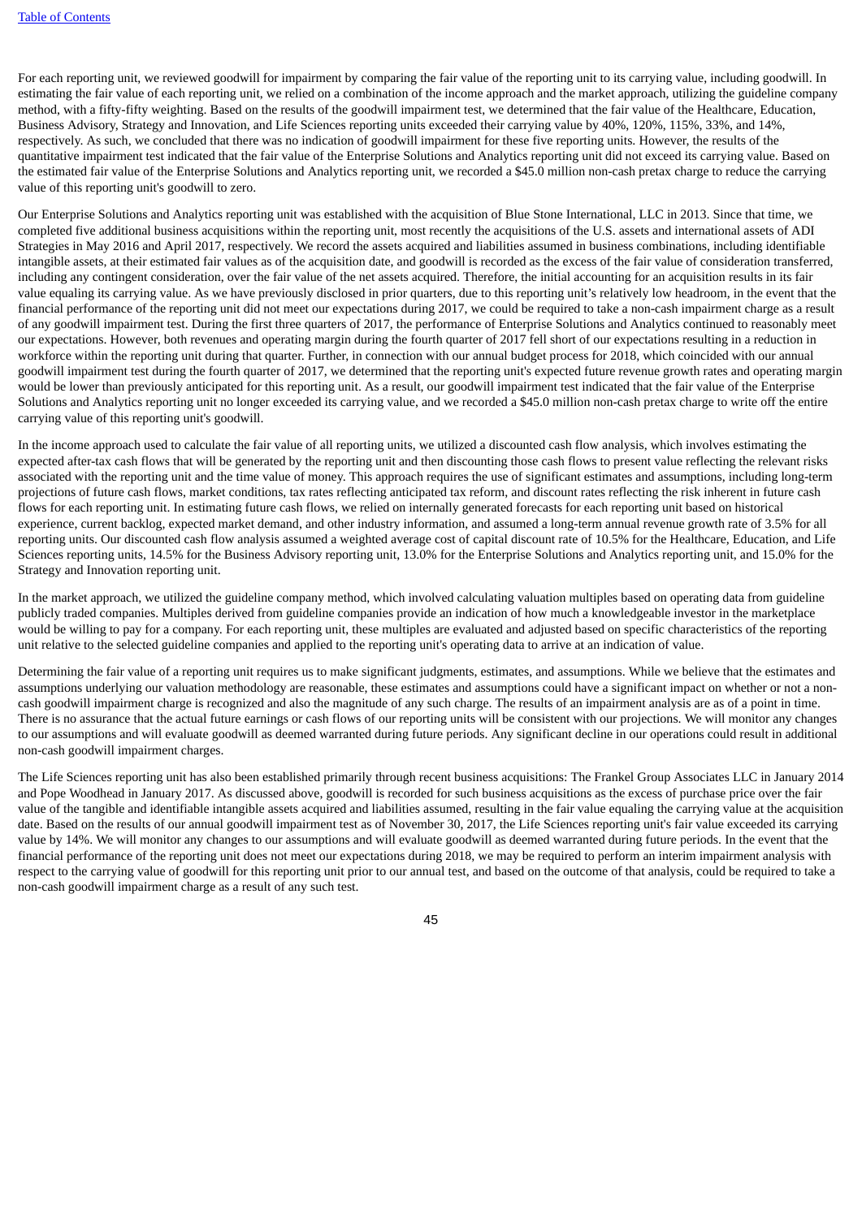For each reporting unit, we reviewed goodwill for impairment by comparing the fair value of the reporting unit to its carrying value, including goodwill. In estimating the fair value of each reporting unit, we relied on a combination of the income approach and the market approach, utilizing the guideline company method, with a fifty-fifty weighting. Based on the results of the goodwill impairment test, we determined that the fair value of the Healthcare, Education, Business Advisory, Strategy and Innovation, and Life Sciences reporting units exceeded their carrying value by 40%, 120%, 115%, 33%, and 14%, respectively. As such, we concluded that there was no indication of goodwill impairment for these five reporting units. However, the results of the quantitative impairment test indicated that the fair value of the Enterprise Solutions and Analytics reporting unit did not exceed its carrying value. Based on the estimated fair value of the Enterprise Solutions and Analytics reporting unit, we recorded a $45.0 million non-cash pretax charge to reduce the carrying value of this reporting unit's goodwill to zero.

Our Enterprise Solutions and Analytics reporting unit was established with the acquisition of Blue Stone International, LLC in 2013. Since that time, we completed five additional business acquisitions within the reporting unit, most recently the acquisitions of the U.S. assets and international assets of ADI Strategies in May 2016 and April 2017, respectively. We record the assets acquired and liabilities assumed in business combinations, including identifiable intangible assets, at their estimated fair values as of the acquisition date, and goodwill is recorded as the excess of the fair value of consideration transferred, including any contingent consideration, over the fair value of the net assets acquired. Therefore, the initial accounting for an acquisition results in its fair value equaling its carrying value. As we have previously disclosed in prior quarters, due to this reporting unit's relatively low headroom, in the event that the financial performance of the reporting unit did not meet our expectations during 2017, we could be required to take a non-cash impairment charge as a result of any goodwill impairment test. During the first three quarters of 2017, the performance of Enterprise Solutions and Analytics continued to reasonably meet our expectations. However, both revenues and operating margin during the fourth quarter of 2017 fell short of our expectations resulting in a reduction in workforce within the reporting unit during that quarter. Further, in connection with our annual budget process for 2018, which coincided with our annual goodwill impairment test during the fourth quarter of 2017, we determined that the reporting unit's expected future revenue growth rates and operating margin would be lower than previously anticipated for this reporting unit. As a result, our goodwill impairment test indicated that the fair value of the Enterprise Solutions and Analytics reporting unit no longer exceeded its carrying value, and we recorded a $45.0 million non-cash pretax charge to write off the entire carrying value of this reporting unit's goodwill.

In the income approach used to calculate the fair value of all reporting units, we utilized a discounted cash flow analysis, which involves estimating the expected after-tax cash flows that will be generated by the reporting unit and then discounting those cash flows to present value reflecting the relevant risks associated with the reporting unit and the time value of money. This approach requires the use of significant estimates and assumptions, including long-term projections of future cash flows, market conditions, tax rates reflecting anticipated tax reform, and discount rates reflecting the risk inherent in future cash flows for each reporting unit. In estimating future cash flows, we relied on internally generated forecasts for each reporting unit based on historical experience, current backlog, expected market demand, and other industry information, and assumed a long-term annual revenue growth rate of 3.5% for all reporting units. Our discounted cash flow analysis assumed a weighted average cost of capital discount rate of 10.5% for the Healthcare, Education, and Life Sciences reporting units, 14.5% for the Business Advisory reporting unit, 13.0% for the Enterprise Solutions and Analytics reporting unit, and 15.0% for the Strategy and Innovation reporting unit.

In the market approach, we utilized the guideline company method, which involved calculating valuation multiples based on operating data from guideline publicly traded companies. Multiples derived from guideline companies provide an indication of how much a knowledgeable investor in the marketplace would be willing to pay for a company. For each reporting unit, these multiples are evaluated and adjusted based on specific characteristics of the reporting unit relative to the selected guideline companies and applied to the reporting unit's operating data to arrive at an indication of value.

Determining the fair value of a reporting unit requires us to make significant judgments, estimates, and assumptions. While we believe that the estimates and assumptions underlying our valuation methodology are reasonable, these estimates and assumptions could have a significant impact on whether or not a non-cash goodwill impairment charge is recognized and also the magnitude of any such charge. The results of an impairment analysis are as of a point in time. There is no assurance that the actual future earnings or cash flows of our reporting units will be consistent with our projections. We will monitor any changes to our assumptions and will evaluate goodwill as deemed warranted during future periods. Any significant decline in our operations could result in additional non-cash goodwill impairment charges.

The Life Sciences reporting unit has also been established primarily through recent business acquisitions: The Frankel Group Associates LLC in January 2014 and Pope Woodhead in January 2017. As discussed above, goodwill is recorded for such business acquisitions as the excess of purchase price over the fair value of the tangible and identifiable intangible assets acquired and liabilities assumed, resulting in the fair value equaling the carrying value at the acquisition date. Based on the results of our annual goodwill impairment test as of November 30, 2017, the Life Sciences reporting unit's fair value exceeded its carrying value by 14%. We will monitor any changes to our assumptions and will evaluate goodwill as deemed warranted during future periods. In the event that the financial performance of the reporting unit does not meet our expectations during 2018, we may be required to perform an interim impairment analysis with respect to the carrying value of goodwill for this reporting unit prior to our annual test, and based on the outcome of that analysis, could be required to take a non-cash goodwill impairment charge as a result of any such test.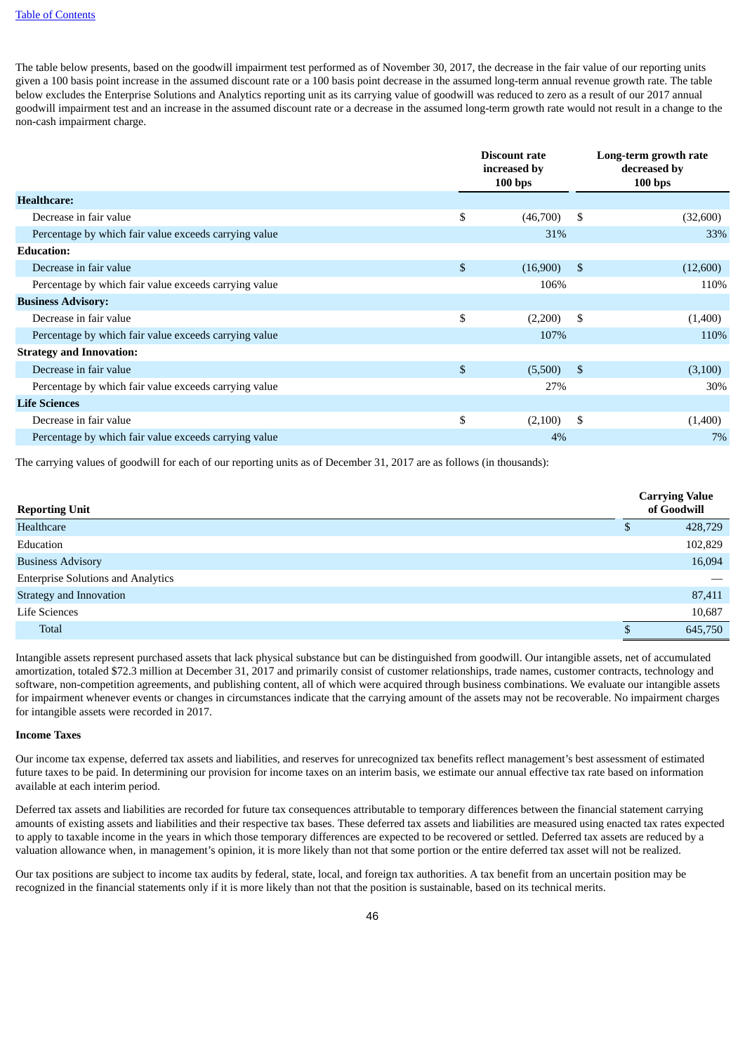The table below presents, based on the goodwill impairment test performed as of November 30, 2017, the decrease in the fair value of our reporting units given a 100 basis point increase in the assumed discount rate or a 100 basis point decrease in the assumed long-term annual revenue growth rate. The table below excludes the Enterprise Solutions and Analytics reporting unit as its carrying value of goodwill was reduced to zero as a result of our 2017 annual goodwill impairment test and an increase in the assumed discount rate or a decrease in the assumed long-term growth rate would not result in a change to the non-cash impairment charge.

| | Discount rate increased by 100 bps | Long-term growth rate decreased by 100 bps |
|---|---|---|
| **Healthcare:** | | |
| Decrease in fair value | $ (46,700) | $ (32,600) |
| Percentage by which fair value exceeds carrying value | 31% | 33% |
| **Education:** | | |
| Decrease in fair value | $ (16,900) | $ (12,600) |
| Percentage by which fair value exceeds carrying value | 106% | 110% |
| **Business Advisory:** | | |
| Decrease in fair value | $ (2,200) | $ (1,400) |
| Percentage by which fair value exceeds carrying value | 107% | 110% |
| **Strategy and Innovation:** | | |
| Decrease in fair value | $ (5,500) | $ (3,100) |
| Percentage by which fair value exceeds carrying value | 27% | 30% |
| **Life Sciences** | | |
| Decrease in fair value | $ (2,100) | $ (1,400) |
| Percentage by which fair value exceeds carrying value | 4% | 7% |

The carrying values of goodwill for each of our reporting units as of December 31, 2017 are as follows (in thousands):

| Reporting Unit | Carrying Value of Goodwill |
|---|---|
| Healthcare | $ 428,729 |
| Education | 102,829 |
| Business Advisory | 16,094 |
| Enterprise Solutions and Analytics | — |
| Strategy and Innovation | 87,411 |
| Life Sciences | 10,687 |
| Total | $ 645,750 |

Intangible assets represent purchased assets that lack physical substance but can be distinguished from goodwill. Our intangible assets, net of accumulated amortization, totaled $72.3 million at December 31, 2017 and primarily consist of customer relationships, trade names, customer contracts, technology and software, non-competition agreements, and publishing content, all of which were acquired through business combinations. We evaluate our intangible assets for impairment whenever events or changes in circumstances indicate that the carrying amount of the assets may not be recoverable. No impairment charges for intangible assets were recorded in 2017.

**Income Taxes**

Our income tax expense, deferred tax assets and liabilities, and reserves for unrecognized tax benefits reflect management's best assessment of estimated future taxes to be paid. In determining our provision for income taxes on an interim basis, we estimate our annual effective tax rate based on information available at each interim period.

Deferred tax assets and liabilities are recorded for future tax consequences attributable to temporary differences between the financial statement carrying amounts of existing assets and liabilities and their respective tax bases. These deferred tax assets and liabilities are measured using enacted tax rates expected to apply to taxable income in the years in which those temporary differences are expected to be recovered or settled. Deferred tax assets are reduced by a valuation allowance when, in management's opinion, it is more likely than not that some portion or the entire deferred tax asset will not be realized.

Our tax positions are subject to income tax audits by federal, state, local, and foreign tax authorities. A tax benefit from an uncertain position may be recognized in the financial statements only if it is more likely than not that the position is sustainable, based on its technical merits.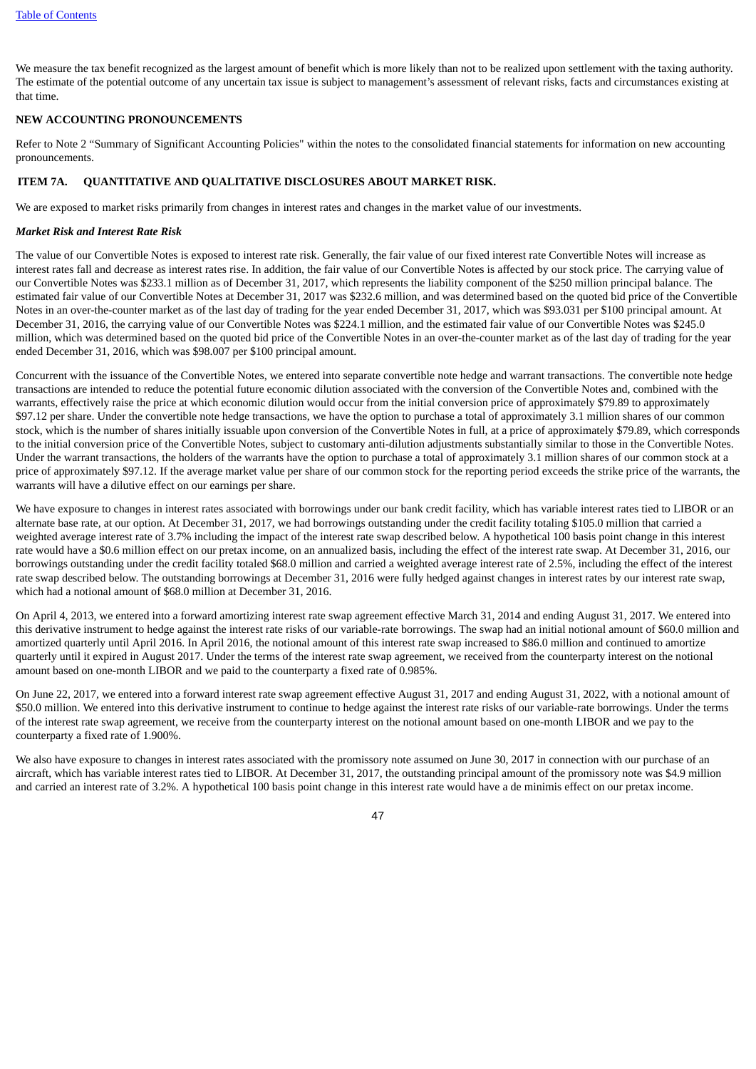We measure the tax benefit recognized as the largest amount of benefit which is more likely than not to be realized upon settlement with the taxing authority. The estimate of the potential outcome of any uncertain tax issue is subject to management's assessment of relevant risks, facts and circumstances existing at that time.

**NEW ACCOUNTING PRONOUNCEMENTS**

Refer to Note 2 "Summary of Significant Accounting Policies" within the notes to the consolidated financial statements for information on new accounting pronouncements.

## ITEM 7A. QUANTITATIVE AND QUALITATIVE DISCLOSURES ABOUT MARKET RISK.

We are exposed to market risks primarily from changes in interest rates and changes in the market value of our investments.

***Market Risk and Interest Rate Risk***

The value of our Convertible Notes is exposed to interest rate risk. Generally, the fair value of our fixed interest rate Convertible Notes will increase as interest rates fall and decrease as interest rates rise. In addition, the fair value of our Convertible Notes is affected by our stock price. The carrying value of our Convertible Notes was $233.1 million as of December 31, 2017, which represents the liability component of the $250 million principal balance. The estimated fair value of our Convertible Notes at December 31, 2017 was $232.6 million, and was determined based on the quoted bid price of the Convertible Notes in an over-the-counter market as of the last day of trading for the year ended December 31, 2017, which was $93.031 per $100 principal amount. At December 31, 2016, the carrying value of our Convertible Notes was $224.1 million, and the estimated fair value of our Convertible Notes was $245.0 million, which was determined based on the quoted bid price of the Convertible Notes in an over-the-counter market as of the last day of trading for the year ended December 31, 2016, which was $98.007 per $100 principal amount.

Concurrent with the issuance of the Convertible Notes, we entered into separate convertible note hedge and warrant transactions. The convertible note hedge transactions are intended to reduce the potential future economic dilution associated with the conversion of the Convertible Notes and, combined with the warrants, effectively raise the price at which economic dilution would occur from the initial conversion price of approximately $79.89 to approximately $97.12 per share. Under the convertible note hedge transactions, we have the option to purchase a total of approximately 3.1 million shares of our common stock, which is the number of shares initially issuable upon conversion of the Convertible Notes in full, at a price of approximately $79.89, which corresponds to the initial conversion price of the Convertible Notes, subject to customary anti-dilution adjustments substantially similar to those in the Convertible Notes. Under the warrant transactions, the holders of the warrants have the option to purchase a total of approximately 3.1 million shares of our common stock at a price of approximately $97.12. If the average market value per share of our common stock for the reporting period exceeds the strike price of the warrants, the warrants will have a dilutive effect on our earnings per share.

We have exposure to changes in interest rates associated with borrowings under our bank credit facility, which has variable interest rates tied to LIBOR or an alternate base rate, at our option. At December 31, 2017, we had borrowings outstanding under the credit facility totaling $105.0 million that carried a weighted average interest rate of 3.7% including the impact of the interest rate swap described below. A hypothetical 100 basis point change in this interest rate would have a $0.6 million effect on our pretax income, on an annualized basis, including the effect of the interest rate swap. At December 31, 2016, our borrowings outstanding under the credit facility totaled $68.0 million and carried a weighted average interest rate of 2.5%, including the effect of the interest rate swap described below. The outstanding borrowings at December 31, 2016 were fully hedged against changes in interest rates by our interest rate swap, which had a notional amount of $68.0 million at December 31, 2016.

On April 4, 2013, we entered into a forward amortizing interest rate swap agreement effective March 31, 2014 and ending August 31, 2017. We entered into this derivative instrument to hedge against the interest rate risks of our variable-rate borrowings. The swap had an initial notional amount of $60.0 million and amortized quarterly until April 2016. In April 2016, the notional amount of this interest rate swap increased to $86.0 million and continued to amortize quarterly until it expired in August 2017. Under the terms of the interest rate swap agreement, we received from the counterparty interest on the notional amount based on one-month LIBOR and we paid to the counterparty a fixed rate of 0.985%.

On June 22, 2017, we entered into a forward interest rate swap agreement effective August 31, 2017 and ending August 31, 2022, with a notional amount of $50.0 million. We entered into this derivative instrument to continue to hedge against the interest rate risks of our variable-rate borrowings. Under the terms of the interest rate swap agreement, we receive from the counterparty interest on the notional amount based on one-month LIBOR and we pay to the counterparty a fixed rate of 1.900%.

We also have exposure to changes in interest rates associated with the promissory note assumed on June 30, 2017 in connection with our purchase of an aircraft, which has variable interest rates tied to LIBOR. At December 31, 2017, the outstanding principal amount of the promissory note was $4.9 million and carried an interest rate of 3.2%. A hypothetical 100 basis point change in this interest rate would have a de minimis effect on our pretax income.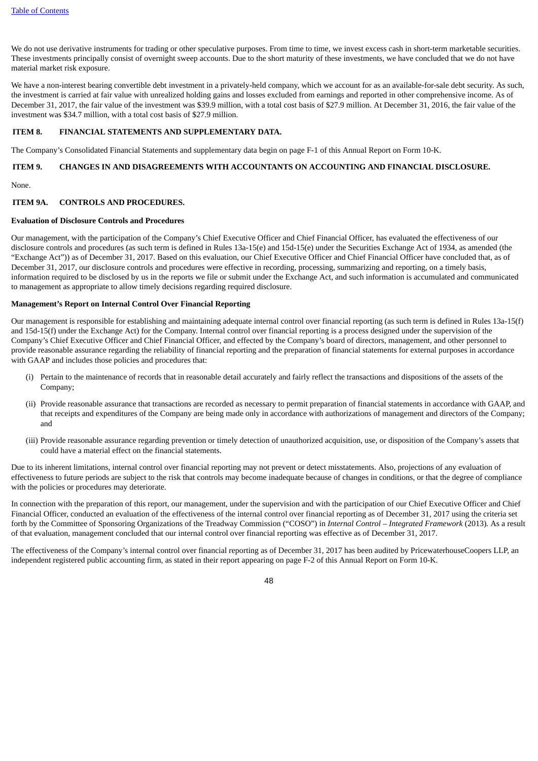We do not use derivative instruments for trading or other speculative purposes. From time to time, we invest excess cash in short-term marketable securities. These investments principally consist of overnight sweep accounts. Due to the short maturity of these investments, we have concluded that we do not have material market risk exposure.

We have a non-interest bearing convertible debt investment in a privately-held company, which we account for as an available-for-sale debt security. As such, the investment is carried at fair value with unrealized holding gains and losses excluded from earnings and reported in other comprehensive income. As of December 31, 2017, the fair value of the investment was $39.9 million, with a total cost basis of $27.9 million. At December 31, 2016, the fair value of the investment was $34.7 million, with a total cost basis of $27.9 million.

## ITEM 8. FINANCIAL STATEMENTS AND SUPPLEMENTARY DATA.

The Company's Consolidated Financial Statements and supplementary data begin on page F-1 of this Annual Report on Form 10-K.

## ITEM 9. CHANGES IN AND DISAGREEMENTS WITH ACCOUNTANTS ON ACCOUNTING AND FINANCIAL DISCLOSURE.

None.

## ITEM 9A. CONTROLS AND PROCEDURES.

**Evaluation of Disclosure Controls and Procedures**

Our management, with the participation of the Company's Chief Executive Officer and Chief Financial Officer, has evaluated the effectiveness of our disclosure controls and procedures (as such term is defined in Rules 13a-15(e) and 15d-15(e) under the Securities Exchange Act of 1934, as amended (the "Exchange Act")) as of December 31, 2017. Based on this evaluation, our Chief Executive Officer and Chief Financial Officer have concluded that, as of December 31, 2017, our disclosure controls and procedures were effective in recording, processing, summarizing and reporting, on a timely basis, information required to be disclosed by us in the reports we file or submit under the Exchange Act, and such information is accumulated and communicated to management as appropriate to allow timely decisions regarding required disclosure.

**Management's Report on Internal Control Over Financial Reporting**

Our management is responsible for establishing and maintaining adequate internal control over financial reporting (as such term is defined in Rules 13a-15(f) and 15d-15(f) under the Exchange Act) for the Company. Internal control over financial reporting is a process designed under the supervision of the Company's Chief Executive Officer and Chief Financial Officer, and effected by the Company's board of directors, management, and other personnel to provide reasonable assurance regarding the reliability of financial reporting and the preparation of financial statements for external purposes in accordance with GAAP and includes those policies and procedures that:

(i) Pertain to the maintenance of records that in reasonable detail accurately and fairly reflect the transactions and dispositions of the assets of the Company;

(ii) Provide reasonable assurance that transactions are recorded as necessary to permit preparation of financial statements in accordance with GAAP, and that receipts and expenditures of the Company are being made only in accordance with authorizations of management and directors of the Company; and

(iii) Provide reasonable assurance regarding prevention or timely detection of unauthorized acquisition, use, or disposition of the Company's assets that could have a material effect on the financial statements.

Due to its inherent limitations, internal control over financial reporting may not prevent or detect misstatements. Also, projections of any evaluation of effectiveness to future periods are subject to the risk that controls may become inadequate because of changes in conditions, or that the degree of compliance with the policies or procedures may deteriorate.

In connection with the preparation of this report, our management, under the supervision and with the participation of our Chief Executive Officer and Chief Financial Officer, conducted an evaluation of the effectiveness of the internal control over financial reporting as of December 31, 2017 using the criteria set forth by the Committee of Sponsoring Organizations of the Treadway Commission ("COSO") in *Internal Control – Integrated Framework* (2013). As a result of that evaluation, management concluded that our internal control over financial reporting was effective as of December 31, 2017.

The effectiveness of the Company's internal control over financial reporting as of December 31, 2017 has been audited by PricewaterhouseCoopers LLP, an independent registered public accounting firm, as stated in their report appearing on page F-2 of this Annual Report on Form 10-K.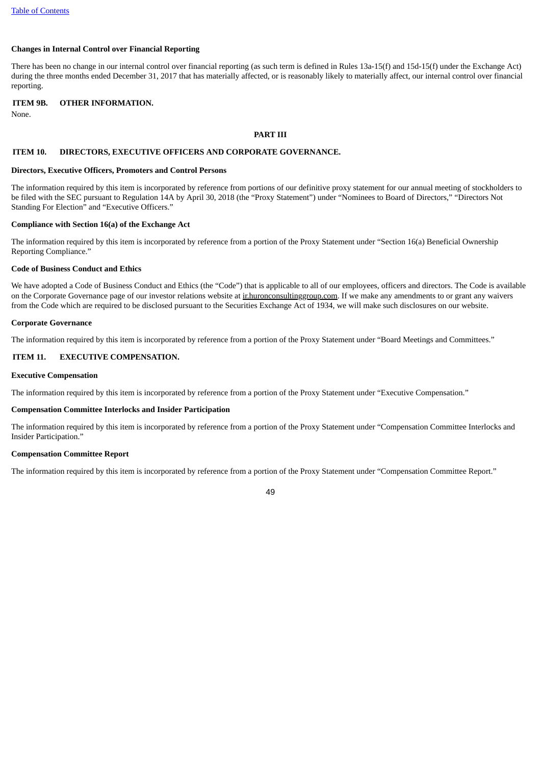**Changes in Internal Control over Financial Reporting**

There has been no change in our internal control over financial reporting (as such term is defined in Rules 13a-15(f) and 15d-15(f) under the Exchange Act) during the three months ended December 31, 2017 that has materially affected, or is reasonably likely to materially affect, our internal control over financial reporting.

## ITEM 9B. OTHER INFORMATION.

None.

# PART III

## ITEM 10. DIRECTORS, EXECUTIVE OFFICERS AND CORPORATE GOVERNANCE.

**Directors, Executive Officers, Promoters and Control Persons**

The information required by this item is incorporated by reference from portions of our definitive proxy statement for our annual meeting of stockholders to be filed with the SEC pursuant to Regulation 14A by April 30, 2018 (the "Proxy Statement") under "Nominees to Board of Directors," "Directors Not Standing For Election" and "Executive Officers."

**Compliance with Section 16(a) of the Exchange Act**

The information required by this item is incorporated by reference from a portion of the Proxy Statement under "Section 16(a) Beneficial Ownership Reporting Compliance."

**Code of Business Conduct and Ethics**

We have adopted a Code of Business Conduct and Ethics (the "Code") that is applicable to all of our employees, officers and directors. The Code is available on the Corporate Governance page of our investor relations website at ir.huronconsultinggroup.com. If we make any amendments to or grant any waivers from the Code which are required to be disclosed pursuant to the Securities Exchange Act of 1934, we will make such disclosures on our website.

**Corporate Governance**

The information required by this item is incorporated by reference from a portion of the Proxy Statement under "Board Meetings and Committees."

## ITEM 11. EXECUTIVE COMPENSATION.

**Executive Compensation**

The information required by this item is incorporated by reference from a portion of the Proxy Statement under "Executive Compensation."

**Compensation Committee Interlocks and Insider Participation**

The information required by this item is incorporated by reference from a portion of the Proxy Statement under "Compensation Committee Interlocks and Insider Participation."

**Compensation Committee Report**

The information required by this item is incorporated by reference from a portion of the Proxy Statement under "Compensation Committee Report."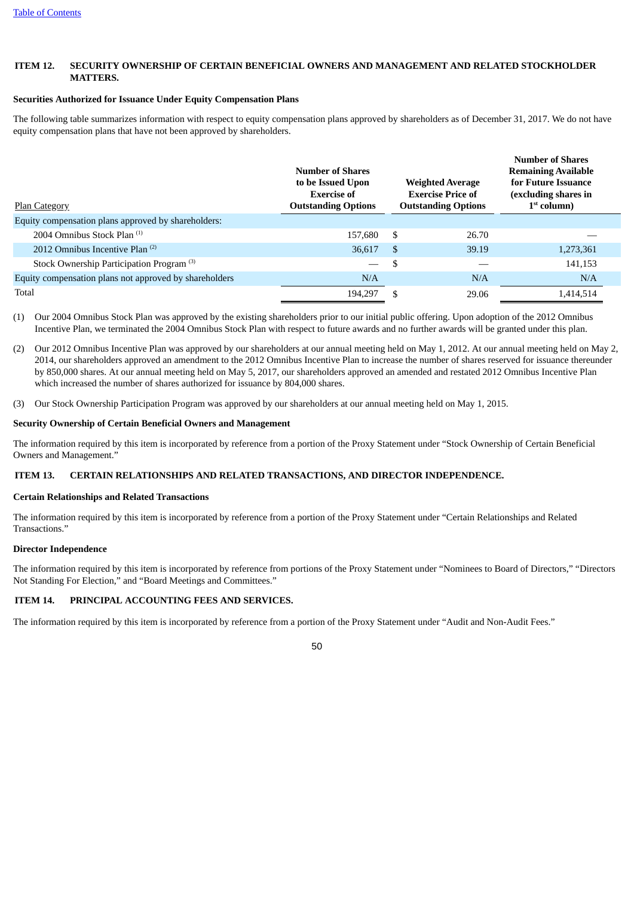## ITEM 12. SECURITY OWNERSHIP OF CERTAIN BENEFICIAL OWNERS AND MANAGEMENT AND RELATED STOCKHOLDER MATTERS.

### Securities Authorized for Issuance Under Equity Compensation Plans

The following table summarizes information with respect to equity compensation plans approved by shareholders as of December 31, 2017. We do not have equity compensation plans that have not been approved by shareholders.

| Plan Category | Number of Shares to be Issued Upon Exercise of Outstanding Options | Weighted Average Exercise Price of Outstanding Options | Number of Shares Remaining Available for Future Issuance (excluding shares in 1st column) |
|---|---|---|---|
| Equity compensation plans approved by shareholders: | | | |
| 2004 Omnibus Stock Plan [1] | 157,680 | $ 26.70 | — |
| 2012 Omnibus Incentive Plan [2] | 36,617 | $ 39.19 | 1,273,361 |
| Stock Ownership Participation Program [3] | — | $ — | 141,153 |
| Equity compensation plans not approved by shareholders | N/A | N/A | N/A |
| Total | 194,297 | $ 29.06 | 1,414,514 |

(1) Our 2004 Omnibus Stock Plan was approved by the existing shareholders prior to our initial public offering. Upon adoption of the 2012 Omnibus Incentive Plan, we terminated the 2004 Omnibus Stock Plan with respect to future awards and no further awards will be granted under this plan.

(2) Our 2012 Omnibus Incentive Plan was approved by our shareholders at our annual meeting held on May 1, 2012. At our annual meeting held on May 2, 2014, our shareholders approved an amendment to the 2012 Omnibus Incentive Plan to increase the number of shares reserved for issuance thereunder by 850,000 shares. At our annual meeting held on May 5, 2017, our shareholders approved an amended and restated 2012 Omnibus Incentive Plan which increased the number of shares authorized for issuance by 804,000 shares.

(3) Our Stock Ownership Participation Program was approved by our shareholders at our annual meeting held on May 1, 2015.

### Security Ownership of Certain Beneficial Owners and Management

The information required by this item is incorporated by reference from a portion of the Proxy Statement under "Stock Ownership of Certain Beneficial Owners and Management."

## ITEM 13. CERTAIN RELATIONSHIPS AND RELATED TRANSACTIONS, AND DIRECTOR INDEPENDENCE.

### Certain Relationships and Related Transactions

The information required by this item is incorporated by reference from a portion of the Proxy Statement under "Certain Relationships and Related Transactions."

### Director Independence

The information required by this item is incorporated by reference from portions of the Proxy Statement under "Nominees to Board of Directors," "Directors Not Standing For Election," and "Board Meetings and Committees."

## ITEM 14. PRINCIPAL ACCOUNTING FEES AND SERVICES.

The information required by this item is incorporated by reference from a portion of the Proxy Statement under "Audit and Non-Audit Fees."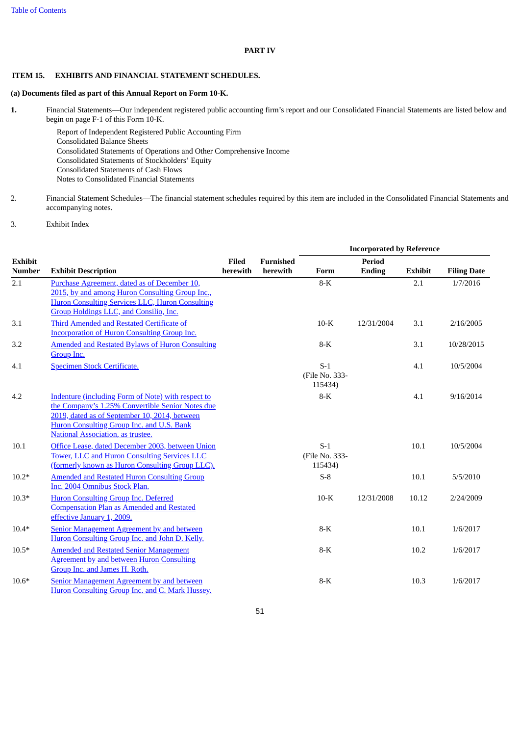## PART IV

### ITEM 15. EXHIBITS AND FINANCIAL STATEMENT SCHEDULES.

**(a) Documents filed as part of this Annual Report on Form 10-K.**

**1.** Financial Statements—Our independent registered public accounting firm's report and our Consolidated Financial Statements are listed below and begin on page F-1 of this Form 10-K.

Report of Independent Registered Public Accounting Firm
Consolidated Balance Sheets
Consolidated Statements of Operations and Other Comprehensive Income
Consolidated Statements of Stockholders' Equity
Consolidated Statements of Cash Flows
Notes to Consolidated Financial Statements

2. Financial Statement Schedules—The financial statement schedules required by this item are included in the Consolidated Financial Statements and accompanying notes.

3. Exhibit Index

| | | | | Incorporated by Reference | | | |
|---|---|---|---|---|---|---|---|
| **Exhibit Number** | **Exhibit Description** | **Filed herewith** | **Furnished herewith** | **Form** | **Period Ending** | **Exhibit** | **Filing Date** |
| 2.1 | Purchase Agreement, dated as of December 10, 2015, by and among Huron Consulting Group Inc., Huron Consulting Services LLC, Huron Consulting Group Holdings LLC, and Consilio, Inc. | | | 8-K | | 2.1 | 1/7/2016 |
| 3.1 | Third Amended and Restated Certificate of Incorporation of Huron Consulting Group Inc. | | | 10-K | 12/31/2004 | 3.1 | 2/16/2005 |
| 3.2 | Amended and Restated Bylaws of Huron Consulting Group Inc. | | | 8-K | | 3.1 | 10/28/2015 |
| 4.1 | Specimen Stock Certificate. | | | S-1 (File No. 333-115434) | | 4.1 | 10/5/2004 |
| 4.2 | Indenture (including Form of Note) with respect to the Company's 1.25% Convertible Senior Notes due 2019, dated as of September 10, 2014, between Huron Consulting Group Inc. and U.S. Bank National Association, as trustee. | | | 8-K | | 4.1 | 9/16/2014 |
| 10.1 | Office Lease, dated December 2003, between Union Tower, LLC and Huron Consulting Services LLC (formerly known as Huron Consulting Group LLC). | | | S-1 (File No. 333-115434) | | 10.1 | 10/5/2004 |
| 10.2* | Amended and Restated Huron Consulting Group Inc. 2004 Omnibus Stock Plan. | | | S-8 | | 10.1 | 5/5/2010 |
| 10.3* | Huron Consulting Group Inc. Deferred Compensation Plan as Amended and Restated effective January 1, 2009. | | | 10-K | 12/31/2008 | 10.12 | 2/24/2009 |
| 10.4* | Senior Management Agreement by and between Huron Consulting Group Inc. and John D. Kelly. | | | 8-K | | 10.1 | 1/6/2017 |
| 10.5* | Amended and Restated Senior Management Agreement by and between Huron Consulting Group Inc. and James H. Roth. | | | 8-K | | 10.2 | 1/6/2017 |
| 10.6* | Senior Management Agreement by and between Huron Consulting Group Inc. and C. Mark Hussey. | | | 8-K | | 10.3 | 1/6/2017 |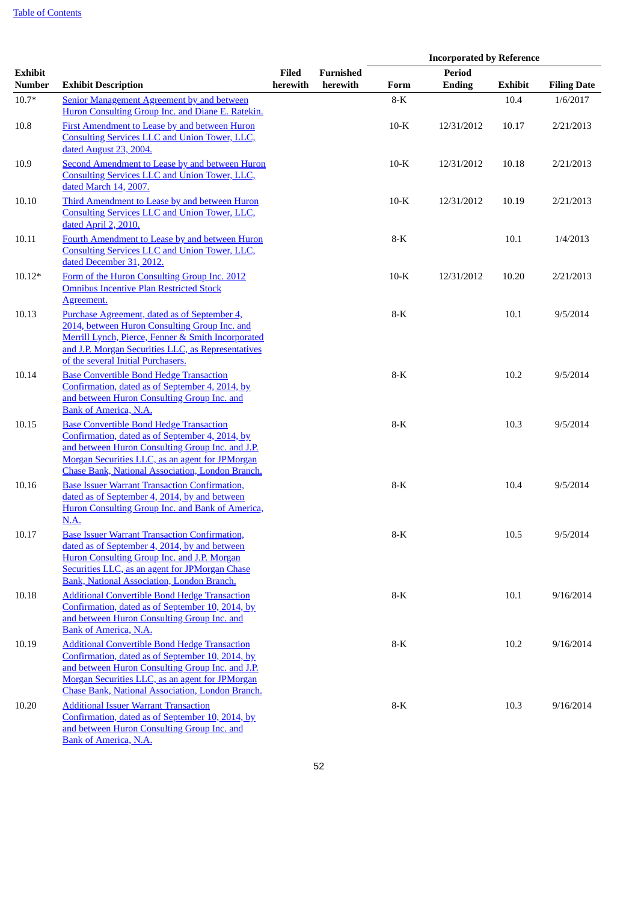| Exhibit Number | Exhibit Description | Filed herewith | Furnished herewith | Incorporated by Reference | | | |
|---|---|---|---|---|---|---|---|
| | | | | Form | Period Ending | Exhibit | Filing Date |
| 10.7* | Senior Management Agreement by and between Huron Consulting Group Inc. and Diane E. Ratekin. | | | 8-K | | 10.4 | 1/6/2017 |
| 10.8 | First Amendment to Lease by and between Huron Consulting Services LLC and Union Tower, LLC, dated August 23, 2004. | | | 10-K | 12/31/2012 | 10.17 | 2/21/2013 |
| 10.9 | Second Amendment to Lease by and between Huron Consulting Services LLC and Union Tower, LLC, dated March 14, 2007. | | | 10-K | 12/31/2012 | 10.18 | 2/21/2013 |
| 10.10 | Third Amendment to Lease by and between Huron Consulting Services LLC and Union Tower, LLC, dated April 2, 2010. | | | 10-K | 12/31/2012 | 10.19 | 2/21/2013 |
| 10.11 | Fourth Amendment to Lease by and between Huron Consulting Services LLC and Union Tower, LLC, dated December 31, 2012. | | | 8-K | | 10.1 | 1/4/2013 |
| 10.12* | Form of the Huron Consulting Group Inc. 2012 Omnibus Incentive Plan Restricted Stock Agreement. | | | 10-K | 12/31/2012 | 10.20 | 2/21/2013 |
| 10.13 | Purchase Agreement, dated as of September 4, 2014, between Huron Consulting Group Inc. and Merrill Lynch, Pierce, Fenner & Smith Incorporated and J.P. Morgan Securities LLC, as Representatives of the several Initial Purchasers. | | | 8-K | | 10.1 | 9/5/2014 |
| 10.14 | Base Convertible Bond Hedge Transaction Confirmation, dated as of September 4, 2014, by and between Huron Consulting Group Inc. and Bank of America, N.A. | | | 8-K | | 10.2 | 9/5/2014 |
| 10.15 | Base Convertible Bond Hedge Transaction Confirmation, dated as of September 4, 2014, by and between Huron Consulting Group Inc. and J.P. Morgan Securities LLC, as an agent for JPMorgan Chase Bank, National Association, London Branch. | | | 8-K | | 10.3 | 9/5/2014 |
| 10.16 | Base Issuer Warrant Transaction Confirmation, dated as of September 4, 2014, by and between Huron Consulting Group Inc. and Bank of America, N.A. | | | 8-K | | 10.4 | 9/5/2014 |
| 10.17 | Base Issuer Warrant Transaction Confirmation, dated as of September 4, 2014, by and between Huron Consulting Group Inc. and J.P. Morgan Securities LLC, as an agent for JPMorgan Chase Bank, National Association, London Branch. | | | 8-K | | 10.5 | 9/5/2014 |
| 10.18 | Additional Convertible Bond Hedge Transaction Confirmation, dated as of September 10, 2014, by and between Huron Consulting Group Inc. and Bank of America, N.A. | | | 8-K | | 10.1 | 9/16/2014 |
| 10.19 | Additional Convertible Bond Hedge Transaction Confirmation, dated as of September 10, 2014, by and between Huron Consulting Group Inc. and J.P. Morgan Securities LLC, as an agent for JPMorgan Chase Bank, National Association, London Branch. | | | 8-K | | 10.2 | 9/16/2014 |
| 10.20 | Additional Issuer Warrant Transaction Confirmation, dated as of September 10, 2014, by and between Huron Consulting Group Inc. and Bank of America, N.A. | | | 8-K | | 10.3 | 9/16/2014 |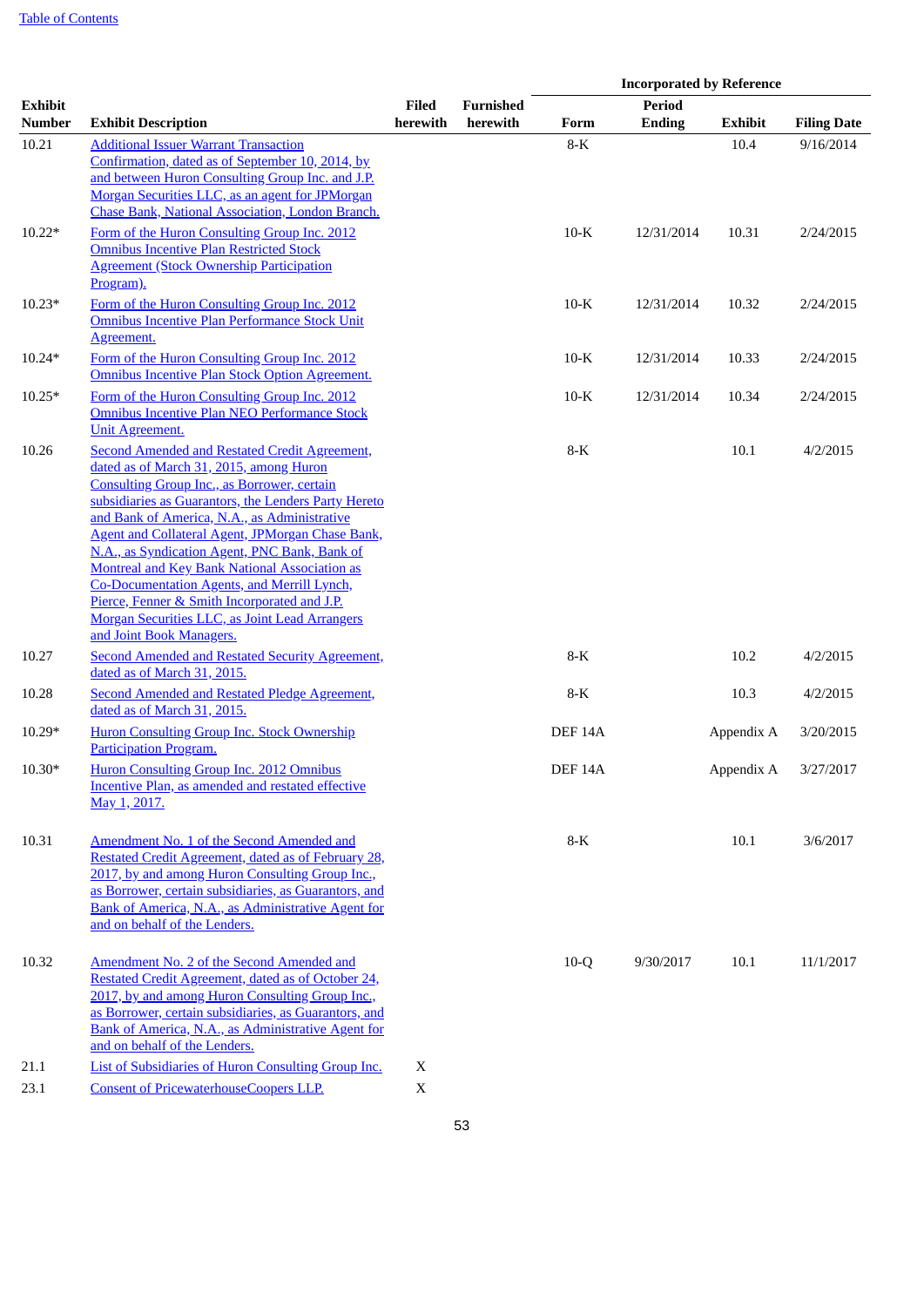| Exhibit Number | Exhibit Description | Filed herewith | Furnished herewith | Incorporated by Reference | | | |
|---|---|---|---|---|---|---|---|
| | | | | Form | Period Ending | Exhibit | Filing Date |
| 10.21 | Additional Issuer Warrant Transaction Confirmation, dated as of September 10, 2014, by and between Huron Consulting Group Inc. and J.P. Morgan Securities LLC, as an agent for JPMorgan Chase Bank, National Association, London Branch. | | | 8-K | | 10.4 | 9/16/2014 |
| 10.22* | Form of the Huron Consulting Group Inc. 2012 Omnibus Incentive Plan Restricted Stock Agreement (Stock Ownership Participation Program). | | | 10-K | 12/31/2014 | 10.31 | 2/24/2015 |
| 10.23* | Form of the Huron Consulting Group Inc. 2012 Omnibus Incentive Plan Performance Stock Unit Agreement. | | | 10-K | 12/31/2014 | 10.32 | 2/24/2015 |
| 10.24* | Form of the Huron Consulting Group Inc. 2012 Omnibus Incentive Plan Stock Option Agreement. | | | 10-K | 12/31/2014 | 10.33 | 2/24/2015 |
| 10.25* | Form of the Huron Consulting Group Inc. 2012 Omnibus Incentive Plan NEO Performance Stock Unit Agreement. | | | 10-K | 12/31/2014 | 10.34 | 2/24/2015 |
| 10.26 | Second Amended and Restated Credit Agreement, dated as of March 31, 2015, among Huron Consulting Group Inc., as Borrower, certain subsidiaries as Guarantors, the Lenders Party Hereto and Bank of America, N.A., as Administrative Agent and Collateral Agent, JPMorgan Chase Bank, N.A., as Syndication Agent, PNC Bank, Bank of Montreal and Key Bank National Association as Co-Documentation Agents, and Merrill Lynch, Pierce, Fenner & Smith Incorporated and J.P. Morgan Securities LLC, as Joint Lead Arrangers and Joint Book Managers. | | | 8-K | | 10.1 | 4/2/2015 |
| 10.27 | Second Amended and Restated Security Agreement, dated as of March 31, 2015. | | | 8-K | | 10.2 | 4/2/2015 |
| 10.28 | Second Amended and Restated Pledge Agreement, dated as of March 31, 2015. | | | 8-K | | 10.3 | 4/2/2015 |
| 10.29* | Huron Consulting Group Inc. Stock Ownership Participation Program. | | | DEF 14A | | Appendix A | 3/20/2015 |
| 10.30* | Huron Consulting Group Inc. 2012 Omnibus Incentive Plan, as amended and restated effective May 1, 2017. | | | DEF 14A | | Appendix A | 3/27/2017 |
| 10.31 | Amendment No. 1 of the Second Amended and Restated Credit Agreement, dated as of February 28, 2017, by and among Huron Consulting Group Inc., as Borrower, certain subsidiaries, as Guarantors, and Bank of America, N.A., as Administrative Agent for and on behalf of the Lenders. | | | 8-K | | 10.1 | 3/6/2017 |
| 10.32 | Amendment No. 2 of the Second Amended and Restated Credit Agreement, dated as of October 24, 2017, by and among Huron Consulting Group Inc., as Borrower, certain subsidiaries, as Guarantors, and Bank of America, N.A., as Administrative Agent for and on behalf of the Lenders. | | | 10-Q | 9/30/2017 | 10.1 | 11/1/2017 |
| 21.1 | List of Subsidiaries of Huron Consulting Group Inc. | X | | | | | |
| 23.1 | Consent of PricewaterhouseCoopers LLP. | X | | | | | |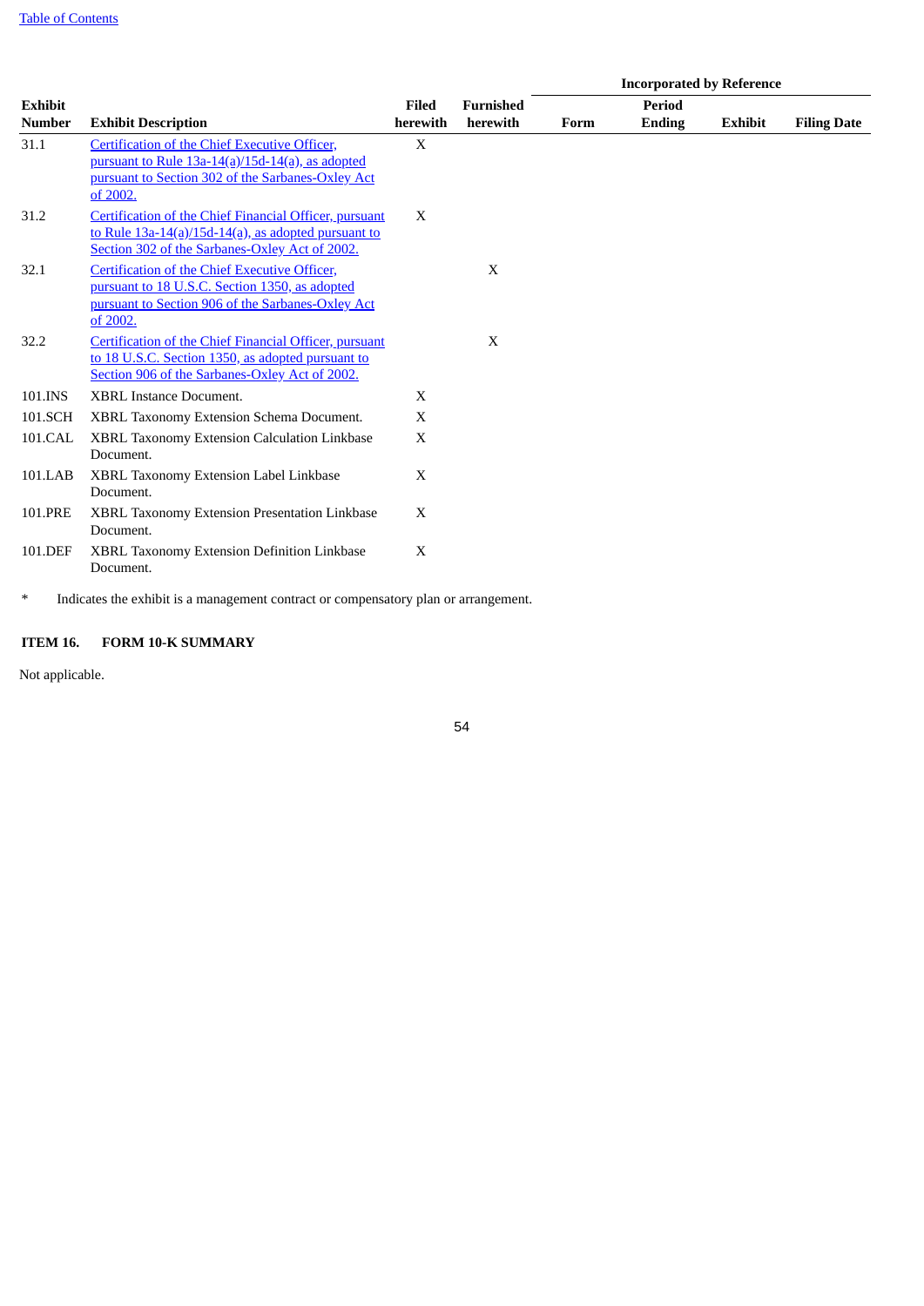| Exhibit Number | Exhibit Description | Filed herewith | Furnished herewith | Incorporated by Reference | | | |
|---|---|---|---|---|---|---|---|
| | | | | Form | Period Ending | Exhibit | Filing Date |
| 31.1 | Certification of the Chief Executive Officer, pursuant to Rule 13a-14(a)/15d-14(a), as adopted pursuant to Section 302 of the Sarbanes-Oxley Act of 2002. | X | | | | | |
| 31.2 | Certification of the Chief Financial Officer, pursuant to Rule 13a-14(a)/15d-14(a), as adopted pursuant to Section 302 of the Sarbanes-Oxley Act of 2002. | X | | | | | |
| 32.1 | Certification of the Chief Executive Officer, pursuant to 18 U.S.C. Section 1350, as adopted pursuant to Section 906 of the Sarbanes-Oxley Act of 2002. | | X | | | | |
| 32.2 | Certification of the Chief Financial Officer, pursuant to 18 U.S.C. Section 1350, as adopted pursuant to Section 906 of the Sarbanes-Oxley Act of 2002. | | X | | | | |
| 101.INS | XBRL Instance Document. | X | | | | | |
| 101.SCH | XBRL Taxonomy Extension Schema Document. | X | | | | | |
| 101.CAL | XBRL Taxonomy Extension Calculation Linkbase Document. | X | | | | | |
| 101.LAB | XBRL Taxonomy Extension Label Linkbase Document. | X | | | | | |
| 101.PRE | XBRL Taxonomy Extension Presentation Linkbase Document. | X | | | | | |
| 101.DEF | XBRL Taxonomy Extension Definition Linkbase Document. | X | | | | | |

\* Indicates the exhibit is a management contract or compensatory plan or arrangement.

## ITEM 16. FORM 10-K SUMMARY

Not applicable.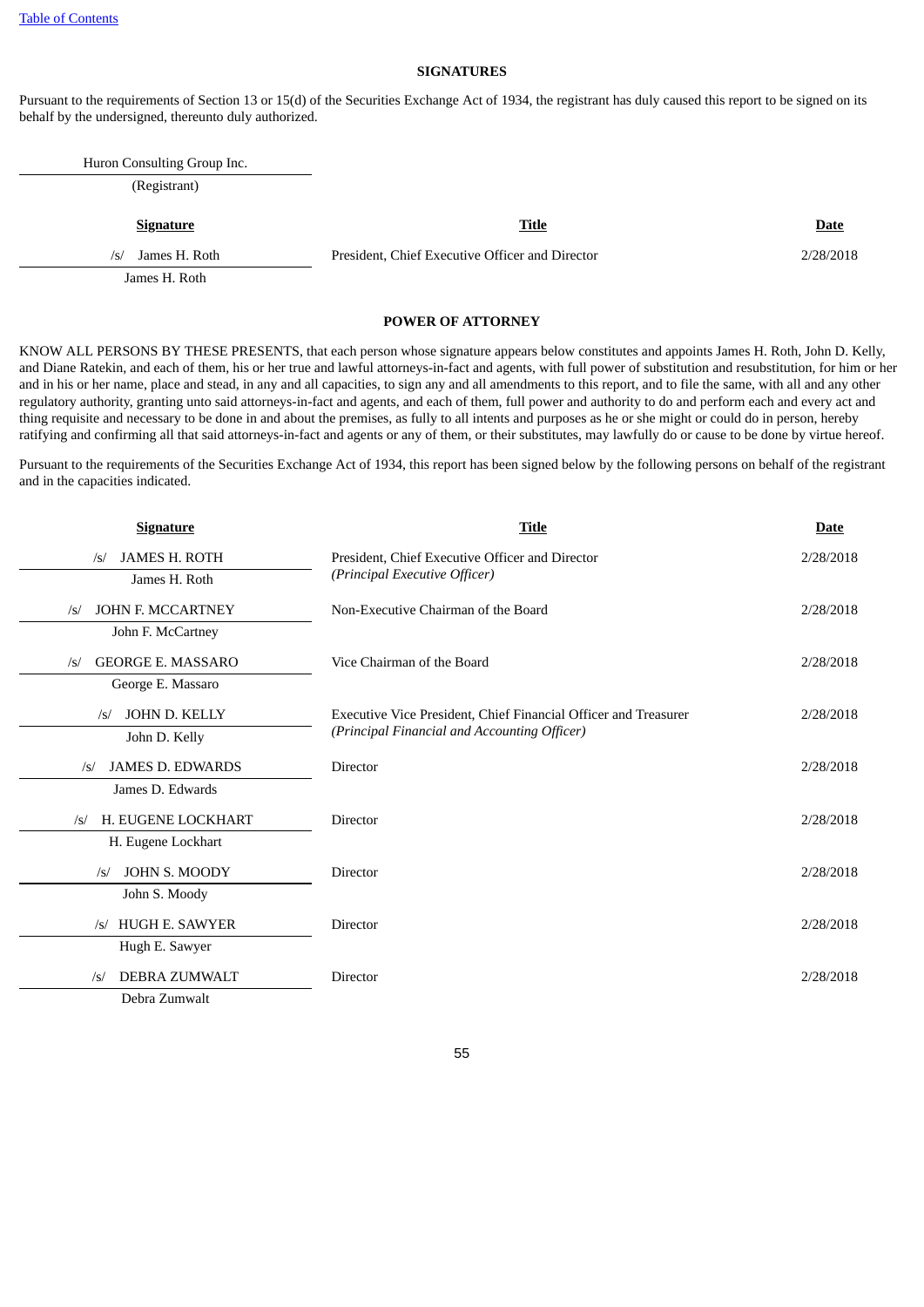## SIGNATURES

Pursuant to the requirements of Section 13 or 15(d) of the Securities Exchange Act of 1934, the registrant has duly caused this report to be signed on its behalf by the undersigned, thereunto duly authorized.

Huron Consulting Group Inc.
(Registrant)

| Signature | Title | Date |
|---|---|---|
| /s/ James H. Roth<br>James H. Roth | President, Chief Executive Officer and Director | 2/28/2018 |

## POWER OF ATTORNEY

KNOW ALL PERSONS BY THESE PRESENTS, that each person whose signature appears below constitutes and appoints James H. Roth, John D. Kelly, and Diane Ratekin, and each of them, his or her true and lawful attorneys-in-fact and agents, with full power of substitution and resubstitution, for him or her and in his or her name, place and stead, in any and all capacities, to sign any and all amendments to this report, and to file the same, with all and any other regulatory authority, granting unto said attorneys-in-fact and agents, and each of them, full power and authority to do and perform each and every act and thing requisite and necessary to be done in and about the premises, as fully to all intents and purposes as he or she might or could do in person, hereby ratifying and confirming all that said attorneys-in-fact and agents or any of them, or their substitutes, may lawfully do or cause to be done by virtue hereof.

Pursuant to the requirements of the Securities Exchange Act of 1934, this report has been signed below by the following persons on behalf of the registrant and in the capacities indicated.

| Signature | Title | Date |
|---|---|---|
| /s/ JAMES H. ROTH<br>James H. Roth | President, Chief Executive Officer and Director<br>*(Principal Executive Officer)* | 2/28/2018 |
| /s/ JOHN F. MCCARTNEY<br>John F. McCartney | Non-Executive Chairman of the Board | 2/28/2018 |
| /s/ GEORGE E. MASSARO<br>George E. Massaro | Vice Chairman of the Board | 2/28/2018 |
| /s/ JOHN D. KELLY<br>John D. Kelly | Executive Vice President, Chief Financial Officer and Treasurer<br>*(Principal Financial and Accounting Officer)* | 2/28/2018 |
| /s/ JAMES D. EDWARDS<br>James D. Edwards | Director | 2/28/2018 |
| /s/ H. EUGENE LOCKHART<br>H. Eugene Lockhart | Director | 2/28/2018 |
| /s/ JOHN S. MOODY<br>John S. Moody | Director | 2/28/2018 |
| /s/ HUGH E. SAWYER<br>Hugh E. Sawyer | Director | 2/28/2018 |
| /s/ DEBRA ZUMWALT<br>Debra Zumwalt | Director | 2/28/2018 |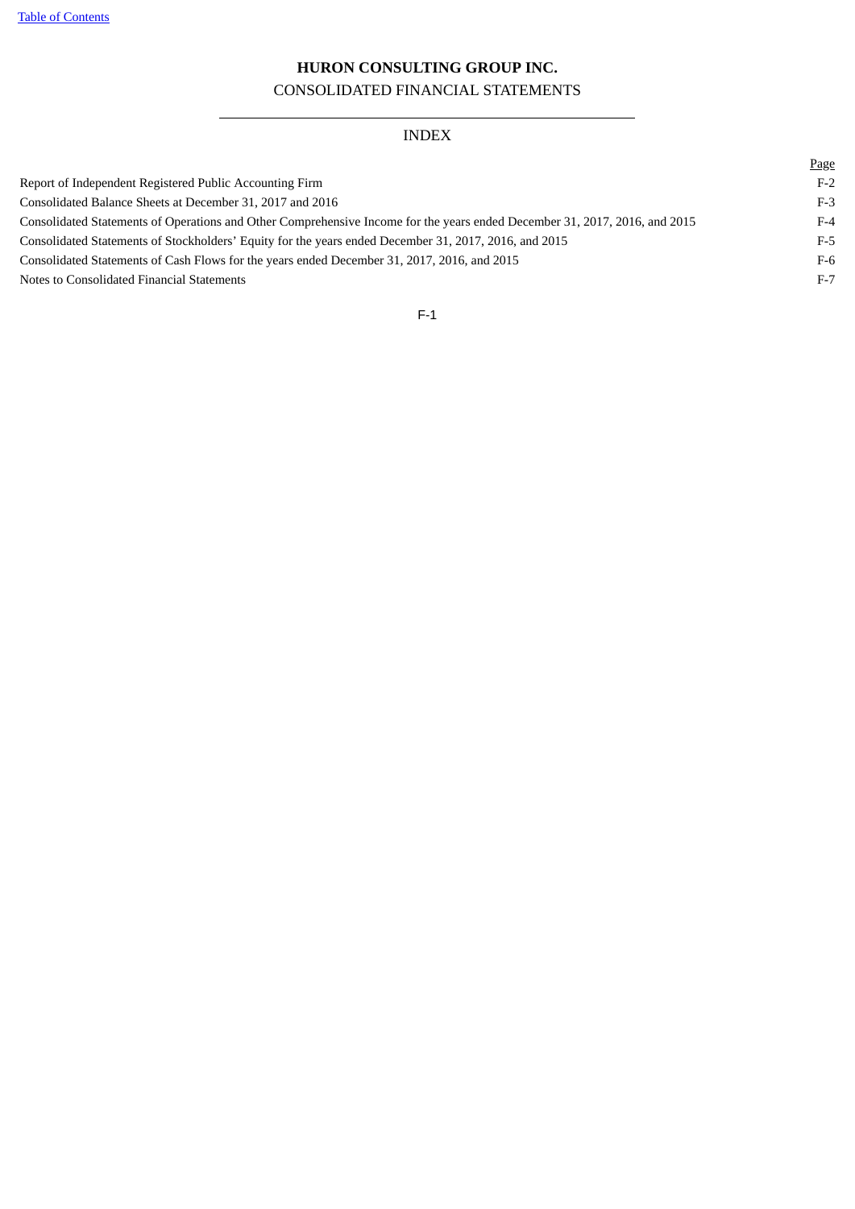# HURON CONSULTING GROUP INC.

CONSOLIDATED FINANCIAL STATEMENTS

## INDEX

| | Page |
|---|---|
| Report of Independent Registered Public Accounting Firm | F-2 |
| Consolidated Balance Sheets at December 31, 2017 and 2016 | F-3 |
| Consolidated Statements of Operations and Other Comprehensive Income for the years ended December 31, 2017, 2016, and 2015 | F-4 |
| Consolidated Statements of Stockholders' Equity for the years ended December 31, 2017, 2016, and 2015 | F-5 |
| Consolidated Statements of Cash Flows for the years ended December 31, 2017, 2016, and 2015 | F-6 |
| Notes to Consolidated Financial Statements | F-7 |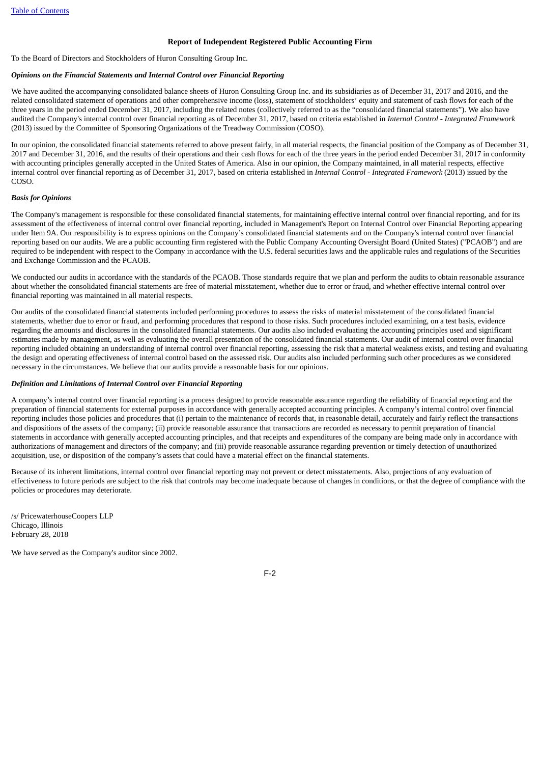## Report of Independent Registered Public Accounting Firm

To the Board of Directors and Stockholders of Huron Consulting Group Inc.

***Opinions on the Financial Statements and Internal Control over Financial Reporting***

We have audited the accompanying consolidated balance sheets of Huron Consulting Group Inc. and its subsidiaries as of December 31, 2017 and 2016, and the related consolidated statement of operations and other comprehensive income (loss), statement of stockholders' equity and statement of cash flows for each of the three years in the period ended December 31, 2017, including the related notes (collectively referred to as the "consolidated financial statements"). We also have audited the Company's internal control over financial reporting as of December 31, 2017, based on criteria established in *Internal Control - Integrated Framework* (2013) issued by the Committee of Sponsoring Organizations of the Treadway Commission (COSO).

In our opinion, the consolidated financial statements referred to above present fairly, in all material respects, the financial position of the Company as of December 31, 2017 and December 31, 2016, and the results of their operations and their cash flows for each of the three years in the period ended December 31, 2017 in conformity with accounting principles generally accepted in the United States of America. Also in our opinion, the Company maintained, in all material respects, effective internal control over financial reporting as of December 31, 2017, based on criteria established in *Internal Control - Integrated Framework* (2013) issued by the COSO.

***Basis for Opinions***

The Company's management is responsible for these consolidated financial statements, for maintaining effective internal control over financial reporting, and for its assessment of the effectiveness of internal control over financial reporting, included in Management's Report on Internal Control over Financial Reporting appearing under Item 9A. Our responsibility is to express opinions on the Company's consolidated financial statements and on the Company's internal control over financial reporting based on our audits. We are a public accounting firm registered with the Public Company Accounting Oversight Board (United States) ("PCAOB") and are required to be independent with respect to the Company in accordance with the U.S. federal securities laws and the applicable rules and regulations of the Securities and Exchange Commission and the PCAOB.

We conducted our audits in accordance with the standards of the PCAOB. Those standards require that we plan and perform the audits to obtain reasonable assurance about whether the consolidated financial statements are free of material misstatement, whether due to error or fraud, and whether effective internal control over financial reporting was maintained in all material respects.

Our audits of the consolidated financial statements included performing procedures to assess the risks of material misstatement of the consolidated financial statements, whether due to error or fraud, and performing procedures that respond to those risks. Such procedures included examining, on a test basis, evidence regarding the amounts and disclosures in the consolidated financial statements. Our audits also included evaluating the accounting principles used and significant estimates made by management, as well as evaluating the overall presentation of the consolidated financial statements. Our audit of internal control over financial reporting included obtaining an understanding of internal control over financial reporting, assessing the risk that a material weakness exists, and testing and evaluating the design and operating effectiveness of internal control based on the assessed risk. Our audits also included performing such other procedures as we considered necessary in the circumstances. We believe that our audits provide a reasonable basis for our opinions.

***Definition and Limitations of Internal Control over Financial Reporting***

A company's internal control over financial reporting is a process designed to provide reasonable assurance regarding the reliability of financial reporting and the preparation of financial statements for external purposes in accordance with generally accepted accounting principles. A company's internal control over financial reporting includes those policies and procedures that (i) pertain to the maintenance of records that, in reasonable detail, accurately and fairly reflect the transactions and dispositions of the assets of the company; (ii) provide reasonable assurance that transactions are recorded as necessary to permit preparation of financial statements in accordance with generally accepted accounting principles, and that receipts and expenditures of the company are being made only in accordance with authorizations of management and directors of the company; and (iii) provide reasonable assurance regarding prevention or timely detection of unauthorized acquisition, use, or disposition of the company's assets that could have a material effect on the financial statements.

Because of its inherent limitations, internal control over financial reporting may not prevent or detect misstatements. Also, projections of any evaluation of effectiveness to future periods are subject to the risk that controls may become inadequate because of changes in conditions, or that the degree of compliance with the policies or procedures may deteriorate.

/s/ PricewaterhouseCoopers LLP
Chicago, Illinois
February 28, 2018

We have served as the Company's auditor since 2002.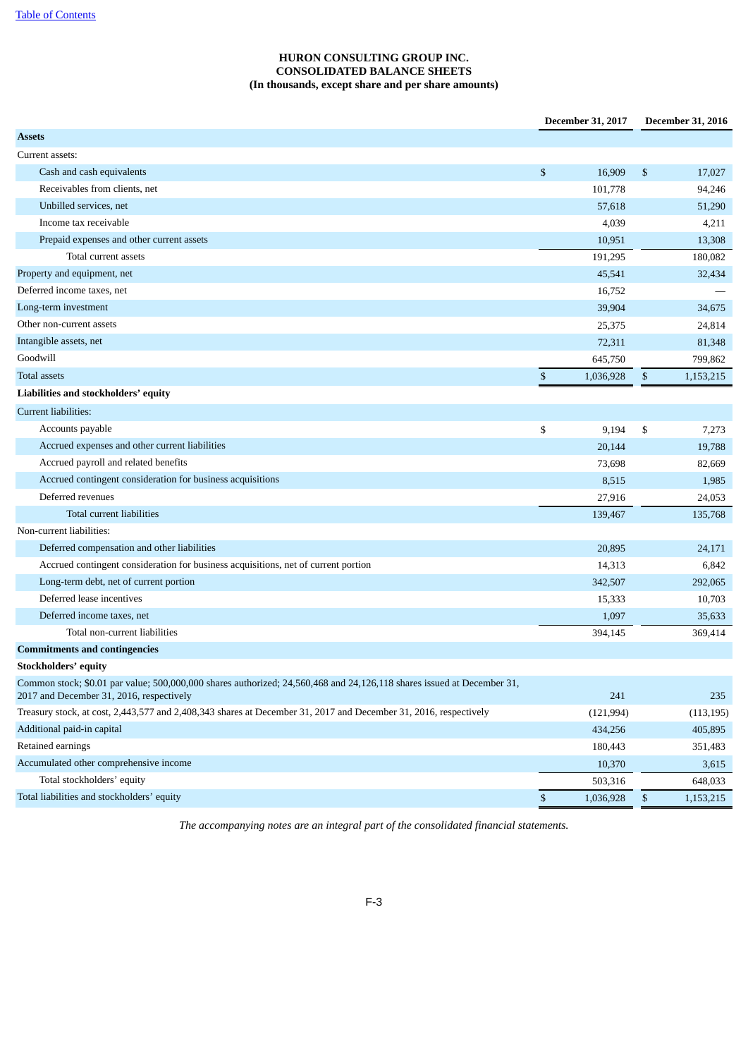**HURON CONSULTING GROUP INC.**
**CONSOLIDATED BALANCE SHEETS**
**(In thousands, except share and per share amounts)**

| | December 31, 2017 | December 31, 2016 |
|---|---|---|
| **Assets** | | |
| Current assets: | | |
| Cash and cash equivalents | $ 16,909 | $ 17,027 |
| Receivables from clients, net | 101,778 | 94,246 |
| Unbilled services, net | 57,618 | 51,290 |
| Income tax receivable | 4,039 | 4,211 |
| Prepaid expenses and other current assets | 10,951 | 13,308 |
| Total current assets | 191,295 | 180,082 |
| Property and equipment, net | 45,541 | 32,434 |
| Deferred income taxes, net | 16,752 | — |
| Long-term investment | 39,904 | 34,675 |
| Other non-current assets | 25,375 | 24,814 |
| Intangible assets, net | 72,311 | 81,348 |
| Goodwill | 645,750 | 799,862 |
| Total assets | $ 1,036,928 | $ 1,153,215 |
| **Liabilities and stockholders' equity** | | |
| Current liabilities: | | |
| Accounts payable | $ 9,194 | $ 7,273 |
| Accrued expenses and other current liabilities | 20,144 | 19,788 |
| Accrued payroll and related benefits | 73,698 | 82,669 |
| Accrued contingent consideration for business acquisitions | 8,515 | 1,985 |
| Deferred revenues | 27,916 | 24,053 |
| Total current liabilities | 139,467 | 135,768 |
| Non-current liabilities: | | |
| Deferred compensation and other liabilities | 20,895 | 24,171 |
| Accrued contingent consideration for business acquisitions, net of current portion | 14,313 | 6,842 |
| Long-term debt, net of current portion | 342,507 | 292,065 |
| Deferred lease incentives | 15,333 | 10,703 |
| Deferred income taxes, net | 1,097 | 35,633 |
| Total non-current liabilities | 394,145 | 369,414 |
| **Commitments and contingencies** | | |
| **Stockholders' equity** | | |
| Common stock; $0.01 par value; 500,000,000 shares authorized; 24,560,468 and 24,126,118 shares issued at December 31, 2017 and December 31, 2016, respectively | 241 | 235 |
| Treasury stock, at cost, 2,443,577 and 2,408,343 shares at December 31, 2017 and December 31, 2016, respectively | (121,994) | (113,195) |
| Additional paid-in capital | 434,256 | 405,895 |
| Retained earnings | 180,443 | 351,483 |
| Accumulated other comprehensive income | 10,370 | 3,615 |
| Total stockholders' equity | 503,316 | 648,033 |
| Total liabilities and stockholders' equity | $ 1,036,928 | $ 1,153,215 |

*The accompanying notes are an integral part of the consolidated financial statements.*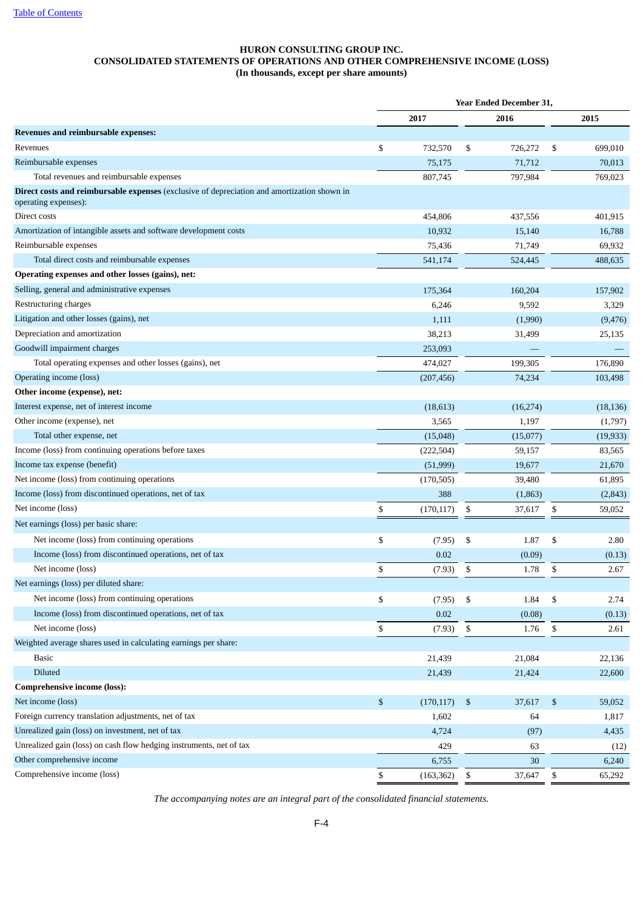# HURON CONSULTING GROUP INC.
## CONSOLIDATED STATEMENTS OF OPERATIONS AND OTHER COMPREHENSIVE INCOME (LOSS)
### (In thousands, except per share amounts)

| | Year Ended December 31, | | |
|---|---|---|---|
| | 2017 | 2016 | 2015 |
| **Revenues and reimbursable expenses:** | | | |
| Revenues | $ 732,570 | $ 726,272 | $ 699,010 |
| Reimbursable expenses | 75,175 | 71,712 | 70,013 |
| Total revenues and reimbursable expenses | 807,745 | 797,984 | 769,023 |
| **Direct costs and reimbursable expenses** (exclusive of depreciation and amortization shown in operating expenses): | | | |
| Direct costs | 454,806 | 437,556 | 401,915 |
| Amortization of intangible assets and software development costs | 10,932 | 15,140 | 16,788 |
| Reimbursable expenses | 75,436 | 71,749 | 69,932 |
| Total direct costs and reimbursable expenses | 541,174 | 524,445 | 488,635 |
| **Operating expenses and other losses (gains), net:** | | | |
| Selling, general and administrative expenses | 175,364 | 160,204 | 157,902 |
| Restructuring charges | 6,246 | 9,592 | 3,329 |
| Litigation and other losses (gains), net | 1,111 | (1,990) | (9,476) |
| Depreciation and amortization | 38,213 | 31,499 | 25,135 |
| Goodwill impairment charges | 253,093 | — | — |
| Total operating expenses and other losses (gains), net | 474,027 | 199,305 | 176,890 |
| Operating income (loss) | (207,456) | 74,234 | 103,498 |
| **Other income (expense), net:** | | | |
| Interest expense, net of interest income | (18,613) | (16,274) | (18,136) |
| Other income (expense), net | 3,565 | 1,197 | (1,797) |
| Total other expense, net | (15,048) | (15,077) | (19,933) |
| Income (loss) from continuing operations before taxes | (222,504) | 59,157 | 83,565 |
| Income tax expense (benefit) | (51,999) | 19,677 | 21,670 |
| Net income (loss) from continuing operations | (170,505) | 39,480 | 61,895 |
| Income (loss) from discontinued operations, net of tax | 388 | (1,863) | (2,843) |
| Net income (loss) | $ (170,117) | $ 37,617 | $ 59,052 |
| Net earnings (loss) per basic share: | | | |
| Net income (loss) from continuing operations | $ (7.95) | $ 1.87 | $ 2.80 |
| Income (loss) from discontinued operations, net of tax | 0.02 | (0.09) | (0.13) |
| Net income (loss) | $ (7.93) | $ 1.78 | $ 2.67 |
| Net earnings (loss) per diluted share: | | | |
| Net income (loss) from continuing operations | $ (7.95) | $ 1.84 | $ 2.74 |
| Income (loss) from discontinued operations, net of tax | 0.02 | (0.08) | (0.13) |
| Net income (loss) | $ (7.93) | $ 1.76 | $ 2.61 |
| Weighted average shares used in calculating earnings per share: | | | |
| Basic | 21,439 | 21,084 | 22,136 |
| Diluted | 21,439 | 21,424 | 22,600 |
| **Comprehensive income (loss):** | | | |
| Net income (loss) | $ (170,117) | $ 37,617 | $ 59,052 |
| Foreign currency translation adjustments, net of tax | 1,602 | 64 | 1,817 |
| Unrealized gain (loss) on investment, net of tax | 4,724 | (97) | 4,435 |
| Unrealized gain (loss) on cash flow hedging instruments, net of tax | 429 | 63 | (12) |
| Other comprehensive income | 6,755 | 30 | 6,240 |
| Comprehensive income (loss) | $ (163,362) | $ 37,647 | $ 65,292 |

*The accompanying notes are an integral part of the consolidated financial statements.*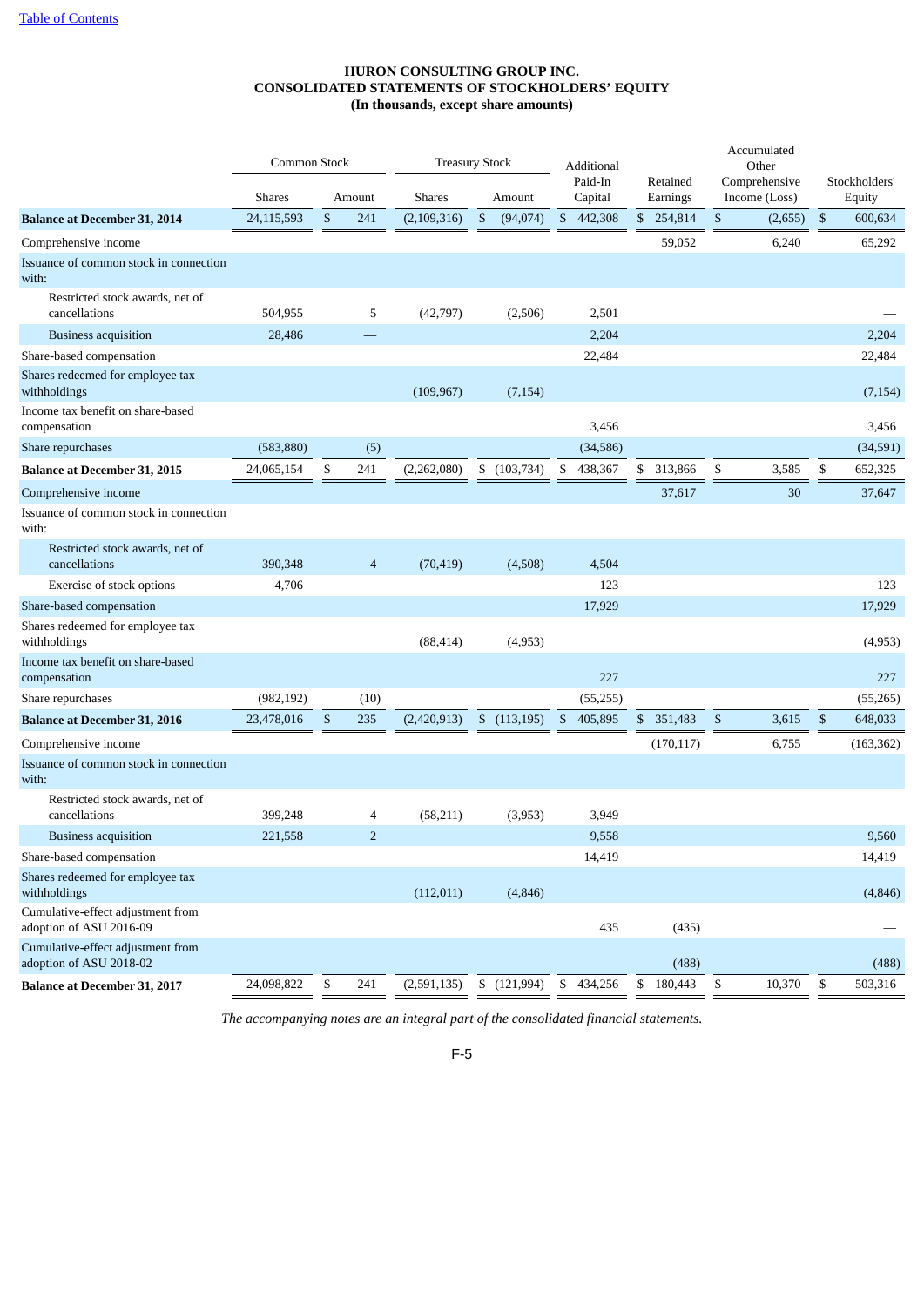# HURON CONSULTING GROUP INC.
## CONSOLIDATED STATEMENTS OF STOCKHOLDERS' EQUITY
### (In thousands, except share amounts)

| | Common Stock | | Treasury Stock | | Additional Paid-In Capital | Retained Earnings | Accumulated Other Comprehensive Income (Loss) | Stockholders' Equity |
|---|---|---|---|---|---|---|---|---|
| | Shares | Amount | Shares | Amount | | | | |
| **Balance at December 31, 2014** | 24,115,593 | $ 241 | (2,109,316) | $ (94,074) | $ 442,308 | $ 254,814 | $ (2,655) | $ 600,634 |
| Comprehensive income | | | | | | 59,052 | 6,240 | 65,292 |
| Issuance of common stock in connection with: | | | | | | | | |
| Restricted stock awards, net of cancellations | 504,955 | 5 | (42,797) | (2,506) | 2,501 | | | — |
| Business acquisition | 28,486 | — | | | 2,204 | | | 2,204 |
| Share-based compensation | | | | | 22,484 | | | 22,484 |
| Shares redeemed for employee tax withholdings | | | (109,967) | (7,154) | | | | (7,154) |
| Income tax benefit on share-based compensation | | | | | 3,456 | | | 3,456 |
| Share repurchases | (583,880) | (5) | | | (34,586) | | | (34,591) |
| **Balance at December 31, 2015** | 24,065,154 | $ 241 | (2,262,080) | $ (103,734) | $ 438,367 | $ 313,866 | $ 3,585 | $ 652,325 |
| Comprehensive income | | | | | | 37,617 | 30 | 37,647 |
| Issuance of common stock in connection with: | | | | | | | | |
| Restricted stock awards, net of cancellations | 390,348 | 4 | (70,419) | (4,508) | 4,504 | | | — |
| Exercise of stock options | 4,706 | — | | | 123 | | | 123 |
| Share-based compensation | | | | | 17,929 | | | 17,929 |
| Shares redeemed for employee tax withholdings | | | (88,414) | (4,953) | | | | (4,953) |
| Income tax benefit on share-based compensation | | | | | 227 | | | 227 |
| Share repurchases | (982,192) | (10) | | | (55,255) | | | (55,265) |
| **Balance at December 31, 2016** | 23,478,016 | $ 235 | (2,420,913) | $ (113,195) | $ 405,895 | $ 351,483 | $ 3,615 | $ 648,033 |
| Comprehensive income | | | | | | (170,117) | 6,755 | (163,362) |
| Issuance of common stock in connection with: | | | | | | | | |
| Restricted stock awards, net of cancellations | 399,248 | 4 | (58,211) | (3,953) | 3,949 | | | — |
| Business acquisition | 221,558 | 2 | | | 9,558 | | | 9,560 |
| Share-based compensation | | | | | 14,419 | | | 14,419 |
| Shares redeemed for employee tax withholdings | | | (112,011) | (4,846) | | | | (4,846) |
| Cumulative-effect adjustment from adoption of ASU 2016-09 | | | | | 435 | (435) | | — |
| Cumulative-effect adjustment from adoption of ASU 2018-02 | | | | | | (488) | | (488) |
| **Balance at December 31, 2017** | 24,098,822 | $ 241 | (2,591,135) | $ (121,994) | $ 434,256 | $ 180,443 | $ 10,370 | $ 503,316 |

*The accompanying notes are an integral part of the consolidated financial statements.*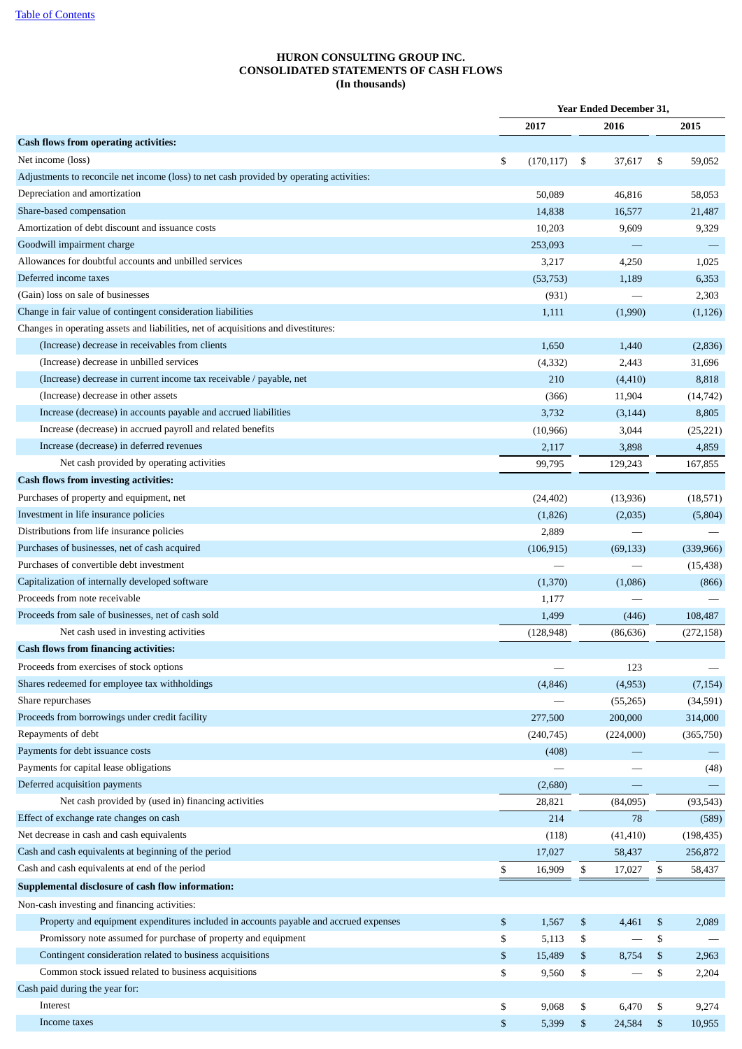[Table of Contents](#)

**HURON CONSULTING GROUP INC.**
**CONSOLIDATED STATEMENTS OF CASH FLOWS**
**(In thousands)**

| | Year Ended December 31, | | |
|---|---|---|---|
| | 2017 | 2016 | 2015 |
| **Cash flows from operating activities:** | | | |
| Net income (loss) | $ (170,117) | $ 37,617 | $ 59,052 |
| Adjustments to reconcile net income (loss) to net cash provided by operating activities: | | | |
| Depreciation and amortization | 50,089 | 46,816 | 58,053 |
| Share-based compensation | 14,838 | 16,577 | 21,487 |
| Amortization of debt discount and issuance costs | 10,203 | 9,609 | 9,329 |
| Goodwill impairment charge | 253,093 | — | — |
| Allowances for doubtful accounts and unbilled services | 3,217 | 4,250 | 1,025 |
| Deferred income taxes | (53,753) | 1,189 | 6,353 |
| (Gain) loss on sale of businesses | (931) | — | 2,303 |
| Change in fair value of contingent consideration liabilities | 1,111 | (1,990) | (1,126) |
| Changes in operating assets and liabilities, net of acquisitions and divestitures: | | | |
| (Increase) decrease in receivables from clients | 1,650 | 1,440 | (2,836) |
| (Increase) decrease in unbilled services | (4,332) | 2,443 | 31,696 |
| (Increase) decrease in current income tax receivable / payable, net | 210 | (4,410) | 8,818 |
| (Increase) decrease in other assets | (366) | 11,904 | (14,742) |
| Increase (decrease) in accounts payable and accrued liabilities | 3,732 | (3,144) | 8,805 |
| Increase (decrease) in accrued payroll and related benefits | (10,966) | 3,044 | (25,221) |
| Increase (decrease) in deferred revenues | 2,117 | 3,898 | 4,859 |
| Net cash provided by operating activities | 99,795 | 129,243 | 167,855 |
| **Cash flows from investing activities:** | | | |
| Purchases of property and equipment, net | (24,402) | (13,936) | (18,571) |
| Investment in life insurance policies | (1,826) | (2,035) | (5,804) |
| Distributions from life insurance policies | 2,889 | — | — |
| Purchases of businesses, net of cash acquired | (106,915) | (69,133) | (339,966) |
| Purchases of convertible debt investment | — | — | (15,438) |
| Capitalization of internally developed software | (1,370) | (1,086) | (866) |
| Proceeds from note receivable | 1,177 | — | — |
| Proceeds from sale of businesses, net of cash sold | 1,499 | (446) | 108,487 |
| Net cash used in investing activities | (128,948) | (86,636) | (272,158) |
| **Cash flows from financing activities:** | | | |
| Proceeds from exercises of stock options | — | 123 | — |
| Shares redeemed for employee tax withholdings | (4,846) | (4,953) | (7,154) |
| Share repurchases | — | (55,265) | (34,591) |
| Proceeds from borrowings under credit facility | 277,500 | 200,000 | 314,000 |
| Repayments of debt | (240,745) | (224,000) | (365,750) |
| Payments for debt issuance costs | (408) | — | — |
| Payments for capital lease obligations | — | — | (48) |
| Deferred acquisition payments | (2,680) | — | — |
| Net cash provided by (used in) financing activities | 28,821 | (84,095) | (93,543) |
| Effect of exchange rate changes on cash | 214 | 78 | (589) |
| Net decrease in cash and cash equivalents | (118) | (41,410) | (198,435) |
| Cash and cash equivalents at beginning of the period | 17,027 | 58,437 | 256,872 |
| Cash and cash equivalents at end of the period | $ 16,909 | $ 17,027 | $ 58,437 |
| **Supplemental disclosure of cash flow information:** | | | |
| Non-cash investing and financing activities: | | | |
| Property and equipment expenditures included in accounts payable and accrued expenses | $ 1,567 | $ 4,461 | $ 2,089 |
| Promissory note assumed for purchase of property and equipment | $ 5,113 | $ — | $ — |
| Contingent consideration related to business acquisitions | $ 15,489 | $ 8,754 | $ 2,963 |
| Common stock issued related to business acquisitions | $ 9,560 | $ — | $ 2,204 |
| Cash paid during the year for: | | | |
| Interest | $ 9,068 | $ 6,470 | $ 9,274 |
| Income taxes | $ 5,399 | $ 24,584 | $ 10,955 |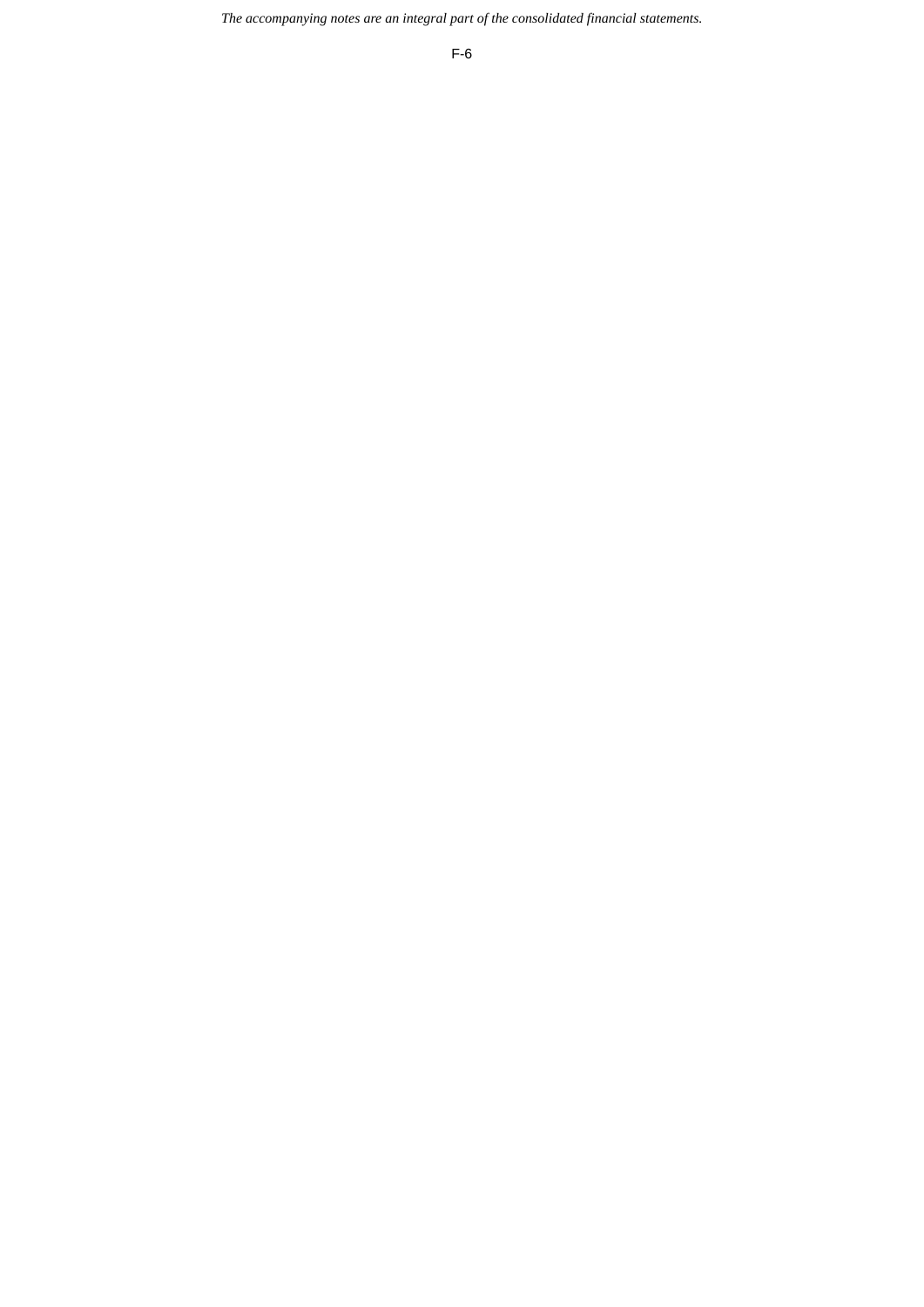*The accompanying notes are an integral part of the consolidated financial statements.*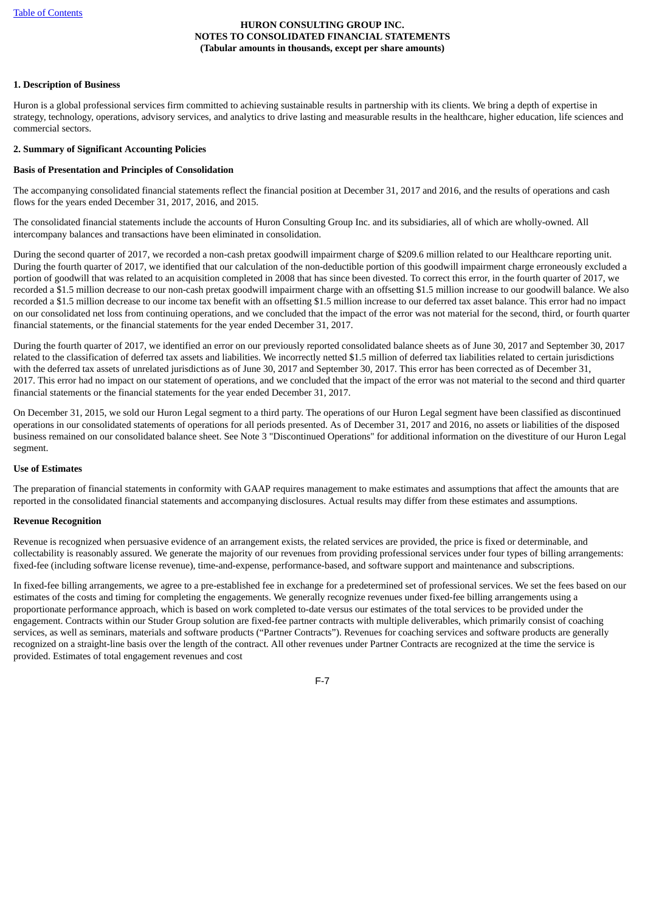**HURON CONSULTING GROUP INC.**
**NOTES TO CONSOLIDATED FINANCIAL STATEMENTS**
**(Tabular amounts in thousands, except per share amounts)**

**1. Description of Business**

Huron is a global professional services firm committed to achieving sustainable results in partnership with its clients. We bring a depth of expertise in strategy, technology, operations, advisory services, and analytics to drive lasting and measurable results in the healthcare, higher education, life sciences and commercial sectors.

**2. Summary of Significant Accounting Policies**

**Basis of Presentation and Principles of Consolidation**

The accompanying consolidated financial statements reflect the financial position at December 31, 2017 and 2016, and the results of operations and cash flows for the years ended December 31, 2017, 2016, and 2015.

The consolidated financial statements include the accounts of Huron Consulting Group Inc. and its subsidiaries, all of which are wholly-owned. All intercompany balances and transactions have been eliminated in consolidation.

During the second quarter of 2017, we recorded a non-cash pretax goodwill impairment charge of $209.6 million related to our Healthcare reporting unit. During the fourth quarter of 2017, we identified that our calculation of the non-deductible portion of this goodwill impairment charge erroneously excluded a portion of goodwill that was related to an acquisition completed in 2008 that has since been divested. To correct this error, in the fourth quarter of 2017, we recorded a $1.5 million decrease to our non-cash pretax goodwill impairment charge with an offsetting $1.5 million increase to our goodwill balance. We also recorded a $1.5 million decrease to our income tax benefit with an offsetting $1.5 million increase to our deferred tax asset balance. This error had no impact on our consolidated net loss from continuing operations, and we concluded that the impact of the error was not material for the second, third, or fourth quarter financial statements, or the financial statements for the year ended December 31, 2017.

During the fourth quarter of 2017, we identified an error on our previously reported consolidated balance sheets as of June 30, 2017 and September 30, 2017 related to the classification of deferred tax assets and liabilities. We incorrectly netted $1.5 million of deferred tax liabilities related to certain jurisdictions with the deferred tax assets of unrelated jurisdictions as of June 30, 2017 and September 30, 2017. This error has been corrected as of December 31, 2017. This error had no impact on our statement of operations, and we concluded that the impact of the error was not material to the second and third quarter financial statements or the financial statements for the year ended December 31, 2017.

On December 31, 2015, we sold our Huron Legal segment to a third party. The operations of our Huron Legal segment have been classified as discontinued operations in our consolidated statements of operations for all periods presented. As of December 31, 2017 and 2016, no assets or liabilities of the disposed business remained on our consolidated balance sheet. See Note 3 "Discontinued Operations" for additional information on the divestiture of our Huron Legal segment.

**Use of Estimates**

The preparation of financial statements in conformity with GAAP requires management to make estimates and assumptions that affect the amounts that are reported in the consolidated financial statements and accompanying disclosures. Actual results may differ from these estimates and assumptions.

**Revenue Recognition**

Revenue is recognized when persuasive evidence of an arrangement exists, the related services are provided, the price is fixed or determinable, and collectability is reasonably assured. We generate the majority of our revenues from providing professional services under four types of billing arrangements: fixed-fee (including software license revenue), time-and-expense, performance-based, and software support and maintenance and subscriptions.

In fixed-fee billing arrangements, we agree to a pre-established fee in exchange for a predetermined set of professional services. We set the fees based on our estimates of the costs and timing for completing the engagements. We generally recognize revenues under fixed-fee billing arrangements using a proportionate performance approach, which is based on work completed to-date versus our estimates of the total services to be provided under the engagement. Contracts within our Studer Group solution are fixed-fee partner contracts with multiple deliverables, which primarily consist of coaching services, as well as seminars, materials and software products ("Partner Contracts"). Revenues for coaching services and software products are generally recognized on a straight-line basis over the length of the contract. All other revenues under Partner Contracts are recognized at the time the service is provided. Estimates of total engagement revenues and cost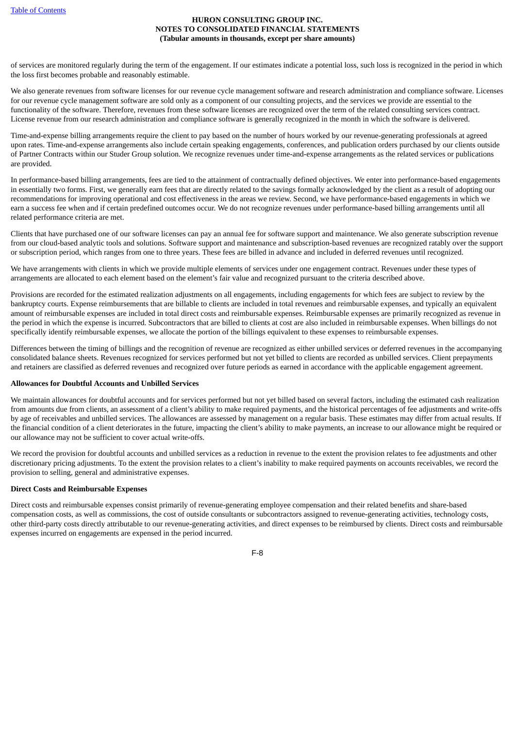of services are monitored regularly during the term of the engagement. If our estimates indicate a potential loss, such loss is recognized in the period in which the loss first becomes probable and reasonably estimable.

We also generate revenues from software licenses for our revenue cycle management software and research administration and compliance software. Licenses for our revenue cycle management software are sold only as a component of our consulting projects, and the services we provide are essential to the functionality of the software. Therefore, revenues from these software licenses are recognized over the term of the related consulting services contract. License revenue from our research administration and compliance software is generally recognized in the month in which the software is delivered.

Time-and-expense billing arrangements require the client to pay based on the number of hours worked by our revenue-generating professionals at agreed upon rates. Time-and-expense arrangements also include certain speaking engagements, conferences, and publication orders purchased by our clients outside of Partner Contracts within our Studer Group solution. We recognize revenues under time-and-expense arrangements as the related services or publications are provided.

In performance-based billing arrangements, fees are tied to the attainment of contractually defined objectives. We enter into performance-based engagements in essentially two forms. First, we generally earn fees that are directly related to the savings formally acknowledged by the client as a result of adopting our recommendations for improving operational and cost effectiveness in the areas we review. Second, we have performance-based engagements in which we earn a success fee when and if certain predefined outcomes occur. We do not recognize revenues under performance-based billing arrangements until all related performance criteria are met.

Clients that have purchased one of our software licenses can pay an annual fee for software support and maintenance. We also generate subscription revenue from our cloud-based analytic tools and solutions. Software support and maintenance and subscription-based revenues are recognized ratably over the support or subscription period, which ranges from one to three years. These fees are billed in advance and included in deferred revenues until recognized.

We have arrangements with clients in which we provide multiple elements of services under one engagement contract. Revenues under these types of arrangements are allocated to each element based on the element's fair value and recognized pursuant to the criteria described above.

Provisions are recorded for the estimated realization adjustments on all engagements, including engagements for which fees are subject to review by the bankruptcy courts. Expense reimbursements that are billable to clients are included in total revenues and reimbursable expenses, and typically an equivalent amount of reimbursable expenses are included in total direct costs and reimbursable expenses. Reimbursable expenses are primarily recognized as revenue in the period in which the expense is incurred. Subcontractors that are billed to clients at cost are also included in reimbursable expenses. When billings do not specifically identify reimbursable expenses, we allocate the portion of the billings equivalent to these expenses to reimbursable expenses.

Differences between the timing of billings and the recognition of revenue are recognized as either unbilled services or deferred revenues in the accompanying consolidated balance sheets. Revenues recognized for services performed but not yet billed to clients are recorded as unbilled services. Client prepayments and retainers are classified as deferred revenues and recognized over future periods as earned in accordance with the applicable engagement agreement.

**Allowances for Doubtful Accounts and Unbilled Services**

We maintain allowances for doubtful accounts and for services performed but not yet billed based on several factors, including the estimated cash realization from amounts due from clients, an assessment of a client's ability to make required payments, and the historical percentages of fee adjustments and write-offs by age of receivables and unbilled services. The allowances are assessed by management on a regular basis. These estimates may differ from actual results. If the financial condition of a client deteriorates in the future, impacting the client's ability to make payments, an increase to our allowance might be required or our allowance may not be sufficient to cover actual write-offs.

We record the provision for doubtful accounts and unbilled services as a reduction in revenue to the extent the provision relates to fee adjustments and other discretionary pricing adjustments. To the extent the provision relates to a client's inability to make required payments on accounts receivables, we record the provision to selling, general and administrative expenses.

**Direct Costs and Reimbursable Expenses**

Direct costs and reimbursable expenses consist primarily of revenue-generating employee compensation and their related benefits and share-based compensation costs, as well as commissions, the cost of outside consultants or subcontractors assigned to revenue-generating activities, technology costs, other third-party costs directly attributable to our revenue-generating activities, and direct expenses to be reimbursed by clients. Direct costs and reimbursable expenses incurred on engagements are expensed in the period incurred.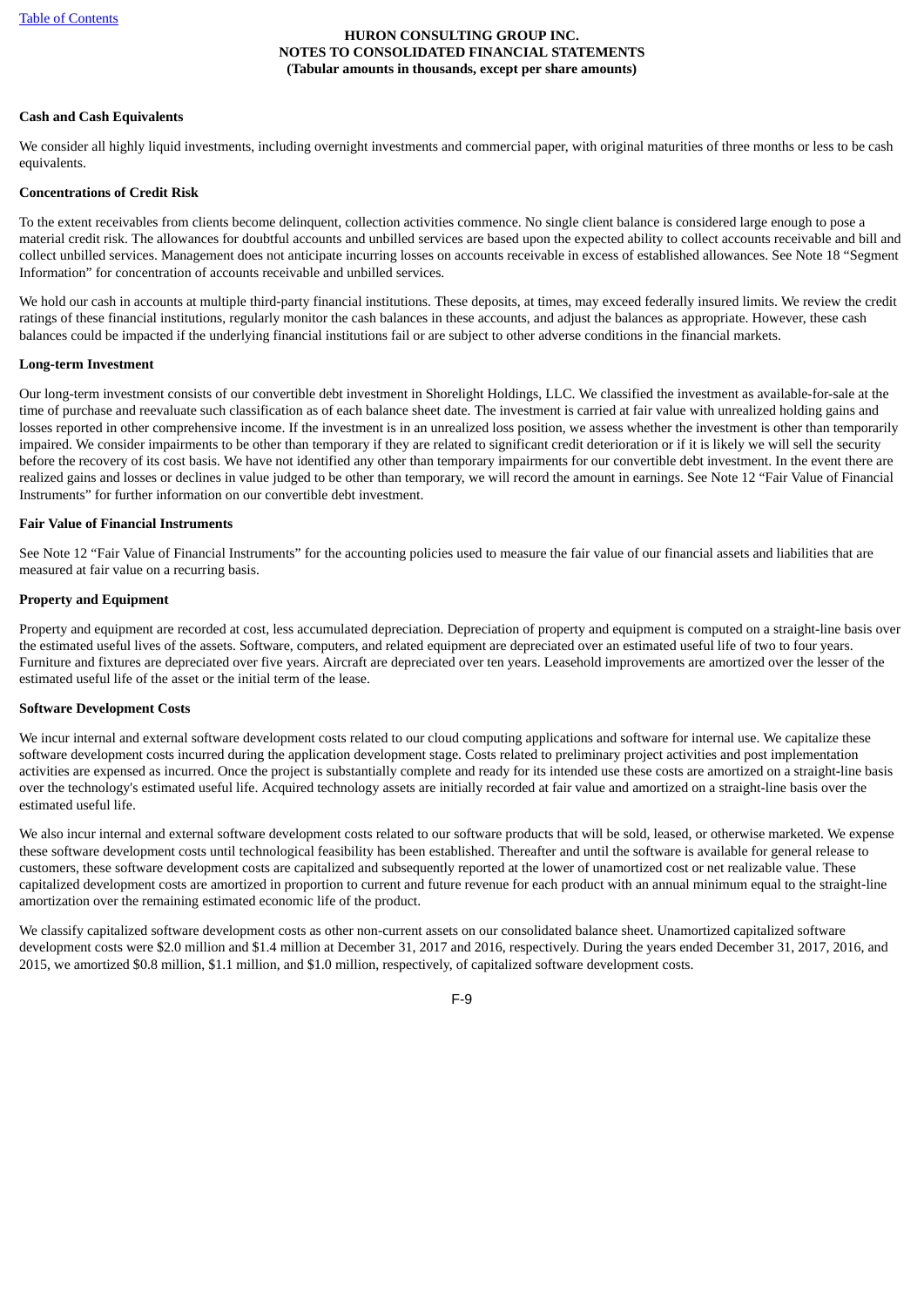**Cash and Cash Equivalents**

We consider all highly liquid investments, including overnight investments and commercial paper, with original maturities of three months or less to be cash equivalents.

**Concentrations of Credit Risk**

To the extent receivables from clients become delinquent, collection activities commence. No single client balance is considered large enough to pose a material credit risk. The allowances for doubtful accounts and unbilled services are based upon the expected ability to collect accounts receivable and bill and collect unbilled services. Management does not anticipate incurring losses on accounts receivable in excess of established allowances. See Note 18 "Segment Information" for concentration of accounts receivable and unbilled services.

We hold our cash in accounts at multiple third-party financial institutions. These deposits, at times, may exceed federally insured limits. We review the credit ratings of these financial institutions, regularly monitor the cash balances in these accounts, and adjust the balances as appropriate. However, these cash balances could be impacted if the underlying financial institutions fail or are subject to other adverse conditions in the financial markets.

**Long-term Investment**

Our long-term investment consists of our convertible debt investment in Shorelight Holdings, LLC. We classified the investment as available-for-sale at the time of purchase and reevaluate such classification as of each balance sheet date. The investment is carried at fair value with unrealized holding gains and losses reported in other comprehensive income. If the investment is in an unrealized loss position, we assess whether the investment is other than temporarily impaired. We consider impairments to be other than temporary if they are related to significant credit deterioration or if it is likely we will sell the security before the recovery of its cost basis. We have not identified any other than temporary impairments for our convertible debt investment. In the event there are realized gains and losses or declines in value judged to be other than temporary, we will record the amount in earnings. See Note 12 "Fair Value of Financial Instruments" for further information on our convertible debt investment.

**Fair Value of Financial Instruments**

See Note 12 "Fair Value of Financial Instruments" for the accounting policies used to measure the fair value of our financial assets and liabilities that are measured at fair value on a recurring basis.

**Property and Equipment**

Property and equipment are recorded at cost, less accumulated depreciation. Depreciation of property and equipment is computed on a straight-line basis over the estimated useful lives of the assets. Software, computers, and related equipment are depreciated over an estimated useful life of two to four years. Furniture and fixtures are depreciated over five years. Aircraft are depreciated over ten years. Leasehold improvements are amortized over the lesser of the estimated useful life of the asset or the initial term of the lease.

**Software Development Costs**

We incur internal and external software development costs related to our cloud computing applications and software for internal use. We capitalize these software development costs incurred during the application development stage. Costs related to preliminary project activities and post implementation activities are expensed as incurred. Once the project is substantially complete and ready for its intended use these costs are amortized on a straight-line basis over the technology's estimated useful life. Acquired technology assets are initially recorded at fair value and amortized on a straight-line basis over the estimated useful life.

We also incur internal and external software development costs related to our software products that will be sold, leased, or otherwise marketed. We expense these software development costs until technological feasibility has been established. Thereafter and until the software is available for general release to customers, these software development costs are capitalized and subsequently reported at the lower of unamortized cost or net realizable value. These capitalized development costs are amortized in proportion to current and future revenue for each product with an annual minimum equal to the straight-line amortization over the remaining estimated economic life of the product.

We classify capitalized software development costs as other non-current assets on our consolidated balance sheet. Unamortized capitalized software development costs were $2.0 million and $1.4 million at December 31, 2017 and 2016, respectively. During the years ended December 31, 2017, 2016, and 2015, we amortized $0.8 million, $1.1 million, and $1.0 million, respectively, of capitalized software development costs.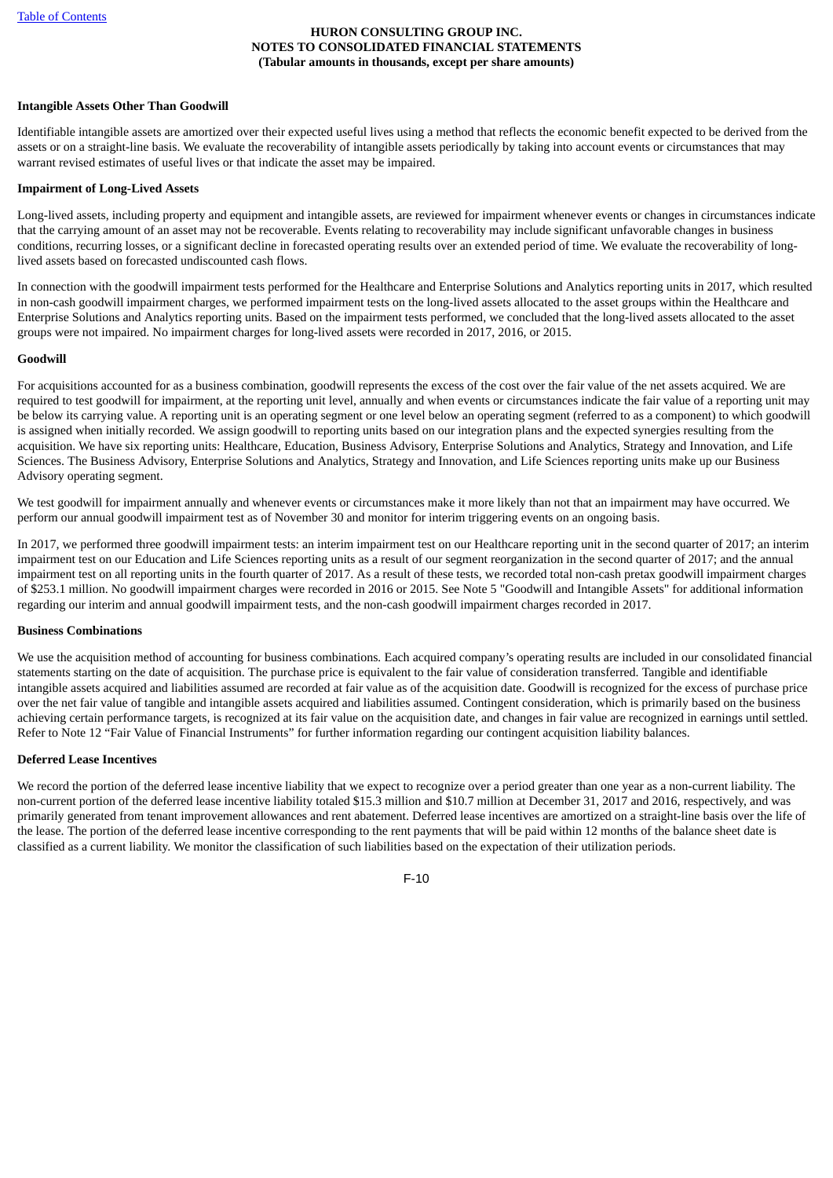**Intangible Assets Other Than Goodwill**

Identifiable intangible assets are amortized over their expected useful lives using a method that reflects the economic benefit expected to be derived from the assets or on a straight-line basis. We evaluate the recoverability of intangible assets periodically by taking into account events or circumstances that may warrant revised estimates of useful lives or that indicate the asset may be impaired.

**Impairment of Long-Lived Assets**

Long-lived assets, including property and equipment and intangible assets, are reviewed for impairment whenever events or changes in circumstances indicate that the carrying amount of an asset may not be recoverable. Events relating to recoverability may include significant unfavorable changes in business conditions, recurring losses, or a significant decline in forecasted operating results over an extended period of time. We evaluate the recoverability of long-lived assets based on forecasted undiscounted cash flows.

In connection with the goodwill impairment tests performed for the Healthcare and Enterprise Solutions and Analytics reporting units in 2017, which resulted in non-cash goodwill impairment charges, we performed impairment tests on the long-lived assets allocated to the asset groups within the Healthcare and Enterprise Solutions and Analytics reporting units. Based on the impairment tests performed, we concluded that the long-lived assets allocated to the asset groups were not impaired. No impairment charges for long-lived assets were recorded in 2017, 2016, or 2015.

**Goodwill**

For acquisitions accounted for as a business combination, goodwill represents the excess of the cost over the fair value of the net assets acquired. We are required to test goodwill for impairment, at the reporting unit level, annually and when events or circumstances indicate the fair value of a reporting unit may be below its carrying value. A reporting unit is an operating segment or one level below an operating segment (referred to as a component) to which goodwill is assigned when initially recorded. We assign goodwill to reporting units based on our integration plans and the expected synergies resulting from the acquisition. We have six reporting units: Healthcare, Education, Business Advisory, Enterprise Solutions and Analytics, Strategy and Innovation, and Life Sciences. The Business Advisory, Enterprise Solutions and Analytics, Strategy and Innovation, and Life Sciences reporting units make up our Business Advisory operating segment.

We test goodwill for impairment annually and whenever events or circumstances make it more likely than not that an impairment may have occurred. We perform our annual goodwill impairment test as of November 30 and monitor for interim triggering events on an ongoing basis.

In 2017, we performed three goodwill impairment tests: an interim impairment test on our Healthcare reporting unit in the second quarter of 2017; an interim impairment test on our Education and Life Sciences reporting units as a result of our segment reorganization in the second quarter of 2017; and the annual impairment test on all reporting units in the fourth quarter of 2017. As a result of these tests, we recorded total non-cash pretax goodwill impairment charges of $253.1 million. No goodwill impairment charges were recorded in 2016 or 2015. See Note 5 "Goodwill and Intangible Assets" for additional information regarding our interim and annual goodwill impairment tests, and the non-cash goodwill impairment charges recorded in 2017.

**Business Combinations**

We use the acquisition method of accounting for business combinations. Each acquired company's operating results are included in our consolidated financial statements starting on the date of acquisition. The purchase price is equivalent to the fair value of consideration transferred. Tangible and identifiable intangible assets acquired and liabilities assumed are recorded at fair value as of the acquisition date. Goodwill is recognized for the excess of purchase price over the net fair value of tangible and intangible assets acquired and liabilities assumed. Contingent consideration, which is primarily based on the business achieving certain performance targets, is recognized at its fair value on the acquisition date, and changes in fair value are recognized in earnings until settled. Refer to Note 12 "Fair Value of Financial Instruments" for further information regarding our contingent acquisition liability balances.

**Deferred Lease Incentives**

We record the portion of the deferred lease incentive liability that we expect to recognize over a period greater than one year as a non-current liability. The non-current portion of the deferred lease incentive liability totaled $15.3 million and $10.7 million at December 31, 2017 and 2016, respectively, and was primarily generated from tenant improvement allowances and rent abatement. Deferred lease incentives are amortized on a straight-line basis over the life of the lease. The portion of the deferred lease incentive corresponding to the rent payments that will be paid within 12 months of the balance sheet date is classified as a current liability. We monitor the classification of such liabilities based on the expectation of their utilization periods.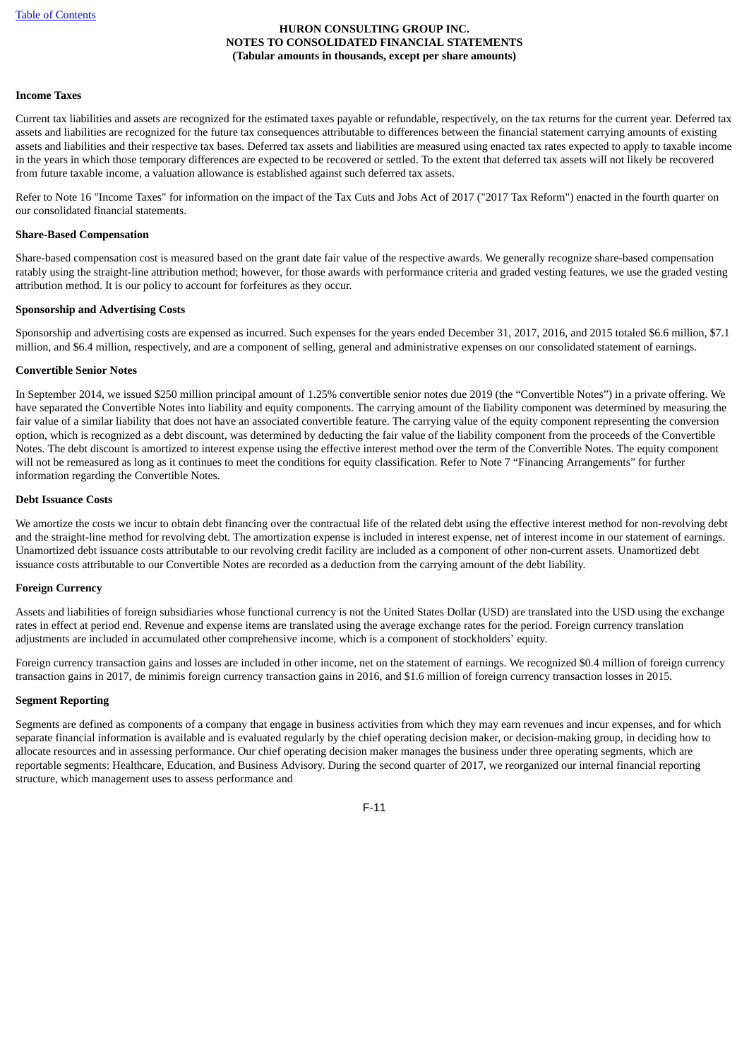**Income Taxes**

Current tax liabilities and assets are recognized for the estimated taxes payable or refundable, respectively, on the tax returns for the current year. Deferred tax assets and liabilities are recognized for the future tax consequences attributable to differences between the financial statement carrying amounts of existing assets and liabilities and their respective tax bases. Deferred tax assets and liabilities are measured using enacted tax rates expected to apply to taxable income in the years in which those temporary differences are expected to be recovered or settled. To the extent that deferred tax assets will not likely be recovered from future taxable income, a valuation allowance is established against such deferred tax assets.

Refer to Note 16 "Income Taxes" for information on the impact of the Tax Cuts and Jobs Act of 2017 ("2017 Tax Reform") enacted in the fourth quarter on our consolidated financial statements.

**Share-Based Compensation**

Share-based compensation cost is measured based on the grant date fair value of the respective awards. We generally recognize share-based compensation ratably using the straight-line attribution method; however, for those awards with performance criteria and graded vesting features, we use the graded vesting attribution method. It is our policy to account for forfeitures as they occur.

**Sponsorship and Advertising Costs**

Sponsorship and advertising costs are expensed as incurred. Such expenses for the years ended December 31, 2017, 2016, and 2015 totaled $6.6 million, $7.1 million, and $6.4 million, respectively, and are a component of selling, general and administrative expenses on our consolidated statement of earnings.

**Convertible Senior Notes**

In September 2014, we issued $250 million principal amount of 1.25% convertible senior notes due 2019 (the "Convertible Notes") in a private offering. We have separated the Convertible Notes into liability and equity components. The carrying amount of the liability component was determined by measuring the fair value of a similar liability that does not have an associated convertible feature. The carrying value of the equity component representing the conversion option, which is recognized as a debt discount, was determined by deducting the fair value of the liability component from the proceeds of the Convertible Notes. The debt discount is amortized to interest expense using the effective interest method over the term of the Convertible Notes. The equity component will not be remeasured as long as it continues to meet the conditions for equity classification. Refer to Note 7 "Financing Arrangements" for further information regarding the Convertible Notes.

**Debt Issuance Costs**

We amortize the costs we incur to obtain debt financing over the contractual life of the related debt using the effective interest method for non-revolving debt and the straight-line method for revolving debt. The amortization expense is included in interest expense, net of interest income in our statement of earnings. Unamortized debt issuance costs attributable to our revolving credit facility are included as a component of other non-current assets. Unamortized debt issuance costs attributable to our Convertible Notes are recorded as a deduction from the carrying amount of the debt liability.

**Foreign Currency**

Assets and liabilities of foreign subsidiaries whose functional currency is not the United States Dollar (USD) are translated into the USD using the exchange rates in effect at period end. Revenue and expense items are translated using the average exchange rates for the period. Foreign currency translation adjustments are included in accumulated other comprehensive income, which is a component of stockholders' equity.

Foreign currency transaction gains and losses are included in other income, net on the statement of earnings. We recognized $0.4 million of foreign currency transaction gains in 2017, de minimis foreign currency transaction gains in 2016, and $1.6 million of foreign currency transaction losses in 2015.

**Segment Reporting**

Segments are defined as components of a company that engage in business activities from which they may earn revenues and incur expenses, and for which separate financial information is available and is evaluated regularly by the chief operating decision maker, or decision-making group, in deciding how to allocate resources and in assessing performance. Our chief operating decision maker manages the business under three operating segments, which are reportable segments: Healthcare, Education, and Business Advisory. During the second quarter of 2017, we reorganized our internal financial reporting structure, which management uses to assess performance and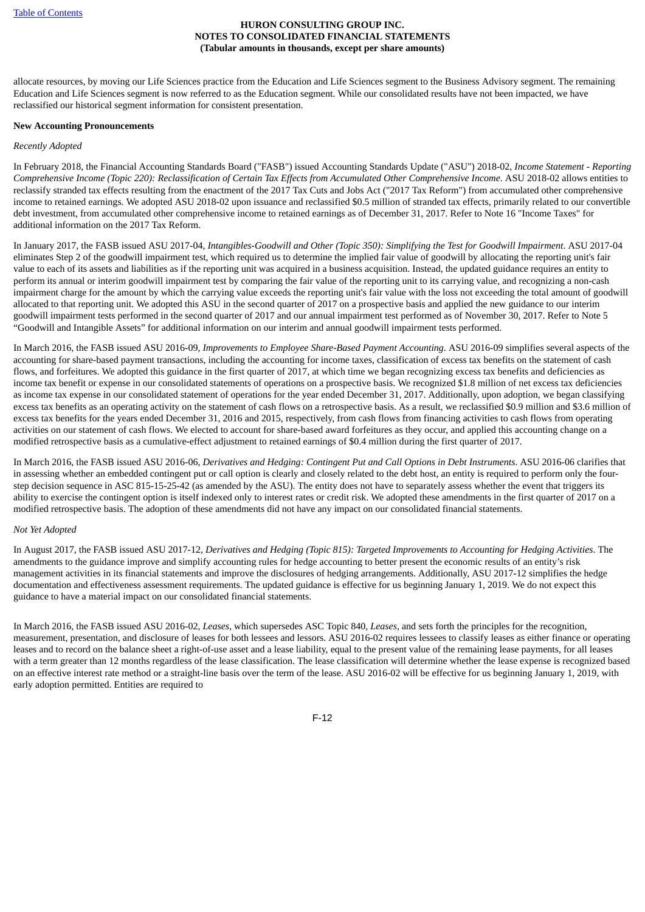allocate resources, by moving our Life Sciences practice from the Education and Life Sciences segment to the Business Advisory segment. The remaining Education and Life Sciences segment is now referred to as the Education segment. While our consolidated results have not been impacted, we have reclassified our historical segment information for consistent presentation.

**New Accounting Pronouncements**

*Recently Adopted*

In February 2018, the Financial Accounting Standards Board ("FASB") issued Accounting Standards Update ("ASU") 2018-02, *Income Statement - Reporting Comprehensive Income (Topic 220): Reclassification of Certain Tax Effects from Accumulated Other Comprehensive Income*. ASU 2018-02 allows entities to reclassify stranded tax effects resulting from the enactment of the 2017 Tax Cuts and Jobs Act ("2017 Tax Reform") from accumulated other comprehensive income to retained earnings. We adopted ASU 2018-02 upon issuance and reclassified $0.5 million of stranded tax effects, primarily related to our convertible debt investment, from accumulated other comprehensive income to retained earnings as of December 31, 2017. Refer to Note 16 "Income Taxes" for additional information on the 2017 Tax Reform.

In January 2017, the FASB issued ASU 2017-04, *Intangibles-Goodwill and Other (Topic 350): Simplifying the Test for Goodwill Impairment*. ASU 2017-04 eliminates Step 2 of the goodwill impairment test, which required us to determine the implied fair value of goodwill by allocating the reporting unit's fair value to each of its assets and liabilities as if the reporting unit was acquired in a business acquisition. Instead, the updated guidance requires an entity to perform its annual or interim goodwill impairment test by comparing the fair value of the reporting unit to its carrying value, and recognizing a non-cash impairment charge for the amount by which the carrying value exceeds the reporting unit's fair value with the loss not exceeding the total amount of goodwill allocated to that reporting unit. We adopted this ASU in the second quarter of 2017 on a prospective basis and applied the new guidance to our interim goodwill impairment tests performed in the second quarter of 2017 and our annual impairment test performed as of November 30, 2017. Refer to Note 5 "Goodwill and Intangible Assets" for additional information on our interim and annual goodwill impairment tests performed.

In March 2016, the FASB issued ASU 2016-09, *Improvements to Employee Share-Based Payment Accounting*. ASU 2016-09 simplifies several aspects of the accounting for share-based payment transactions, including the accounting for income taxes, classification of excess tax benefits on the statement of cash flows, and forfeitures. We adopted this guidance in the first quarter of 2017, at which time we began recognizing excess tax benefits and deficiencies as income tax benefit or expense in our consolidated statements of operations on a prospective basis. We recognized $1.8 million of net excess tax deficiencies as income tax expense in our consolidated statement of operations for the year ended December 31, 2017. Additionally, upon adoption, we began classifying excess tax benefits as an operating activity on the statement of cash flows on a retrospective basis. As a result, we reclassified $0.9 million and $3.6 million of excess tax benefits for the years ended December 31, 2016 and 2015, respectively, from cash flows from financing activities to cash flows from operating activities on our statement of cash flows. We elected to account for share-based award forfeitures as they occur, and applied this accounting change on a modified retrospective basis as a cumulative-effect adjustment to retained earnings of $0.4 million during the first quarter of 2017.

In March 2016, the FASB issued ASU 2016-06, *Derivatives and Hedging: Contingent Put and Call Options in Debt Instruments*. ASU 2016-06 clarifies that in assessing whether an embedded contingent put or call option is clearly and closely related to the debt host, an entity is required to perform only the four-step decision sequence in ASC 815-15-25-42 (as amended by the ASU). The entity does not have to separately assess whether the event that triggers its ability to exercise the contingent option is itself indexed only to interest rates or credit risk. We adopted these amendments in the first quarter of 2017 on a modified retrospective basis. The adoption of these amendments did not have any impact on our consolidated financial statements.

*Not Yet Adopted*

In August 2017, the FASB issued ASU 2017-12, *Derivatives and Hedging (Topic 815): Targeted Improvements to Accounting for Hedging Activities*. The amendments to the guidance improve and simplify accounting rules for hedge accounting to better present the economic results of an entity's risk management activities in its financial statements and improve the disclosures of hedging arrangements. Additionally, ASU 2017-12 simplifies the hedge documentation and effectiveness assessment requirements. The updated guidance is effective for us beginning January 1, 2019. We do not expect this guidance to have a material impact on our consolidated financial statements.

In March 2016, the FASB issued ASU 2016-02, *Leases*, which supersedes ASC Topic 840, *Leases*, and sets forth the principles for the recognition, measurement, presentation, and disclosure of leases for both lessees and lessors. ASU 2016-02 requires lessees to classify leases as either finance or operating leases and to record on the balance sheet a right-of-use asset and a lease liability, equal to the present value of the remaining lease payments, for all leases with a term greater than 12 months regardless of the lease classification. The lease classification will determine whether the lease expense is recognized based on an effective interest rate method or a straight-line basis over the term of the lease. ASU 2016-02 will be effective for us beginning January 1, 2019, with early adoption permitted. Entities are required to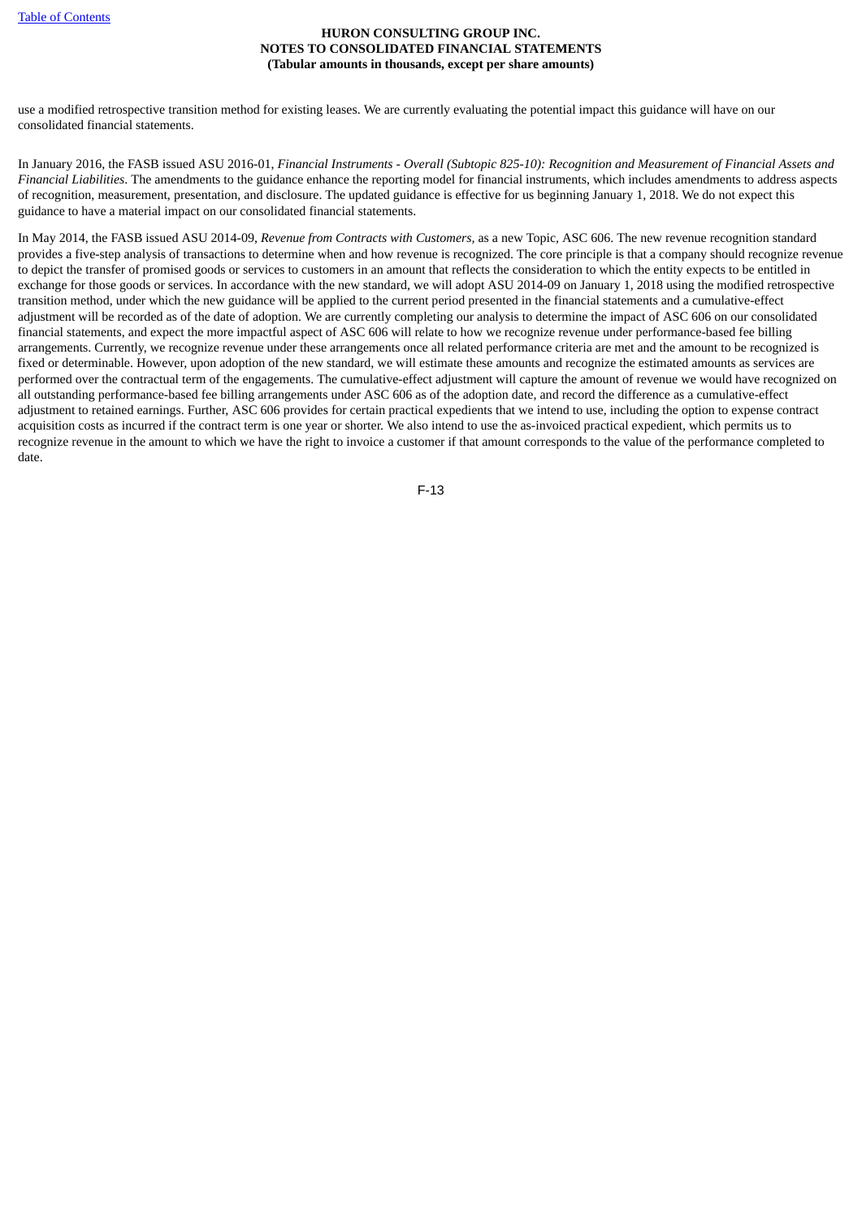use a modified retrospective transition method for existing leases. We are currently evaluating the potential impact this guidance will have on our consolidated financial statements.

In January 2016, the FASB issued ASU 2016-01, *Financial Instruments - Overall (Subtopic 825-10): Recognition and Measurement of Financial Assets and Financial Liabilities*. The amendments to the guidance enhance the reporting model for financial instruments, which includes amendments to address aspects of recognition, measurement, presentation, and disclosure. The updated guidance is effective for us beginning January 1, 2018. We do not expect this guidance to have a material impact on our consolidated financial statements.

In May 2014, the FASB issued ASU 2014-09, *Revenue from Contracts with Customers,* as a new Topic, ASC 606. The new revenue recognition standard provides a five-step analysis of transactions to determine when and how revenue is recognized. The core principle is that a company should recognize revenue to depict the transfer of promised goods or services to customers in an amount that reflects the consideration to which the entity expects to be entitled in exchange for those goods or services. In accordance with the new standard, we will adopt ASU 2014-09 on January 1, 2018 using the modified retrospective transition method, under which the new guidance will be applied to the current period presented in the financial statements and a cumulative-effect adjustment will be recorded as of the date of adoption. We are currently completing our analysis to determine the impact of ASC 606 on our consolidated financial statements, and expect the more impactful aspect of ASC 606 will relate to how we recognize revenue under performance-based fee billing arrangements. Currently, we recognize revenue under these arrangements once all related performance criteria are met and the amount to be recognized is fixed or determinable. However, upon adoption of the new standard, we will estimate these amounts and recognize the estimated amounts as services are performed over the contractual term of the engagements. The cumulative-effect adjustment will capture the amount of revenue we would have recognized on all outstanding performance-based fee billing arrangements under ASC 606 as of the adoption date, and record the difference as a cumulative-effect adjustment to retained earnings. Further, ASC 606 provides for certain practical expedients that we intend to use, including the option to expense contract acquisition costs as incurred if the contract term is one year or shorter. We also intend to use the as-invoiced practical expedient, which permits us to recognize revenue in the amount to which we have the right to invoice a customer if that amount corresponds to the value of the performance completed to date.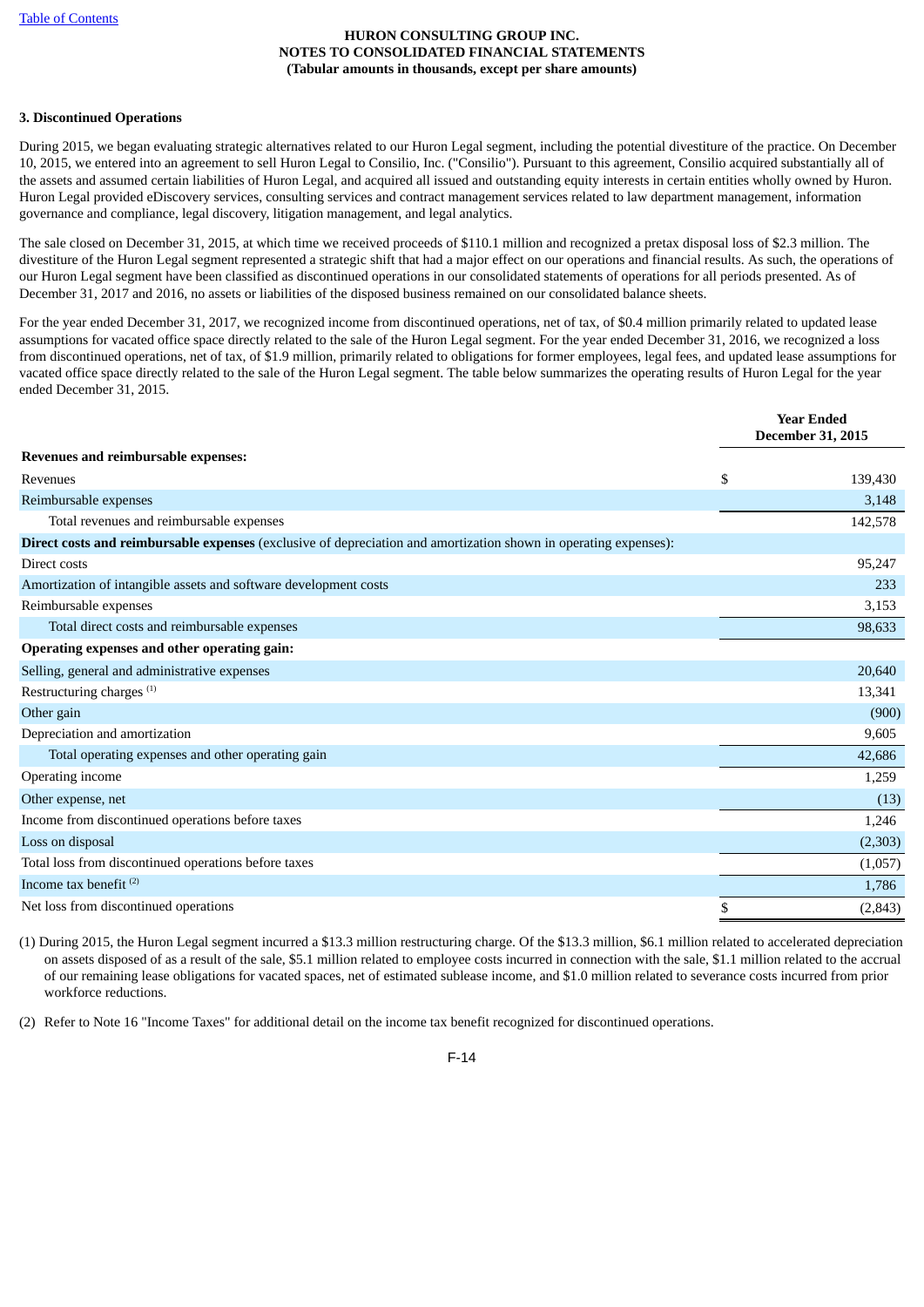**HURON CONSULTING GROUP INC.**
**NOTES TO CONSOLIDATED FINANCIAL STATEMENTS**
**(Tabular amounts in thousands, except per share amounts)**

**3. Discontinued Operations**

During 2015, we began evaluating strategic alternatives related to our Huron Legal segment, including the potential divestiture of the practice. On December 10, 2015, we entered into an agreement to sell Huron Legal to Consilio, Inc. ("Consilio"). Pursuant to this agreement, Consilio acquired substantially all of the assets and assumed certain liabilities of Huron Legal, and acquired all issued and outstanding equity interests in certain entities wholly owned by Huron. Huron Legal provided eDiscovery services, consulting services and contract management services related to law department management, information governance and compliance, legal discovery, litigation management, and legal analytics.

The sale closed on December 31, 2015, at which time we received proceeds of $110.1 million and recognized a pretax disposal loss of $2.3 million. The divestiture of the Huron Legal segment represented a strategic shift that had a major effect on our operations and financial results. As such, the operations of our Huron Legal segment have been classified as discontinued operations in our consolidated statements of operations for all periods presented. As of December 31, 2017 and 2016, no assets or liabilities of the disposed business remained on our consolidated balance sheets.

For the year ended December 31, 2017, we recognized income from discontinued operations, net of tax, of $0.4 million primarily related to updated lease assumptions for vacated office space directly related to the sale of the Huron Legal segment. For the year ended December 31, 2016, we recognized a loss from discontinued operations, net of tax, of $1.9 million, primarily related to obligations for former employees, legal fees, and updated lease assumptions for vacated office space directly related to the sale of the Huron Legal segment. The table below summarizes the operating results of Huron Legal for the year ended December 31, 2015.

| | Year Ended December 31, 2015 |
|---|---|
| **Revenues and reimbursable expenses:** | |
| Revenues | $ 139,430 |
| Reimbursable expenses | 3,148 |
| Total revenues and reimbursable expenses | 142,578 |
| **Direct costs and reimbursable expenses** (exclusive of depreciation and amortization shown in operating expenses): | |
| Direct costs | 95,247 |
| Amortization of intangible assets and software development costs | 233 |
| Reimbursable expenses | 3,153 |
| Total direct costs and reimbursable expenses | 98,633 |
| **Operating expenses and other operating gain:** | |
| Selling, general and administrative expenses | 20,640 |
| Restructuring charges [(1)] | 13,341 |
| Other gain | (900) |
| Depreciation and amortization | 9,605 |
| Total operating expenses and other operating gain | 42,686 |
| Operating income | 1,259 |
| Other expense, net | (13) |
| Income from discontinued operations before taxes | 1,246 |
| Loss on disposal | (2,303) |
| Total loss from discontinued operations before taxes | (1,057) |
| Income tax benefit [(2)] | 1,786 |
| Net loss from discontinued operations | $ (2,843) |

(1) During 2015, the Huron Legal segment incurred a $13.3 million restructuring charge. Of the $13.3 million, $6.1 million related to accelerated depreciation on assets disposed of as a result of the sale, $5.1 million related to employee costs incurred in connection with the sale, $1.1 million related to the accrual of our remaining lease obligations for vacated spaces, net of estimated sublease income, and $1.0 million related to severance costs incurred from prior workforce reductions.

(2) Refer to Note 16 "Income Taxes" for additional detail on the income tax benefit recognized for discontinued operations.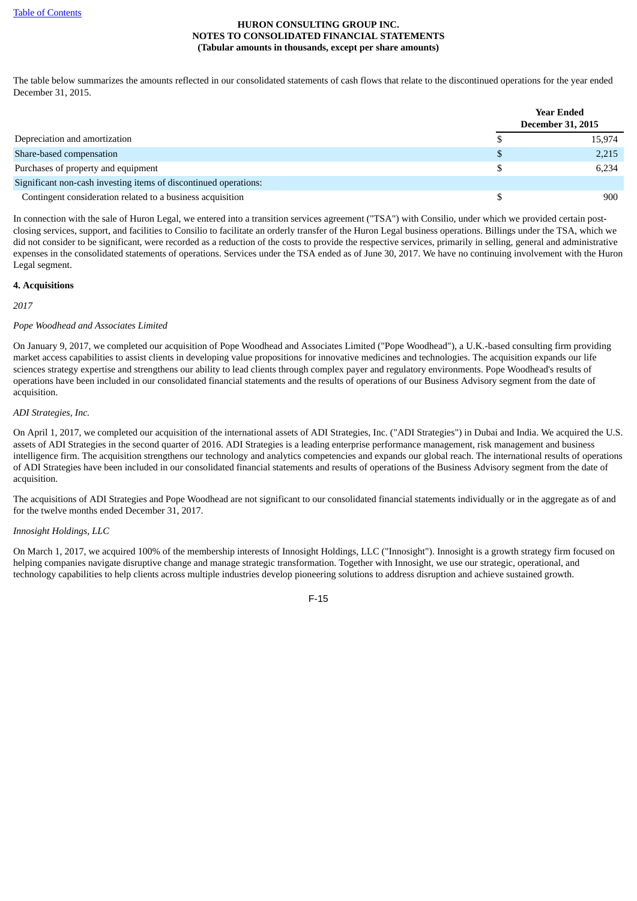The table below summarizes the amounts reflected in our consolidated statements of cash flows that relate to the discontinued operations for the year ended December 31, 2015.

| | Year Ended December 31, 2015 |
|---|---|
| Depreciation and amortization | $ 15,974 |
| Share-based compensation | $ 2,215 |
| Purchases of property and equipment | $ 6,234 |
| Significant non-cash investing items of discontinued operations: | |
| Contingent consideration related to a business acquisition | $ 900 |

In connection with the sale of Huron Legal, we entered into a transition services agreement ("TSA") with Consilio, under which we provided certain post-closing services, support, and facilities to Consilio to facilitate an orderly transfer of the Huron Legal business operations. Billings under the TSA, which we did not consider to be significant, were recorded as a reduction of the costs to provide the respective services, primarily in selling, general and administrative expenses in the consolidated statements of operations. Services under the TSA ended as of June 30, 2017. We have no continuing involvement with the Huron Legal segment.

**4. Acquisitions**

*2017*

*Pope Woodhead and Associates Limited*

On January 9, 2017, we completed our acquisition of Pope Woodhead and Associates Limited ("Pope Woodhead"), a U.K.-based consulting firm providing market access capabilities to assist clients in developing value propositions for innovative medicines and technologies. The acquisition expands our life sciences strategy expertise and strengthens our ability to lead clients through complex payer and regulatory environments. Pope Woodhead's results of operations have been included in our consolidated financial statements and the results of operations of our Business Advisory segment from the date of acquisition.

*ADI Strategies, Inc.*

On April 1, 2017, we completed our acquisition of the international assets of ADI Strategies, Inc. ("ADI Strategies") in Dubai and India. We acquired the U.S. assets of ADI Strategies in the second quarter of 2016. ADI Strategies is a leading enterprise performance management, risk management and business intelligence firm. The acquisition strengthens our technology and analytics competencies and expands our global reach. The international results of operations of ADI Strategies have been included in our consolidated financial statements and results of operations of the Business Advisory segment from the date of acquisition.

The acquisitions of ADI Strategies and Pope Woodhead are not significant to our consolidated financial statements individually or in the aggregate as of and for the twelve months ended December 31, 2017.

*Innosight Holdings, LLC*

On March 1, 2017, we acquired 100% of the membership interests of Innosight Holdings, LLC ("Innosight"). Innosight is a growth strategy firm focused on helping companies navigate disruptive change and manage strategic transformation. Together with Innosight, we use our strategic, operational, and technology capabilities to help clients across multiple industries develop pioneering solutions to address disruption and achieve sustained growth.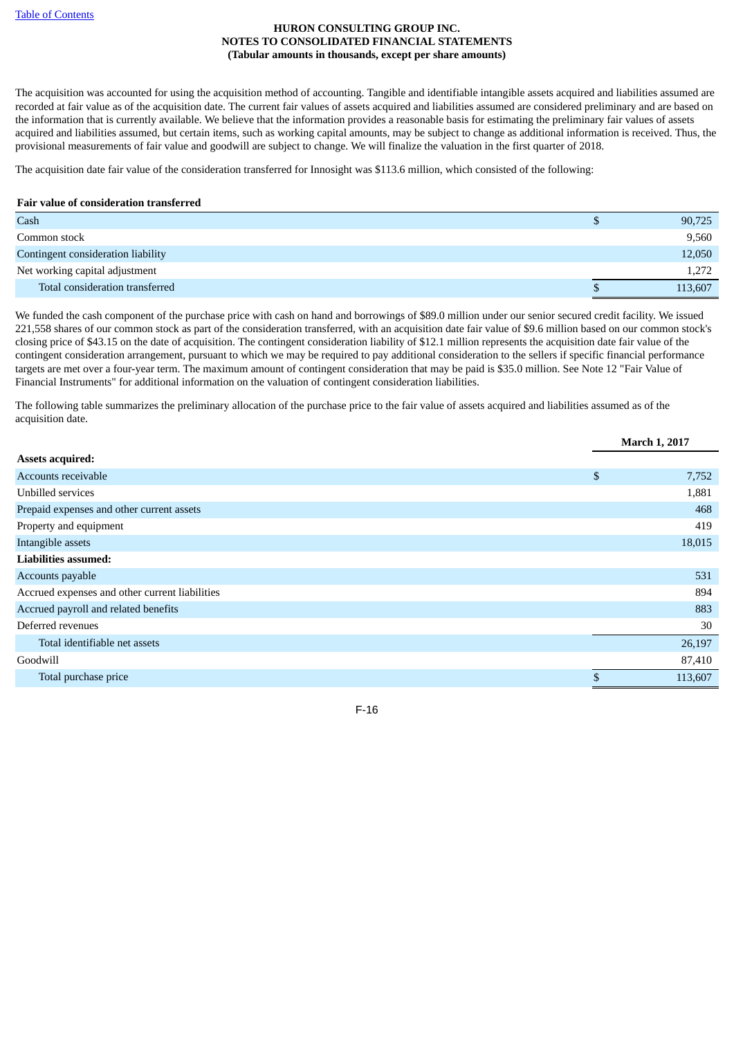The acquisition was accounted for using the acquisition method of accounting. Tangible and identifiable intangible assets acquired and liabilities assumed are recorded at fair value as of the acquisition date. The current fair values of assets acquired and liabilities assumed are considered preliminary and are based on the information that is currently available. We believe that the information provides a reasonable basis for estimating the preliminary fair values of assets acquired and liabilities assumed, but certain items, such as working capital amounts, may be subject to change as additional information is received. Thus, the provisional measurements of fair value and goodwill are subject to change. We will finalize the valuation in the first quarter of 2018.

The acquisition date fair value of the consideration transferred for Innosight was $113.6 million, which consisted of the following:

| **Fair value of consideration transferred** | | |
|---|---|---|
| Cash | $ | 90,725 |
| Common stock | | 9,560 |
| Contingent consideration liability | | 12,050 |
| Net working capital adjustment | | 1,272 |
| Total consideration transferred | $ | 113,607 |

We funded the cash component of the purchase price with cash on hand and borrowings of $89.0 million under our senior secured credit facility. We issued 221,558 shares of our common stock as part of the consideration transferred, with an acquisition date fair value of $9.6 million based on our common stock's closing price of $43.15 on the date of acquisition. The contingent consideration liability of $12.1 million represents the acquisition date fair value of the contingent consideration arrangement, pursuant to which we may be required to pay additional consideration to the sellers if specific financial performance targets are met over a four-year term. The maximum amount of contingent consideration that may be paid is $35.0 million. See Note 12 "Fair Value of Financial Instruments" for additional information on the valuation of contingent consideration liabilities.

The following table summarizes the preliminary allocation of the purchase price to the fair value of assets acquired and liabilities assumed as of the acquisition date.

| | | March 1, 2017 |
|---|---|---|
| **Assets acquired:** | | |
| Accounts receivable | $ | 7,752 |
| Unbilled services | | 1,881 |
| Prepaid expenses and other current assets | | 468 |
| Property and equipment | | 419 |
| Intangible assets | | 18,015 |
| **Liabilities assumed:** | | |
| Accounts payable | | 531 |
| Accrued expenses and other current liabilities | | 894 |
| Accrued payroll and related benefits | | 883 |
| Deferred revenues | | 30 |
| Total identifiable net assets | | 26,197 |
| Goodwill | | 87,410 |
| Total purchase price | $ | 113,607 |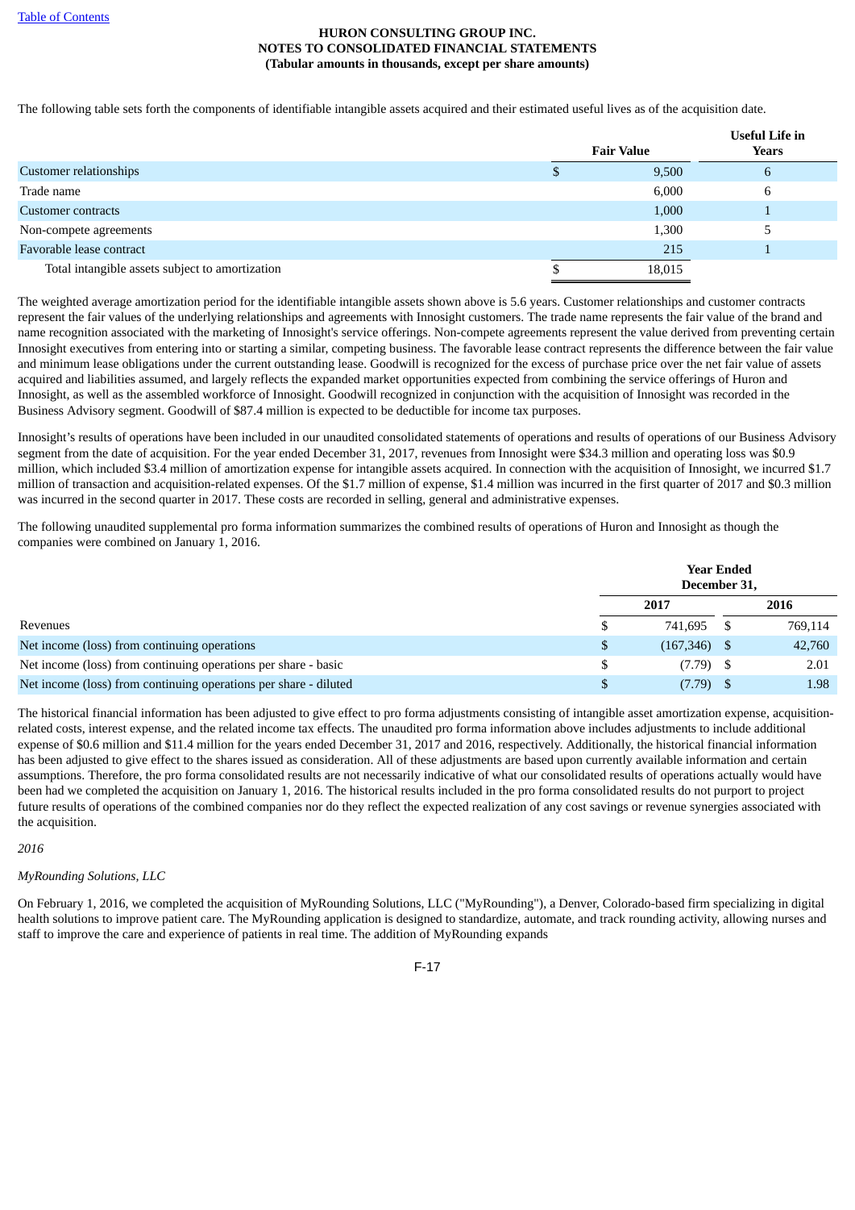The following table sets forth the components of identifiable intangible assets acquired and their estimated useful lives as of the acquisition date.

| | Fair Value | Useful Life in Years |
|---|---|---|
| Customer relationships | $ 9,500 | 6 |
| Trade name | 6,000 | 6 |
| Customer contracts | 1,000 | 1 |
| Non-compete agreements | 1,300 | 5 |
| Favorable lease contract | 215 | 1 |
| Total intangible assets subject to amortization | $ 18,015 | |

The weighted average amortization period for the identifiable intangible assets shown above is 5.6 years. Customer relationships and customer contracts represent the fair values of the underlying relationships and agreements with Innosight customers. The trade name represents the fair value of the brand and name recognition associated with the marketing of Innosight's service offerings. Non-compete agreements represent the value derived from preventing certain Innosight executives from entering into or starting a similar, competing business. The favorable lease contract represents the difference between the fair value and minimum lease obligations under the current outstanding lease. Goodwill is recognized for the excess of purchase price over the net fair value of assets acquired and liabilities assumed, and largely reflects the expanded market opportunities expected from combining the service offerings of Huron and Innosight, as well as the assembled workforce of Innosight. Goodwill recognized in conjunction with the acquisition of Innosight was recorded in the Business Advisory segment. Goodwill of $87.4 million is expected to be deductible for income tax purposes.

Innosight's results of operations have been included in our unaudited consolidated statements of operations and results of operations of our Business Advisory segment from the date of acquisition. For the year ended December 31, 2017, revenues from Innosight were $34.3 million and operating loss was $0.9 million, which included $3.4 million of amortization expense for intangible assets acquired. In connection with the acquisition of Innosight, we incurred $1.7 million of transaction and acquisition-related expenses. Of the $1.7 million of expense, $1.4 million was incurred in the first quarter of 2017 and $0.3 million was incurred in the second quarter in 2017. These costs are recorded in selling, general and administrative expenses.

The following unaudited supplemental pro forma information summarizes the combined results of operations of Huron and Innosight as though the companies were combined on January 1, 2016.

| | Year Ended December 31, | |
|---|---|---|
| | 2017 | 2016 |
| Revenues | $ 741,695 | $ 769,114 |
| Net income (loss) from continuing operations | $ (167,346) | $ 42,760 |
| Net income (loss) from continuing operations per share - basic | $ (7.79) | $ 2.01 |
| Net income (loss) from continuing operations per share - diluted | $ (7.79) | $ 1.98 |

The historical financial information has been adjusted to give effect to pro forma adjustments consisting of intangible asset amortization expense, acquisition-related costs, interest expense, and the related income tax effects. The unaudited pro forma information above includes adjustments to include additional expense of $0.6 million and $11.4 million for the years ended December 31, 2017 and 2016, respectively. Additionally, the historical financial information has been adjusted to give effect to the shares issued as consideration. All of these adjustments are based upon currently available information and certain assumptions. Therefore, the pro forma consolidated results are not necessarily indicative of what our consolidated results of operations actually would have been had we completed the acquisition on January 1, 2016. The historical results included in the pro forma consolidated results do not purport to project future results of operations of the combined companies nor do they reflect the expected realization of any cost savings or revenue synergies associated with the acquisition.

*2016*

*MyRounding Solutions, LLC*

On February 1, 2016, we completed the acquisition of MyRounding Solutions, LLC ("MyRounding"), a Denver, Colorado-based firm specializing in digital health solutions to improve patient care. The MyRounding application is designed to standardize, automate, and track rounding activity, allowing nurses and staff to improve the care and experience of patients in real time. The addition of MyRounding expands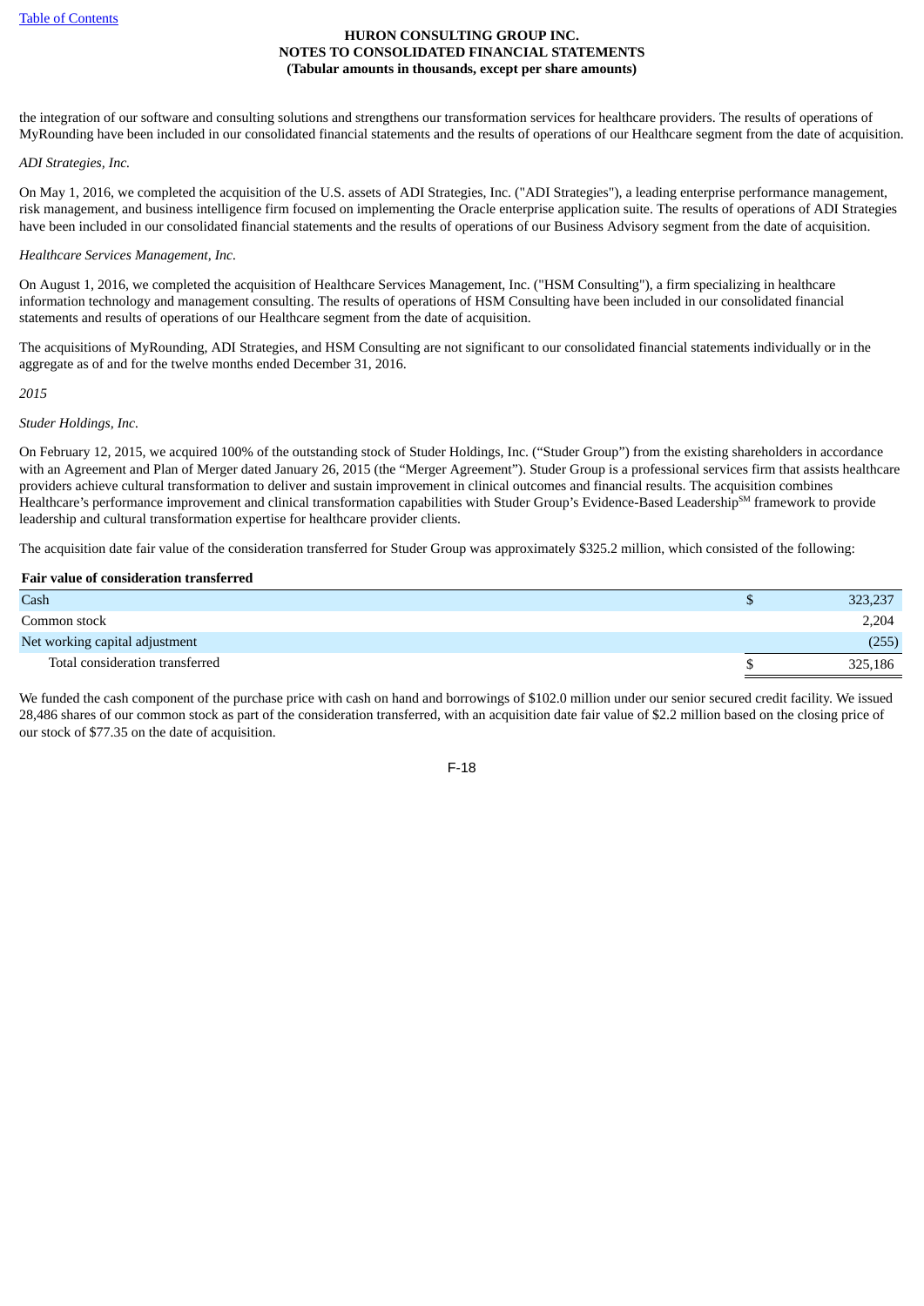the integration of our software and consulting solutions and strengthens our transformation services for healthcare providers. The results of operations of MyRounding have been included in our consolidated financial statements and the results of operations of our Healthcare segment from the date of acquisition.

*ADI Strategies, Inc.*

On May 1, 2016, we completed the acquisition of the U.S. assets of ADI Strategies, Inc. ("ADI Strategies"), a leading enterprise performance management, risk management, and business intelligence firm focused on implementing the Oracle enterprise application suite. The results of operations of ADI Strategies have been included in our consolidated financial statements and the results of operations of our Business Advisory segment from the date of acquisition.

*Healthcare Services Management, Inc.*

On August 1, 2016, we completed the acquisition of Healthcare Services Management, Inc. ("HSM Consulting"), a firm specializing in healthcare information technology and management consulting. The results of operations of HSM Consulting have been included in our consolidated financial statements and results of operations of our Healthcare segment from the date of acquisition.

The acquisitions of MyRounding, ADI Strategies, and HSM Consulting are not significant to our consolidated financial statements individually or in the aggregate as of and for the twelve months ended December 31, 2016.

*2015*

*Studer Holdings, Inc.*

On February 12, 2015, we acquired 100% of the outstanding stock of Studer Holdings, Inc. ("Studer Group") from the existing shareholders in accordance with an Agreement and Plan of Merger dated January 26, 2015 (the "Merger Agreement"). Studer Group is a professional services firm that assists healthcare providers achieve cultural transformation to deliver and sustain improvement in clinical outcomes and financial results. The acquisition combines Healthcare's performance improvement and clinical transformation capabilities with Studer Group's Evidence-Based Leadership℠ framework to provide leadership and cultural transformation expertise for healthcare provider clients.

The acquisition date fair value of the consideration transferred for Studer Group was approximately $325.2 million, which consisted of the following:

| **Fair value of consideration transferred** | | |
|---|---|---|
| Cash | $ | 323,237 |
| Common stock | | 2,204 |
| Net working capital adjustment | | (255) |
| Total consideration transferred | $ | 325,186 |

We funded the cash component of the purchase price with cash on hand and borrowings of $102.0 million under our senior secured credit facility. We issued 28,486 shares of our common stock as part of the consideration transferred, with an acquisition date fair value of $2.2 million based on the closing price of our stock of $77.35 on the date of acquisition.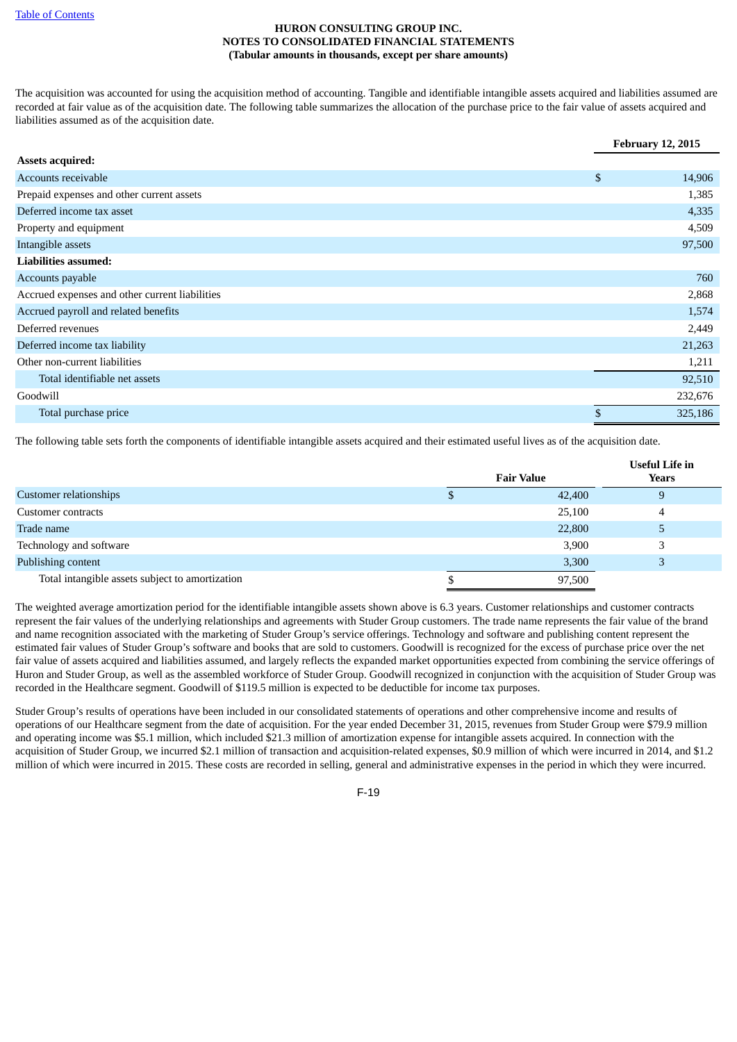HURON CONSULTING GROUP INC.
NOTES TO CONSOLIDATED FINANCIAL STATEMENTS
(Tabular amounts in thousands, except per share amounts)

The acquisition was accounted for using the acquisition method of accounting. Tangible and identifiable intangible assets acquired and liabilities assumed are recorded at fair value as of the acquisition date. The following table summarizes the allocation of the purchase price to the fair value of assets acquired and liabilities assumed as of the acquisition date.

| | February 12, 2015 |
|---|---|
| **Assets acquired:** | |
| Accounts receivable | $ 14,906 |
| Prepaid expenses and other current assets | 1,385 |
| Deferred income tax asset | 4,335 |
| Property and equipment | 4,509 |
| Intangible assets | 97,500 |
| **Liabilities assumed:** | |
| Accounts payable | 760 |
| Accrued expenses and other current liabilities | 2,868 |
| Accrued payroll and related benefits | 1,574 |
| Deferred revenues | 2,449 |
| Deferred income tax liability | 21,263 |
| Other non-current liabilities | 1,211 |
| Total identifiable net assets | 92,510 |
| Goodwill | 232,676 |
| Total purchase price | $ 325,186 |

The following table sets forth the components of identifiable intangible assets acquired and their estimated useful lives as of the acquisition date.

| | Fair Value | Useful Life in Years |
|---|---|---|
| Customer relationships | $ 42,400 | 9 |
| Customer contracts | 25,100 | 4 |
| Trade name | 22,800 | 5 |
| Technology and software | 3,900 | 3 |
| Publishing content | 3,300 | 3 |
| Total intangible assets subject to amortization | $ 97,500 | |

The weighted average amortization period for the identifiable intangible assets shown above is 6.3 years. Customer relationships and customer contracts represent the fair values of the underlying relationships and agreements with Studer Group customers. The trade name represents the fair value of the brand and name recognition associated with the marketing of Studer Group's service offerings. Technology and software and publishing content represent the estimated fair values of Studer Group's software and books that are sold to customers. Goodwill is recognized for the excess of purchase price over the net fair value of assets acquired and liabilities assumed, and largely reflects the expanded market opportunities expected from combining the service offerings of Huron and Studer Group, as well as the assembled workforce of Studer Group. Goodwill recognized in conjunction with the acquisition of Studer Group was recorded in the Healthcare segment. Goodwill of $119.5 million is expected to be deductible for income tax purposes.

Studer Group's results of operations have been included in our consolidated statements of operations and other comprehensive income and results of operations of our Healthcare segment from the date of acquisition. For the year ended December 31, 2015, revenues from Studer Group were $79.9 million and operating income was $5.1 million, which included $21.3 million of amortization expense for intangible assets acquired. In connection with the acquisition of Studer Group, we incurred $2.1 million of transaction and acquisition-related expenses, $0.9 million of which were incurred in 2014, and $1.2 million of which were incurred in 2015. These costs are recorded in selling, general and administrative expenses in the period in which they were incurred.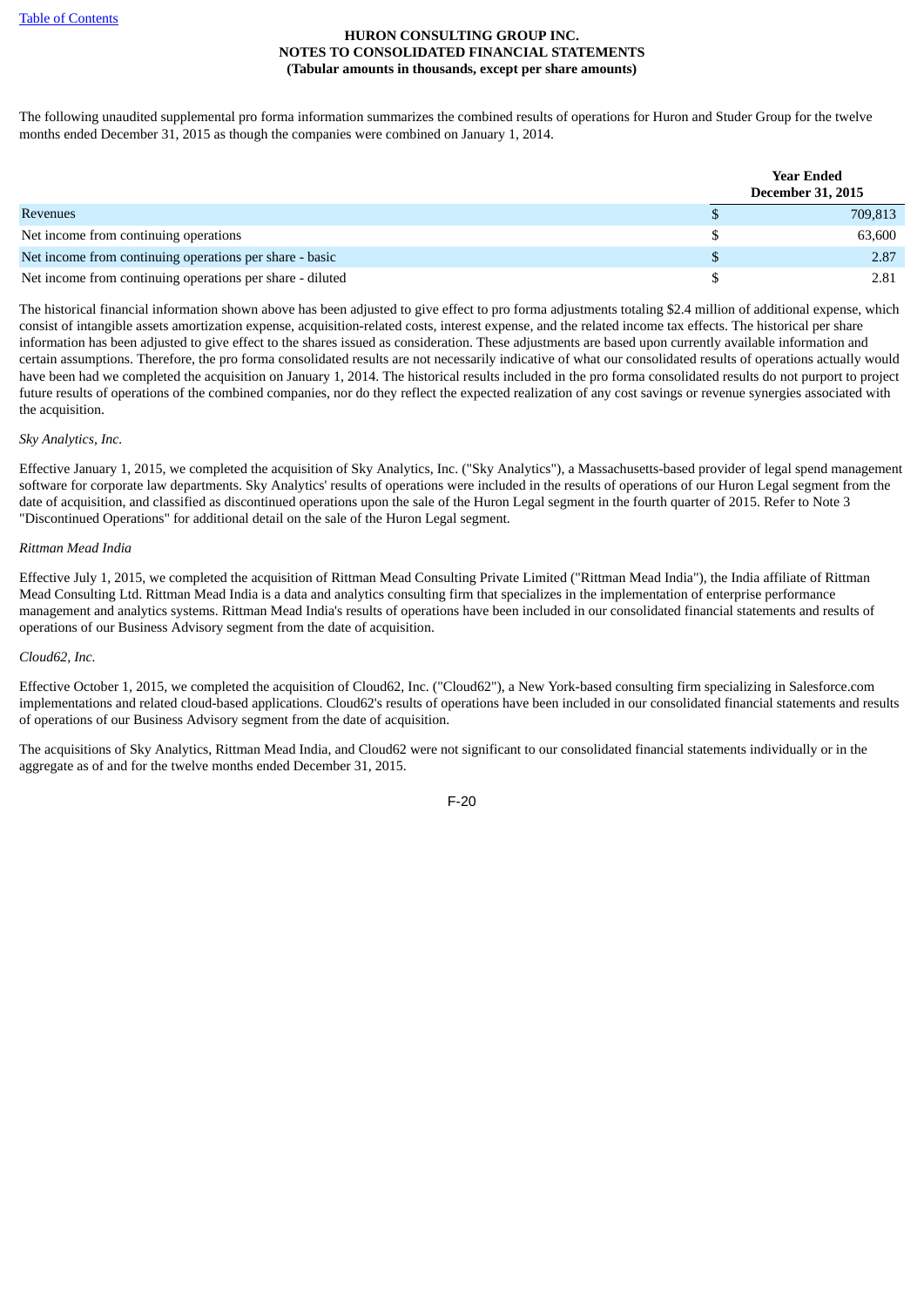The following unaudited supplemental pro forma information summarizes the combined results of operations for Huron and Studer Group for the twelve months ended December 31, 2015 as though the companies were combined on January 1, 2014.

| | Year Ended December 31, 2015 |
|---|---|
| Revenues | $ 709,813 |
| Net income from continuing operations | $ 63,600 |
| Net income from continuing operations per share - basic | $ 2.87 |
| Net income from continuing operations per share - diluted | $ 2.81 |

The historical financial information shown above has been adjusted to give effect to pro forma adjustments totaling $2.4 million of additional expense, which consist of intangible assets amortization expense, acquisition-related costs, interest expense, and the related income tax effects. The historical per share information has been adjusted to give effect to the shares issued as consideration. These adjustments are based upon currently available information and certain assumptions. Therefore, the pro forma consolidated results are not necessarily indicative of what our consolidated results of operations actually would have been had we completed the acquisition on January 1, 2014. The historical results included in the pro forma consolidated results do not purport to project future results of operations of the combined companies, nor do they reflect the expected realization of any cost savings or revenue synergies associated with the acquisition.

*Sky Analytics, Inc.*

Effective January 1, 2015, we completed the acquisition of Sky Analytics, Inc. ("Sky Analytics"), a Massachusetts-based provider of legal spend management software for corporate law departments. Sky Analytics' results of operations were included in the results of operations of our Huron Legal segment from the date of acquisition, and classified as discontinued operations upon the sale of the Huron Legal segment in the fourth quarter of 2015. Refer to Note 3 "Discontinued Operations" for additional detail on the sale of the Huron Legal segment.

*Rittman Mead India*

Effective July 1, 2015, we completed the acquisition of Rittman Mead Consulting Private Limited ("Rittman Mead India"), the India affiliate of Rittman Mead Consulting Ltd. Rittman Mead India is a data and analytics consulting firm that specializes in the implementation of enterprise performance management and analytics systems. Rittman Mead India's results of operations have been included in our consolidated financial statements and results of operations of our Business Advisory segment from the date of acquisition.

*Cloud62, Inc.*

Effective October 1, 2015, we completed the acquisition of Cloud62, Inc. ("Cloud62"), a New York-based consulting firm specializing in Salesforce.com implementations and related cloud-based applications. Cloud62's results of operations have been included in our consolidated financial statements and results of operations of our Business Advisory segment from the date of acquisition.

The acquisitions of Sky Analytics, Rittman Mead India, and Cloud62 were not significant to our consolidated financial statements individually or in the aggregate as of and for the twelve months ended December 31, 2015.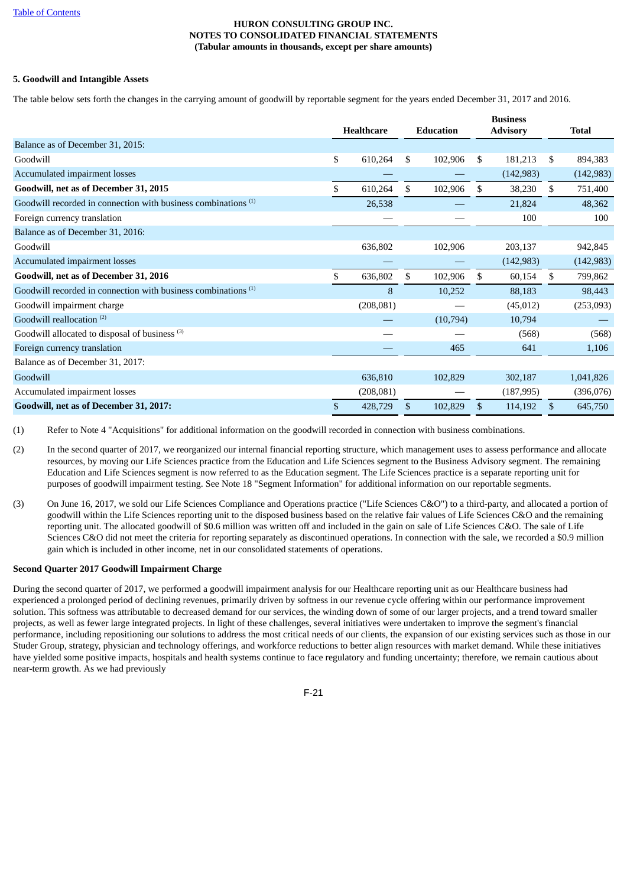# HURON CONSULTING GROUP INC.
## NOTES TO CONSOLIDATED FINANCIAL STATEMENTS
### (Tabular amounts in thousands, except per share amounts)

### 5. Goodwill and Intangible Assets

The table below sets forth the changes in the carrying amount of goodwill by reportable segment for the years ended December 31, 2017 and 2016.

| | Healthcare | Education | Business Advisory | Total |
|---|---|---|---|---|
| Balance as of December 31, 2015: | | | | |
| Goodwill | $ 610,264 | $ 102,906 | $ 181,213 | $ 894,383 |
| Accumulated impairment losses | — | — | (142,983) | (142,983) |
| **Goodwill, net as of December 31, 2015** | $ 610,264 | $ 102,906 | $ 38,230 | $ 751,400 |
| Goodwill recorded in connection with business combinations [1] | 26,538 | — | 21,824 | 48,362 |
| Foreign currency translation | — | — | 100 | 100 |
| Balance as of December 31, 2016: | | | | |
| Goodwill | 636,802 | 102,906 | 203,137 | 942,845 |
| Accumulated impairment losses | — | — | (142,983) | (142,983) |
| **Goodwill, net as of December 31, 2016** | $ 636,802 | $ 102,906 | $ 60,154 | $ 799,862 |
| Goodwill recorded in connection with business combinations [1] | 8 | 10,252 | 88,183 | 98,443 |
| Goodwill impairment charge | (208,081) | — | (45,012) | (253,093) |
| Goodwill reallocation [2] | — | (10,794) | 10,794 | — |
| Goodwill allocated to disposal of business [3] | — | — | (568) | (568) |
| Foreign currency translation | — | 465 | 641 | 1,106 |
| Balance as of December 31, 2017: | | | | |
| Goodwill | 636,810 | 102,829 | 302,187 | 1,041,826 |
| Accumulated impairment losses | (208,081) | — | (187,995) | (396,076) |
| **Goodwill, net as of December 31, 2017:** | $ 428,729 | $ 102,829 | $ 114,192 | $ 645,750 |

(1) Refer to Note 4 "Acquisitions" for additional information on the goodwill recorded in connection with business combinations.

(2) In the second quarter of 2017, we reorganized our internal financial reporting structure, which management uses to assess performance and allocate resources, by moving our Life Sciences practice from the Education and Life Sciences segment to the Business Advisory segment. The remaining Education and Life Sciences segment is now referred to as the Education segment. The Life Sciences practice is a separate reporting unit for purposes of goodwill impairment testing. See Note 18 "Segment Information" for additional information on our reportable segments.

(3) On June 16, 2017, we sold our Life Sciences Compliance and Operations practice ("Life Sciences C&O") to a third-party, and allocated a portion of goodwill within the Life Sciences reporting unit to the disposed business based on the relative fair values of Life Sciences C&O and the remaining reporting unit. The allocated goodwill of $0.6 million was written off and included in the gain on sale of Life Sciences C&O. The sale of Life Sciences C&O did not meet the criteria for reporting separately as discontinued operations. In connection with the sale, we recorded a $0.9 million gain which is included in other income, net in our consolidated statements of operations.

**Second Quarter 2017 Goodwill Impairment Charge**

During the second quarter of 2017, we performed a goodwill impairment analysis for our Healthcare reporting unit as our Healthcare business had experienced a prolonged period of declining revenues, primarily driven by softness in our revenue cycle offering within our performance improvement solution. This softness was attributable to decreased demand for our services, the winding down of some of our larger projects, and a trend toward smaller projects, as well as fewer large integrated projects. In light of these challenges, several initiatives were undertaken to improve the segment's financial performance, including repositioning our solutions to address the most critical needs of our clients, the expansion of our existing services such as those in our Studer Group, strategy, physician and technology offerings, and workforce reductions to better align resources with market demand. While these initiatives have yielded some positive impacts, hospitals and health systems continue to face regulatory and funding uncertainty; therefore, we remain cautious about near-term growth. As we had previously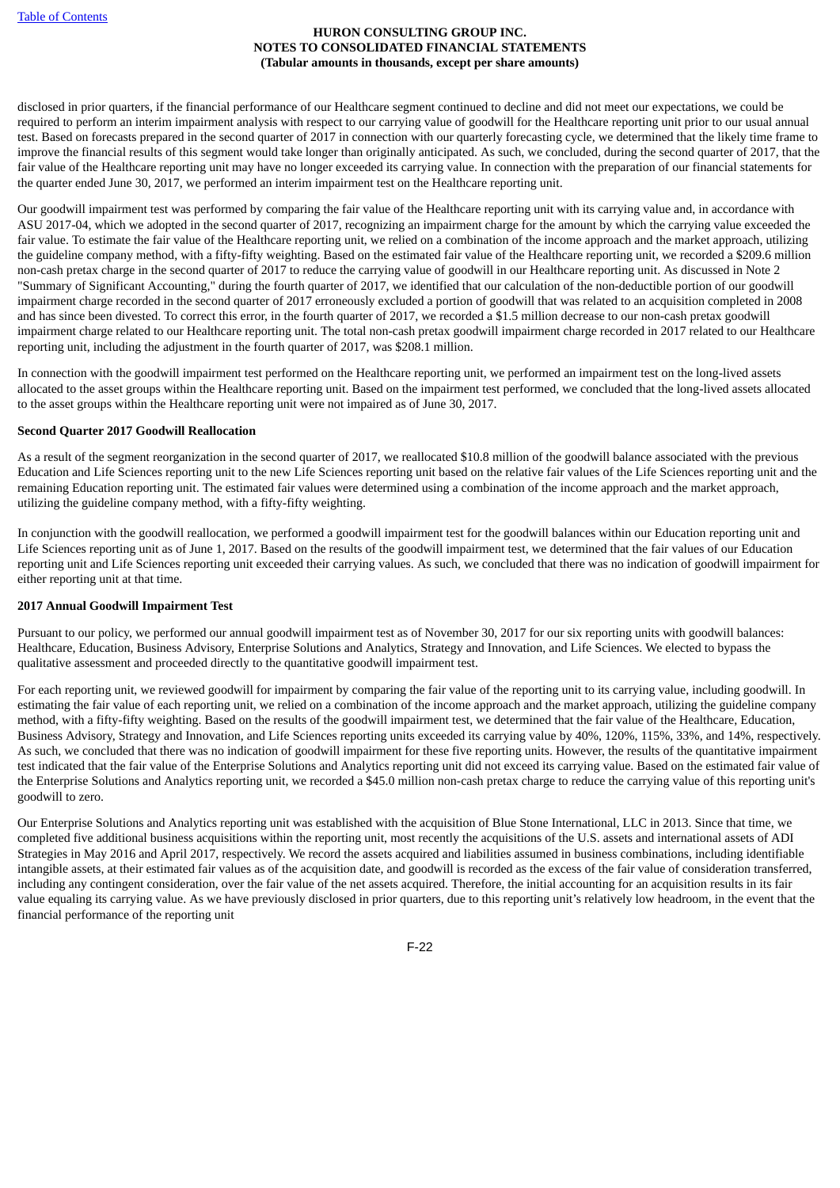disclosed in prior quarters, if the financial performance of our Healthcare segment continued to decline and did not meet our expectations, we could be required to perform an interim impairment analysis with respect to our carrying value of goodwill for the Healthcare reporting unit prior to our usual annual test. Based on forecasts prepared in the second quarter of 2017 in connection with our quarterly forecasting cycle, we determined that the likely time frame to improve the financial results of this segment would take longer than originally anticipated. As such, we concluded, during the second quarter of 2017, that the fair value of the Healthcare reporting unit may have no longer exceeded its carrying value. In connection with the preparation of our financial statements for the quarter ended June 30, 2017, we performed an interim impairment test on the Healthcare reporting unit.

Our goodwill impairment test was performed by comparing the fair value of the Healthcare reporting unit with its carrying value and, in accordance with ASU 2017-04, which we adopted in the second quarter of 2017, recognizing an impairment charge for the amount by which the carrying value exceeded the fair value. To estimate the fair value of the Healthcare reporting unit, we relied on a combination of the income approach and the market approach, utilizing the guideline company method, with a fifty-fifty weighting. Based on the estimated fair value of the Healthcare reporting unit, we recorded a $209.6 million non-cash pretax charge in the second quarter of 2017 to reduce the carrying value of goodwill in our Healthcare reporting unit. As discussed in Note 2 "Summary of Significant Accounting," during the fourth quarter of 2017, we identified that our calculation of the non-deductible portion of our goodwill impairment charge recorded in the second quarter of 2017 erroneously excluded a portion of goodwill that was related to an acquisition completed in 2008 and has since been divested. To correct this error, in the fourth quarter of 2017, we recorded a $1.5 million decrease to our non-cash pretax goodwill impairment charge related to our Healthcare reporting unit. The total non-cash pretax goodwill impairment charge recorded in 2017 related to our Healthcare reporting unit, including the adjustment in the fourth quarter of 2017, was $208.1 million.

In connection with the goodwill impairment test performed on the Healthcare reporting unit, we performed an impairment test on the long-lived assets allocated to the asset groups within the Healthcare reporting unit. Based on the impairment test performed, we concluded that the long-lived assets allocated to the asset groups within the Healthcare reporting unit were not impaired as of June 30, 2017.

**Second Quarter 2017 Goodwill Reallocation**

As a result of the segment reorganization in the second quarter of 2017, we reallocated $10.8 million of the goodwill balance associated with the previous Education and Life Sciences reporting unit to the new Life Sciences reporting unit based on the relative fair values of the Life Sciences reporting unit and the remaining Education reporting unit. The estimated fair values were determined using a combination of the income approach and the market approach, utilizing the guideline company method, with a fifty-fifty weighting.

In conjunction with the goodwill reallocation, we performed a goodwill impairment test for the goodwill balances within our Education reporting unit and Life Sciences reporting unit as of June 1, 2017. Based on the results of the goodwill impairment test, we determined that the fair values of our Education reporting unit and Life Sciences reporting unit exceeded their carrying values. As such, we concluded that there was no indication of goodwill impairment for either reporting unit at that time.

**2017 Annual Goodwill Impairment Test**

Pursuant to our policy, we performed our annual goodwill impairment test as of November 30, 2017 for our six reporting units with goodwill balances: Healthcare, Education, Business Advisory, Enterprise Solutions and Analytics, Strategy and Innovation, and Life Sciences. We elected to bypass the qualitative assessment and proceeded directly to the quantitative goodwill impairment test.

For each reporting unit, we reviewed goodwill for impairment by comparing the fair value of the reporting unit to its carrying value, including goodwill. In estimating the fair value of each reporting unit, we relied on a combination of the income approach and the market approach, utilizing the guideline company method, with a fifty-fifty weighting. Based on the results of the goodwill impairment test, we determined that the fair value of the Healthcare, Education, Business Advisory, Strategy and Innovation, and Life Sciences reporting units exceeded its carrying value by 40%, 120%, 115%, 33%, and 14%, respectively. As such, we concluded that there was no indication of goodwill impairment for these five reporting units. However, the results of the quantitative impairment test indicated that the fair value of the Enterprise Solutions and Analytics reporting unit did not exceed its carrying value. Based on the estimated fair value of the Enterprise Solutions and Analytics reporting unit, we recorded a $45.0 million non-cash pretax charge to reduce the carrying value of this reporting unit's goodwill to zero.

Our Enterprise Solutions and Analytics reporting unit was established with the acquisition of Blue Stone International, LLC in 2013. Since that time, we completed five additional business acquisitions within the reporting unit, most recently the acquisitions of the U.S. assets and international assets of ADI Strategies in May 2016 and April 2017, respectively. We record the assets acquired and liabilities assumed in business combinations, including identifiable intangible assets, at their estimated fair values as of the acquisition date, and goodwill is recorded as the excess of the fair value of consideration transferred, including any contingent consideration, over the fair value of the net assets acquired. Therefore, the initial accounting for an acquisition results in its fair value equaling its carrying value. As we have previously disclosed in prior quarters, due to this reporting unit's relatively low headroom, in the event that the financial performance of the reporting unit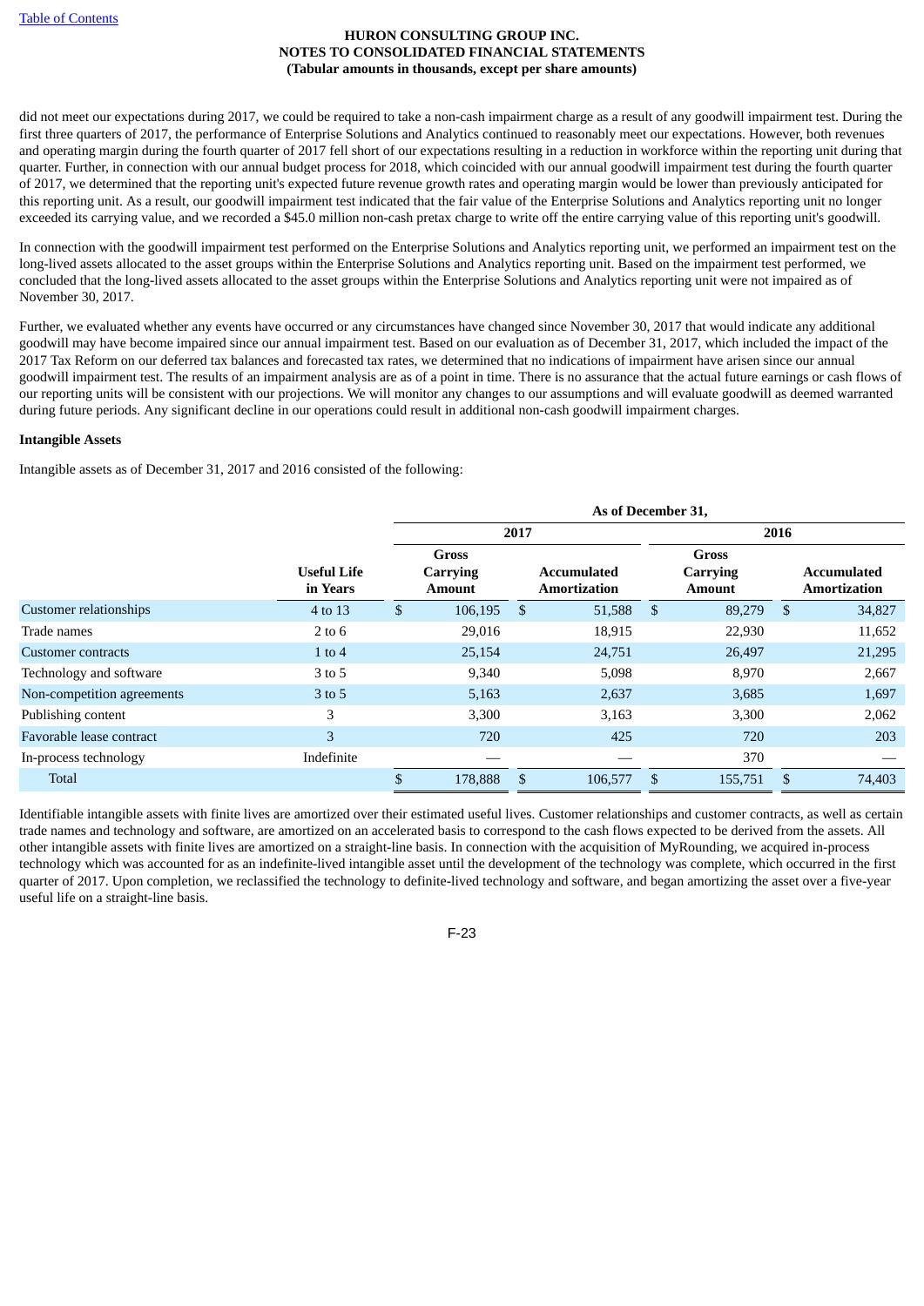did not meet our expectations during 2017, we could be required to take a non-cash impairment charge as a result of any goodwill impairment test. During the first three quarters of 2017, the performance of Enterprise Solutions and Analytics continued to reasonably meet our expectations. However, both revenues and operating margin during the fourth quarter of 2017 fell short of our expectations resulting in a reduction in workforce within the reporting unit during that quarter. Further, in connection with our annual budget process for 2018, which coincided with our annual goodwill impairment test during the fourth quarter of 2017, we determined that the reporting unit's expected future revenue growth rates and operating margin would be lower than previously anticipated for this reporting unit. As a result, our goodwill impairment test indicated that the fair value of the Enterprise Solutions and Analytics reporting unit no longer exceeded its carrying value, and we recorded a $45.0 million non-cash pretax charge to write off the entire carrying value of this reporting unit's goodwill.

In connection with the goodwill impairment test performed on the Enterprise Solutions and Analytics reporting unit, we performed an impairment test on the long-lived assets allocated to the asset groups within the Enterprise Solutions and Analytics reporting unit. Based on the impairment test performed, we concluded that the long-lived assets allocated to the asset groups within the Enterprise Solutions and Analytics reporting unit were not impaired as of November 30, 2017.

Further, we evaluated whether any events have occurred or any circumstances have changed since November 30, 2017 that would indicate any additional goodwill may have become impaired since our annual impairment test. Based on our evaluation as of December 31, 2017, which included the impact of the 2017 Tax Reform on our deferred tax balances and forecasted tax rates, we determined that no indications of impairment have arisen since our annual goodwill impairment test. The results of an impairment analysis are as of a point in time. There is no assurance that the actual future earnings or cash flows of our reporting units will be consistent with our projections. We will monitor any changes to our assumptions and will evaluate goodwill as deemed warranted during future periods. Any significant decline in our operations could result in additional non-cash goodwill impairment charges.

**Intangible Assets**

Intangible assets as of December 31, 2017 and 2016 consisted of the following:

| | | As of December 31, | | | |
|---|---|---|---|---|---|
| | | 2017 | | 2016 | |
| | Useful Life in Years | Gross Carrying Amount | Accumulated Amortization | Gross Carrying Amount | Accumulated Amortization |
| Customer relationships | 4 to 13 | $ 106,195 | $ 51,588 | $ 89,279 | $ 34,827 |
| Trade names | 2 to 6 | 29,016 | 18,915 | 22,930 | 11,652 |
| Customer contracts | 1 to 4 | 25,154 | 24,751 | 26,497 | 21,295 |
| Technology and software | 3 to 5 | 9,340 | 5,098 | 8,970 | 2,667 |
| Non-competition agreements | 3 to 5 | 5,163 | 2,637 | 3,685 | 1,697 |
| Publishing content | 3 | 3,300 | 3,163 | 3,300 | 2,062 |
| Favorable lease contract | 3 | 720 | 425 | 720 | 203 |
| In-process technology | Indefinite | — | — | 370 | — |
| Total | | $ 178,888 | $ 106,577 | $ 155,751 | $ 74,403 |

Identifiable intangible assets with finite lives are amortized over their estimated useful lives. Customer relationships and customer contracts, as well as certain trade names and technology and software, are amortized on an accelerated basis to correspond to the cash flows expected to be derived from the assets. All other intangible assets with finite lives are amortized on a straight-line basis. In connection with the acquisition of MyRounding, we acquired in-process technology which was accounted for as an indefinite-lived intangible asset until the development of the technology was complete, which occurred in the first quarter of 2017. Upon completion, we reclassified the technology to definite-lived technology and software, and began amortizing the asset over a five-year useful life on a straight-line basis.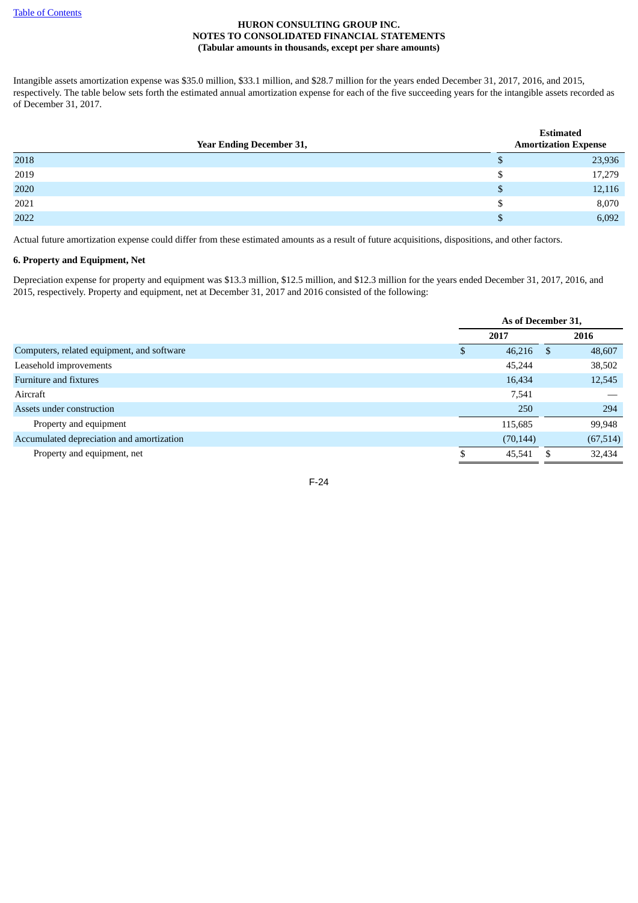HURON CONSULTING GROUP INC.
NOTES TO CONSOLIDATED FINANCIAL STATEMENTS
(Tabular amounts in thousands, except per share amounts)

Intangible assets amortization expense was $35.0 million, $33.1 million, and $28.7 million for the years ended December 31, 2017, 2016, and 2015, respectively. The table below sets forth the estimated annual amortization expense for each of the five succeeding years for the intangible assets recorded as of December 31, 2017.

| Year Ending December 31, | Estimated Amortization Expense |
|---|---|
| 2018 | $ 23,936 |
| 2019 | $ 17,279 |
| 2020 | $ 12,116 |
| 2021 | $ 8,070 |
| 2022 | $ 6,092 |

Actual future amortization expense could differ from these estimated amounts as a result of future acquisitions, dispositions, and other factors.

**6. Property and Equipment, Net**

Depreciation expense for property and equipment was $13.3 million, $12.5 million, and $12.3 million for the years ended December 31, 2017, 2016, and 2015, respectively. Property and equipment, net at December 31, 2017 and 2016 consisted of the following:

| | As of December 31, | |
|---|---|---|
| | 2017 | 2016 |
| Computers, related equipment, and software | $ 46,216 | $ 48,607 |
| Leasehold improvements | 45,244 | 38,502 |
| Furniture and fixtures | 16,434 | 12,545 |
| Aircraft | 7,541 | — |
| Assets under construction | 250 | 294 |
| Property and equipment | 115,685 | 99,948 |
| Accumulated depreciation and amortization | (70,144) | (67,514) |
| Property and equipment, net | $ 45,541 | $ 32,434 |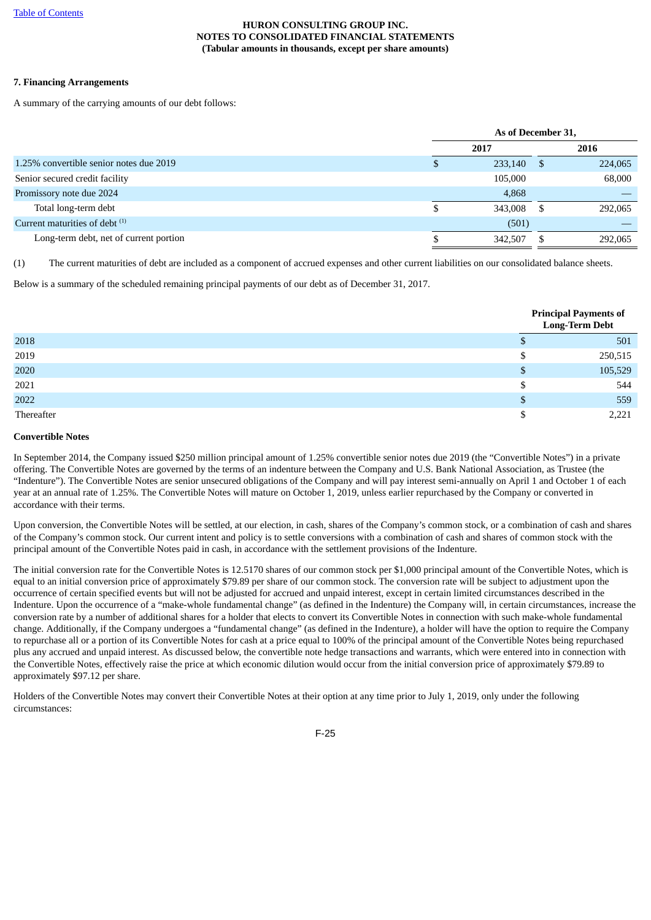HURON CONSULTING GROUP INC.
NOTES TO CONSOLIDATED FINANCIAL STATEMENTS
(Tabular amounts in thousands, except per share amounts)

**7. Financing Arrangements**

A summary of the carrying amounts of our debt follows:

| | As of December 31, | |
|---|---|---|
| | 2017 | 2016 |
| 1.25% convertible senior notes due 2019 | $ 233,140 | $ 224,065 |
| Senior secured credit facility | 105,000 | 68,000 |
| Promissory note due 2024 | 4,868 | — |
| Total long-term debt | $ 343,008 | $ 292,065 |
| Current maturities of debt [(1)] | (501) | — |
| Long-term debt, net of current portion | $ 342,507 | $ 292,065 |

(1) The current maturities of debt are included as a component of accrued expenses and other current liabilities on our consolidated balance sheets.

Below is a summary of the scheduled remaining principal payments of our debt as of December 31, 2017.

| | Principal Payments of Long-Term Debt |
|---|---|
| 2018 | $ 501 |
| 2019 | $ 250,515 |
| 2020 | $ 105,529 |
| 2021 | $ 544 |
| 2022 | $ 559 |
| Thereafter | $ 2,221 |

**Convertible Notes**

In September 2014, the Company issued $250 million principal amount of 1.25% convertible senior notes due 2019 (the "Convertible Notes") in a private offering. The Convertible Notes are governed by the terms of an indenture between the Company and U.S. Bank National Association, as Trustee (the "Indenture"). The Convertible Notes are senior unsecured obligations of the Company and will pay interest semi-annually on April 1 and October 1 of each year at an annual rate of 1.25%. The Convertible Notes will mature on October 1, 2019, unless earlier repurchased by the Company or converted in accordance with their terms.

Upon conversion, the Convertible Notes will be settled, at our election, in cash, shares of the Company's common stock, or a combination of cash and shares of the Company's common stock. Our current intent and policy is to settle conversions with a combination of cash and shares of common stock with the principal amount of the Convertible Notes paid in cash, in accordance with the settlement provisions of the Indenture.

The initial conversion rate for the Convertible Notes is 12.5170 shares of our common stock per $1,000 principal amount of the Convertible Notes, which is equal to an initial conversion price of approximately $79.89 per share of our common stock. The conversion rate will be subject to adjustment upon the occurrence of certain specified events but will not be adjusted for accrued and unpaid interest, except in certain limited circumstances described in the Indenture. Upon the occurrence of a "make-whole fundamental change" (as defined in the Indenture) the Company will, in certain circumstances, increase the conversion rate by a number of additional shares for a holder that elects to convert its Convertible Notes in connection with such make-whole fundamental change. Additionally, if the Company undergoes a "fundamental change" (as defined in the Indenture), a holder will have the option to require the Company to repurchase all or a portion of its Convertible Notes for cash at a price equal to 100% of the principal amount of the Convertible Notes being repurchased plus any accrued and unpaid interest. As discussed below, the convertible note hedge transactions and warrants, which were entered into in connection with the Convertible Notes, effectively raise the price at which economic dilution would occur from the initial conversion price of approximately $79.89 to approximately $97.12 per share.

Holders of the Convertible Notes may convert their Convertible Notes at their option at any time prior to July 1, 2019, only under the following circumstances: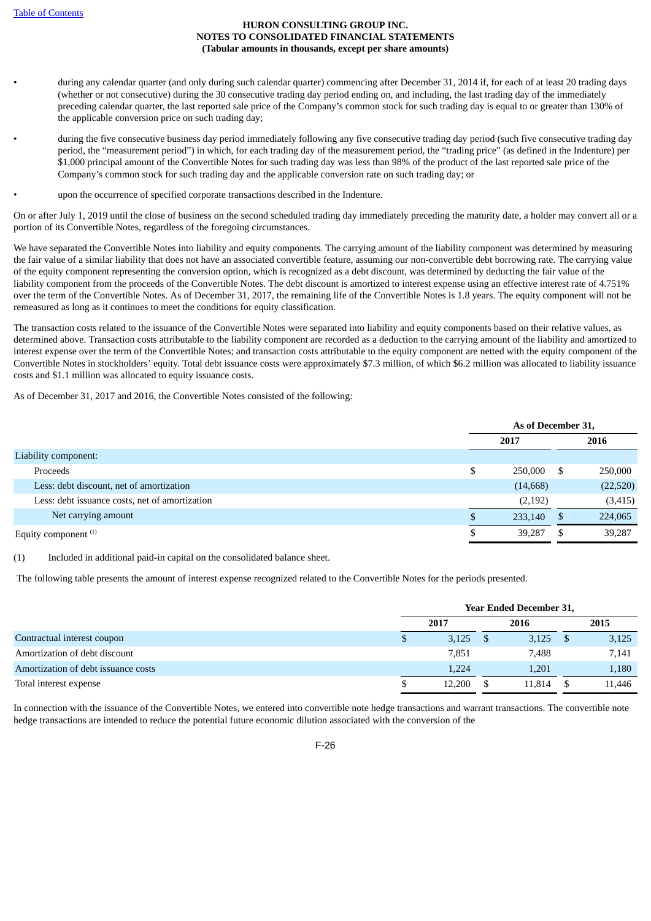- during any calendar quarter (and only during such calendar quarter) commencing after December 31, 2014 if, for each of at least 20 trading days (whether or not consecutive) during the 30 consecutive trading day period ending on, and including, the last trading day of the immediately preceding calendar quarter, the last reported sale price of the Company's common stock for such trading day is equal to or greater than 130% of the applicable conversion price on such trading day;
- during the five consecutive business day period immediately following any five consecutive trading day period (such five consecutive trading day period, the "measurement period") in which, for each trading day of the measurement period, the "trading price" (as defined in the Indenture) per $1,000 principal amount of the Convertible Notes for such trading day was less than 98% of the product of the last reported sale price of the Company's common stock for such trading day and the applicable conversion rate on such trading day; or
- upon the occurrence of specified corporate transactions described in the Indenture.

On or after July 1, 2019 until the close of business on the second scheduled trading day immediately preceding the maturity date, a holder may convert all or a portion of its Convertible Notes, regardless of the foregoing circumstances.

We have separated the Convertible Notes into liability and equity components. The carrying amount of the liability component was determined by measuring the fair value of a similar liability that does not have an associated convertible feature, assuming our non-convertible debt borrowing rate. The carrying value of the equity component representing the conversion option, which is recognized as a debt discount, was determined by deducting the fair value of the liability component from the proceeds of the Convertible Notes. The debt discount is amortized to interest expense using an effective interest rate of 4.751% over the term of the Convertible Notes. As of December 31, 2017, the remaining life of the Convertible Notes is 1.8 years. The equity component will not be remeasured as long as it continues to meet the conditions for equity classification.

The transaction costs related to the issuance of the Convertible Notes were separated into liability and equity components based on their relative values, as determined above. Transaction costs attributable to the liability component are recorded as a deduction to the carrying amount of the liability and amortized to interest expense over the term of the Convertible Notes; and transaction costs attributable to the equity component are netted with the equity component of the Convertible Notes in stockholders' equity. Total debt issuance costs were approximately $7.3 million, of which $6.2 million was allocated to liability issuance costs and $1.1 million was allocated to equity issuance costs.

As of December 31, 2017 and 2016, the Convertible Notes consisted of the following:

| | As of December 31, | |
|---|---|---|
| | 2017 | 2016 |
| Liability component: | | |
| Proceeds | $ 250,000 | $ 250,000 |
| Less: debt discount, net of amortization | (14,668) | (22,520) |
| Less: debt issuance costs, net of amortization | (2,192) | (3,415) |
| Net carrying amount | $ 233,140 | $ 224,065 |
| Equity component [(1)] | $ 39,287 | $ 39,287 |

(1) Included in additional paid-in capital on the consolidated balance sheet.

The following table presents the amount of interest expense recognized related to the Convertible Notes for the periods presented.

| | Year Ended December 31, | | |
|---|---|---|---|
| | 2017 | 2016 | 2015 |
| Contractual interest coupon | $ 3,125 | $ 3,125 | $ 3,125 |
| Amortization of debt discount | 7,851 | 7,488 | 7,141 |
| Amortization of debt issuance costs | 1,224 | 1,201 | 1,180 |
| Total interest expense | $ 12,200 | $ 11,814 | $ 11,446 |

In connection with the issuance of the Convertible Notes, we entered into convertible note hedge transactions and warrant transactions. The convertible note hedge transactions are intended to reduce the potential future economic dilution associated with the conversion of the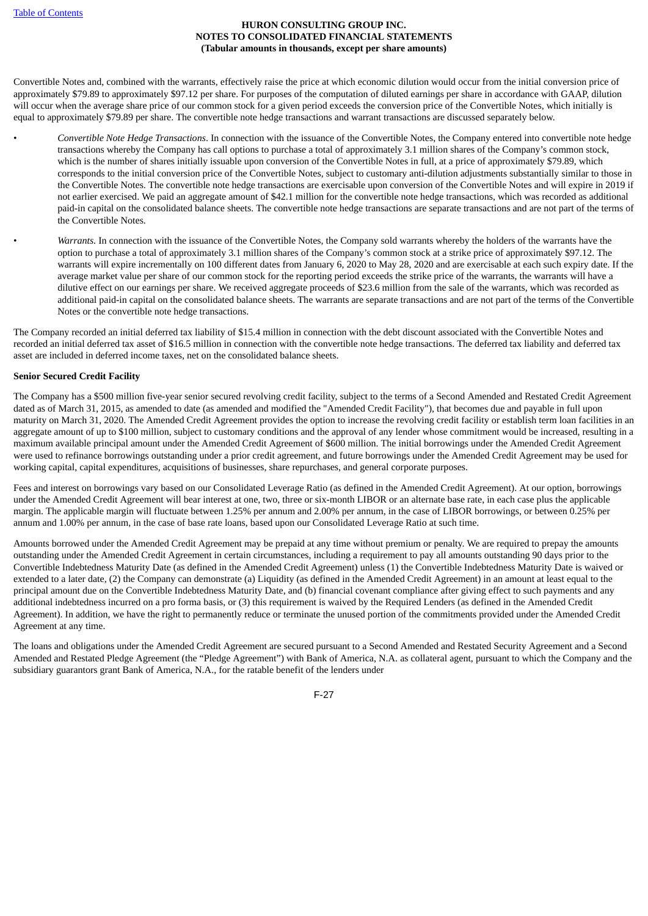Convertible Notes and, combined with the warrants, effectively raise the price at which economic dilution would occur from the initial conversion price of approximately $79.89 to approximately $97.12 per share. For purposes of the computation of diluted earnings per share in accordance with GAAP, dilution will occur when the average share price of our common stock for a given period exceeds the conversion price of the Convertible Notes, which initially is equal to approximately $79.89 per share. The convertible note hedge transactions and warrant transactions are discussed separately below.

- *Convertible Note Hedge Transactions*. In connection with the issuance of the Convertible Notes, the Company entered into convertible note hedge transactions whereby the Company has call options to purchase a total of approximately 3.1 million shares of the Company's common stock, which is the number of shares initially issuable upon conversion of the Convertible Notes in full, at a price of approximately $79.89, which corresponds to the initial conversion price of the Convertible Notes, subject to customary anti-dilution adjustments substantially similar to those in the Convertible Notes. The convertible note hedge transactions are exercisable upon conversion of the Convertible Notes and will expire in 2019 if not earlier exercised. We paid an aggregate amount of $42.1 million for the convertible note hedge transactions, which was recorded as additional paid-in capital on the consolidated balance sheets. The convertible note hedge transactions are separate transactions and are not part of the terms of the Convertible Notes.
- *Warrants.* In connection with the issuance of the Convertible Notes, the Company sold warrants whereby the holders of the warrants have the option to purchase a total of approximately 3.1 million shares of the Company's common stock at a strike price of approximately $97.12. The warrants will expire incrementally on 100 different dates from January 6, 2020 to May 28, 2020 and are exercisable at each such expiry date. If the average market value per share of our common stock for the reporting period exceeds the strike price of the warrants, the warrants will have a dilutive effect on our earnings per share. We received aggregate proceeds of $23.6 million from the sale of the warrants, which was recorded as additional paid-in capital on the consolidated balance sheets. The warrants are separate transactions and are not part of the terms of the Convertible Notes or the convertible note hedge transactions.

The Company recorded an initial deferred tax liability of $15.4 million in connection with the debt discount associated with the Convertible Notes and recorded an initial deferred tax asset of $16.5 million in connection with the convertible note hedge transactions. The deferred tax liability and deferred tax asset are included in deferred income taxes, net on the consolidated balance sheets.

**Senior Secured Credit Facility**

The Company has a $500 million five-year senior secured revolving credit facility, subject to the terms of a Second Amended and Restated Credit Agreement dated as of March 31, 2015, as amended to date (as amended and modified the "Amended Credit Facility"), that becomes due and payable in full upon maturity on March 31, 2020. The Amended Credit Agreement provides the option to increase the revolving credit facility or establish term loan facilities in an aggregate amount of up to $100 million, subject to customary conditions and the approval of any lender whose commitment would be increased, resulting in a maximum available principal amount under the Amended Credit Agreement of $600 million. The initial borrowings under the Amended Credit Agreement were used to refinance borrowings outstanding under a prior credit agreement, and future borrowings under the Amended Credit Agreement may be used for working capital, capital expenditures, acquisitions of businesses, share repurchases, and general corporate purposes.

Fees and interest on borrowings vary based on our Consolidated Leverage Ratio (as defined in the Amended Credit Agreement). At our option, borrowings under the Amended Credit Agreement will bear interest at one, two, three or six-month LIBOR or an alternate base rate, in each case plus the applicable margin. The applicable margin will fluctuate between 1.25% per annum and 2.00% per annum, in the case of LIBOR borrowings, or between 0.25% per annum and 1.00% per annum, in the case of base rate loans, based upon our Consolidated Leverage Ratio at such time.

Amounts borrowed under the Amended Credit Agreement may be prepaid at any time without premium or penalty. We are required to prepay the amounts outstanding under the Amended Credit Agreement in certain circumstances, including a requirement to pay all amounts outstanding 90 days prior to the Convertible Indebtedness Maturity Date (as defined in the Amended Credit Agreement) unless (1) the Convertible Indebtedness Maturity Date is waived or extended to a later date, (2) the Company can demonstrate (a) Liquidity (as defined in the Amended Credit Agreement) in an amount at least equal to the principal amount due on the Convertible Indebtedness Maturity Date, and (b) financial covenant compliance after giving effect to such payments and any additional indebtedness incurred on a pro forma basis, or (3) this requirement is waived by the Required Lenders (as defined in the Amended Credit Agreement). In addition, we have the right to permanently reduce or terminate the unused portion of the commitments provided under the Amended Credit Agreement at any time.

The loans and obligations under the Amended Credit Agreement are secured pursuant to a Second Amended and Restated Security Agreement and a Second Amended and Restated Pledge Agreement (the "Pledge Agreement") with Bank of America, N.A. as collateral agent, pursuant to which the Company and the subsidiary guarantors grant Bank of America, N.A., for the ratable benefit of the lenders under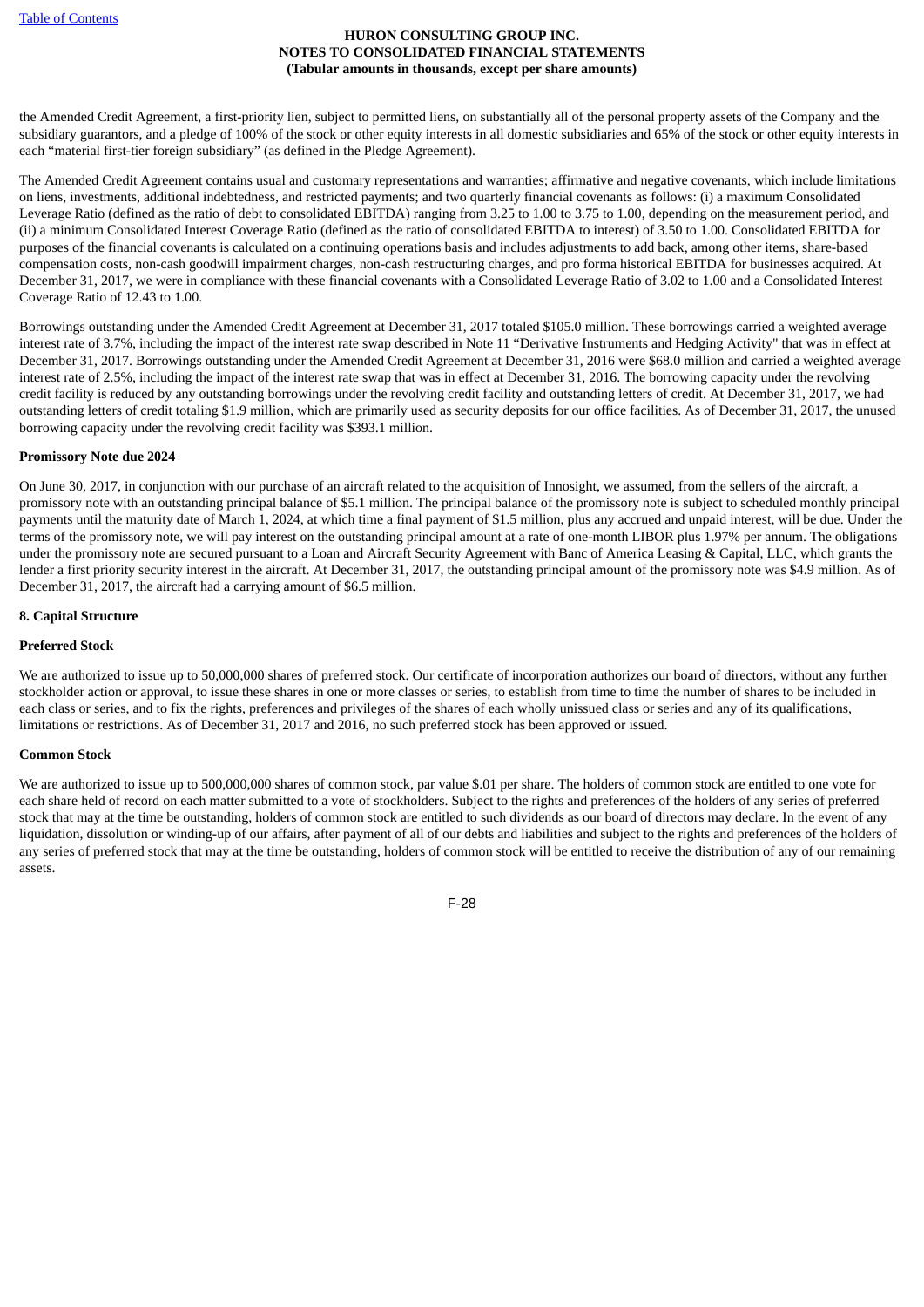the Amended Credit Agreement, a first-priority lien, subject to permitted liens, on substantially all of the personal property assets of the Company and the subsidiary guarantors, and a pledge of 100% of the stock or other equity interests in all domestic subsidiaries and 65% of the stock or other equity interests in each "material first-tier foreign subsidiary" (as defined in the Pledge Agreement).

The Amended Credit Agreement contains usual and customary representations and warranties; affirmative and negative covenants, which include limitations on liens, investments, additional indebtedness, and restricted payments; and two quarterly financial covenants as follows: (i) a maximum Consolidated Leverage Ratio (defined as the ratio of debt to consolidated EBITDA) ranging from 3.25 to 1.00 to 3.75 to 1.00, depending on the measurement period, and (ii) a minimum Consolidated Interest Coverage Ratio (defined as the ratio of consolidated EBITDA to interest) of 3.50 to 1.00. Consolidated EBITDA for purposes of the financial covenants is calculated on a continuing operations basis and includes adjustments to add back, among other items, share-based compensation costs, non-cash goodwill impairment charges, non-cash restructuring charges, and pro forma historical EBITDA for businesses acquired. At December 31, 2017, we were in compliance with these financial covenants with a Consolidated Leverage Ratio of 3.02 to 1.00 and a Consolidated Interest Coverage Ratio of 12.43 to 1.00.

Borrowings outstanding under the Amended Credit Agreement at December 31, 2017 totaled $105.0 million. These borrowings carried a weighted average interest rate of 3.7%, including the impact of the interest rate swap described in Note 11 "Derivative Instruments and Hedging Activity" that was in effect at December 31, 2017. Borrowings outstanding under the Amended Credit Agreement at December 31, 2016 were $68.0 million and carried a weighted average interest rate of 2.5%, including the impact of the interest rate swap that was in effect at December 31, 2016. The borrowing capacity under the revolving credit facility is reduced by any outstanding borrowings under the revolving credit facility and outstanding letters of credit. At December 31, 2017, we had outstanding letters of credit totaling $1.9 million, which are primarily used as security deposits for our office facilities. As of December 31, 2017, the unused borrowing capacity under the revolving credit facility was $393.1 million.

**Promissory Note due 2024**

On June 30, 2017, in conjunction with our purchase of an aircraft related to the acquisition of Innosight, we assumed, from the sellers of the aircraft, a promissory note with an outstanding principal balance of $5.1 million. The principal balance of the promissory note is subject to scheduled monthly principal payments until the maturity date of March 1, 2024, at which time a final payment of $1.5 million, plus any accrued and unpaid interest, will be due. Under the terms of the promissory note, we will pay interest on the outstanding principal amount at a rate of one-month LIBOR plus 1.97% per annum. The obligations under the promissory note are secured pursuant to a Loan and Aircraft Security Agreement with Banc of America Leasing & Capital, LLC, which grants the lender a first priority security interest in the aircraft. At December 31, 2017, the outstanding principal amount of the promissory note was $4.9 million. As of December 31, 2017, the aircraft had a carrying amount of $6.5 million.

## 8. Capital Structure

**Preferred Stock**

We are authorized to issue up to 50,000,000 shares of preferred stock. Our certificate of incorporation authorizes our board of directors, without any further stockholder action or approval, to issue these shares in one or more classes or series, to establish from time to time the number of shares to be included in each class or series, and to fix the rights, preferences and privileges of the shares of each wholly unissued class or series and any of its qualifications, limitations or restrictions. As of December 31, 2017 and 2016, no such preferred stock has been approved or issued.

**Common Stock**

We are authorized to issue up to 500,000,000 shares of common stock, par value $.01 per share. The holders of common stock are entitled to one vote for each share held of record on each matter submitted to a vote of stockholders. Subject to the rights and preferences of the holders of any series of preferred stock that may at the time be outstanding, holders of common stock are entitled to such dividends as our board of directors may declare. In the event of any liquidation, dissolution or winding-up of our affairs, after payment of all of our debts and liabilities and subject to the rights and preferences of the holders of any series of preferred stock that may at the time be outstanding, holders of common stock will be entitled to receive the distribution of any of our remaining assets.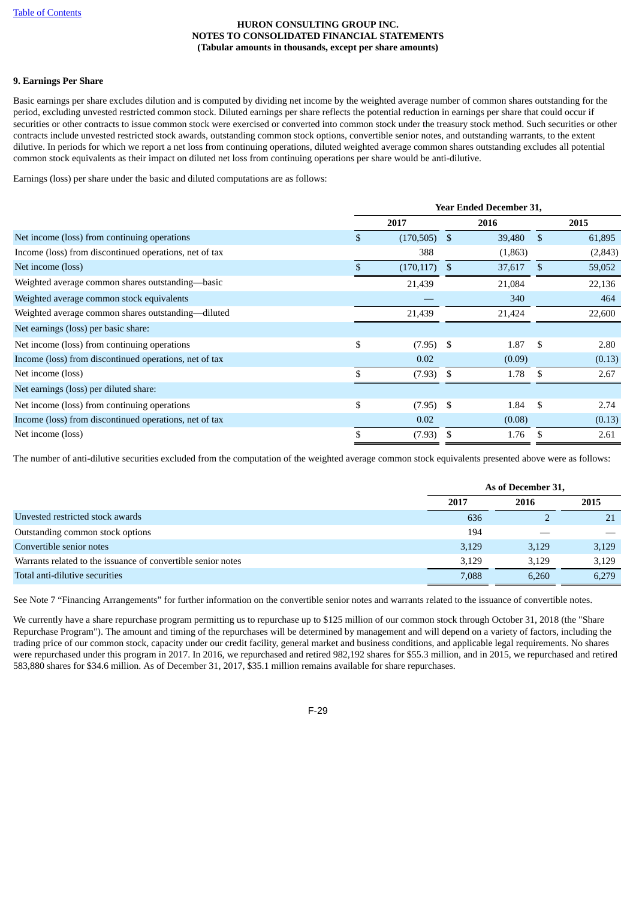**HURON CONSULTING GROUP INC.**
**NOTES TO CONSOLIDATED FINANCIAL STATEMENTS**
**(Tabular amounts in thousands, except per share amounts)**

**9. Earnings Per Share**

Basic earnings per share excludes dilution and is computed by dividing net income by the weighted average number of common shares outstanding for the period, excluding unvested restricted common stock. Diluted earnings per share reflects the potential reduction in earnings per share that could occur if securities or other contracts to issue common stock were exercised or converted into common stock under the treasury stock method. Such securities or other contracts include unvested restricted stock awards, outstanding common stock options, convertible senior notes, and outstanding warrants, to the extent dilutive. In periods for which we report a net loss from continuing operations, diluted weighted average common shares outstanding excludes all potential common stock equivalents as their impact on diluted net loss from continuing operations per share would be anti-dilutive.

Earnings (loss) per share under the basic and diluted computations are as follows:

| | Year Ended December 31, | | |
|---|---|---|---|
| | 2017 | 2016 | 2015 |
| Net income (loss) from continuing operations | $ (170,505) | $ 39,480 | $ 61,895 |
| Income (loss) from discontinued operations, net of tax | 388 | (1,863) | (2,843) |
| Net income (loss) | $ (170,117) | $ 37,617 | $ 59,052 |
| Weighted average common shares outstanding—basic | 21,439 | 21,084 | 22,136 |
| Weighted average common stock equivalents | — | 340 | 464 |
| Weighted average common shares outstanding—diluted | 21,439 | 21,424 | 22,600 |
| Net earnings (loss) per basic share: | | | |
| Net income (loss) from continuing operations | $ (7.95) | $ 1.87 | $ 2.80 |
| Income (loss) from discontinued operations, net of tax | 0.02 | (0.09) | (0.13) |
| Net income (loss) | $ (7.93) | $ 1.78 | $ 2.67 |
| Net earnings (loss) per diluted share: | | | |
| Net income (loss) from continuing operations | $ (7.95) | $ 1.84 | $ 2.74 |
| Income (loss) from discontinued operations, net of tax | 0.02 | (0.08) | (0.13) |
| Net income (loss) | $ (7.93) | $ 1.76 | $ 2.61 |

The number of anti-dilutive securities excluded from the computation of the weighted average common stock equivalents presented above were as follows:

| | As of December 31, | | |
|---|---|---|---|
| | 2017 | 2016 | 2015 |
| Unvested restricted stock awards | 636 | 2 | 21 |
| Outstanding common stock options | 194 | — | — |
| Convertible senior notes | 3,129 | 3,129 | 3,129 |
| Warrants related to the issuance of convertible senior notes | 3,129 | 3,129 | 3,129 |
| Total anti-dilutive securities | 7,088 | 6,260 | 6,279 |

See Note 7 "Financing Arrangements" for further information on the convertible senior notes and warrants related to the issuance of convertible notes.

We currently have a share repurchase program permitting us to repurchase up to $125 million of our common stock through October 31, 2018 (the "Share Repurchase Program"). The amount and timing of the repurchases will be determined by management and will depend on a variety of factors, including the trading price of our common stock, capacity under our credit facility, general market and business conditions, and applicable legal requirements. No shares were repurchased under this program in 2017. In 2016, we repurchased and retired 982,192 shares for $55.3 million, and in 2015, we repurchased and retired 583,880 shares for $34.6 million. As of December 31, 2017, $35.1 million remains available for share repurchases.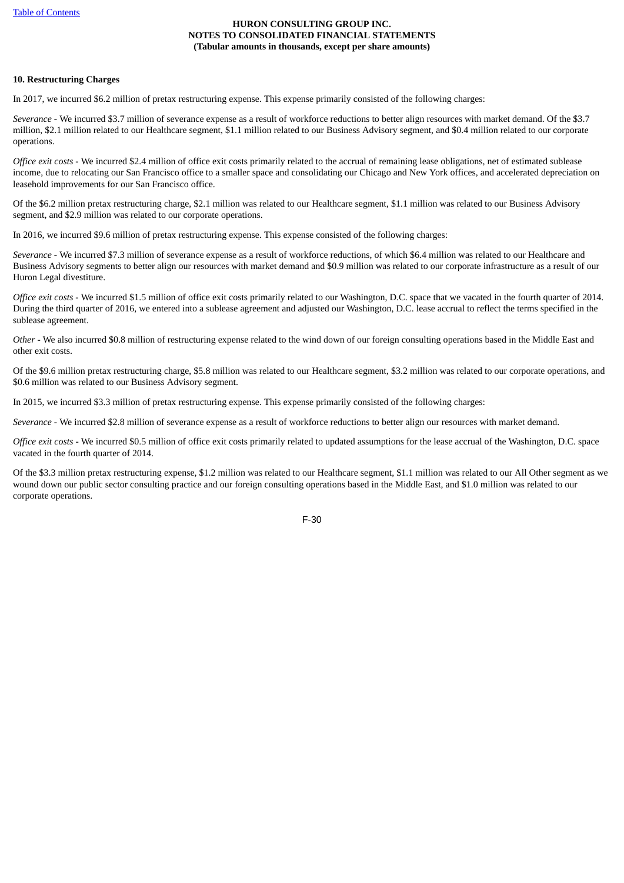## 10. Restructuring Charges

In 2017, we incurred $6.2 million of pretax restructuring expense. This expense primarily consisted of the following charges:

*Severance* - We incurred $3.7 million of severance expense as a result of workforce reductions to better align resources with market demand. Of the $3.7 million, $2.1 million related to our Healthcare segment, $1.1 million related to our Business Advisory segment, and $0.4 million related to our corporate operations.

*Office exit costs* - We incurred $2.4 million of office exit costs primarily related to the accrual of remaining lease obligations, net of estimated sublease income, due to relocating our San Francisco office to a smaller space and consolidating our Chicago and New York offices, and accelerated depreciation on leasehold improvements for our San Francisco office.

Of the $6.2 million pretax restructuring charge, $2.1 million was related to our Healthcare segment, $1.1 million was related to our Business Advisory segment, and $2.9 million was related to our corporate operations.

In 2016, we incurred $9.6 million of pretax restructuring expense. This expense consisted of the following charges:

*Severance* - We incurred $7.3 million of severance expense as a result of workforce reductions, of which $6.4 million was related to our Healthcare and Business Advisory segments to better align our resources with market demand and $0.9 million was related to our corporate infrastructure as a result of our Huron Legal divestiture.

*Office exit costs* - We incurred $1.5 million of office exit costs primarily related to our Washington, D.C. space that we vacated in the fourth quarter of 2014. During the third quarter of 2016, we entered into a sublease agreement and adjusted our Washington, D.C. lease accrual to reflect the terms specified in the sublease agreement.

*Other* - We also incurred $0.8 million of restructuring expense related to the wind down of our foreign consulting operations based in the Middle East and other exit costs.

Of the $9.6 million pretax restructuring charge, $5.8 million was related to our Healthcare segment, $3.2 million was related to our corporate operations, and $0.6 million was related to our Business Advisory segment.

In 2015, we incurred $3.3 million of pretax restructuring expense. This expense primarily consisted of the following charges:

*Severance* - We incurred $2.8 million of severance expense as a result of workforce reductions to better align our resources with market demand.

*Office exit costs* - We incurred $0.5 million of office exit costs primarily related to updated assumptions for the lease accrual of the Washington, D.C. space vacated in the fourth quarter of 2014.

Of the $3.3 million pretax restructuring expense, $1.2 million was related to our Healthcare segment, $1.1 million was related to our All Other segment as we wound down our public sector consulting practice and our foreign consulting operations based in the Middle East, and $1.0 million was related to our corporate operations.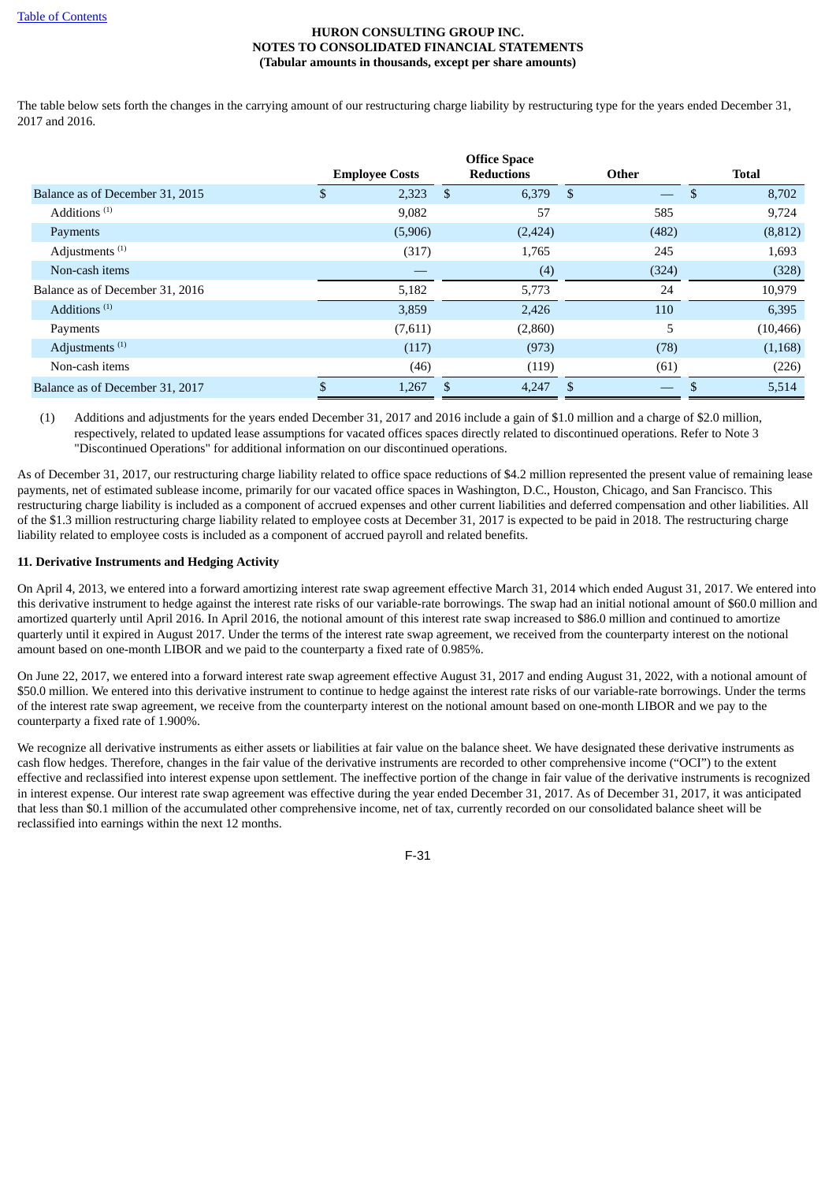The table below sets forth the changes in the carrying amount of our restructuring charge liability by restructuring type for the years ended December 31, 2017 and 2016.

| | Employee Costs | Office Space Reductions | Other | Total |
|---|---|---|---|---|
| Balance as of December 31, 2015 | $ 2,323 | $ 6,379 | $ — | $ 8,702 |
| Additions [1] | 9,082 | 57 | 585 | 9,724 |
| Payments | (5,906) | (2,424) | (482) | (8,812) |
| Adjustments [1] | (317) | 1,765 | 245 | 1,693 |
| Non-cash items | — | (4) | (324) | (328) |
| Balance as of December 31, 2016 | 5,182 | 5,773 | 24 | 10,979 |
| Additions [1] | 3,859 | 2,426 | 110 | 6,395 |
| Payments | (7,611) | (2,860) | 5 | (10,466) |
| Adjustments [1] | (117) | (973) | (78) | (1,168) |
| Non-cash items | (46) | (119) | (61) | (226) |
| Balance as of December 31, 2017 | $ 1,267 | $ 4,247 | $ — | $ 5,514 |

(1) Additions and adjustments for the years ended December 31, 2017 and 2016 include a gain of $1.0 million and a charge of $2.0 million, respectively, related to updated lease assumptions for vacated offices spaces directly related to discontinued operations. Refer to Note 3 "Discontinued Operations" for additional information on our discontinued operations.

As of December 31, 2017, our restructuring charge liability related to office space reductions of $4.2 million represented the present value of remaining lease payments, net of estimated sublease income, primarily for our vacated office spaces in Washington, D.C., Houston, Chicago, and San Francisco. This restructuring charge liability is included as a component of accrued expenses and other current liabilities and deferred compensation and other liabilities. All of the $1.3 million restructuring charge liability related to employee costs at December 31, 2017 is expected to be paid in 2018. The restructuring charge liability related to employee costs is included as a component of accrued payroll and related benefits.

**11. Derivative Instruments and Hedging Activity**

On April 4, 2013, we entered into a forward amortizing interest rate swap agreement effective March 31, 2014 which ended August 31, 2017. We entered into this derivative instrument to hedge against the interest rate risks of our variable-rate borrowings. The swap had an initial notional amount of $60.0 million and amortized quarterly until April 2016. In April 2016, the notional amount of this interest rate swap increased to $86.0 million and continued to amortize quarterly until it expired in August 2017. Under the terms of the interest rate swap agreement, we received from the counterparty interest on the notional amount based on one-month LIBOR and we paid to the counterparty a fixed rate of 0.985%.

On June 22, 2017, we entered into a forward interest rate swap agreement effective August 31, 2017 and ending August 31, 2022, with a notional amount of $50.0 million. We entered into this derivative instrument to continue to hedge against the interest rate risks of our variable-rate borrowings. Under the terms of the interest rate swap agreement, we receive from the counterparty interest on the notional amount based on one-month LIBOR and we pay to the counterparty a fixed rate of 1.900%.

We recognize all derivative instruments as either assets or liabilities at fair value on the balance sheet. We have designated these derivative instruments as cash flow hedges. Therefore, changes in the fair value of the derivative instruments are recorded to other comprehensive income ("OCI") to the extent effective and reclassified into interest expense upon settlement. The ineffective portion of the change in fair value of the derivative instruments is recognized in interest expense. Our interest rate swap agreement was effective during the year ended December 31, 2017. As of December 31, 2017, it was anticipated that less than $0.1 million of the accumulated other comprehensive income, net of tax, currently recorded on our consolidated balance sheet will be reclassified into earnings within the next 12 months.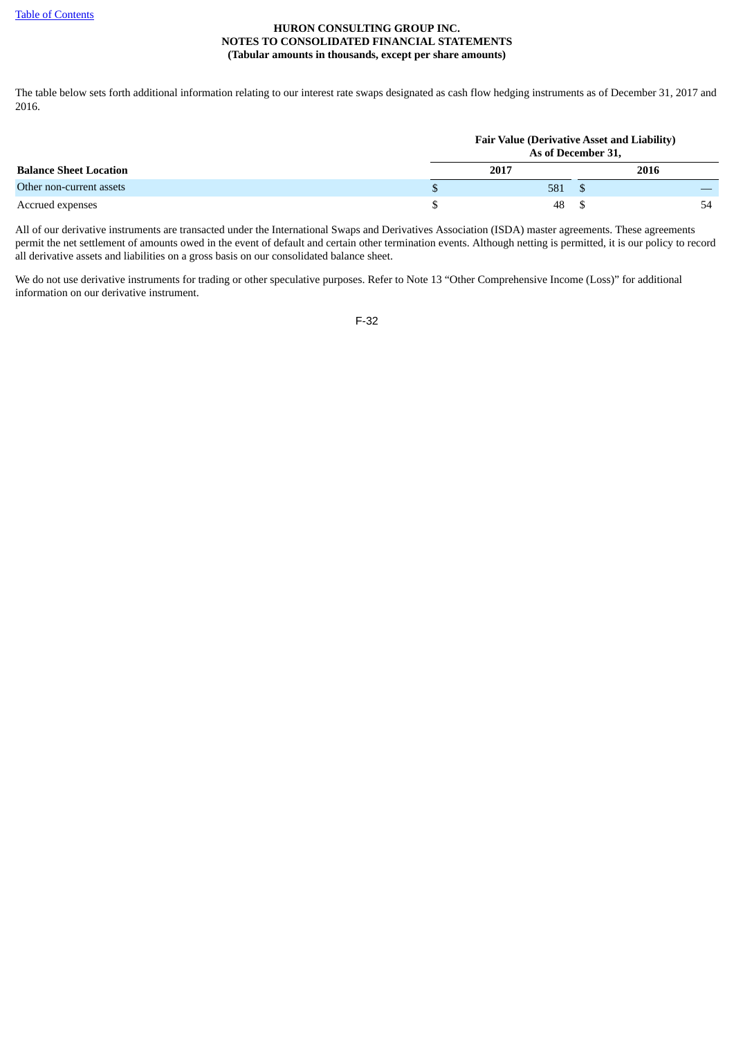The table below sets forth additional information relating to our interest rate swaps designated as cash flow hedging instruments as of December 31, 2017 and 2016.

| Balance Sheet Location | Fair Value (Derivative Asset and Liability) As of December 31, 2017 | 2016 |
|---|---|---|
| Other non-current assets | $ 581 | $ — |
| Accrued expenses | $ 48 | $ 54 |

All of our derivative instruments are transacted under the International Swaps and Derivatives Association (ISDA) master agreements. These agreements permit the net settlement of amounts owed in the event of default and certain other termination events. Although netting is permitted, it is our policy to record all derivative assets and liabilities on a gross basis on our consolidated balance sheet.

We do not use derivative instruments for trading or other speculative purposes. Refer to Note 13 "Other Comprehensive Income (Loss)" for additional information on our derivative instrument.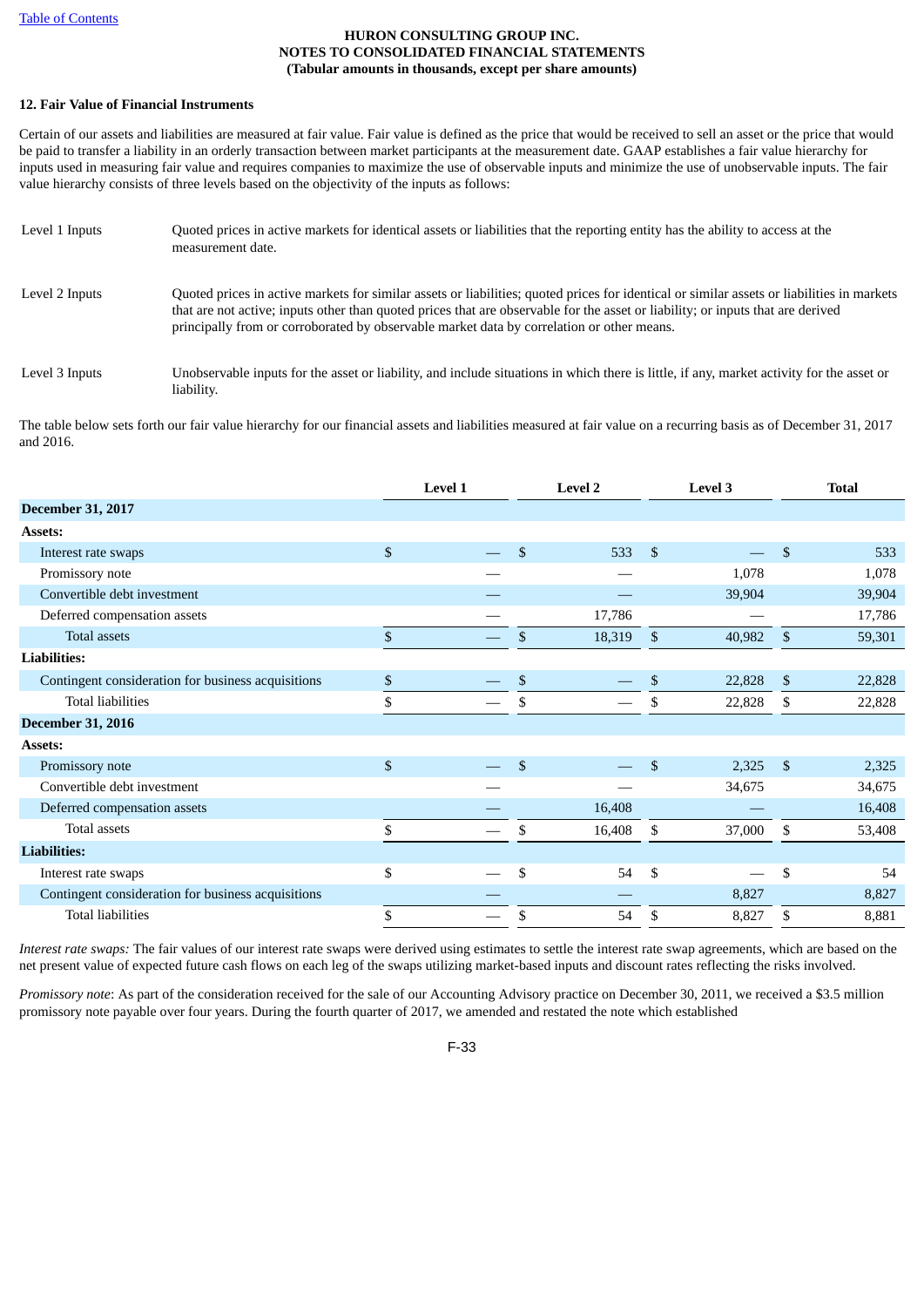### 12. Fair Value of Financial Instruments

Certain of our assets and liabilities are measured at fair value. Fair value is defined as the price that would be received to sell an asset or the price that would be paid to transfer a liability in an orderly transaction between market participants at the measurement date. GAAP establishes a fair value hierarchy for inputs used in measuring fair value and requires companies to maximize the use of observable inputs and minimize the use of unobservable inputs. The fair value hierarchy consists of three levels based on the objectivity of the inputs as follows:

| | |
|---|---|
| Level 1 Inputs | Quoted prices in active markets for identical assets or liabilities that the reporting entity has the ability to access at the measurement date. |
| Level 2 Inputs | Quoted prices in active markets for similar assets or liabilities; quoted prices for identical or similar assets or liabilities in markets that are not active; inputs other than quoted prices that are observable for the asset or liability; or inputs that are derived principally from or corroborated by observable market data by correlation or other means. |
| Level 3 Inputs | Unobservable inputs for the asset or liability, and include situations in which there is little, if any, market activity for the asset or liability. |

The table below sets forth our fair value hierarchy for our financial assets and liabilities measured at fair value on a recurring basis as of December 31, 2017 and 2016.

| | Level 1 | Level 2 | Level 3 | Total |
|---|---|---|---|---|
| **December 31, 2017** | | | | |
| **Assets:** | | | | |
| Interest rate swaps | $ — | $ 533 | $ — | $ 533 |
| Promissory note | — | — | 1,078 | 1,078 |
| Convertible debt investment | — | — | 39,904 | 39,904 |
| Deferred compensation assets | — | 17,786 | — | 17,786 |
| Total assets | $ — | $ 18,319 | $ 40,982 | $ 59,301 |
| **Liabilities:** | | | | |
| Contingent consideration for business acquisitions | $ — | $ — | $ 22,828 | $ 22,828 |
| Total liabilities | $ — | $ — | $ 22,828 | $ 22,828 |
| **December 31, 2016** | | | | |
| **Assets:** | | | | |
| Promissory note | $ — | $ — | $ 2,325 | $ 2,325 |
| Convertible debt investment | — | — | 34,675 | 34,675 |
| Deferred compensation assets | — | 16,408 | — | 16,408 |
| Total assets | $ — | $ 16,408 | $ 37,000 | $ 53,408 |
| **Liabilities:** | | | | |
| Interest rate swaps | $ — | $ 54 | $ — | $ 54 |
| Contingent consideration for business acquisitions | — | — | 8,827 | 8,827 |
| Total liabilities | $ — | $ 54 | $ 8,827 | $ 8,881 |

*Interest rate swaps:* The fair values of our interest rate swaps were derived using estimates to settle the interest rate swap agreements, which are based on the net present value of expected future cash flows on each leg of the swaps utilizing market-based inputs and discount rates reflecting the risks involved.

*Promissory note*: As part of the consideration received for the sale of our Accounting Advisory practice on December 30, 2011, we received a $3.5 million promissory note payable over four years. During the fourth quarter of 2017, we amended and restated the note which established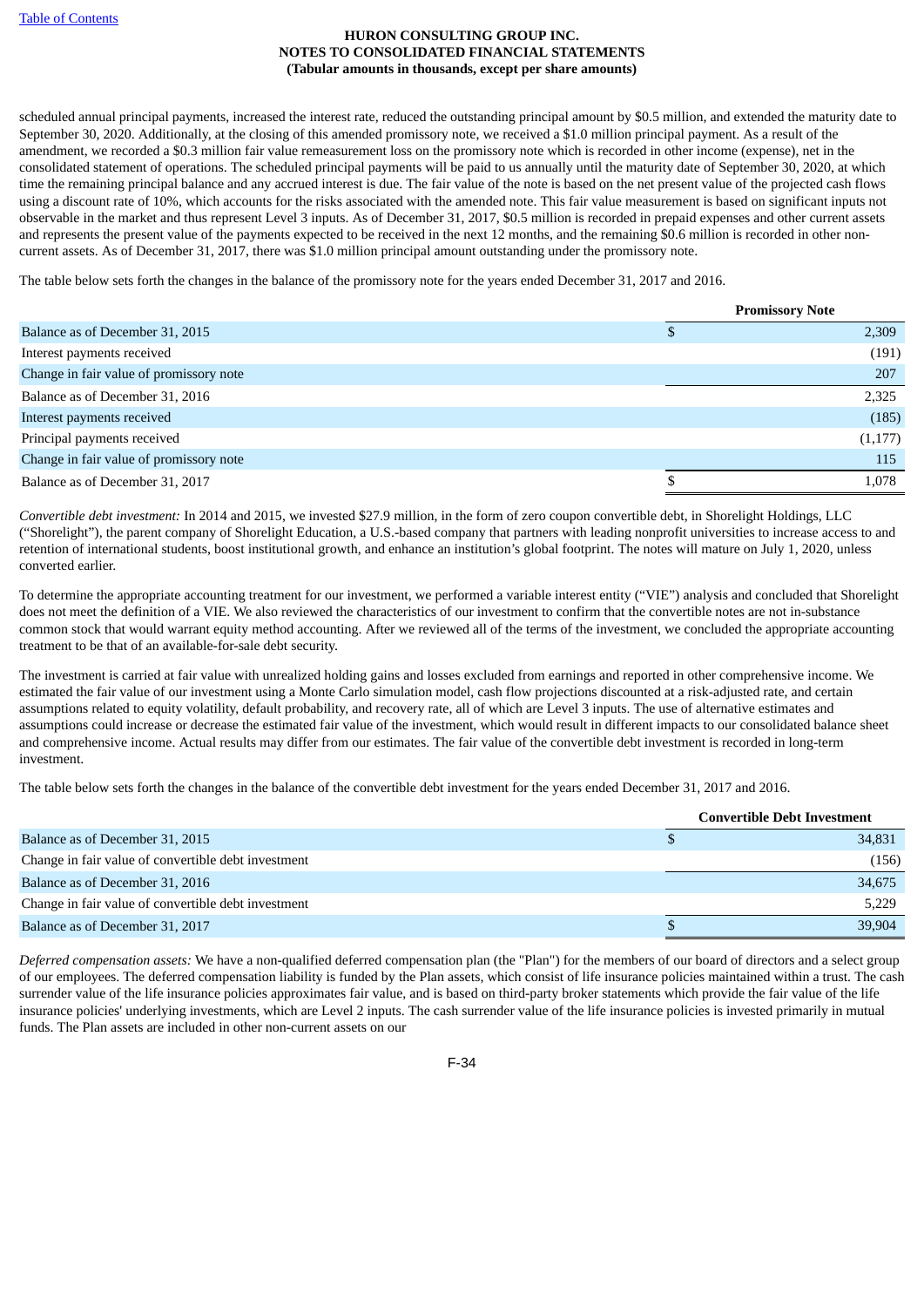scheduled annual principal payments, increased the interest rate, reduced the outstanding principal amount by $0.5 million, and extended the maturity date to September 30, 2020. Additionally, at the closing of this amended promissory note, we received a $1.0 million principal payment. As a result of the amendment, we recorded a $0.3 million fair value remeasurement loss on the promissory note which is recorded in other income (expense), net in the consolidated statement of operations. The scheduled principal payments will be paid to us annually until the maturity date of September 30, 2020, at which time the remaining principal balance and any accrued interest is due. The fair value of the note is based on the net present value of the projected cash flows using a discount rate of 10%, which accounts for the risks associated with the amended note. This fair value measurement is based on significant inputs not observable in the market and thus represent Level 3 inputs. As of December 31, 2017, $0.5 million is recorded in prepaid expenses and other current assets and represents the present value of the payments expected to be received in the next 12 months, and the remaining $0.6 million is recorded in other non-current assets. As of December 31, 2017, there was $1.0 million principal amount outstanding under the promissory note.

The table below sets forth the changes in the balance of the promissory note for the years ended December 31, 2017 and 2016.

| | Promissory Note |
|---|---|
| Balance as of December 31, 2015 | $ 2,309 |
| Interest payments received | (191) |
| Change in fair value of promissory note | 207 |
| Balance as of December 31, 2016 | 2,325 |
| Interest payments received | (185) |
| Principal payments received | (1,177) |
| Change in fair value of promissory note | 115 |
| Balance as of December 31, 2017 | $ 1,078 |

*Convertible debt investment:* In 2014 and 2015, we invested $27.9 million, in the form of zero coupon convertible debt, in Shorelight Holdings, LLC ("Shorelight"), the parent company of Shorelight Education, a U.S.-based company that partners with leading nonprofit universities to increase access to and retention of international students, boost institutional growth, and enhance an institution's global footprint. The notes will mature on July 1, 2020, unless converted earlier.

To determine the appropriate accounting treatment for our investment, we performed a variable interest entity ("VIE") analysis and concluded that Shorelight does not meet the definition of a VIE. We also reviewed the characteristics of our investment to confirm that the convertible notes are not in-substance common stock that would warrant equity method accounting. After we reviewed all of the terms of the investment, we concluded the appropriate accounting treatment to be that of an available-for-sale debt security.

The investment is carried at fair value with unrealized holding gains and losses excluded from earnings and reported in other comprehensive income. We estimated the fair value of our investment using a Monte Carlo simulation model, cash flow projections discounted at a risk-adjusted rate, and certain assumptions related to equity volatility, default probability, and recovery rate, all of which are Level 3 inputs. The use of alternative estimates and assumptions could increase or decrease the estimated fair value of the investment, which would result in different impacts to our consolidated balance sheet and comprehensive income. Actual results may differ from our estimates. The fair value of the convertible debt investment is recorded in long-term investment.

The table below sets forth the changes in the balance of the convertible debt investment for the years ended December 31, 2017 and 2016.

| | Convertible Debt Investment |
|---|---|
| Balance as of December 31, 2015 | $ 34,831 |
| Change in fair value of convertible debt investment | (156) |
| Balance as of December 31, 2016 | 34,675 |
| Change in fair value of convertible debt investment | 5,229 |
| Balance as of December 31, 2017 | $ 39,904 |

*Deferred compensation assets:* We have a non-qualified deferred compensation plan (the "Plan") for the members of our board of directors and a select group of our employees. The deferred compensation liability is funded by the Plan assets, which consist of life insurance policies maintained within a trust. The cash surrender value of the life insurance policies approximates fair value, and is based on third-party broker statements which provide the fair value of the life insurance policies' underlying investments, which are Level 2 inputs. The cash surrender value of the life insurance policies is invested primarily in mutual funds. The Plan assets are included in other non-current assets on our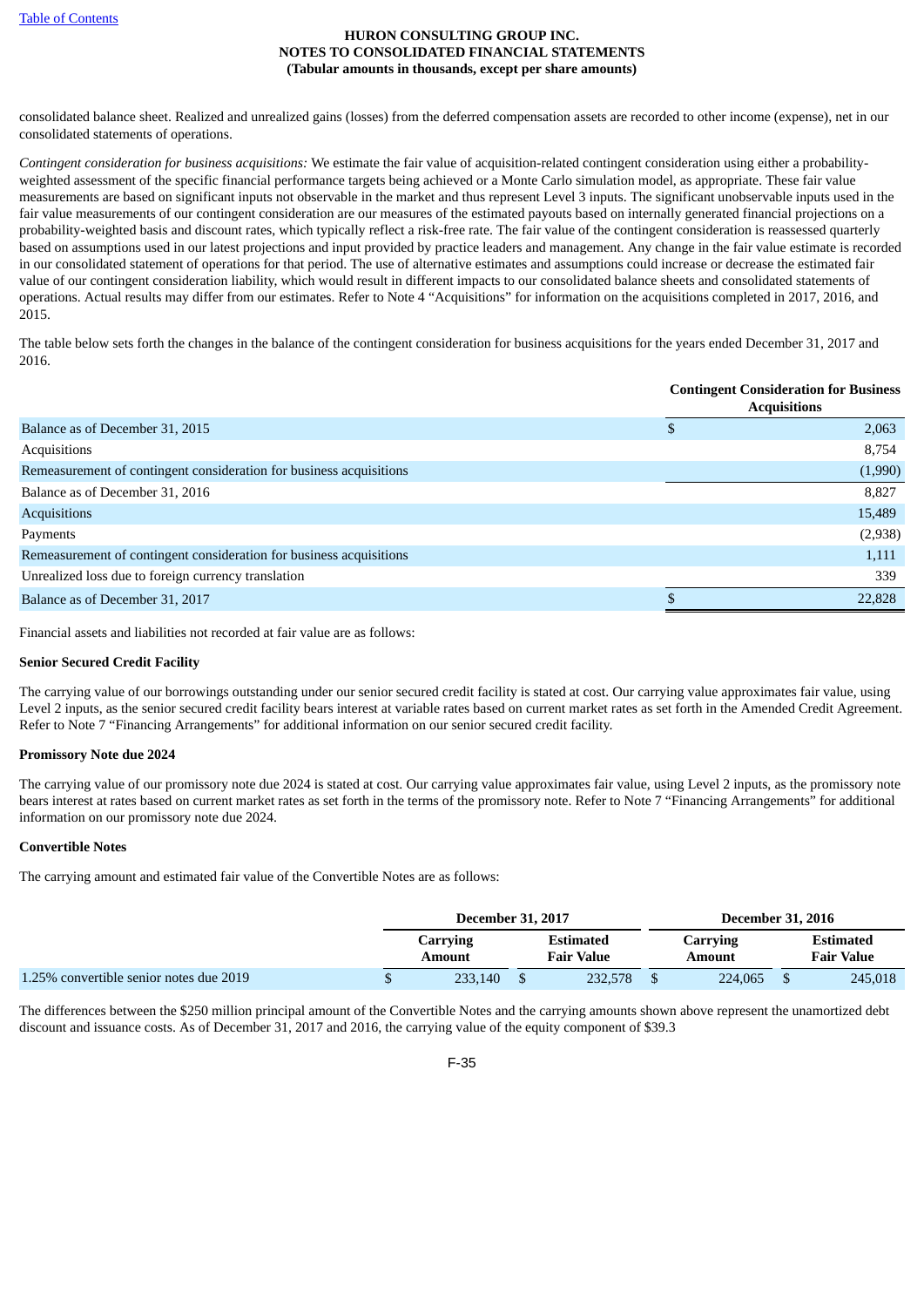consolidated balance sheet. Realized and unrealized gains (losses) from the deferred compensation assets are recorded to other income (expense), net in our consolidated statements of operations.

*Contingent consideration for business acquisitions:* We estimate the fair value of acquisition-related contingent consideration using either a probability-weighted assessment of the specific financial performance targets being achieved or a Monte Carlo simulation model, as appropriate. These fair value measurements are based on significant inputs not observable in the market and thus represent Level 3 inputs. The significant unobservable inputs used in the fair value measurements of our contingent consideration are our measures of the estimated payouts based on internally generated financial projections on a probability-weighted basis and discount rates, which typically reflect a risk-free rate. The fair value of the contingent consideration is reassessed quarterly based on assumptions used in our latest projections and input provided by practice leaders and management. Any change in the fair value estimate is recorded in our consolidated statement of operations for that period. The use of alternative estimates and assumptions could increase or decrease the estimated fair value of our contingent consideration liability, which would result in different impacts to our consolidated balance sheets and consolidated statements of operations. Actual results may differ from our estimates. Refer to Note 4 "Acquisitions" for information on the acquisitions completed in 2017, 2016, and 2015.

The table below sets forth the changes in the balance of the contingent consideration for business acquisitions for the years ended December 31, 2017 and 2016.

| | Contingent Consideration for Business Acquisitions |
|---|---|
| Balance as of December 31, 2015 | $ 2,063 |
| Acquisitions | 8,754 |
| Remeasurement of contingent consideration for business acquisitions | (1,990) |
| Balance as of December 31, 2016 | 8,827 |
| Acquisitions | 15,489 |
| Payments | (2,938) |
| Remeasurement of contingent consideration for business acquisitions | 1,111 |
| Unrealized loss due to foreign currency translation | 339 |
| Balance as of December 31, 2017 | $ 22,828 |

Financial assets and liabilities not recorded at fair value are as follows:

**Senior Secured Credit Facility**

The carrying value of our borrowings outstanding under our senior secured credit facility is stated at cost. Our carrying value approximates fair value, using Level 2 inputs, as the senior secured credit facility bears interest at variable rates based on current market rates as set forth in the Amended Credit Agreement. Refer to Note 7 "Financing Arrangements" for additional information on our senior secured credit facility.

**Promissory Note due 2024**

The carrying value of our promissory note due 2024 is stated at cost. Our carrying value approximates fair value, using Level 2 inputs, as the promissory note bears interest at rates based on current market rates as set forth in the terms of the promissory note. Refer to Note 7 "Financing Arrangements" for additional information on our promissory note due 2024.

**Convertible Notes**

The carrying amount and estimated fair value of the Convertible Notes are as follows:

| | December 31, 2017 | | December 31, 2016 | |
|---|---|---|---|---|
| | Carrying Amount | Estimated Fair Value | Carrying Amount | Estimated Fair Value |
| 1.25% convertible senior notes due 2019 | $ 233,140 | $ 232,578 | $ 224,065 | $ 245,018 |

The differences between the $250 million principal amount of the Convertible Notes and the carrying amounts shown above represent the unamortized debt discount and issuance costs. As of December 31, 2017 and 2016, the carrying value of the equity component of $39.3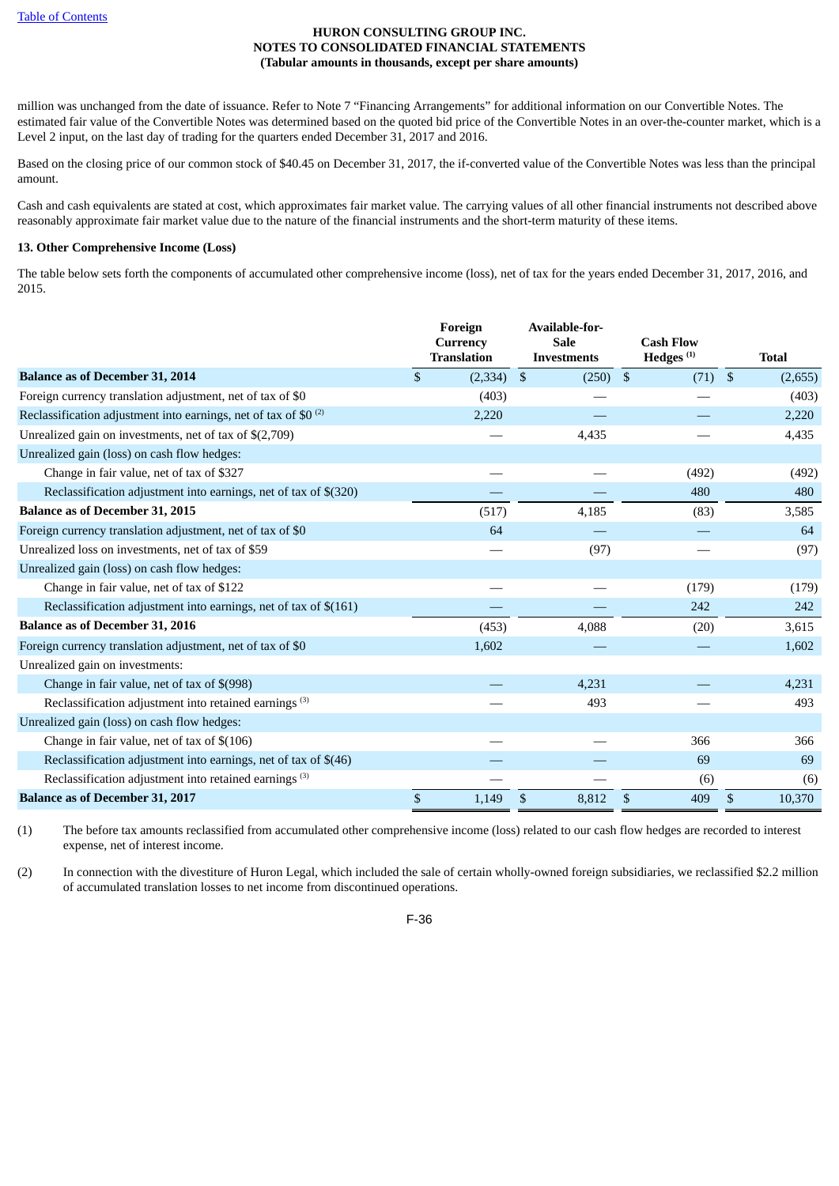million was unchanged from the date of issuance. Refer to Note 7 "Financing Arrangements" for additional information on our Convertible Notes. The estimated fair value of the Convertible Notes was determined based on the quoted bid price of the Convertible Notes in an over-the-counter market, which is a Level 2 input, on the last day of trading for the quarters ended December 31, 2017 and 2016.

Based on the closing price of our common stock of $40.45 on December 31, 2017, the if-converted value of the Convertible Notes was less than the principal amount.

Cash and cash equivalents are stated at cost, which approximates fair market value. The carrying values of all other financial instruments not described above reasonably approximate fair market value due to the nature of the financial instruments and the short-term maturity of these items.

### 13. Other Comprehensive Income (Loss)

The table below sets forth the components of accumulated other comprehensive income (loss), net of tax for the years ended December 31, 2017, 2016, and 2015.

| | Foreign Currency Translation | Available-for-Sale Investments | Cash Flow Hedges [1] | Total |
|---|---|---|---|---|
| **Balance as of December 31, 2014** | $ (2,334) | $ (250) | $ (71) | $ (2,655) |
| Foreign currency translation adjustment, net of tax of $0 | (403) | — | — | (403) |
| Reclassification adjustment into earnings, net of tax of $0 [2] | 2,220 | — | — | 2,220 |
| Unrealized gain on investments, net of tax of $(2,709) | — | 4,435 | — | 4,435 |
| Unrealized gain (loss) on cash flow hedges: | | | | |
| Change in fair value, net of tax of $327 | — | — | (492) | (492) |
| Reclassification adjustment into earnings, net of tax of $(320) | — | — | 480 | 480 |
| **Balance as of December 31, 2015** | (517) | 4,185 | (83) | 3,585 |
| Foreign currency translation adjustment, net of tax of $0 | 64 | — | — | 64 |
| Unrealized loss on investments, net of tax of $59 | — | (97) | — | (97) |
| Unrealized gain (loss) on cash flow hedges: | | | | |
| Change in fair value, net of tax of $122 | — | — | (179) | (179) |
| Reclassification adjustment into earnings, net of tax of $(161) | — | — | 242 | 242 |
| **Balance as of December 31, 2016** | (453) | 4,088 | (20) | 3,615 |
| Foreign currency translation adjustment, net of tax of $0 | 1,602 | — | — | 1,602 |
| Unrealized gain on investments: | | | | |
| Change in fair value, net of tax of $(998) | — | 4,231 | — | 4,231 |
| Reclassification adjustment into retained earnings [3] | — | 493 | — | 493 |
| Unrealized gain (loss) on cash flow hedges: | | | | |
| Change in fair value, net of tax of $(106) | — | — | 366 | 366 |
| Reclassification adjustment into earnings, net of tax of $(46) | — | — | 69 | 69 |
| Reclassification adjustment into retained earnings [3] | — | — | (6) | (6) |
| **Balance as of December 31, 2017** | $ 1,149 | $ 8,812 | $ 409 | $ 10,370 |

(1) The before tax amounts reclassified from accumulated other comprehensive income (loss) related to our cash flow hedges are recorded to interest expense, net of interest income.

(2) In connection with the divestiture of Huron Legal, which included the sale of certain wholly-owned foreign subsidiaries, we reclassified $2.2 million of accumulated translation losses to net income from discontinued operations.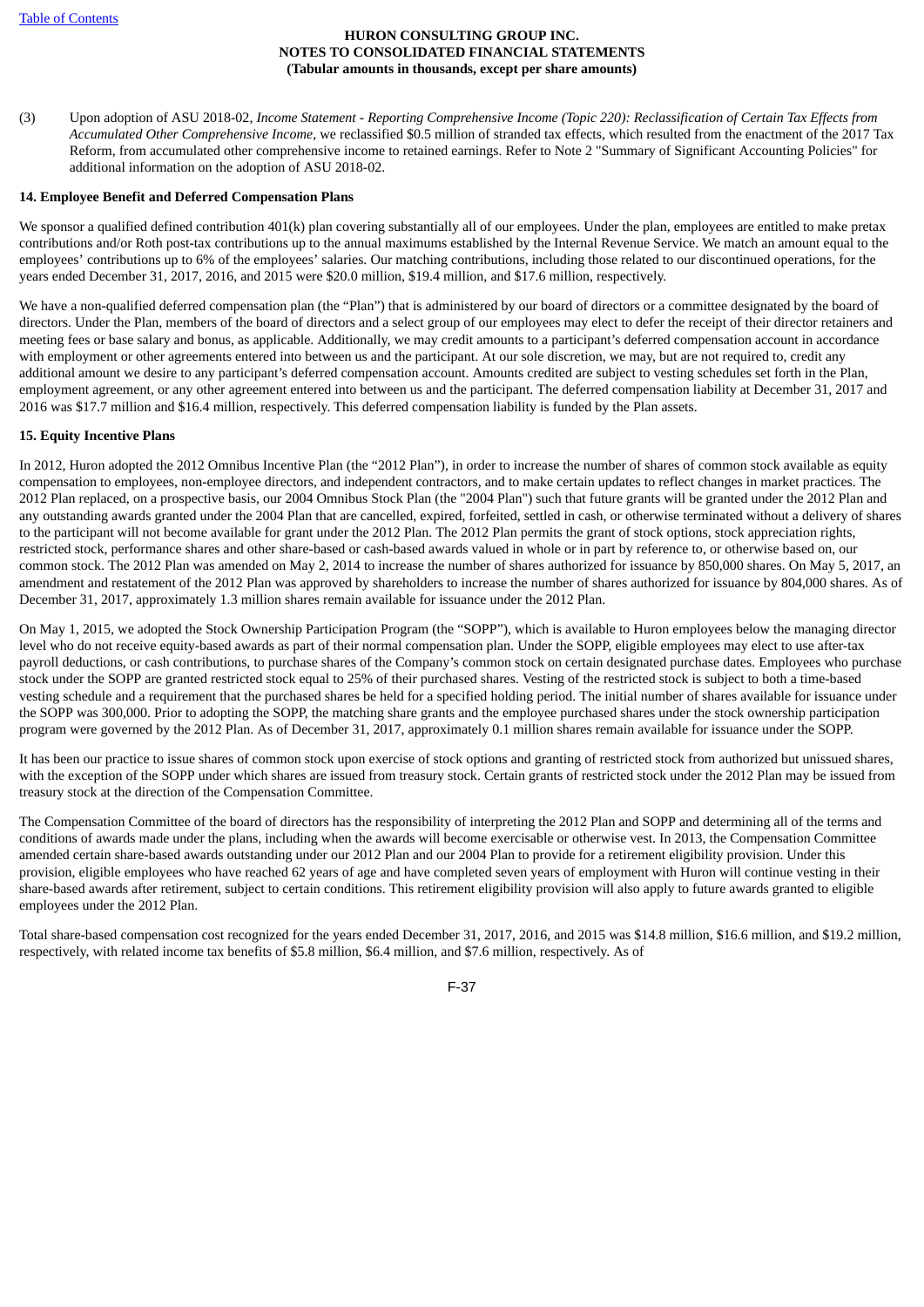(3) Upon adoption of ASU 2018-02, *Income Statement - Reporting Comprehensive Income (Topic 220): Reclassification of Certain Tax Effects from Accumulated Other Comprehensive Income,* we reclassified $0.5 million of stranded tax effects, which resulted from the enactment of the 2017 Tax Reform, from accumulated other comprehensive income to retained earnings. Refer to Note 2 "Summary of Significant Accounting Policies" for additional information on the adoption of ASU 2018-02.

**14. Employee Benefit and Deferred Compensation Plans**

We sponsor a qualified defined contribution 401(k) plan covering substantially all of our employees. Under the plan, employees are entitled to make pretax contributions and/or Roth post-tax contributions up to the annual maximums established by the Internal Revenue Service. We match an amount equal to the employees' contributions up to 6% of the employees' salaries. Our matching contributions, including those related to our discontinued operations, for the years ended December 31, 2017, 2016, and 2015 were $20.0 million, $19.4 million, and $17.6 million, respectively.

We have a non-qualified deferred compensation plan (the "Plan") that is administered by our board of directors or a committee designated by the board of directors. Under the Plan, members of the board of directors and a select group of our employees may elect to defer the receipt of their director retainers and meeting fees or base salary and bonus, as applicable. Additionally, we may credit amounts to a participant's deferred compensation account in accordance with employment or other agreements entered into between us and the participant. At our sole discretion, we may, but are not required to, credit any additional amount we desire to any participant's deferred compensation account. Amounts credited are subject to vesting schedules set forth in the Plan, employment agreement, or any other agreement entered into between us and the participant. The deferred compensation liability at December 31, 2017 and 2016 was $17.7 million and $16.4 million, respectively. This deferred compensation liability is funded by the Plan assets.

**15. Equity Incentive Plans**

In 2012, Huron adopted the 2012 Omnibus Incentive Plan (the "2012 Plan"), in order to increase the number of shares of common stock available as equity compensation to employees, non-employee directors, and independent contractors, and to make certain updates to reflect changes in market practices. The 2012 Plan replaced, on a prospective basis, our 2004 Omnibus Stock Plan (the "2004 Plan") such that future grants will be granted under the 2012 Plan and any outstanding awards granted under the 2004 Plan that are cancelled, expired, forfeited, settled in cash, or otherwise terminated without a delivery of shares to the participant will not become available for grant under the 2012 Plan. The 2012 Plan permits the grant of stock options, stock appreciation rights, restricted stock, performance shares and other share-based or cash-based awards valued in whole or in part by reference to, or otherwise based on, our common stock. The 2012 Plan was amended on May 2, 2014 to increase the number of shares authorized for issuance by 850,000 shares. On May 5, 2017, an amendment and restatement of the 2012 Plan was approved by shareholders to increase the number of shares authorized for issuance by 804,000 shares. As of December 31, 2017, approximately 1.3 million shares remain available for issuance under the 2012 Plan.

On May 1, 2015, we adopted the Stock Ownership Participation Program (the "SOPP"), which is available to Huron employees below the managing director level who do not receive equity-based awards as part of their normal compensation plan. Under the SOPP, eligible employees may elect to use after-tax payroll deductions, or cash contributions, to purchase shares of the Company's common stock on certain designated purchase dates. Employees who purchase stock under the SOPP are granted restricted stock equal to 25% of their purchased shares. Vesting of the restricted stock is subject to both a time-based vesting schedule and a requirement that the purchased shares be held for a specified holding period. The initial number of shares available for issuance under the SOPP was 300,000. Prior to adopting the SOPP, the matching share grants and the employee purchased shares under the stock ownership participation program were governed by the 2012 Plan. As of December 31, 2017, approximately 0.1 million shares remain available for issuance under the SOPP.

It has been our practice to issue shares of common stock upon exercise of stock options and granting of restricted stock from authorized but unissued shares, with the exception of the SOPP under which shares are issued from treasury stock. Certain grants of restricted stock under the 2012 Plan may be issued from treasury stock at the direction of the Compensation Committee.

The Compensation Committee of the board of directors has the responsibility of interpreting the 2012 Plan and SOPP and determining all of the terms and conditions of awards made under the plans, including when the awards will become exercisable or otherwise vest. In 2013, the Compensation Committee amended certain share-based awards outstanding under our 2012 Plan and our 2004 Plan to provide for a retirement eligibility provision. Under this provision, eligible employees who have reached 62 years of age and have completed seven years of employment with Huron will continue vesting in their share-based awards after retirement, subject to certain conditions. This retirement eligibility provision will also apply to future awards granted to eligible employees under the 2012 Plan.

Total share-based compensation cost recognized for the years ended December 31, 2017, 2016, and 2015 was $14.8 million, $16.6 million, and $19.2 million, respectively, with related income tax benefits of $5.8 million, $6.4 million, and $7.6 million, respectively. As of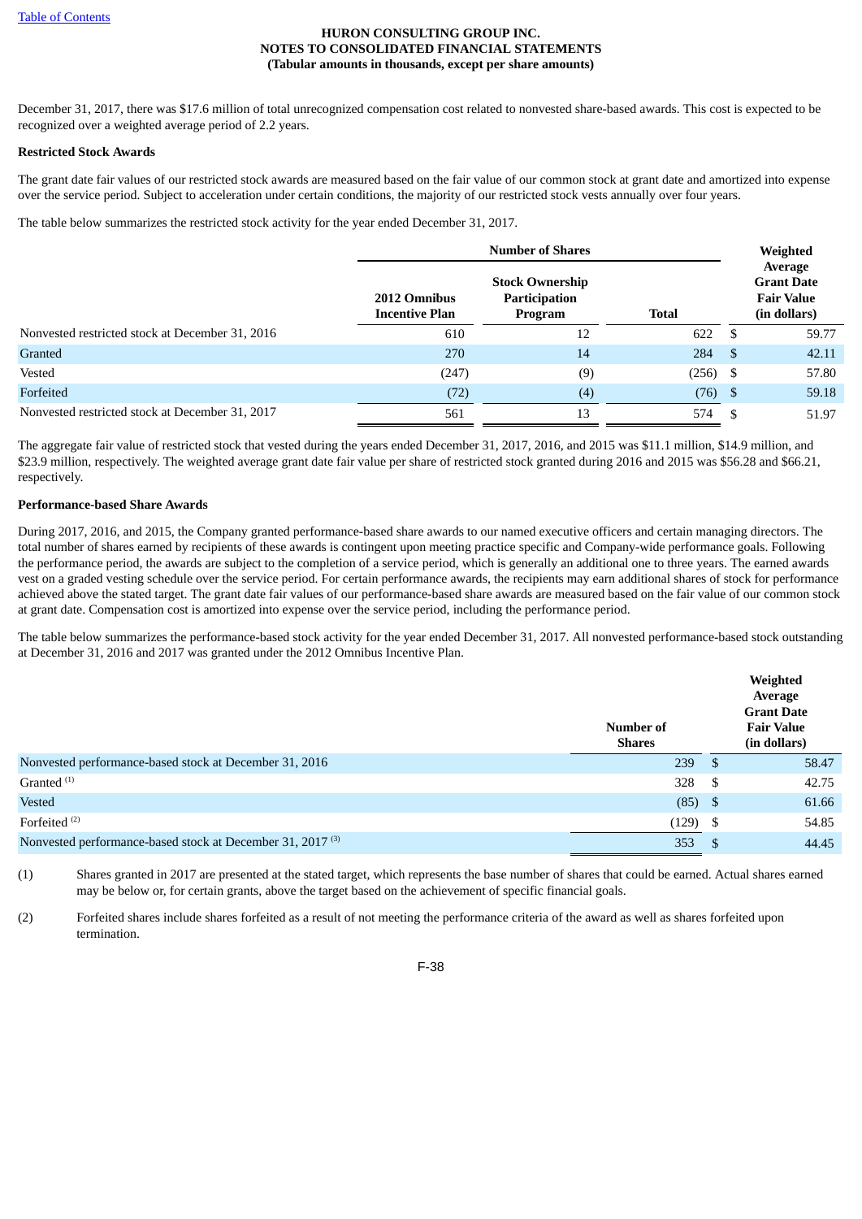December 31, 2017, there was $17.6 million of total unrecognized compensation cost related to nonvested share-based awards. This cost is expected to be recognized over a weighted average period of 2.2 years.

**Restricted Stock Awards**

The grant date fair values of our restricted stock awards are measured based on the fair value of our common stock at grant date and amortized into expense over the service period. Subject to acceleration under certain conditions, the majority of our restricted stock vests annually over four years.

The table below summarizes the restricted stock activity for the year ended December 31, 2017.

| | Number of Shares | | | Weighted Average Grant Date Fair Value (in dollars) |
|---|---|---|---|---|
| | 2012 Omnibus Incentive Plan | Stock Ownership Participation Program | Total | |
| Nonvested restricted stock at December 31, 2016 | 610 | 12 | 622 | $ 59.77 |
| Granted | 270 | 14 | 284 | $ 42.11 |
| Vested | (247) | (9) | (256) | $ 57.80 |
| Forfeited | (72) | (4) | (76) | $ 59.18 |
| Nonvested restricted stock at December 31, 2017 | 561 | 13 | 574 | $ 51.97 |

The aggregate fair value of restricted stock that vested during the years ended December 31, 2017, 2016, and 2015 was $11.1 million, $14.9 million, and $23.9 million, respectively. The weighted average grant date fair value per share of restricted stock granted during 2016 and 2015 was $56.28 and $66.21, respectively.

**Performance-based Share Awards**

During 2017, 2016, and 2015, the Company granted performance-based share awards to our named executive officers and certain managing directors. The total number of shares earned by recipients of these awards is contingent upon meeting practice specific and Company-wide performance goals. Following the performance period, the awards are subject to the completion of a service period, which is generally an additional one to three years. The earned awards vest on a graded vesting schedule over the service period. For certain performance awards, the recipients may earn additional shares of stock for performance achieved above the stated target. The grant date fair values of our performance-based share awards are measured based on the fair value of our common stock at grant date. Compensation cost is amortized into expense over the service period, including the performance period.

The table below summarizes the performance-based stock activity for the year ended December 31, 2017. All nonvested performance-based stock outstanding at December 31, 2016 and 2017 was granted under the 2012 Omnibus Incentive Plan.

| | Number of Shares | Weighted Average Grant Date Fair Value (in dollars) |
|---|---|---|
| Nonvested performance-based stock at December 31, 2016 | 239 | $ 58.47 |
| Granted [(1)] | 328 | $ 42.75 |
| Vested | (85) | $ 61.66 |
| Forfeited [(2)] | (129) | $ 54.85 |
| Nonvested performance-based stock at December 31, 2017 [(3)] | 353 | $ 44.45 |

(1) Shares granted in 2017 are presented at the stated target, which represents the base number of shares that could be earned. Actual shares earned may be below or, for certain grants, above the target based on the achievement of specific financial goals.

(2) Forfeited shares include shares forfeited as a result of not meeting the performance criteria of the award as well as shares forfeited upon termination.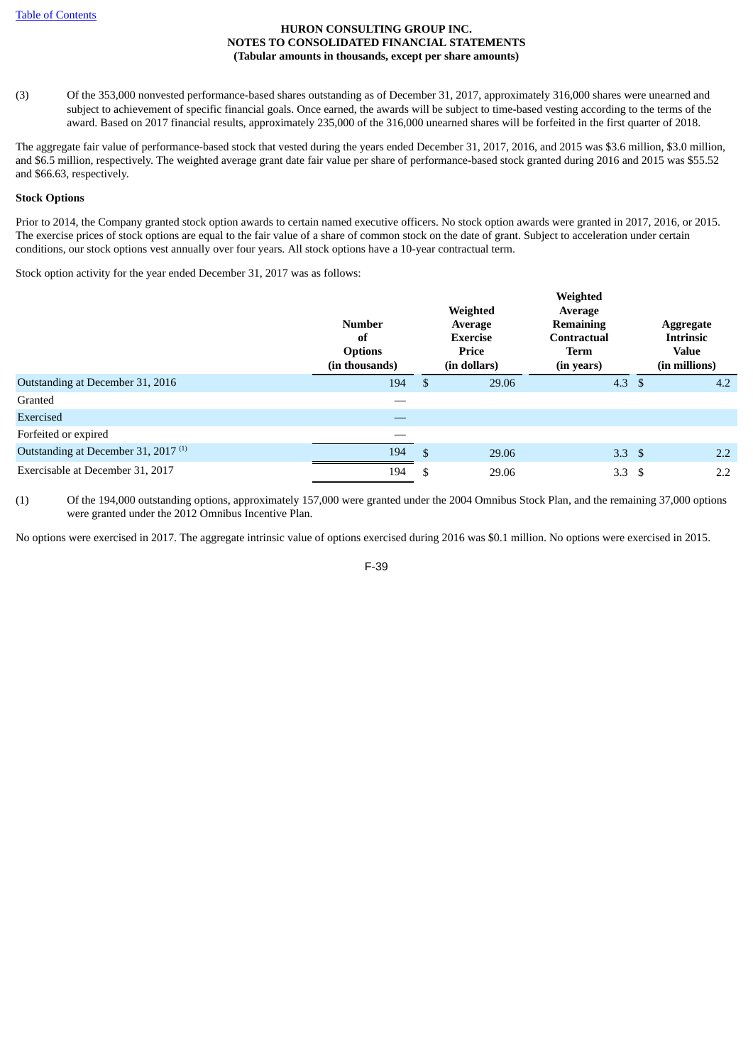HURON CONSULTING GROUP INC.
NOTES TO CONSOLIDATED FINANCIAL STATEMENTS
(Tabular amounts in thousands, except per share amounts)

(3) Of the 353,000 nonvested performance-based shares outstanding as of December 31, 2017, approximately 316,000 shares were unearned and subject to achievement of specific financial goals. Once earned, the awards will be subject to time-based vesting according to the terms of the award. Based on 2017 financial results, approximately 235,000 of the 316,000 unearned shares will be forfeited in the first quarter of 2018.

The aggregate fair value of performance-based stock that vested during the years ended December 31, 2017, 2016, and 2015 was $3.6 million, $3.0 million, and $6.5 million, respectively. The weighted average grant date fair value per share of performance-based stock granted during 2016 and 2015 was $55.52 and $66.63, respectively.

**Stock Options**

Prior to 2014, the Company granted stock option awards to certain named executive officers. No stock option awards were granted in 2017, 2016, or 2015. The exercise prices of stock options are equal to the fair value of a share of common stock on the date of grant. Subject to acceleration under certain conditions, our stock options vest annually over four years. All stock options have a 10-year contractual term.

Stock option activity for the year ended December 31, 2017 was as follows:

| | Number of Options (in thousands) | Weighted Average Exercise Price (in dollars) | Weighted Average Remaining Contractual Term (in years) | Aggregate Intrinsic Value (in millions) |
|---|---|---|---|---|
| Outstanding at December 31, 2016 | 194 | $ 29.06 | 4.3 | $ 4.2 |
| Granted | — | | | |
| Exercised | — | | | |
| Forfeited or expired | — | | | |
| Outstanding at December 31, 2017 [(1)] | 194 | $ 29.06 | 3.3 | $ 2.2 |
| Exercisable at December 31, 2017 | 194 | $ 29.06 | 3.3 | $ 2.2 |

(1) Of the 194,000 outstanding options, approximately 157,000 were granted under the 2004 Omnibus Stock Plan, and the remaining 37,000 options were granted under the 2012 Omnibus Incentive Plan.

No options were exercised in 2017. The aggregate intrinsic value of options exercised during 2016 was $0.1 million. No options were exercised in 2015.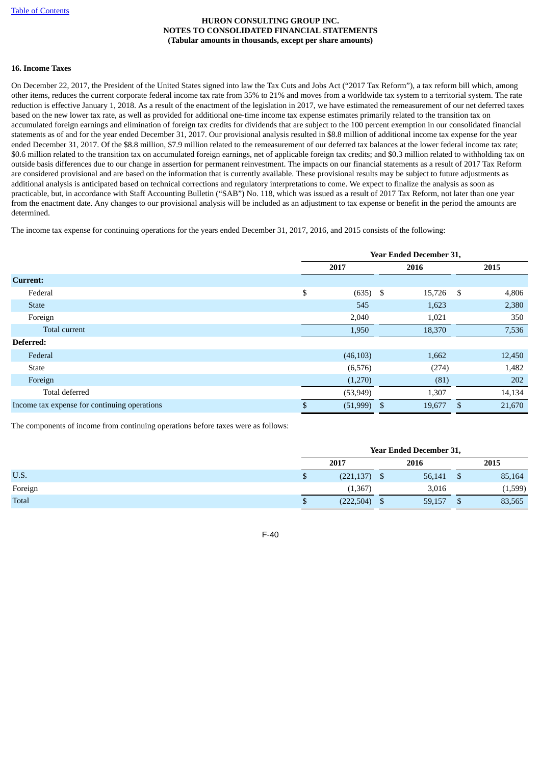HURON CONSULTING GROUP INC.
NOTES TO CONSOLIDATED FINANCIAL STATEMENTS
(Tabular amounts in thousands, except per share amounts)

## 16. Income Taxes

On December 22, 2017, the President of the United States signed into law the Tax Cuts and Jobs Act ("2017 Tax Reform"), a tax reform bill which, among other items, reduces the current corporate federal income tax rate from 35% to 21% and moves from a worldwide tax system to a territorial system. The rate reduction is effective January 1, 2018. As a result of the enactment of the legislation in 2017, we have estimated the remeasurement of our net deferred taxes based on the new lower tax rate, as well as provided for additional one-time income tax expense estimates primarily related to the transition tax on accumulated foreign earnings and elimination of foreign tax credits for dividends that are subject to the 100 percent exemption in our consolidated financial statements as of and for the year ended December 31, 2017. Our provisional analysis resulted in $8.8 million of additional income tax expense for the year ended December 31, 2017. Of the $8.8 million, $7.9 million related to the remeasurement of our deferred tax balances at the lower federal income tax rate; $0.6 million related to the transition tax on accumulated foreign earnings, net of applicable foreign tax credits; and $0.3 million related to withholding tax on outside basis differences due to our change in assertion for permanent reinvestment. The impacts on our financial statements as a result of 2017 Tax Reform are considered provisional and are based on the information that is currently available. These provisional results may be subject to future adjustments as additional analysis is anticipated based on technical corrections and regulatory interpretations to come. We expect to finalize the analysis as soon as practicable, but, in accordance with Staff Accounting Bulletin ("SAB") No. 118, which was issued as a result of 2017 Tax Reform, not later than one year from the enactment date. Any changes to our provisional analysis will be included as an adjustment to tax expense or benefit in the period the amounts are determined.

The income tax expense for continuing operations for the years ended December 31, 2017, 2016, and 2015 consists of the following:

| | Year Ended December 31, | | |
|---|---|---|---|
| | 2017 | 2016 | 2015 |
| **Current:** | | | |
| Federal | $ (635) | $ 15,726 | $ 4,806 |
| State | 545 | 1,623 | 2,380 |
| Foreign | 2,040 | 1,021 | 350 |
| Total current | 1,950 | 18,370 | 7,536 |
| **Deferred:** | | | |
| Federal | (46,103) | 1,662 | 12,450 |
| State | (6,576) | (274) | 1,482 |
| Foreign | (1,270) | (81) | 202 |
| Total deferred | (53,949) | 1,307 | 14,134 |
| Income tax expense for continuing operations | $ (51,999) | $ 19,677 | $ 21,670 |

The components of income from continuing operations before taxes were as follows:

| | Year Ended December 31, | | |
|---|---|---|---|
| | 2017 | 2016 | 2015 |
| U.S. | $ (221,137) | $ 56,141 | $ 85,164 |
| Foreign | (1,367) | 3,016 | (1,599) |
| Total | $ (222,504) | $ 59,157 | $ 83,565 |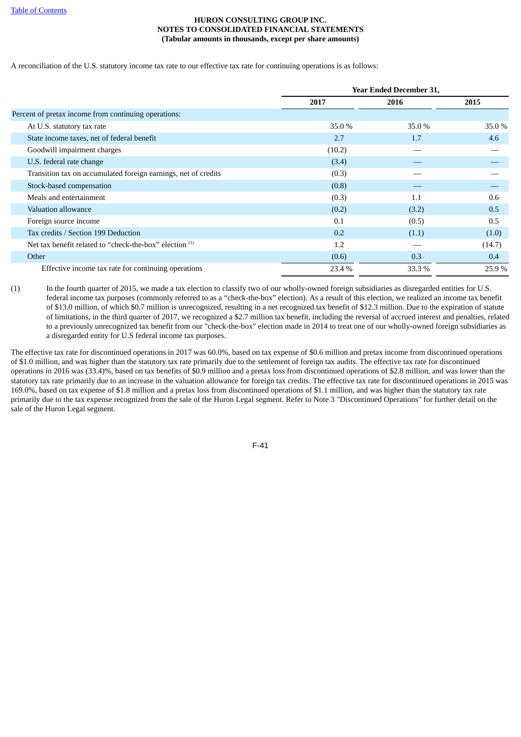**HURON CONSULTING GROUP INC.**
**NOTES TO CONSOLIDATED FINANCIAL STATEMENTS**
**(Tabular amounts in thousands, except per share amounts)**

A reconciliation of the U.S. statutory income tax rate to our effective tax rate for continuing operations is as follows:

| | Year Ended December 31, | | |
|---|---|---|---|
| | 2017 | 2016 | 2015 |
| Percent of pretax income from continuing operations: | | | |
| At U.S. statutory tax rate | 35.0 % | 35.0 % | 35.0 % |
| State income taxes, net of federal benefit | 2.7 | 1.7 | 4.6 |
| Goodwill impairment charges | (10.2) | — | — |
| U.S. federal rate change | (3.4) | — | — |
| Transition tax on accumulated foreign earnings, net of credits | (0.3) | — | — |
| Stock-based compensation | (0.8) | — | — |
| Meals and entertainment | (0.3) | 1.1 | 0.6 |
| Valuation allowance | (0.2) | (3.2) | 0.5 |
| Foreign source income | 0.1 | (0.5) | 0.5 |
| Tax credits / Section 199 Deduction | 0.2 | (1.1) | (1.0) |
| Net tax benefit related to "check-the-box" election [1] | 1.2 | — | (14.7) |
| Other | (0.6) | 0.3 | 0.4 |
| Effective income tax rate for continuing operations | 23.4 % | 33.3 % | 25.9 % |

(1) In the fourth quarter of 2015, we made a tax election to classify two of our wholly-owned foreign subsidiaries as disregarded entities for U.S. federal income tax purposes (commonly referred to as a "check-the-box" election). As a result of this election, we realized an income tax benefit of $13.0 million, of which $0.7 million is unrecognized, resulting in a net recognized tax benefit of $12.3 million. Due to the expiration of statute of limitations, in the third quarter of 2017, we recognized a $2.7 million tax benefit, including the reversal of accrued interest and penalties, related to a previously unrecognized tax benefit from our "check-the-box" election made in 2014 to treat one of our wholly-owned foreign subsidiaries as a disregarded entity for U.S federal income tax purposes.

The effective tax rate for discontinued operations in 2017 was 60.0%, based on tax expense of $0.6 million and pretax income from discontinued operations of $1.0 million, and was higher than the statutory tax rate primarily due to the settlement of foreign tax audits. The effective tax rate for discontinued operations in 2016 was (33.4)%, based on tax benefits of $0.9 million and a pretax loss from discontinued operations of $2.8 million, and was lower than the statutory tax rate primarily due to an increase in the valuation allowance for foreign tax credits. The effective tax rate for discontinued operations in 2015 was 169.0%, based on tax expense of $1.8 million and a pretax loss from discontinued operations of $1.1 million, and was higher than the statutory tax rate primarily due to the tax expense recognized from the sale of the Huron Legal segment. Refer to Note 3 "Discontinued Operations" for further detail on the sale of the Huron Legal segment.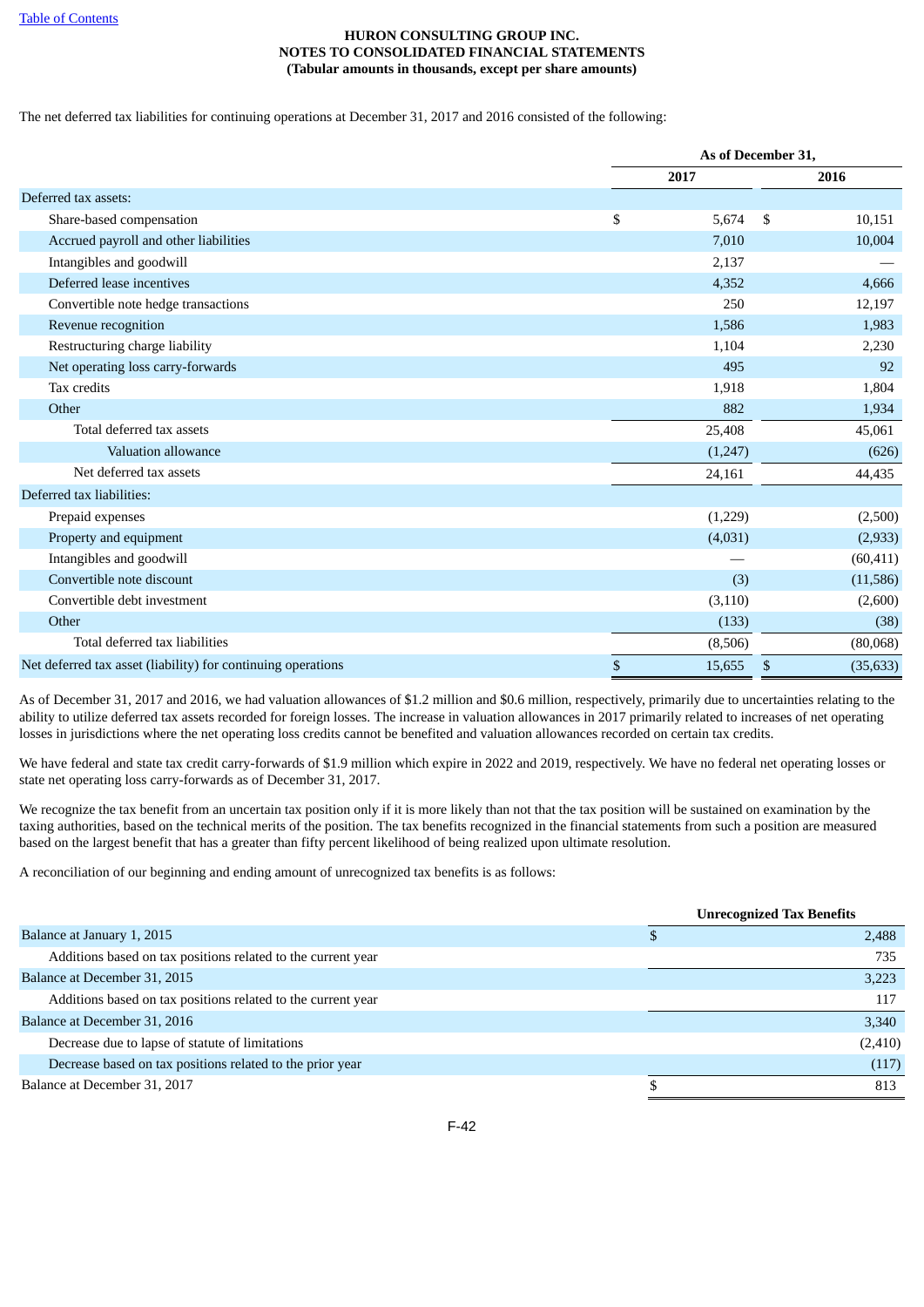**HURON CONSULTING GROUP INC.**
**NOTES TO CONSOLIDATED FINANCIAL STATEMENTS**
**(Tabular amounts in thousands, except per share amounts)**

The net deferred tax liabilities for continuing operations at December 31, 2017 and 2016 consisted of the following:

| | As of December 31, | |
|---|---|---|
| | 2017 | 2016 |
| Deferred tax assets: | | |
| Share-based compensation | $ 5,674 | $ 10,151 |
| Accrued payroll and other liabilities | 7,010 | 10,004 |
| Intangibles and goodwill | 2,137 | — |
| Deferred lease incentives | 4,352 | 4,666 |
| Convertible note hedge transactions | 250 | 12,197 |
| Revenue recognition | 1,586 | 1,983 |
| Restructuring charge liability | 1,104 | 2,230 |
| Net operating loss carry-forwards | 495 | 92 |
| Tax credits | 1,918 | 1,804 |
| Other | 882 | 1,934 |
| Total deferred tax assets | 25,408 | 45,061 |
| Valuation allowance | (1,247) | (626) |
| Net deferred tax assets | 24,161 | 44,435 |
| Deferred tax liabilities: | | |
| Prepaid expenses | (1,229) | (2,500) |
| Property and equipment | (4,031) | (2,933) |
| Intangibles and goodwill | — | (60,411) |
| Convertible note discount | (3) | (11,586) |
| Convertible debt investment | (3,110) | (2,600) |
| Other | (133) | (38) |
| Total deferred tax liabilities | (8,506) | (80,068) |
| Net deferred tax asset (liability) for continuing operations | $ 15,655 | $ (35,633) |

As of December 31, 2017 and 2016, we had valuation allowances of $1.2 million and $0.6 million, respectively, primarily due to uncertainties relating to the ability to utilize deferred tax assets recorded for foreign losses. The increase in valuation allowances in 2017 primarily related to increases of net operating losses in jurisdictions where the net operating loss credits cannot be benefited and valuation allowances recorded on certain tax credits.

We have federal and state tax credit carry-forwards of $1.9 million which expire in 2022 and 2019, respectively. We have no federal net operating losses or state net operating loss carry-forwards as of December 31, 2017.

We recognize the tax benefit from an uncertain tax position only if it is more likely than not that the tax position will be sustained on examination by the taxing authorities, based on the technical merits of the position. The tax benefits recognized in the financial statements from such a position are measured based on the largest benefit that has a greater than fifty percent likelihood of being realized upon ultimate resolution.

A reconciliation of our beginning and ending amount of unrecognized tax benefits is as follows:

| | Unrecognized Tax Benefits |
|---|---|
| Balance at January 1, 2015 | $ 2,488 |
| Additions based on tax positions related to the current year | 735 |
| Balance at December 31, 2015 | 3,223 |
| Additions based on tax positions related to the current year | 117 |
| Balance at December 31, 2016 | 3,340 |
| Decrease due to lapse of statute of limitations | (2,410) |
| Decrease based on tax positions related to the prior year | (117) |
| Balance at December 31, 2017 | $ 813 |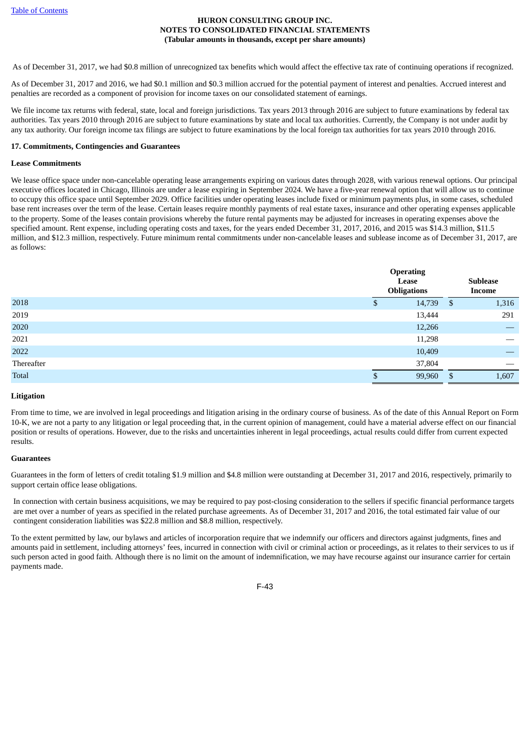As of December 31, 2017, we had $0.8 million of unrecognized tax benefits which would affect the effective tax rate of continuing operations if recognized.

As of December 31, 2017 and 2016, we had $0.1 million and $0.3 million accrued for the potential payment of interest and penalties. Accrued interest and penalties are recorded as a component of provision for income taxes on our consolidated statement of earnings.

We file income tax returns with federal, state, local and foreign jurisdictions. Tax years 2013 through 2016 are subject to future examinations by federal tax authorities. Tax years 2010 through 2016 are subject to future examinations by state and local tax authorities. Currently, the Company is not under audit by any tax authority. Our foreign income tax filings are subject to future examinations by the local foreign tax authorities for tax years 2010 through 2016.

**17. Commitments, Contingencies and Guarantees**

**Lease Commitments**

We lease office space under non-cancelable operating lease arrangements expiring on various dates through 2028, with various renewal options. Our principal executive offices located in Chicago, Illinois are under a lease expiring in September 2024. We have a five-year renewal option that will allow us to continue to occupy this office space until September 2029. Office facilities under operating leases include fixed or minimum payments plus, in some cases, scheduled base rent increases over the term of the lease. Certain leases require monthly payments of real estate taxes, insurance and other operating expenses applicable to the property. Some of the leases contain provisions whereby the future rental payments may be adjusted for increases in operating expenses above the specified amount. Rent expense, including operating costs and taxes, for the years ended December 31, 2017, 2016, and 2015 was $14.3 million, $11.5 million, and $12.3 million, respectively. Future minimum rental commitments under non-cancelable leases and sublease income as of December 31, 2017, are as follows:

| | Operating Lease Obligations | Sublease Income |
|---|---|---|
| 2018 | $ 14,739 | $ 1,316 |
| 2019 | 13,444 | 291 |
| 2020 | 12,266 | — |
| 2021 | 11,298 | — |
| 2022 | 10,409 | — |
| Thereafter | 37,804 | — |
| Total | $ 99,960 | $ 1,607 |

**Litigation**

From time to time, we are involved in legal proceedings and litigation arising in the ordinary course of business. As of the date of this Annual Report on Form 10-K, we are not a party to any litigation or legal proceeding that, in the current opinion of management, could have a material adverse effect on our financial position or results of operations. However, due to the risks and uncertainties inherent in legal proceedings, actual results could differ from current expected results.

**Guarantees**

Guarantees in the form of letters of credit totaling $1.9 million and $4.8 million were outstanding at December 31, 2017 and 2016, respectively, primarily to support certain office lease obligations.

In connection with certain business acquisitions, we may be required to pay post-closing consideration to the sellers if specific financial performance targets are met over a number of years as specified in the related purchase agreements. As of December 31, 2017 and 2016, the total estimated fair value of our contingent consideration liabilities was $22.8 million and $8.8 million, respectively.

To the extent permitted by law, our bylaws and articles of incorporation require that we indemnify our officers and directors against judgments, fines and amounts paid in settlement, including attorneys' fees, incurred in connection with civil or criminal action or proceedings, as it relates to their services to us if such person acted in good faith. Although there is no limit on the amount of indemnification, we may have recourse against our insurance carrier for certain payments made.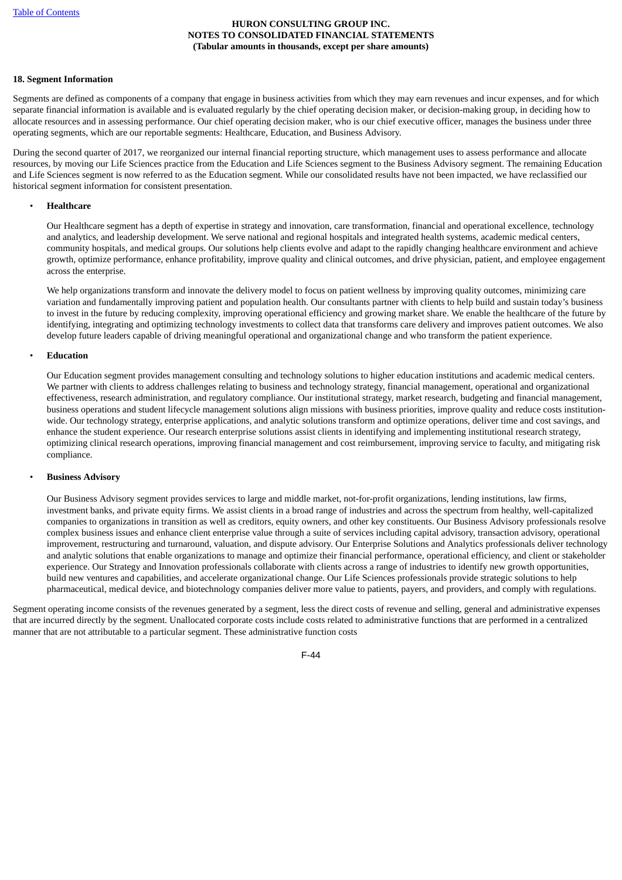## 18. Segment Information

Segments are defined as components of a company that engage in business activities from which they may earn revenues and incur expenses, and for which separate financial information is available and is evaluated regularly by the chief operating decision maker, or decision-making group, in deciding how to allocate resources and in assessing performance. Our chief operating decision maker, who is our chief executive officer, manages the business under three operating segments, which are our reportable segments: Healthcare, Education, and Business Advisory.

During the second quarter of 2017, we reorganized our internal financial reporting structure, which management uses to assess performance and allocate resources, by moving our Life Sciences practice from the Education and Life Sciences segment to the Business Advisory segment. The remaining Education and Life Sciences segment is now referred to as the Education segment. While our consolidated results have not been impacted, we have reclassified our historical segment information for consistent presentation.

- **Healthcare**

  Our Healthcare segment has a depth of expertise in strategy and innovation, care transformation, financial and operational excellence, technology and analytics, and leadership development. We serve national and regional hospitals and integrated health systems, academic medical centers, community hospitals, and medical groups. Our solutions help clients evolve and adapt to the rapidly changing healthcare environment and achieve growth, optimize performance, enhance profitability, improve quality and clinical outcomes, and drive physician, patient, and employee engagement across the enterprise.

  We help organizations transform and innovate the delivery model to focus on patient wellness by improving quality outcomes, minimizing care variation and fundamentally improving patient and population health. Our consultants partner with clients to help build and sustain today's business to invest in the future by reducing complexity, improving operational efficiency and growing market share. We enable the healthcare of the future by identifying, integrating and optimizing technology investments to collect data that transforms care delivery and improves patient outcomes. We also develop future leaders capable of driving meaningful operational and organizational change and who transform the patient experience.

- **Education**

  Our Education segment provides management consulting and technology solutions to higher education institutions and academic medical centers. We partner with clients to address challenges relating to business and technology strategy, financial management, operational and organizational effectiveness, research administration, and regulatory compliance. Our institutional strategy, market research, budgeting and financial management, business operations and student lifecycle management solutions align missions with business priorities, improve quality and reduce costs institution-wide. Our technology strategy, enterprise applications, and analytic solutions transform and optimize operations, deliver time and cost savings, and enhance the student experience. Our research enterprise solutions assist clients in identifying and implementing institutional research strategy, optimizing clinical research operations, improving financial management and cost reimbursement, improving service to faculty, and mitigating risk compliance.

- **Business Advisory**

  Our Business Advisory segment provides services to large and middle market, not-for-profit organizations, lending institutions, law firms, investment banks, and private equity firms. We assist clients in a broad range of industries and across the spectrum from healthy, well-capitalized companies to organizations in transition as well as creditors, equity owners, and other key constituents. Our Business Advisory professionals resolve complex business issues and enhance client enterprise value through a suite of services including capital advisory, transaction advisory, operational improvement, restructuring and turnaround, valuation, and dispute advisory. Our Enterprise Solutions and Analytics professionals deliver technology and analytic solutions that enable organizations to manage and optimize their financial performance, operational efficiency, and client or stakeholder experience. Our Strategy and Innovation professionals collaborate with clients across a range of industries to identify new growth opportunities, build new ventures and capabilities, and accelerate organizational change. Our Life Sciences professionals provide strategic solutions to help pharmaceutical, medical device, and biotechnology companies deliver more value to patients, payers, and providers, and comply with regulations.

Segment operating income consists of the revenues generated by a segment, less the direct costs of revenue and selling, general and administrative expenses that are incurred directly by the segment. Unallocated corporate costs include costs related to administrative functions that are performed in a centralized manner that are not attributable to a particular segment. These administrative function costs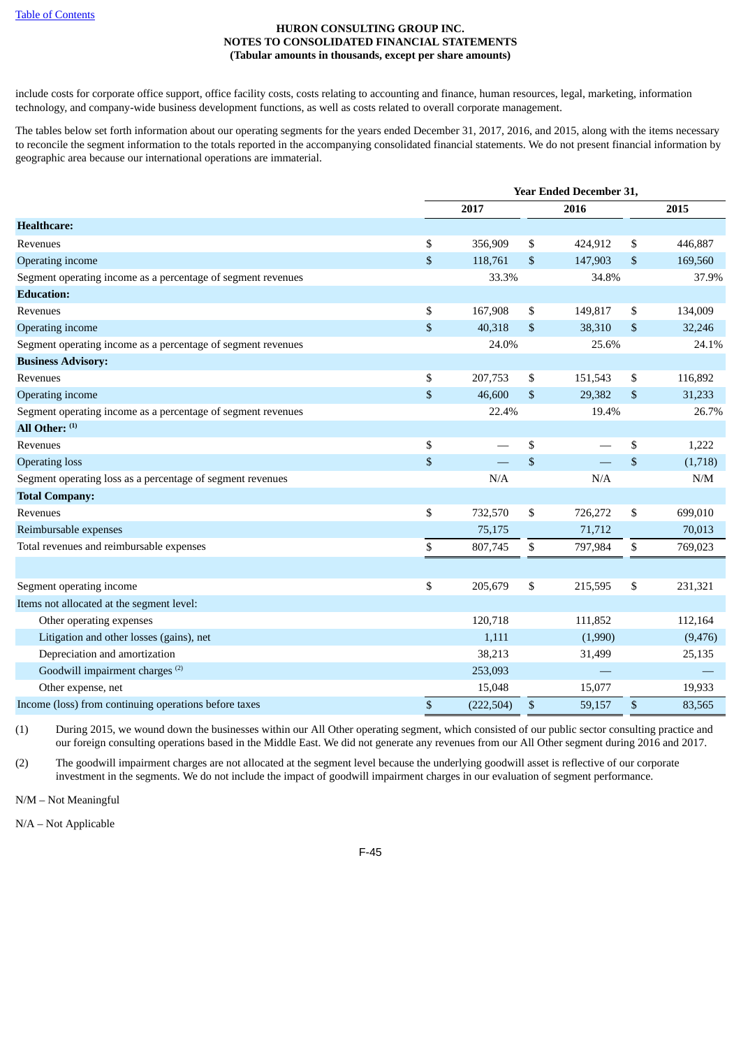include costs for corporate office support, office facility costs, costs relating to accounting and finance, human resources, legal, marketing, information technology, and company-wide business development functions, as well as costs related to overall corporate management.

The tables below set forth information about our operating segments for the years ended December 31, 2017, 2016, and 2015, along with the items necessary to reconcile the segment information to the totals reported in the accompanying consolidated financial statements. We do not present financial information by geographic area because our international operations are immaterial.

| | Year Ended December 31, | | |
|---|---|---|---|
| | 2017 | 2016 | 2015 |
| **Healthcare:** | | | |
| Revenues | $ 356,909 | $ 424,912 | $ 446,887 |
| Operating income | $ 118,761 | $ 147,903 | $ 169,560 |
| Segment operating income as a percentage of segment revenues | 33.3% | 34.8% | 37.9% |
| **Education:** | | | |
| Revenues | $ 167,908 | $ 149,817 | $ 134,009 |
| Operating income | $ 40,318 | $ 38,310 | $ 32,246 |
| Segment operating income as a percentage of segment revenues | 24.0% | 25.6% | 24.1% |
| **Business Advisory:** | | | |
| Revenues | $ 207,753 | $ 151,543 | $ 116,892 |
| Operating income | $ 46,600 | $ 29,382 | $ 31,233 |
| Segment operating income as a percentage of segment revenues | 22.4% | 19.4% | 26.7% |
| **All Other:** [(1)] | | | |
| Revenues | $ — | $ — | $ 1,222 |
| Operating loss | $ — | $ — | $ (1,718) |
| Segment operating loss as a percentage of segment revenues | N/A | N/A | N/M |
| **Total Company:** | | | |
| Revenues | $ 732,570 | $ 726,272 | $ 699,010 |
| Reimbursable expenses | 75,175 | 71,712 | 70,013 |
| Total revenues and reimbursable expenses | $ 807,745 | $ 797,984 | $ 769,023 |
| | | | |
| Segment operating income | $ 205,679 | $ 215,595 | $ 231,321 |
| Items not allocated at the segment level: | | | |
| Other operating expenses | 120,718 | 111,852 | 112,164 |
| Litigation and other losses (gains), net | 1,111 | (1,990) | (9,476) |
| Depreciation and amortization | 38,213 | 31,499 | 25,135 |
| Goodwill impairment charges [(2)] | 253,093 | — | — |
| Other expense, net | 15,048 | 15,077 | 19,933 |
| Income (loss) from continuing operations before taxes | $ (222,504) | $ 59,157 | $ 83,565 |

(1) During 2015, we wound down the businesses within our All Other operating segment, which consisted of our public sector consulting practice and our foreign consulting operations based in the Middle East. We did not generate any revenues from our All Other segment during 2016 and 2017.

(2) The goodwill impairment charges are not allocated at the segment level because the underlying goodwill asset is reflective of our corporate investment in the segments. We do not include the impact of goodwill impairment charges in our evaluation of segment performance.

N/M – Not Meaningful

N/A – Not Applicable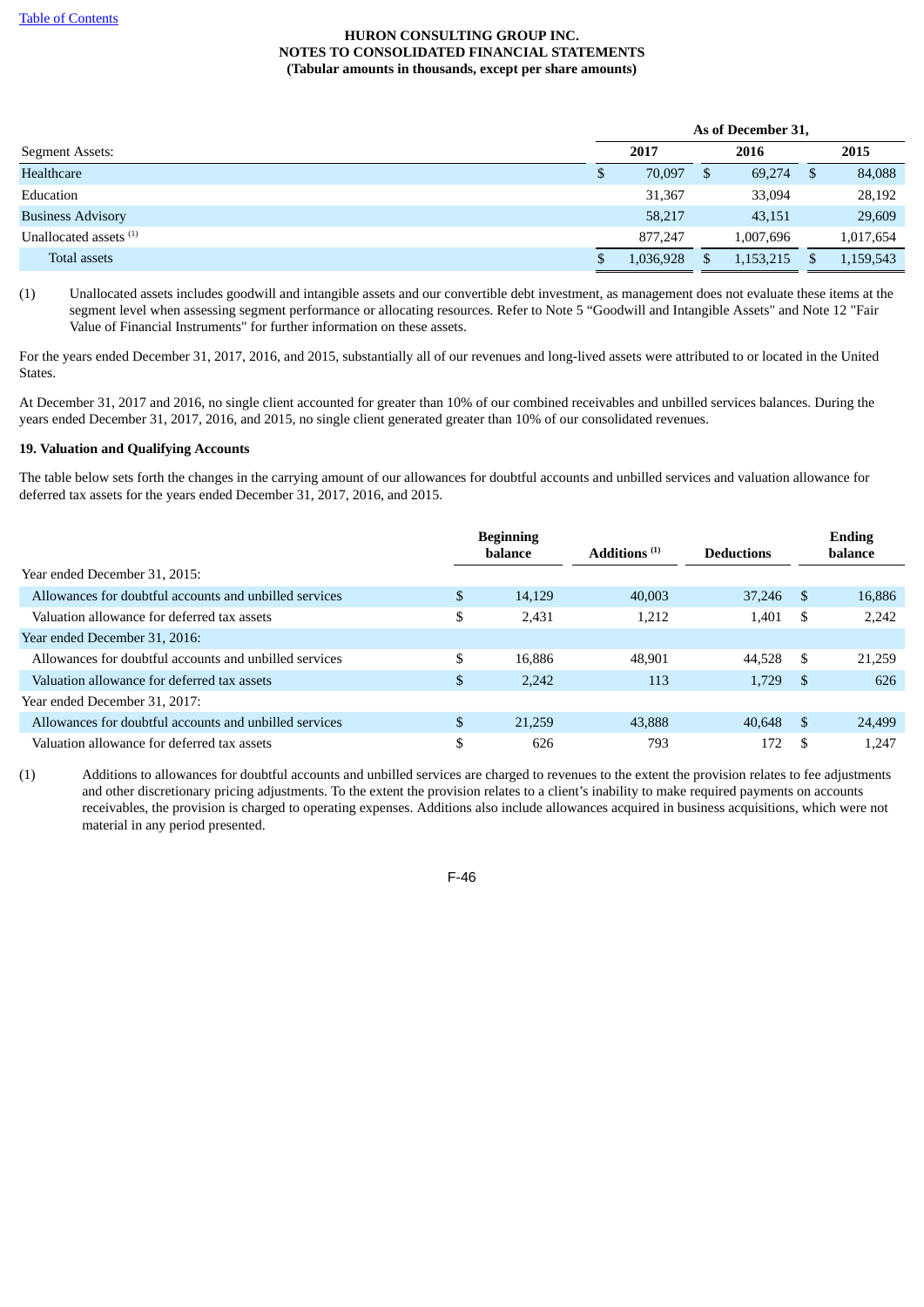**HURON CONSULTING GROUP INC.**
**NOTES TO CONSOLIDATED FINANCIAL STATEMENTS**
**(Tabular amounts in thousands, except per share amounts)**

| | As of December 31, | | |
|---|---|---|---|
| Segment Assets: | 2017 | 2016 | 2015 |
| Healthcare | $ 70,097 | $ 69,274 | $ 84,088 |
| Education | 31,367 | 33,094 | 28,192 |
| Business Advisory | 58,217 | 43,151 | 29,609 |
| Unallocated assets [(1)] | 877,247 | 1,007,696 | 1,017,654 |
| Total assets | $ 1,036,928 | $ 1,153,215 | $ 1,159,543 |

(1) Unallocated assets includes goodwill and intangible assets and our convertible debt investment, as management does not evaluate these items at the segment level when assessing segment performance or allocating resources. Refer to Note 5 "Goodwill and Intangible Assets" and Note 12 "Fair Value of Financial Instruments" for further information on these assets.

For the years ended December 31, 2017, 2016, and 2015, substantially all of our revenues and long-lived assets were attributed to or located in the United States.

At December 31, 2017 and 2016, no single client accounted for greater than 10% of our combined receivables and unbilled services balances. During the years ended December 31, 2017, 2016, and 2015, no single client generated greater than 10% of our consolidated revenues.

**19. Valuation and Qualifying Accounts**

The table below sets forth the changes in the carrying amount of our allowances for doubtful accounts and unbilled services and valuation allowance for deferred tax assets for the years ended December 31, 2017, 2016, and 2015.

| | Beginning balance | Additions [(1)] | Deductions | Ending balance |
|---|---|---|---|---|
| Year ended December 31, 2015: | | | | |
| Allowances for doubtful accounts and unbilled services | $ 14,129 | 40,003 | 37,246 | $ 16,886 |
| Valuation allowance for deferred tax assets | $ 2,431 | 1,212 | 1,401 | $ 2,242 |
| Year ended December 31, 2016: | | | | |
| Allowances for doubtful accounts and unbilled services | $ 16,886 | 48,901 | 44,528 | $ 21,259 |
| Valuation allowance for deferred tax assets | $ 2,242 | 113 | 1,729 | $ 626 |
| Year ended December 31, 2017: | | | | |
| Allowances for doubtful accounts and unbilled services | $ 21,259 | 43,888 | 40,648 | $ 24,499 |
| Valuation allowance for deferred tax assets | $ 626 | 793 | 172 | $ 1,247 |

(1) Additions to allowances for doubtful accounts and unbilled services are charged to revenues to the extent the provision relates to fee adjustments and other discretionary pricing adjustments. To the extent the provision relates to a client's inability to make required payments on accounts receivables, the provision is charged to operating expenses. Additions also include allowances acquired in business acquisitions, which were not material in any period presented.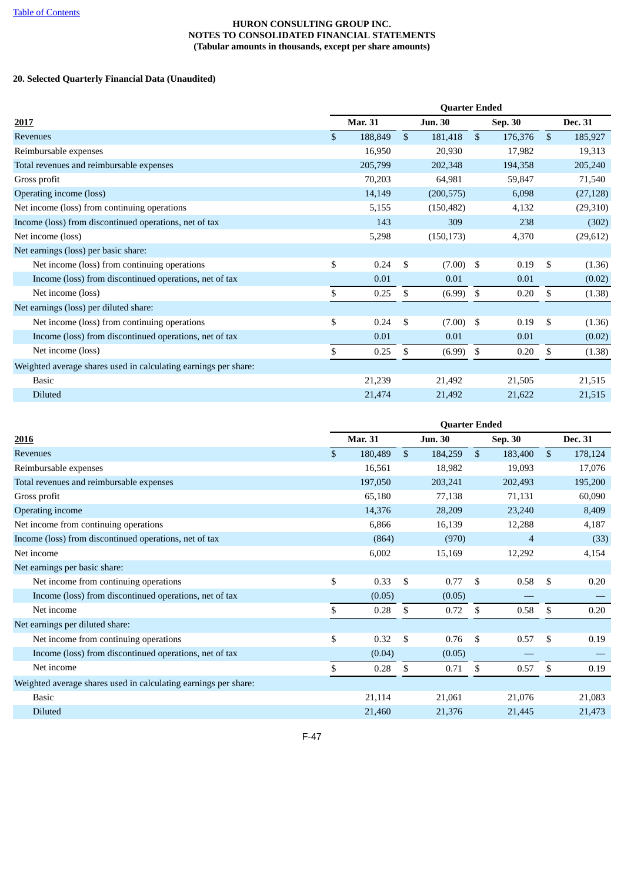HURON CONSULTING GROUP INC.
NOTES TO CONSOLIDATED FINANCIAL STATEMENTS
(Tabular amounts in thousands, except per share amounts)

**20. Selected Quarterly Financial Data (Unaudited)**

| | Quarter Ended | | | |
|---|---|---|---|---|
| **2017** | **Mar. 31** | **Jun. 30** | **Sep. 30** | **Dec. 31** |
| Revenues | $ 188,849 | $ 181,418 | $ 176,376 | $ 185,927 |
| Reimbursable expenses | 16,950 | 20,930 | 17,982 | 19,313 |
| Total revenues and reimbursable expenses | 205,799 | 202,348 | 194,358 | 205,240 |
| Gross profit | 70,203 | 64,981 | 59,847 | 71,540 |
| Operating income (loss) | 14,149 | (200,575) | 6,098 | (27,128) |
| Net income (loss) from continuing operations | 5,155 | (150,482) | 4,132 | (29,310) |
| Income (loss) from discontinued operations, net of tax | 143 | 309 | 238 | (302) |
| Net income (loss) | 5,298 | (150,173) | 4,370 | (29,612) |
| Net earnings (loss) per basic share: | | | | |
| Net income (loss) from continuing operations | $ 0.24 | $ (7.00) | $ 0.19 | $ (1.36) |
| Income (loss) from discontinued operations, net of tax | 0.01 | 0.01 | 0.01 | (0.02) |
| Net income (loss) | $ 0.25 | $ (6.99) | $ 0.20 | $ (1.38) |
| Net earnings (loss) per diluted share: | | | | |
| Net income (loss) from continuing operations | $ 0.24 | $ (7.00) | $ 0.19 | $ (1.36) |
| Income (loss) from discontinued operations, net of tax | 0.01 | 0.01 | 0.01 | (0.02) |
| Net income (loss) | $ 0.25 | $ (6.99) | $ 0.20 | $ (1.38) |
| Weighted average shares used in calculating earnings per share: | | | | |
| Basic | 21,239 | 21,492 | 21,505 | 21,515 |
| Diluted | 21,474 | 21,492 | 21,622 | 21,515 |

| | Quarter Ended | | | |
|---|---|---|---|---|
| **2016** | **Mar. 31** | **Jun. 30** | **Sep. 30** | **Dec. 31** |
| Revenues | $ 180,489 | $ 184,259 | $ 183,400 | $ 178,124 |
| Reimbursable expenses | 16,561 | 18,982 | 19,093 | 17,076 |
| Total revenues and reimbursable expenses | 197,050 | 203,241 | 202,493 | 195,200 |
| Gross profit | 65,180 | 77,138 | 71,131 | 60,090 |
| Operating income | 14,376 | 28,209 | 23,240 | 8,409 |
| Net income from continuing operations | 6,866 | 16,139 | 12,288 | 4,187 |
| Income (loss) from discontinued operations, net of tax | (864) | (970) | 4 | (33) |
| Net income | 6,002 | 15,169 | 12,292 | 4,154 |
| Net earnings per basic share: | | | | |
| Net income from continuing operations | $ 0.33 | $ 0.77 | $ 0.58 | $ 0.20 |
| Income (loss) from discontinued operations, net of tax | (0.05) | (0.05) | — | — |
| Net income | $ 0.28 | $ 0.72 | $ 0.58 | $ 0.20 |
| Net earnings per diluted share: | | | | |
| Net income from continuing operations | $ 0.32 | $ 0.76 | $ 0.57 | $ 0.19 |
| Income (loss) from discontinued operations, net of tax | (0.04) | (0.05) | — | — |
| Net income | $ 0.28 | $ 0.71 | $ 0.57 | $ 0.19 |
| Weighted average shares used in calculating earnings per share: | | | | |
| Basic | 21,114 | 21,061 | 21,076 | 21,083 |
| Diluted | 21,460 | 21,376 | 21,445 | 21,473 |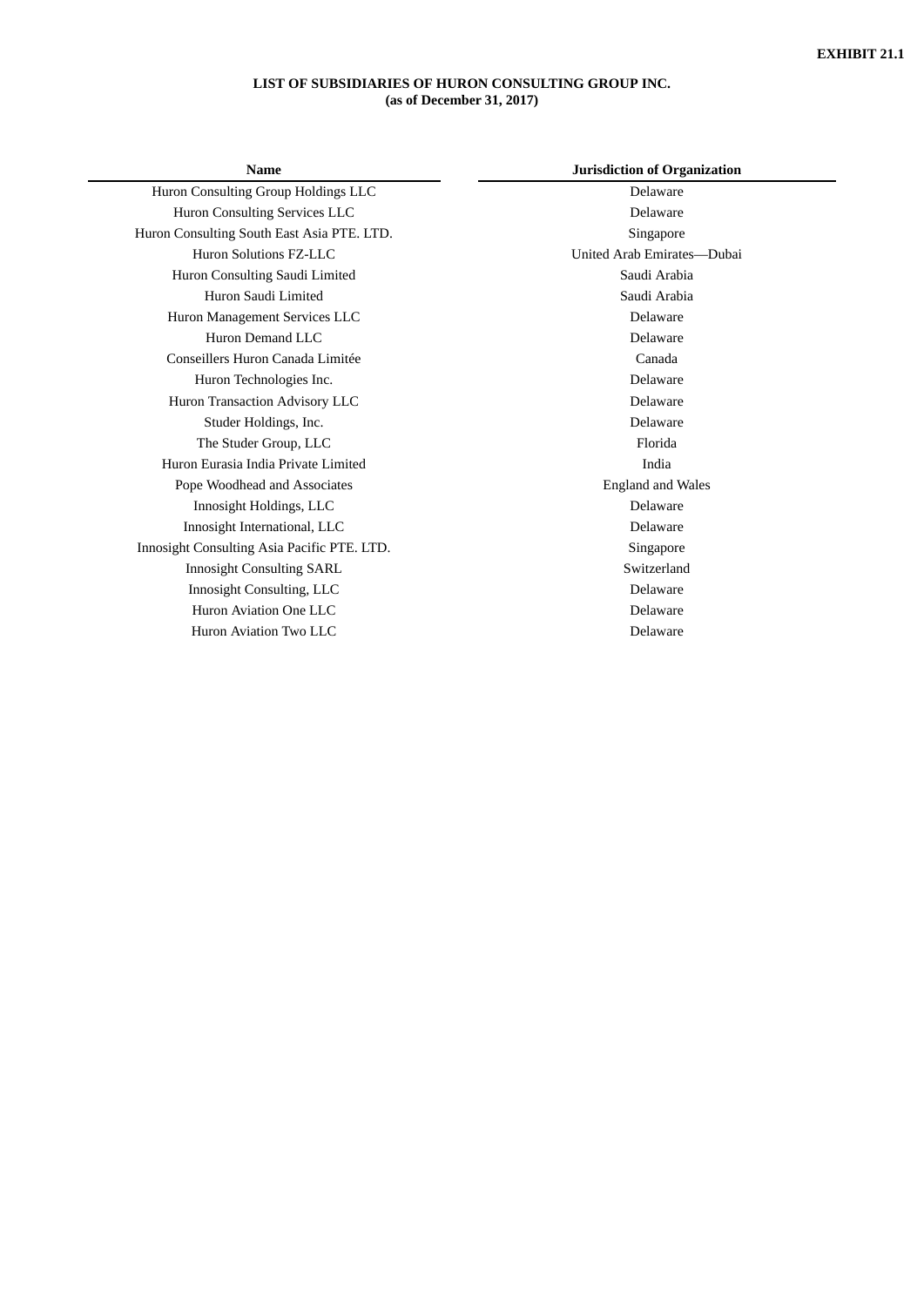**EXHIBIT 21.1**

**LIST OF SUBSIDIARIES OF HURON CONSULTING GROUP INC.**
**(as of December 31, 2017)**

| Name | Jurisdiction of Organization |
|---|---|
| Huron Consulting Group Holdings LLC | Delaware |
| Huron Consulting Services LLC | Delaware |
| Huron Consulting South East Asia PTE. LTD. | Singapore |
| Huron Solutions FZ-LLC | United Arab Emirates—Dubai |
| Huron Consulting Saudi Limited | Saudi Arabia |
| Huron Saudi Limited | Saudi Arabia |
| Huron Management Services LLC | Delaware |
| Huron Demand LLC | Delaware |
| Conseillers Huron Canada Limitée | Canada |
| Huron Technologies Inc. | Delaware |
| Huron Transaction Advisory LLC | Delaware |
| Studer Holdings, Inc. | Delaware |
| The Studer Group, LLC | Florida |
| Huron Eurasia India Private Limited | India |
| Pope Woodhead and Associates | England and Wales |
| Innosight Holdings, LLC | Delaware |
| Innosight International, LLC | Delaware |
| Innosight Consulting Asia Pacific PTE. LTD. | Singapore |
| Innosight Consulting SARL | Switzerland |
| Innosight Consulting, LLC | Delaware |
| Huron Aviation One LLC | Delaware |
| Huron Aviation Two LLC | Delaware |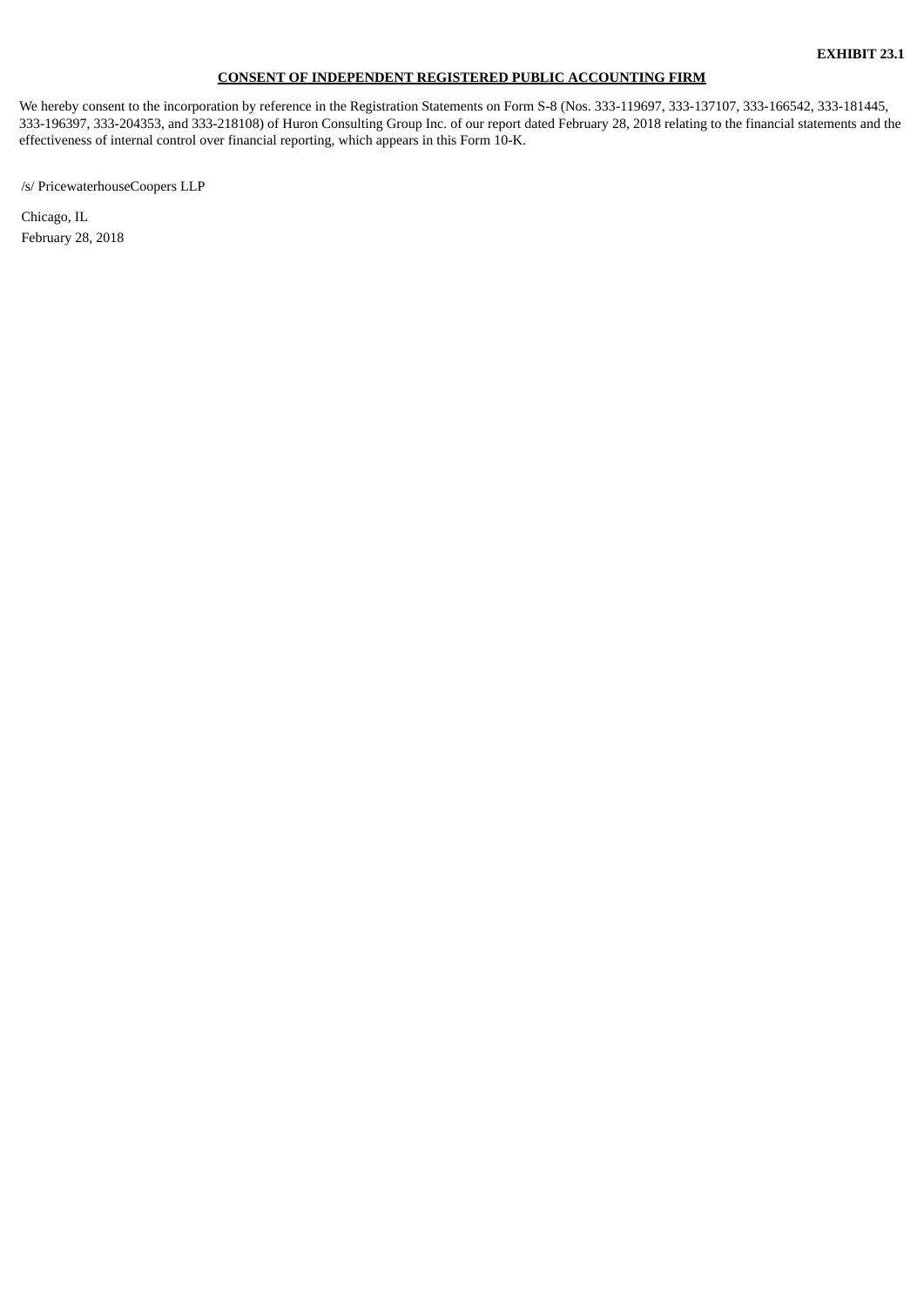**EXHIBIT 23.1**

**CONSENT OF INDEPENDENT REGISTERED PUBLIC ACCOUNTING FIRM**

We hereby consent to the incorporation by reference in the Registration Statements on Form S-8 (Nos. 333-119697, 333-137107, 333-166542, 333-181445, 333-196397, 333-204353, and 333-218108) of Huron Consulting Group Inc. of our report dated February 28, 2018 relating to the financial statements and the effectiveness of internal control over financial reporting, which appears in this Form 10-K.

/s/ PricewaterhouseCoopers LLP

Chicago, IL
February 28, 2018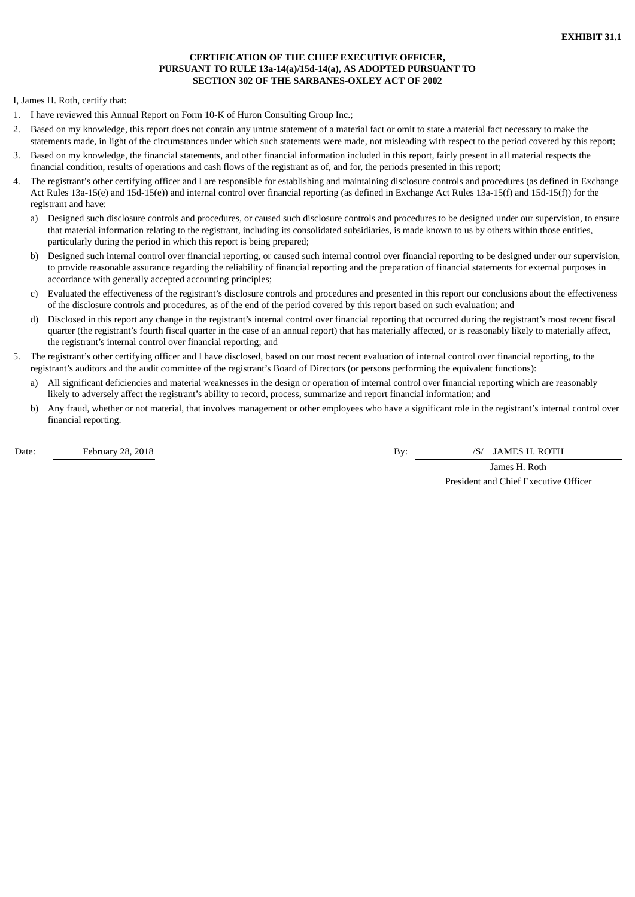**EXHIBIT 31.1**

**CERTIFICATION OF THE CHIEF EXECUTIVE OFFICER, PURSUANT TO RULE 13a-14(a)/15d-14(a), AS ADOPTED PURSUANT TO SECTION 302 OF THE SARBANES-OXLEY ACT OF 2002**

I, James H. Roth, certify that:

1. I have reviewed this Annual Report on Form 10-K of Huron Consulting Group Inc.;
2. Based on my knowledge, this report does not contain any untrue statement of a material fact or omit to state a material fact necessary to make the statements made, in light of the circumstances under which such statements were made, not misleading with respect to the period covered by this report;
3. Based on my knowledge, the financial statements, and other financial information included in this report, fairly present in all material respects the financial condition, results of operations and cash flows of the registrant as of, and for, the periods presented in this report;
4. The registrant's other certifying officer and I are responsible for establishing and maintaining disclosure controls and procedures (as defined in Exchange Act Rules 13a-15(e) and 15d-15(e)) and internal control over financial reporting (as defined in Exchange Act Rules 13a-15(f) and 15d-15(f)) for the registrant and have:
   a) Designed such disclosure controls and procedures, or caused such disclosure controls and procedures to be designed under our supervision, to ensure that material information relating to the registrant, including its consolidated subsidiaries, is made known to us by others within those entities, particularly during the period in which this report is being prepared;
   b) Designed such internal control over financial reporting, or caused such internal control over financial reporting to be designed under our supervision, to provide reasonable assurance regarding the reliability of financial reporting and the preparation of financial statements for external purposes in accordance with generally accepted accounting principles;
   c) Evaluated the effectiveness of the registrant's disclosure controls and procedures and presented in this report our conclusions about the effectiveness of the disclosure controls and procedures, as of the end of the period covered by this report based on such evaluation; and
   d) Disclosed in this report any change in the registrant's internal control over financial reporting that occurred during the registrant's most recent fiscal quarter (the registrant's fourth fiscal quarter in the case of an annual report) that has materially affected, or is reasonably likely to materially affect, the registrant's internal control over financial reporting; and
5. The registrant's other certifying officer and I have disclosed, based on our most recent evaluation of internal control over financial reporting, to the registrant's auditors and the audit committee of the registrant's Board of Directors (or persons performing the equivalent functions):
   a) All significant deficiencies and material weaknesses in the design or operation of internal control over financial reporting which are reasonably likely to adversely affect the registrant's ability to record, process, summarize and report financial information; and
   b) Any fraud, whether or not material, that involves management or other employees who have a significant role in the registrant's internal control over financial reporting.

Date: February 28, 2018

By: /S/ JAMES H. ROTH

James H. Roth
President and Chief Executive Officer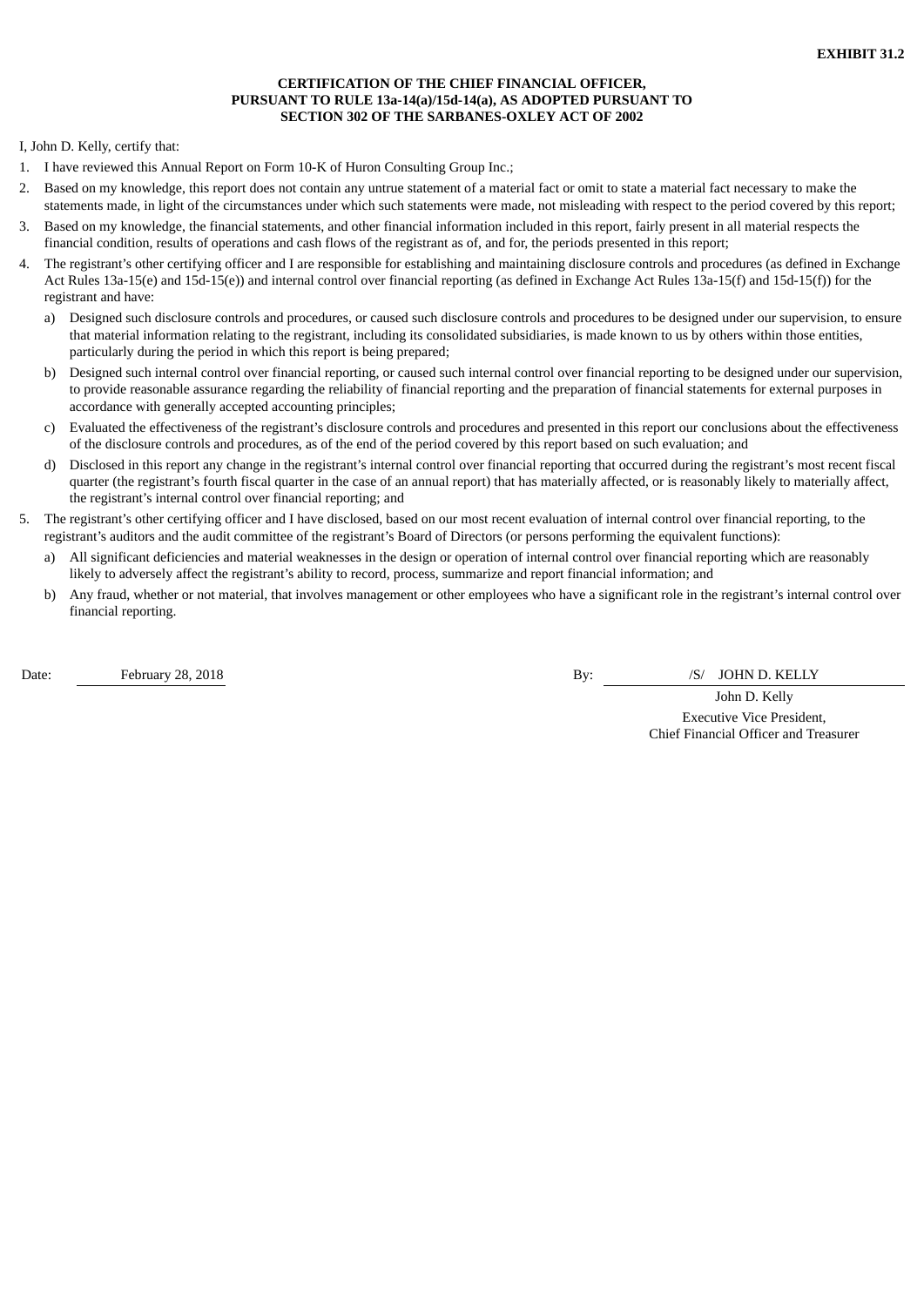**EXHIBIT 31.2**

**CERTIFICATION OF THE CHIEF FINANCIAL OFFICER, PURSUANT TO RULE 13a-14(a)/15d-14(a), AS ADOPTED PURSUANT TO SECTION 302 OF THE SARBANES-OXLEY ACT OF 2002**

I, John D. Kelly, certify that:

1. I have reviewed this Annual Report on Form 10-K of Huron Consulting Group Inc.;
2. Based on my knowledge, this report does not contain any untrue statement of a material fact or omit to state a material fact necessary to make the statements made, in light of the circumstances under which such statements were made, not misleading with respect to the period covered by this report;
3. Based on my knowledge, the financial statements, and other financial information included in this report, fairly present in all material respects the financial condition, results of operations and cash flows of the registrant as of, and for, the periods presented in this report;
4. The registrant's other certifying officer and I are responsible for establishing and maintaining disclosure controls and procedures (as defined in Exchange Act Rules 13a-15(e) and 15d-15(e)) and internal control over financial reporting (as defined in Exchange Act Rules 13a-15(f) and 15d-15(f)) for the registrant and have:
   a) Designed such disclosure controls and procedures, or caused such disclosure controls and procedures to be designed under our supervision, to ensure that material information relating to the registrant, including its consolidated subsidiaries, is made known to us by others within those entities, particularly during the period in which this report is being prepared;
   b) Designed such internal control over financial reporting, or caused such internal control over financial reporting to be designed under our supervision, to provide reasonable assurance regarding the reliability of financial reporting and the preparation of financial statements for external purposes in accordance with generally accepted accounting principles;
   c) Evaluated the effectiveness of the registrant's disclosure controls and procedures and presented in this report our conclusions about the effectiveness of the disclosure controls and procedures, as of the end of the period covered by this report based on such evaluation; and
   d) Disclosed in this report any change in the registrant's internal control over financial reporting that occurred during the registrant's most recent fiscal quarter (the registrant's fourth fiscal quarter in the case of an annual report) that has materially affected, or is reasonably likely to materially affect, the registrant's internal control over financial reporting; and
5. The registrant's other certifying officer and I have disclosed, based on our most recent evaluation of internal control over financial reporting, to the registrant's auditors and the audit committee of the registrant's Board of Directors (or persons performing the equivalent functions):
   a) All significant deficiencies and material weaknesses in the design or operation of internal control over financial reporting which are reasonably likely to adversely affect the registrant's ability to record, process, summarize and report financial information; and
   b) Any fraud, whether or not material, that involves management or other employees who have a significant role in the registrant's internal control over financial reporting.

Date: February 28, 2018

By: /S/ JOHN D. KELLY

John D. Kelly

Executive Vice President,
Chief Financial Officer and Treasurer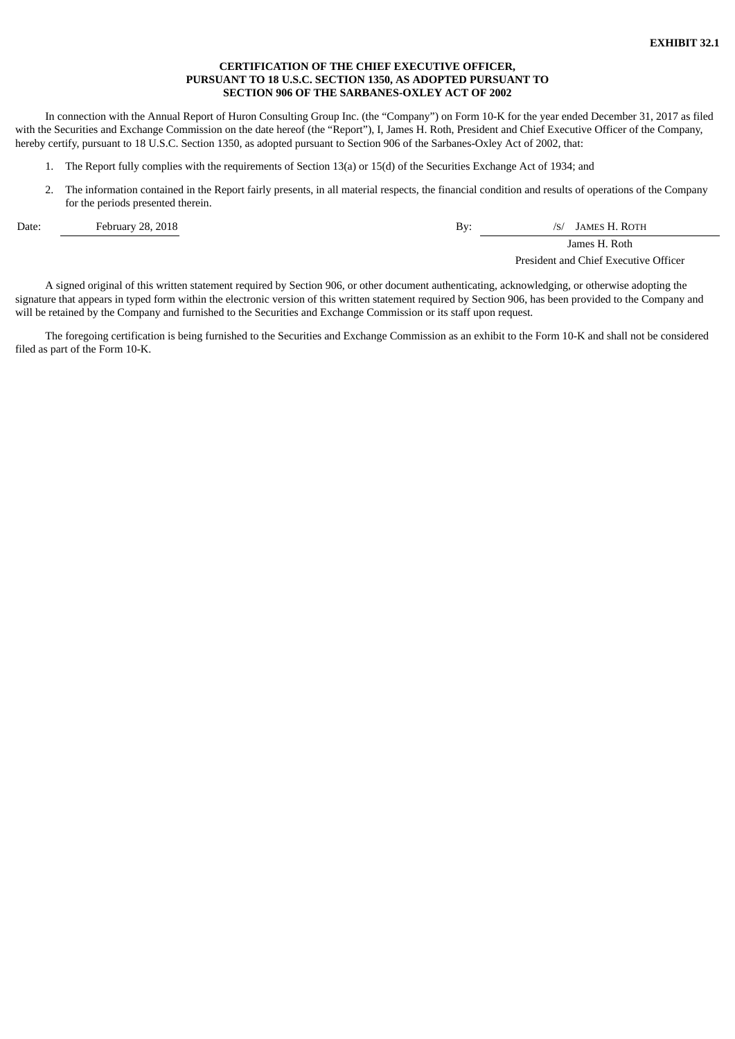**EXHIBIT 32.1**

**CERTIFICATION OF THE CHIEF EXECUTIVE OFFICER,
PURSUANT TO 18 U.S.C. SECTION 1350, AS ADOPTED PURSUANT TO
SECTION 906 OF THE SARBANES-OXLEY ACT OF 2002**

In connection with the Annual Report of Huron Consulting Group Inc. (the "Company") on Form 10-K for the year ended December 31, 2017 as filed with the Securities and Exchange Commission on the date hereof (the "Report"), I, James H. Roth, President and Chief Executive Officer of the Company, hereby certify, pursuant to 18 U.S.C. Section 1350, as adopted pursuant to Section 906 of the Sarbanes-Oxley Act of 2002, that:

1. The Report fully complies with the requirements of Section 13(a) or 15(d) of the Securities Exchange Act of 1934; and
2. The information contained in the Report fairly presents, in all material respects, the financial condition and results of operations of the Company for the periods presented therein.

| Date: | February 28, 2018 | By: | /S/ JAMES H. ROTH |
|---|---|---|---|
| | | | James H. Roth |
| | | | President and Chief Executive Officer |

A signed original of this written statement required by Section 906, or other document authenticating, acknowledging, or otherwise adopting the signature that appears in typed form within the electronic version of this written statement required by Section 906, has been provided to the Company and will be retained by the Company and furnished to the Securities and Exchange Commission or its staff upon request.

The foregoing certification is being furnished to the Securities and Exchange Commission as an exhibit to the Form 10-K and shall not be considered filed as part of the Form 10-K.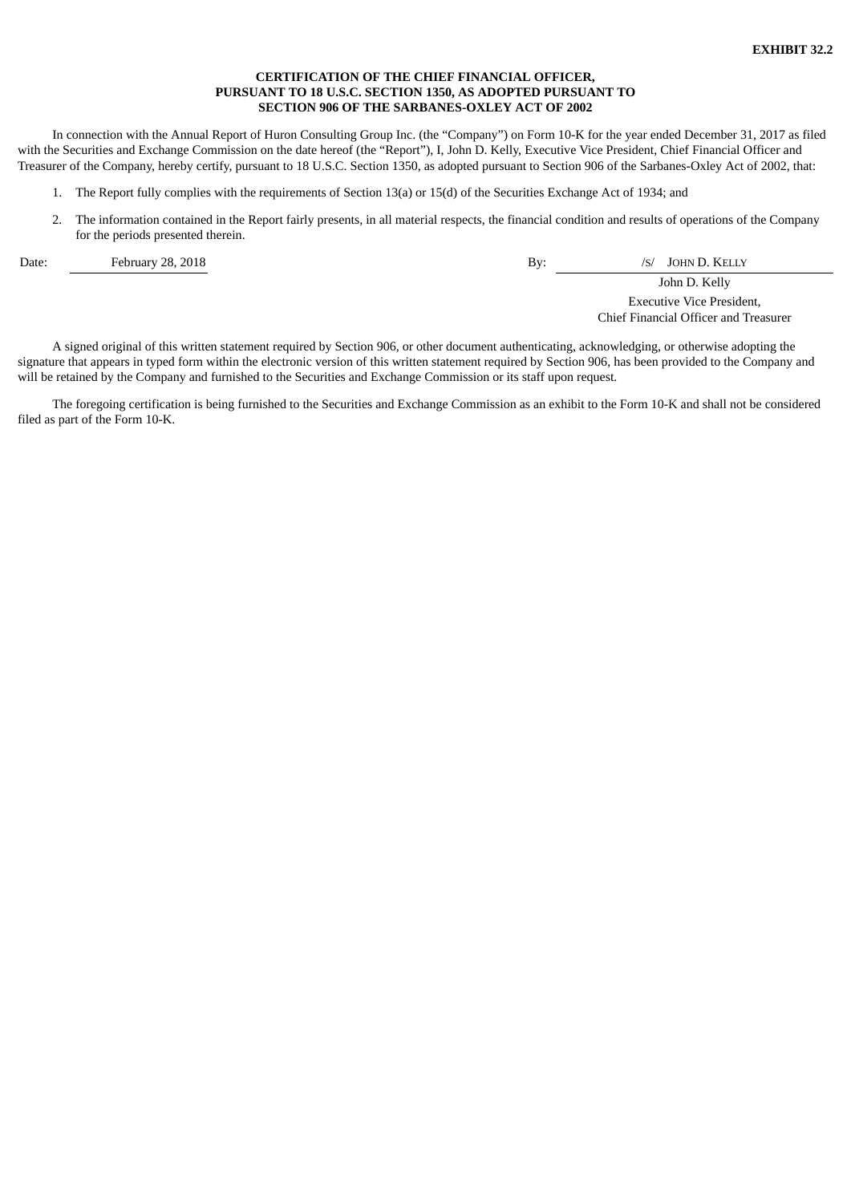**EXHIBIT 32.2**

**CERTIFICATION OF THE CHIEF FINANCIAL OFFICER, PURSUANT TO 18 U.S.C. SECTION 1350, AS ADOPTED PURSUANT TO SECTION 906 OF THE SARBANES-OXLEY ACT OF 2002**

In connection with the Annual Report of Huron Consulting Group Inc. (the "Company") on Form 10-K for the year ended December 31, 2017 as filed with the Securities and Exchange Commission on the date hereof (the "Report"), I, John D. Kelly, Executive Vice President, Chief Financial Officer and Treasurer of the Company, hereby certify, pursuant to 18 U.S.C. Section 1350, as adopted pursuant to Section 906 of the Sarbanes-Oxley Act of 2002, that:

1. The Report fully complies with the requirements of Section 13(a) or 15(d) of the Securities Exchange Act of 1934; and
2. The information contained in the Report fairly presents, in all material respects, the financial condition and results of operations of the Company for the periods presented therein.

Date: February 28, 2018

By: /S/ JOHN D. KELLY

John D. Kelly
Executive Vice President,
Chief Financial Officer and Treasurer

A signed original of this written statement required by Section 906, or other document authenticating, acknowledging, or otherwise adopting the signature that appears in typed form within the electronic version of this written statement required by Section 906, has been provided to the Company and will be retained by the Company and furnished to the Securities and Exchange Commission or its staff upon request.

The foregoing certification is being furnished to the Securities and Exchange Commission as an exhibit to the Form 10-K and shall not be considered filed as part of the Form 10-K.